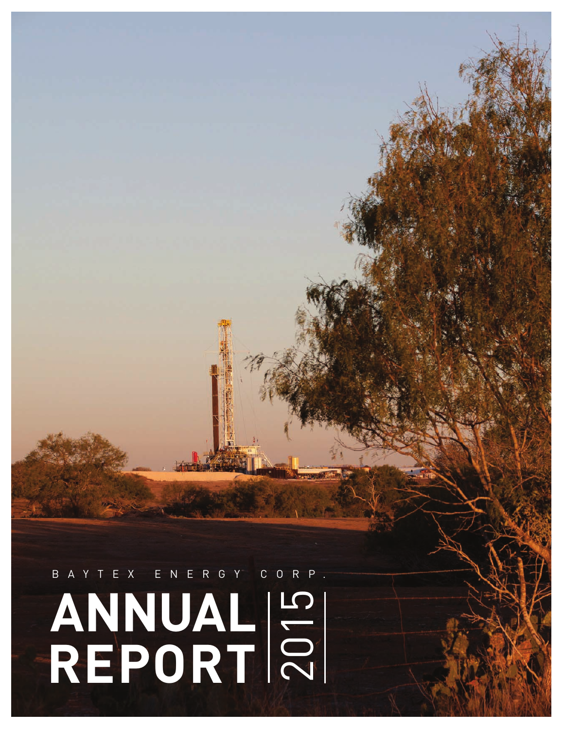BAYTEX ENERGY CORP.

# ANNUAL REPORT 2015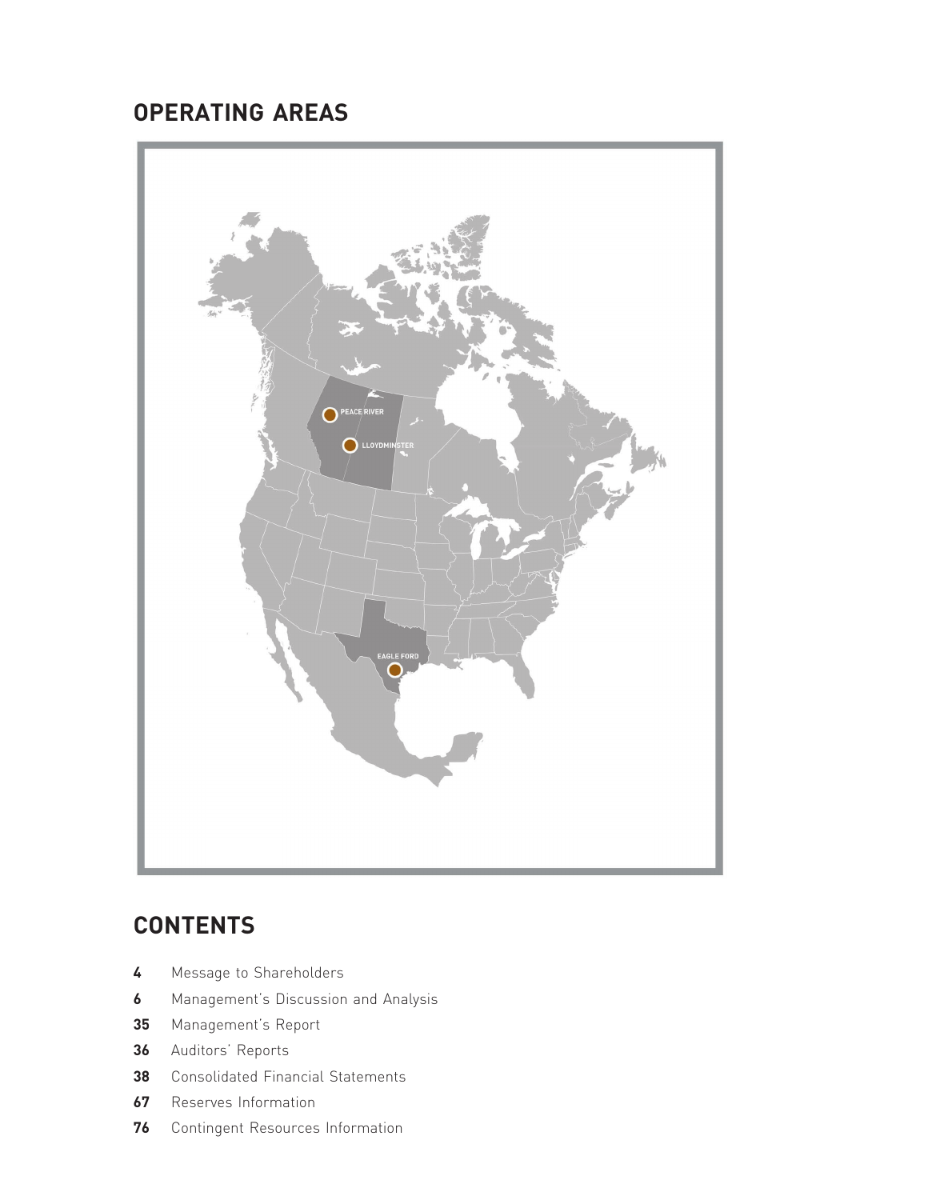## OPERATING AREAS

PEACE RIVER

LLOYDMINSTER

EAGLE FORD

## CONTENTS

**4** Message to Shareholders

**6** Management's Discussion and Analysis

**35** Management's Report

**36** Auditors' Reports

**38** Consolidated Financial Statements

**67** Reserves Information

**76** Contingent Resources Information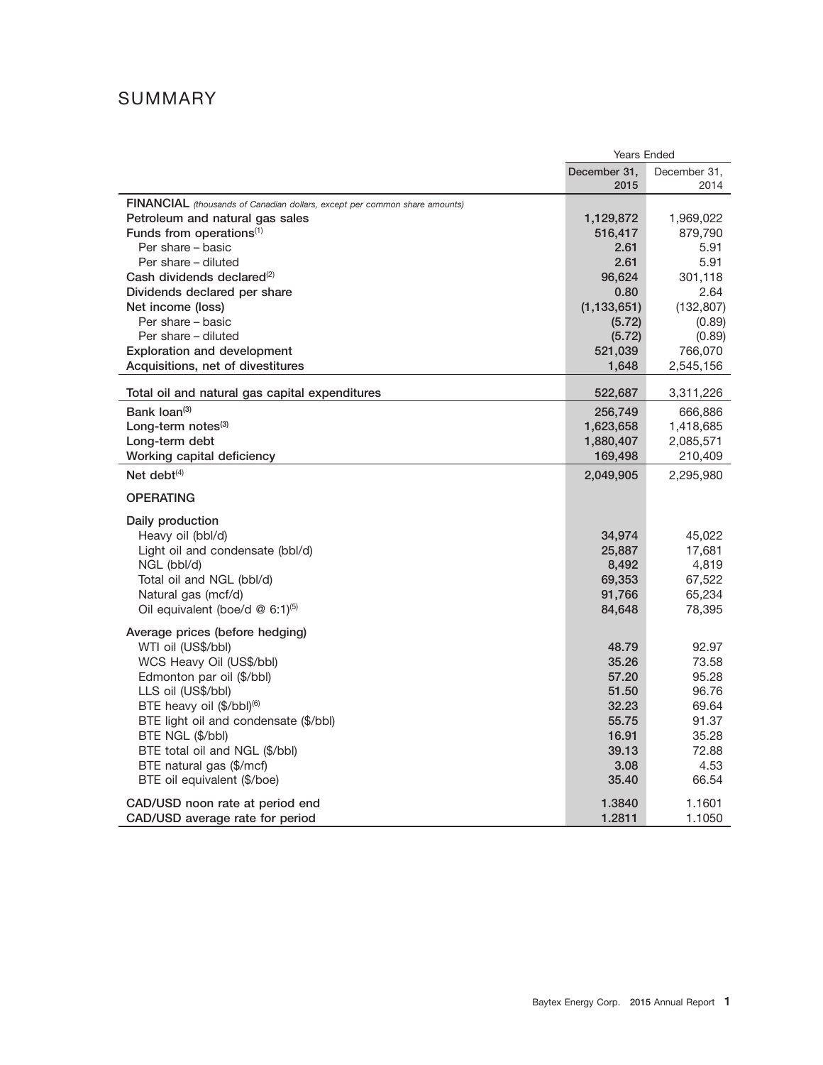# SUMMARY

| | Years Ended | |
|---|---|---|
| | December 31, 2015 | December 31, 2014 |
| **FINANCIAL** *(thousands of Canadian dollars, except per common share amounts)* | | |
| Petroleum and natural gas sales | 1,129,872 | 1,969,022 |
| Funds from operations[(1)] | 516,417 | 879,790 |
| Per share – basic | 2.61 | 5.91 |
| Per share – diluted | 2.61 | 5.91 |
| Cash dividends declared[(2)] | 96,624 | 301,118 |
| Dividends declared per share | 0.80 | 2.64 |
| Net income (loss) | (1,133,651) | (132,807) |
| Per share – basic | (5.72) | (0.89) |
| Per share – diluted | (5.72) | (0.89) |
| Exploration and development | 521,039 | 766,070 |
| Acquisitions, net of divestitures | 1,648 | 2,545,156 |
| Total oil and natural gas capital expenditures | 522,687 | 3,311,226 |
| Bank loan[(3)] | 256,749 | 666,886 |
| Long-term notes[(3)] | 1,623,658 | 1,418,685 |
| Long-term debt | 1,880,407 | 2,085,571 |
| Working capital deficiency | 169,498 | 210,409 |
| Net debt[(4)] | 2,049,905 | 2,295,980 |
| **OPERATING** | | |
| Daily production | | |
| Heavy oil (bbl/d) | 34,974 | 45,022 |
| Light oil and condensate (bbl/d) | 25,887 | 17,681 |
| NGL (bbl/d) | 8,492 | 4,819 |
| Total oil and NGL (bbl/d) | 69,353 | 67,522 |
| Natural gas (mcf/d) | 91,766 | 65,234 |
| Oil equivalent (boe/d @ 6:1)[(5)] | 84,648 | 78,395 |
| Average prices (before hedging) | | |
| WTI oil (US$/bbl) | 48.79 | 92.97 |
| WCS Heavy Oil (US$/bbl) | 35.26 | 73.58 |
| Edmonton par oil ($/bbl) | 57.20 | 95.28 |
| LLS oil (US$/bbl) | 51.50 | 96.76 |
| BTE heavy oil ($/bbl)[(6)] | 32.23 | 69.64 |
| BTE light oil and condensate ($/bbl) | 55.75 | 91.37 |
| BTE NGL ($/bbl) | 16.91 | 35.28 |
| BTE total oil and NGL ($/bbl) | 39.13 | 72.88 |
| BTE natural gas ($/mcf) | 3.08 | 4.53 |
| BTE oil equivalent ($/boe) | 35.40 | 66.54 |
| CAD/USD noon rate at period end | 1.3840 | 1.1601 |
| CAD/USD average rate for period | 1.2811 | 1.1050 |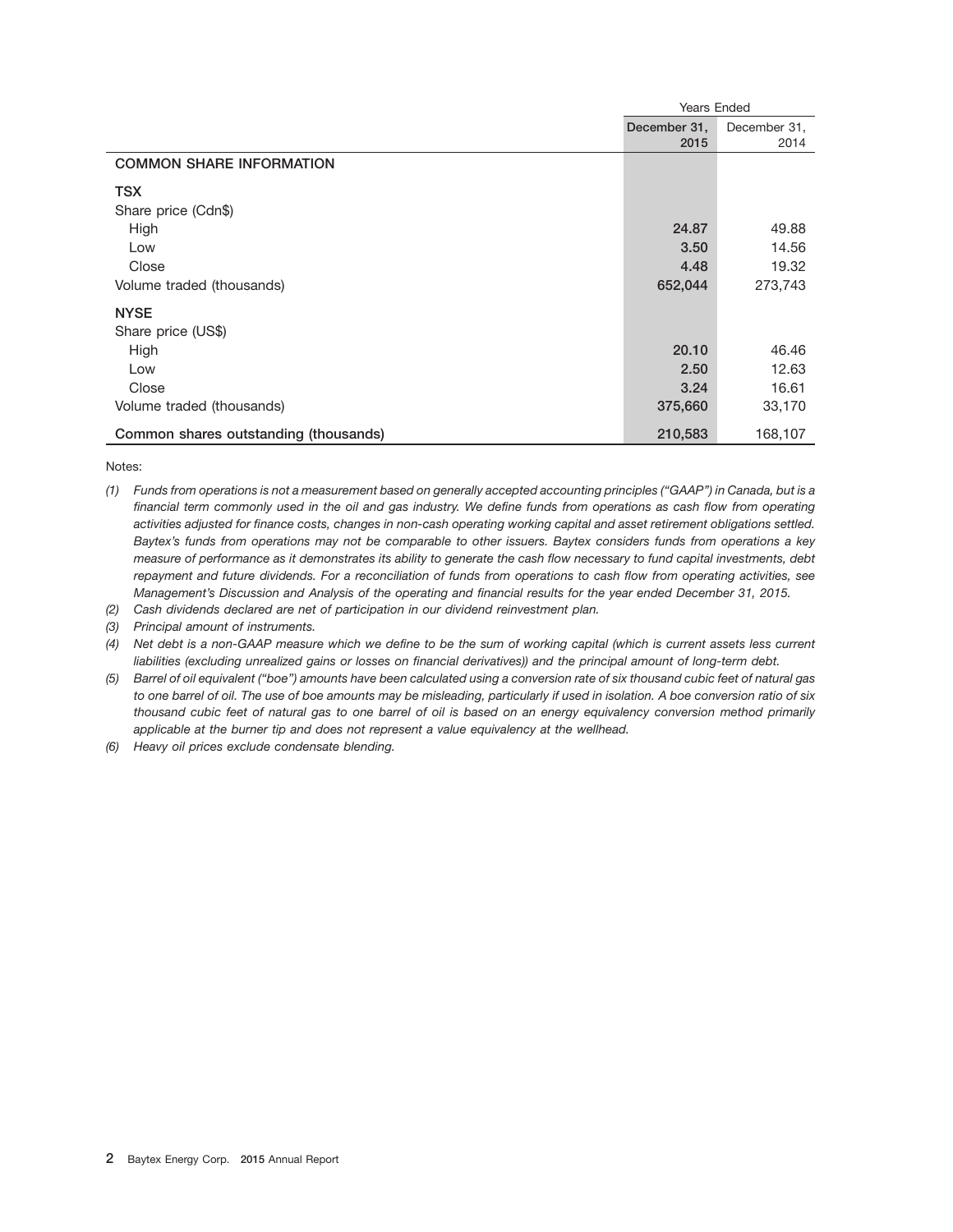| | Years Ended | |
|---|---|---|
| | December 31, 2015 | December 31, 2014 |
| **COMMON SHARE INFORMATION** | | |
| **TSX** | | |
| Share price (Cdn$) | | |
| High | 24.87 | 49.88 |
| Low | 3.50 | 14.56 |
| Close | 4.48 | 19.32 |
| Volume traded (thousands) | 652,044 | 273,743 |
| **NYSE** | | |
| Share price (US$) | | |
| High | 20.10 | 46.46 |
| Low | 2.50 | 12.63 |
| Close | 3.24 | 16.61 |
| Volume traded (thousands) | 375,660 | 33,170 |
| Common shares outstanding (thousands) | 210,583 | 168,107 |

Notes:

*(1) Funds from operations is not a measurement based on generally accepted accounting principles ("GAAP") in Canada, but is a financial term commonly used in the oil and gas industry. We define funds from operations as cash flow from operating activities adjusted for finance costs, changes in non-cash operating working capital and asset retirement obligations settled. Baytex's funds from operations may not be comparable to other issuers. Baytex considers funds from operations a key measure of performance as it demonstrates its ability to generate the cash flow necessary to fund capital investments, debt repayment and future dividends. For a reconciliation of funds from operations to cash flow from operating activities, see Management's Discussion and Analysis of the operating and financial results for the year ended December 31, 2015.*

*(2) Cash dividends declared are net of participation in our dividend reinvestment plan.*

*(3) Principal amount of instruments.*

*(4) Net debt is a non-GAAP measure which we define to be the sum of working capital (which is current assets less current liabilities (excluding unrealized gains or losses on financial derivatives)) and the principal amount of long-term debt.*

*(5) Barrel of oil equivalent ("boe") amounts have been calculated using a conversion rate of six thousand cubic feet of natural gas to one barrel of oil. The use of boe amounts may be misleading, particularly if used in isolation. A boe conversion ratio of six thousand cubic feet of natural gas to one barrel of oil is based on an energy equivalency conversion method primarily applicable at the burner tip and does not represent a value equivalency at the wellhead.*

*(6) Heavy oil prices exclude condensate blending.*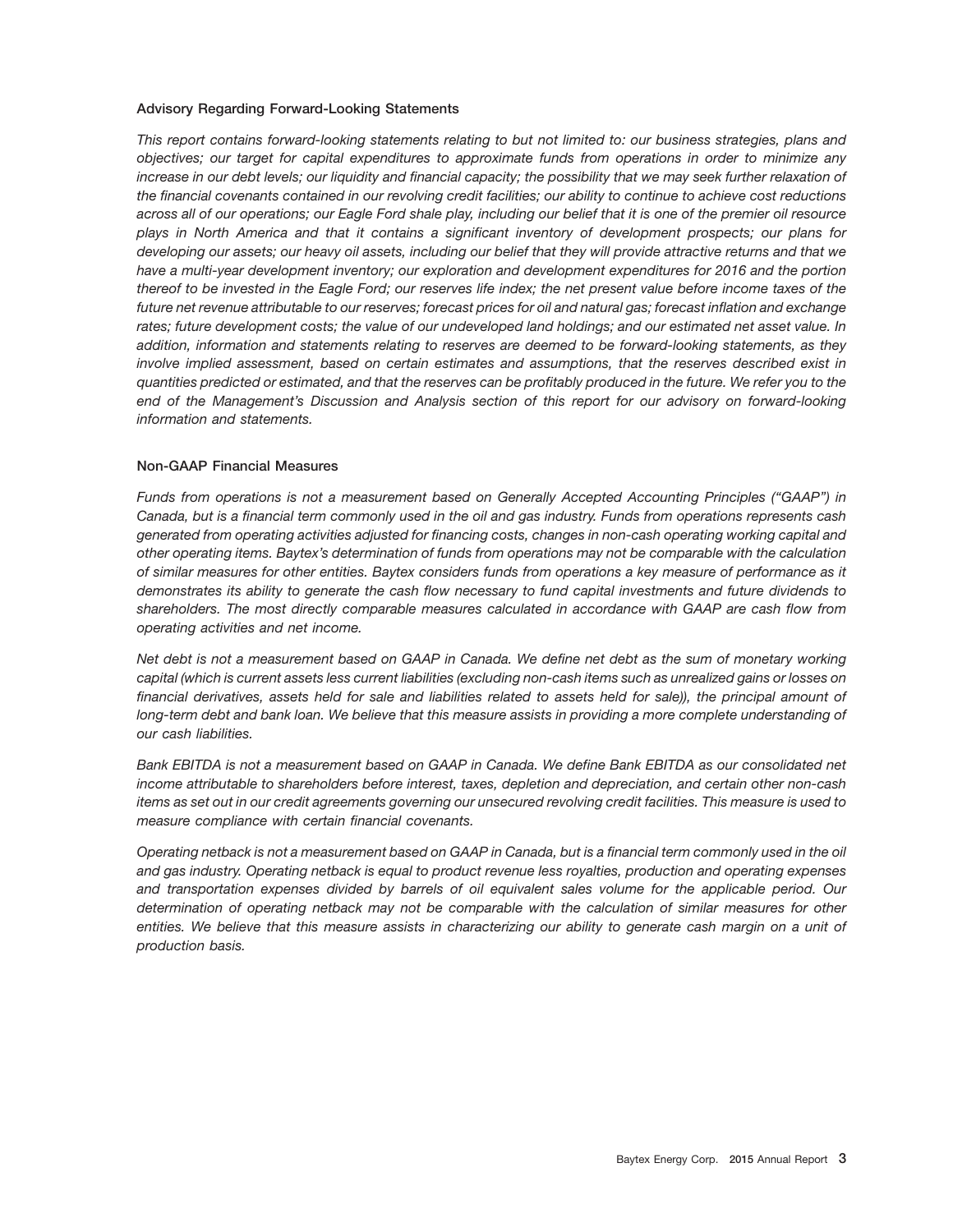### Advisory Regarding Forward-Looking Statements

*This report contains forward-looking statements relating to but not limited to: our business strategies, plans and objectives; our target for capital expenditures to approximate funds from operations in order to minimize any increase in our debt levels; our liquidity and financial capacity; the possibility that we may seek further relaxation of the financial covenants contained in our revolving credit facilities; our ability to continue to achieve cost reductions across all of our operations; our Eagle Ford shale play, including our belief that it is one of the premier oil resource plays in North America and that it contains a significant inventory of development prospects; our plans for developing our assets; our heavy oil assets, including our belief that they will provide attractive returns and that we have a multi-year development inventory; our exploration and development expenditures for 2016 and the portion thereof to be invested in the Eagle Ford; our reserves life index; the net present value before income taxes of the future net revenue attributable to our reserves; forecast prices for oil and natural gas; forecast inflation and exchange rates; future development costs; the value of our undeveloped land holdings; and our estimated net asset value. In addition, information and statements relating to reserves are deemed to be forward-looking statements, as they involve implied assessment, based on certain estimates and assumptions, that the reserves described exist in quantities predicted or estimated, and that the reserves can be profitably produced in the future. We refer you to the end of the Management's Discussion and Analysis section of this report for our advisory on forward-looking information and statements.*

### Non-GAAP Financial Measures

*Funds from operations is not a measurement based on Generally Accepted Accounting Principles ("GAAP") in Canada, but is a financial term commonly used in the oil and gas industry. Funds from operations represents cash generated from operating activities adjusted for financing costs, changes in non-cash operating working capital and other operating items. Baytex's determination of funds from operations may not be comparable with the calculation of similar measures for other entities. Baytex considers funds from operations a key measure of performance as it demonstrates its ability to generate the cash flow necessary to fund capital investments and future dividends to shareholders. The most directly comparable measures calculated in accordance with GAAP are cash flow from operating activities and net income.*

*Net debt is not a measurement based on GAAP in Canada. We define net debt as the sum of monetary working capital (which is current assets less current liabilities (excluding non-cash items such as unrealized gains or losses on financial derivatives, assets held for sale and liabilities related to assets held for sale)), the principal amount of long-term debt and bank loan. We believe that this measure assists in providing a more complete understanding of our cash liabilities.*

*Bank EBITDA is not a measurement based on GAAP in Canada. We define Bank EBITDA as our consolidated net income attributable to shareholders before interest, taxes, depletion and depreciation, and certain other non-cash items as set out in our credit agreements governing our unsecured revolving credit facilities. This measure is used to measure compliance with certain financial covenants.*

*Operating netback is not a measurement based on GAAP in Canada, but is a financial term commonly used in the oil and gas industry. Operating netback is equal to product revenue less royalties, production and operating expenses and transportation expenses divided by barrels of oil equivalent sales volume for the applicable period. Our determination of operating netback may not be comparable with the calculation of similar measures for other entities. We believe that this measure assists in characterizing our ability to generate cash margin on a unit of production basis.*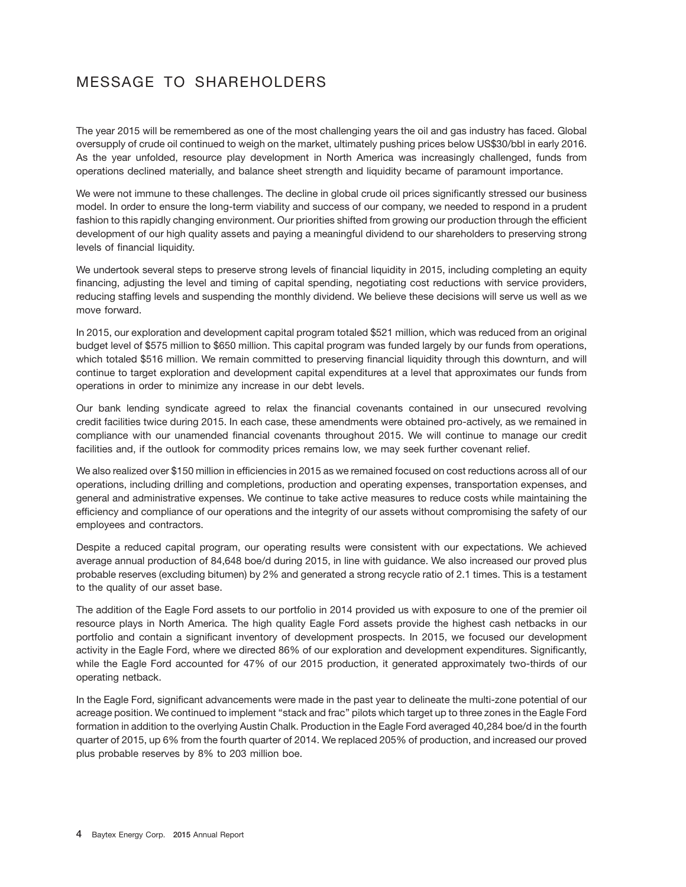# MESSAGE TO SHAREHOLDERS

The year 2015 will be remembered as one of the most challenging years the oil and gas industry has faced. Global oversupply of crude oil continued to weigh on the market, ultimately pushing prices below US$30/bbl in early 2016. As the year unfolded, resource play development in North America was increasingly challenged, funds from operations declined materially, and balance sheet strength and liquidity became of paramount importance.

We were not immune to these challenges. The decline in global crude oil prices significantly stressed our business model. In order to ensure the long-term viability and success of our company, we needed to respond in a prudent fashion to this rapidly changing environment. Our priorities shifted from growing our production through the efficient development of our high quality assets and paying a meaningful dividend to our shareholders to preserving strong levels of financial liquidity.

We undertook several steps to preserve strong levels of financial liquidity in 2015, including completing an equity financing, adjusting the level and timing of capital spending, negotiating cost reductions with service providers, reducing staffing levels and suspending the monthly dividend. We believe these decisions will serve us well as we move forward.

In 2015, our exploration and development capital program totaled $521 million, which was reduced from an original budget level of $575 million to $650 million. This capital program was funded largely by our funds from operations, which totaled $516 million. We remain committed to preserving financial liquidity through this downturn, and will continue to target exploration and development capital expenditures at a level that approximates our funds from operations in order to minimize any increase in our debt levels.

Our bank lending syndicate agreed to relax the financial covenants contained in our unsecured revolving credit facilities twice during 2015. In each case, these amendments were obtained pro-actively, as we remained in compliance with our unamended financial covenants throughout 2015. We will continue to manage our credit facilities and, if the outlook for commodity prices remains low, we may seek further covenant relief.

We also realized over $150 million in efficiencies in 2015 as we remained focused on cost reductions across all of our operations, including drilling and completions, production and operating expenses, transportation expenses, and general and administrative expenses. We continue to take active measures to reduce costs while maintaining the efficiency and compliance of our operations and the integrity of our assets without compromising the safety of our employees and contractors.

Despite a reduced capital program, our operating results were consistent with our expectations. We achieved average annual production of 84,648 boe/d during 2015, in line with guidance. We also increased our proved plus probable reserves (excluding bitumen) by 2% and generated a strong recycle ratio of 2.1 times. This is a testament to the quality of our asset base.

The addition of the Eagle Ford assets to our portfolio in 2014 provided us with exposure to one of the premier oil resource plays in North America. The high quality Eagle Ford assets provide the highest cash netbacks in our portfolio and contain a significant inventory of development prospects. In 2015, we focused our development activity in the Eagle Ford, where we directed 86% of our exploration and development expenditures. Significantly, while the Eagle Ford accounted for 47% of our 2015 production, it generated approximately two-thirds of our operating netback.

In the Eagle Ford, significant advancements were made in the past year to delineate the multi-zone potential of our acreage position. We continued to implement "stack and frac" pilots which target up to three zones in the Eagle Ford formation in addition to the overlying Austin Chalk. Production in the Eagle Ford averaged 40,284 boe/d in the fourth quarter of 2015, up 6% from the fourth quarter of 2014. We replaced 205% of production, and increased our proved plus probable reserves by 8% to 203 million boe.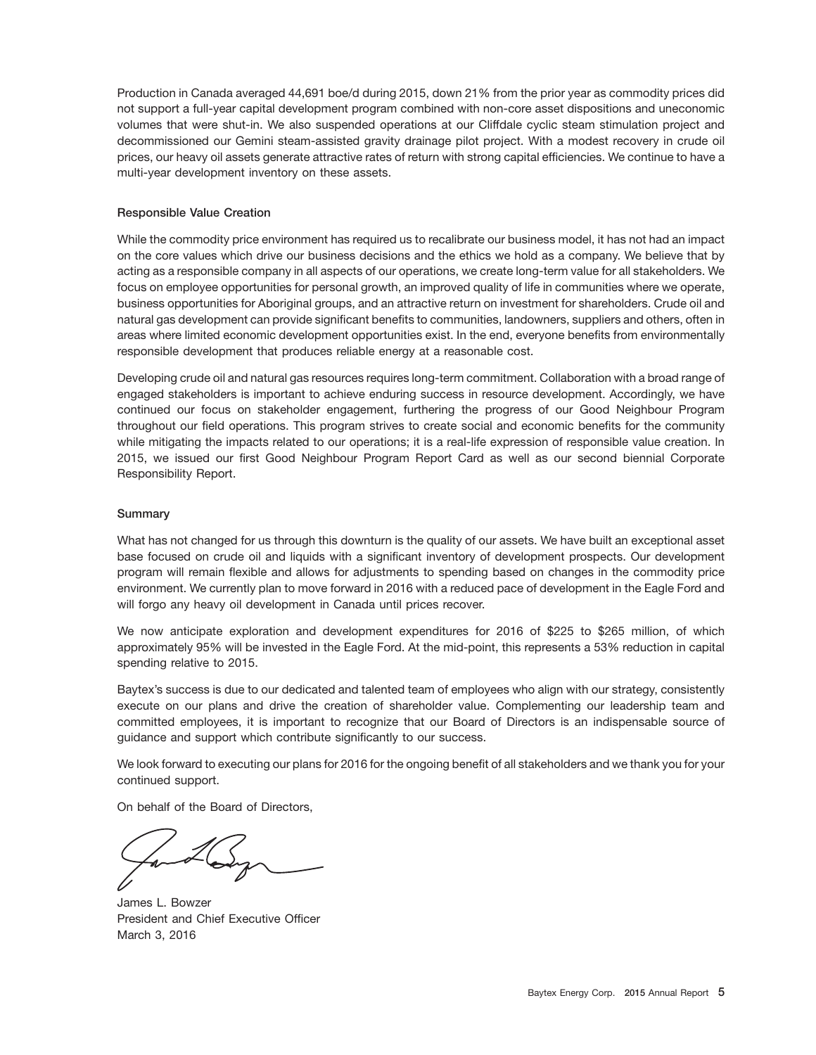Production in Canada averaged 44,691 boe/d during 2015, down 21% from the prior year as commodity prices did not support a full-year capital development program combined with non-core asset dispositions and uneconomic volumes that were shut-in. We also suspended operations at our Cliffdale cyclic steam stimulation project and decommissioned our Gemini steam-assisted gravity drainage pilot project. With a modest recovery in crude oil prices, our heavy oil assets generate attractive rates of return with strong capital efficiencies. We continue to have a multi-year development inventory on these assets.

**Responsible Value Creation**

While the commodity price environment has required us to recalibrate our business model, it has not had an impact on the core values which drive our business decisions and the ethics we hold as a company. We believe that by acting as a responsible company in all aspects of our operations, we create long-term value for all stakeholders. We focus on employee opportunities for personal growth, an improved quality of life in communities where we operate, business opportunities for Aboriginal groups, and an attractive return on investment for shareholders. Crude oil and natural gas development can provide significant benefits to communities, landowners, suppliers and others, often in areas where limited economic development opportunities exist. In the end, everyone benefits from environmentally responsible development that produces reliable energy at a reasonable cost.

Developing crude oil and natural gas resources requires long-term commitment. Collaboration with a broad range of engaged stakeholders is important to achieve enduring success in resource development. Accordingly, we have continued our focus on stakeholder engagement, furthering the progress of our Good Neighbour Program throughout our field operations. This program strives to create social and economic benefits for the community while mitigating the impacts related to our operations; it is a real-life expression of responsible value creation. In 2015, we issued our first Good Neighbour Program Report Card as well as our second biennial Corporate Responsibility Report.

**Summary**

What has not changed for us through this downturn is the quality of our assets. We have built an exceptional asset base focused on crude oil and liquids with a significant inventory of development prospects. Our development program will remain flexible and allows for adjustments to spending based on changes in the commodity price environment. We currently plan to move forward in 2016 with a reduced pace of development in the Eagle Ford and will forgo any heavy oil development in Canada until prices recover.

We now anticipate exploration and development expenditures for 2016 of $225 to $265 million, of which approximately 95% will be invested in the Eagle Ford. At the mid-point, this represents a 53% reduction in capital spending relative to 2015.

Baytex's success is due to our dedicated and talented team of employees who align with our strategy, consistently execute on our plans and drive the creation of shareholder value. Complementing our leadership team and committed employees, it is important to recognize that our Board of Directors is an indispensable source of guidance and support which contribute significantly to our success.

We look forward to executing our plans for 2016 for the ongoing benefit of all stakeholders and we thank you for your continued support.

On behalf of the Board of Directors,

James L. Bowzer
President and Chief Executive Officer
March 3, 2016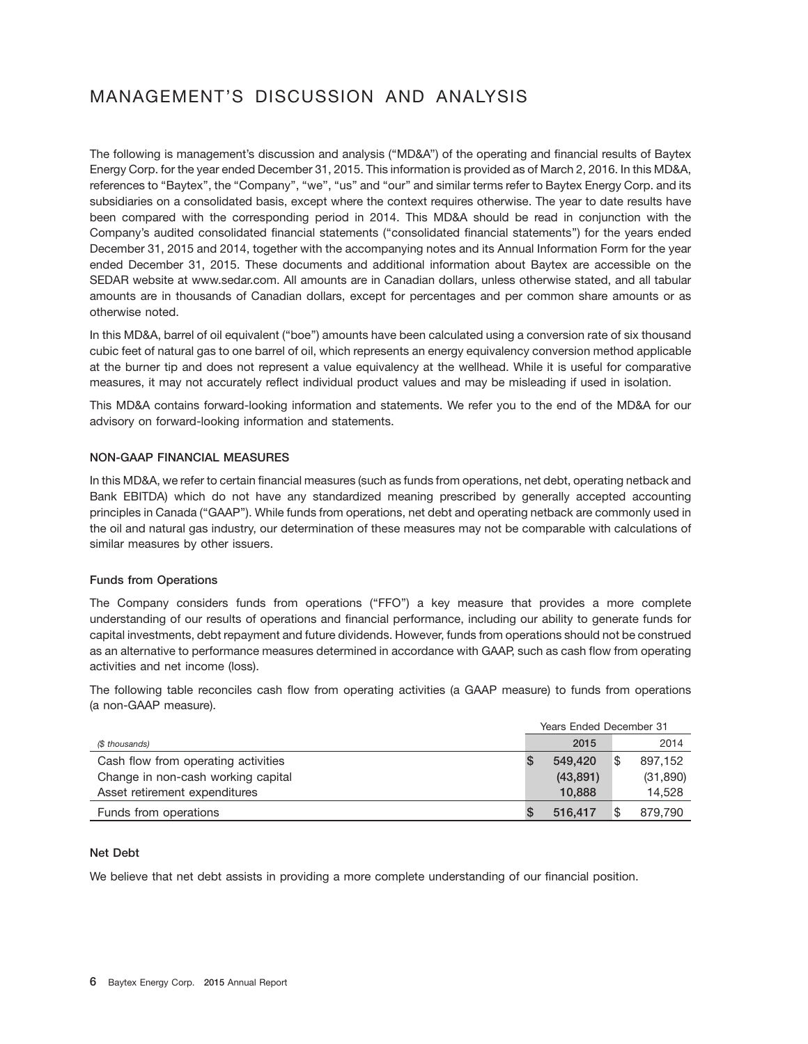# MANAGEMENT'S DISCUSSION AND ANALYSIS

The following is management's discussion and analysis ("MD&A") of the operating and financial results of Baytex Energy Corp. for the year ended December 31, 2015. This information is provided as of March 2, 2016. In this MD&A, references to "Baytex", the "Company", "we", "us" and "our" and similar terms refer to Baytex Energy Corp. and its subsidiaries on a consolidated basis, except where the context requires otherwise. The year to date results have been compared with the corresponding period in 2014. This MD&A should be read in conjunction with the Company's audited consolidated financial statements ("consolidated financial statements") for the years ended December 31, 2015 and 2014, together with the accompanying notes and its Annual Information Form for the year ended December 31, 2015. These documents and additional information about Baytex are accessible on the SEDAR website at www.sedar.com. All amounts are in Canadian dollars, unless otherwise stated, and all tabular amounts are in thousands of Canadian dollars, except for percentages and per common share amounts or as otherwise noted.

In this MD&A, barrel of oil equivalent ("boe") amounts have been calculated using a conversion rate of six thousand cubic feet of natural gas to one barrel of oil, which represents an energy equivalency conversion method applicable at the burner tip and does not represent a value equivalency at the wellhead. While it is useful for comparative measures, it may not accurately reflect individual product values and may be misleading if used in isolation.

This MD&A contains forward-looking information and statements. We refer you to the end of the MD&A for our advisory on forward-looking information and statements.

### NON-GAAP FINANCIAL MEASURES

In this MD&A, we refer to certain financial measures (such as funds from operations, net debt, operating netback and Bank EBITDA) which do not have any standardized meaning prescribed by generally accepted accounting principles in Canada ("GAAP"). While funds from operations, net debt and operating netback are commonly used in the oil and natural gas industry, our determination of these measures may not be comparable with calculations of similar measures by other issuers.

#### Funds from Operations

The Company considers funds from operations ("FFO") a key measure that provides a more complete understanding of our results of operations and financial performance, including our ability to generate funds for capital investments, debt repayment and future dividends. However, funds from operations should not be construed as an alternative to performance measures determined in accordance with GAAP, such as cash flow from operating activities and net income (loss).

The following table reconciles cash flow from operating activities (a GAAP measure) to funds from operations (a non-GAAP measure).

| | Years Ended December 31 | |
|---|---|---|
| *($ thousands)* | **2015** | 2014 |
| Cash flow from operating activities | **$ 549,420** | $ 897,152 |
| Change in non-cash working capital | **(43,891)** | (31,890) |
| Asset retirement expenditures | **10,888** | 14,528 |
| Funds from operations | **$ 516,417** | $ 879,790 |

#### Net Debt

We believe that net debt assists in providing a more complete understanding of our financial position.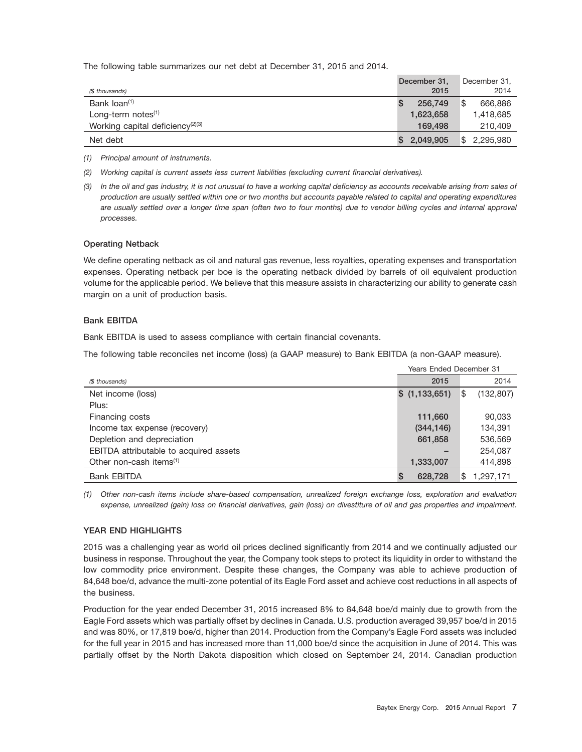The following table summarizes our net debt at December 31, 2015 and 2014.

| ($ thousands) | December 31, 2015 | December 31, 2014 |
|---|---|---|
| Bank loan[(1)] | $ 256,749 | $ 666,886 |
| Long-term notes[(1)] | 1,623,658 | 1,418,685 |
| Working capital deficiency[(2)(3)] | 169,498 | 210,409 |
| Net debt | $ 2,049,905 | $ 2,295,980 |

*(1) Principal amount of instruments.*

*(2) Working capital is current assets less current liabilities (excluding current financial derivatives).*

*(3) In the oil and gas industry, it is not unusual to have a working capital deficiency as accounts receivable arising from sales of production are usually settled within one or two months but accounts payable related to capital and operating expenditures are usually settled over a longer time span (often two to four months) due to vendor billing cycles and internal approval processes.*

### Operating Netback

We define operating netback as oil and natural gas revenue, less royalties, operating expenses and transportation expenses. Operating netback per boe is the operating netback divided by barrels of oil equivalent production volume for the applicable period. We believe that this measure assists in characterizing our ability to generate cash margin on a unit of production basis.

### Bank EBITDA

Bank EBITDA is used to assess compliance with certain financial covenants.

The following table reconciles net income (loss) (a GAAP measure) to Bank EBITDA (a non-GAAP measure).

| | Years Ended December 31 | |
|---|---|---|
| ($ thousands) | 2015 | 2014 |
| Net income (loss) | $ (1,133,651) | $ (132,807) |
| Plus: | | |
| Financing costs | 111,660 | 90,033 |
| Income tax expense (recovery) | (344,146) | 134,391 |
| Depletion and depreciation | 661,858 | 536,569 |
| EBITDA attributable to acquired assets | – | 254,087 |
| Other non-cash items[(1)] | 1,333,007 | 414,898 |
| Bank EBITDA | $ 628,728 | $ 1,297,171 |

*(1) Other non-cash items include share-based compensation, unrealized foreign exchange loss, exploration and evaluation expense, unrealized (gain) loss on financial derivatives, gain (loss) on divestiture of oil and gas properties and impairment.*

## YEAR END HIGHLIGHTS

2015 was a challenging year as world oil prices declined significantly from 2014 and we continually adjusted our business in response. Throughout the year, the Company took steps to protect its liquidity in order to withstand the low commodity price environment. Despite these changes, the Company was able to achieve production of 84,648 boe/d, advance the multi-zone potential of its Eagle Ford asset and achieve cost reductions in all aspects of the business.

Production for the year ended December 31, 2015 increased 8% to 84,648 boe/d mainly due to growth from the Eagle Ford assets which was partially offset by declines in Canada. U.S. production averaged 39,957 boe/d in 2015 and was 80%, or 17,819 boe/d, higher than 2014. Production from the Company's Eagle Ford assets was included for the full year in 2015 and has increased more than 11,000 boe/d since the acquisition in June of 2014. This was partially offset by the North Dakota disposition which closed on September 24, 2014. Canadian production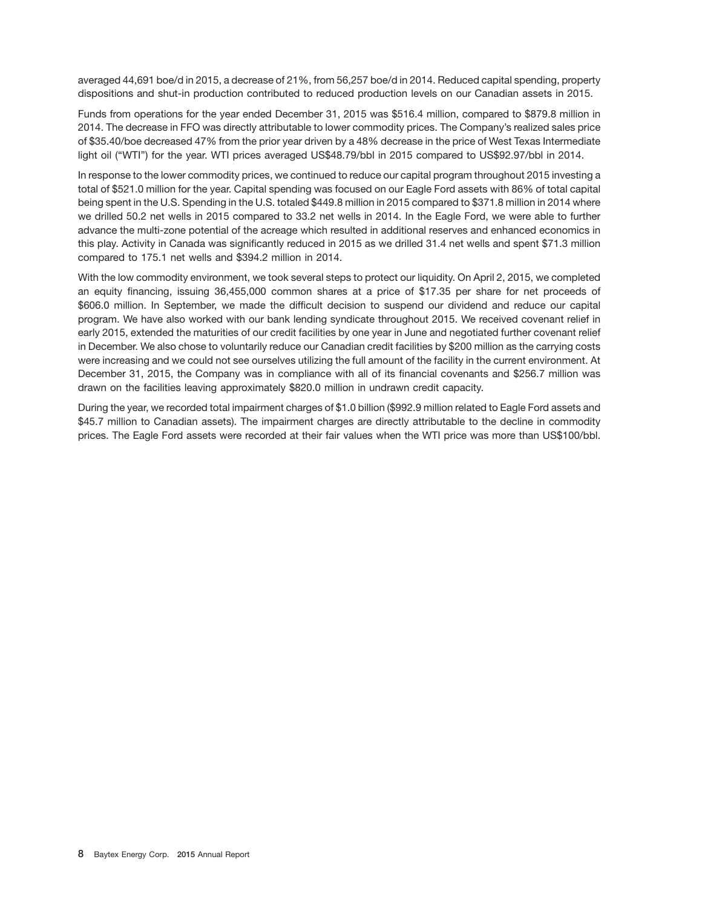averaged 44,691 boe/d in 2015, a decrease of 21%, from 56,257 boe/d in 2014. Reduced capital spending, property dispositions and shut-in production contributed to reduced production levels on our Canadian assets in 2015.

Funds from operations for the year ended December 31, 2015 was $516.4 million, compared to $879.8 million in 2014. The decrease in FFO was directly attributable to lower commodity prices. The Company's realized sales price of $35.40/boe decreased 47% from the prior year driven by a 48% decrease in the price of West Texas Intermediate light oil ("WTI") for the year. WTI prices averaged US$48.79/bbl in 2015 compared to US$92.97/bbl in 2014.

In response to the lower commodity prices, we continued to reduce our capital program throughout 2015 investing a total of $521.0 million for the year. Capital spending was focused on our Eagle Ford assets with 86% of total capital being spent in the U.S. Spending in the U.S. totaled $449.8 million in 2015 compared to $371.8 million in 2014 where we drilled 50.2 net wells in 2015 compared to 33.2 net wells in 2014. In the Eagle Ford, we were able to further advance the multi-zone potential of the acreage which resulted in additional reserves and enhanced economics in this play. Activity in Canada was significantly reduced in 2015 as we drilled 31.4 net wells and spent $71.3 million compared to 175.1 net wells and $394.2 million in 2014.

With the low commodity environment, we took several steps to protect our liquidity. On April 2, 2015, we completed an equity financing, issuing 36,455,000 common shares at a price of $17.35 per share for net proceeds of $606.0 million. In September, we made the difficult decision to suspend our dividend and reduce our capital program. We have also worked with our bank lending syndicate throughout 2015. We received covenant relief in early 2015, extended the maturities of our credit facilities by one year in June and negotiated further covenant relief in December. We also chose to voluntarily reduce our Canadian credit facilities by $200 million as the carrying costs were increasing and we could not see ourselves utilizing the full amount of the facility in the current environment. At December 31, 2015, the Company was in compliance with all of its financial covenants and $256.7 million was drawn on the facilities leaving approximately $820.0 million in undrawn credit capacity.

During the year, we recorded total impairment charges of $1.0 billion ($992.9 million related to Eagle Ford assets and $45.7 million to Canadian assets). The impairment charges are directly attributable to the decline in commodity prices. The Eagle Ford assets were recorded at their fair values when the WTI price was more than US$100/bbl.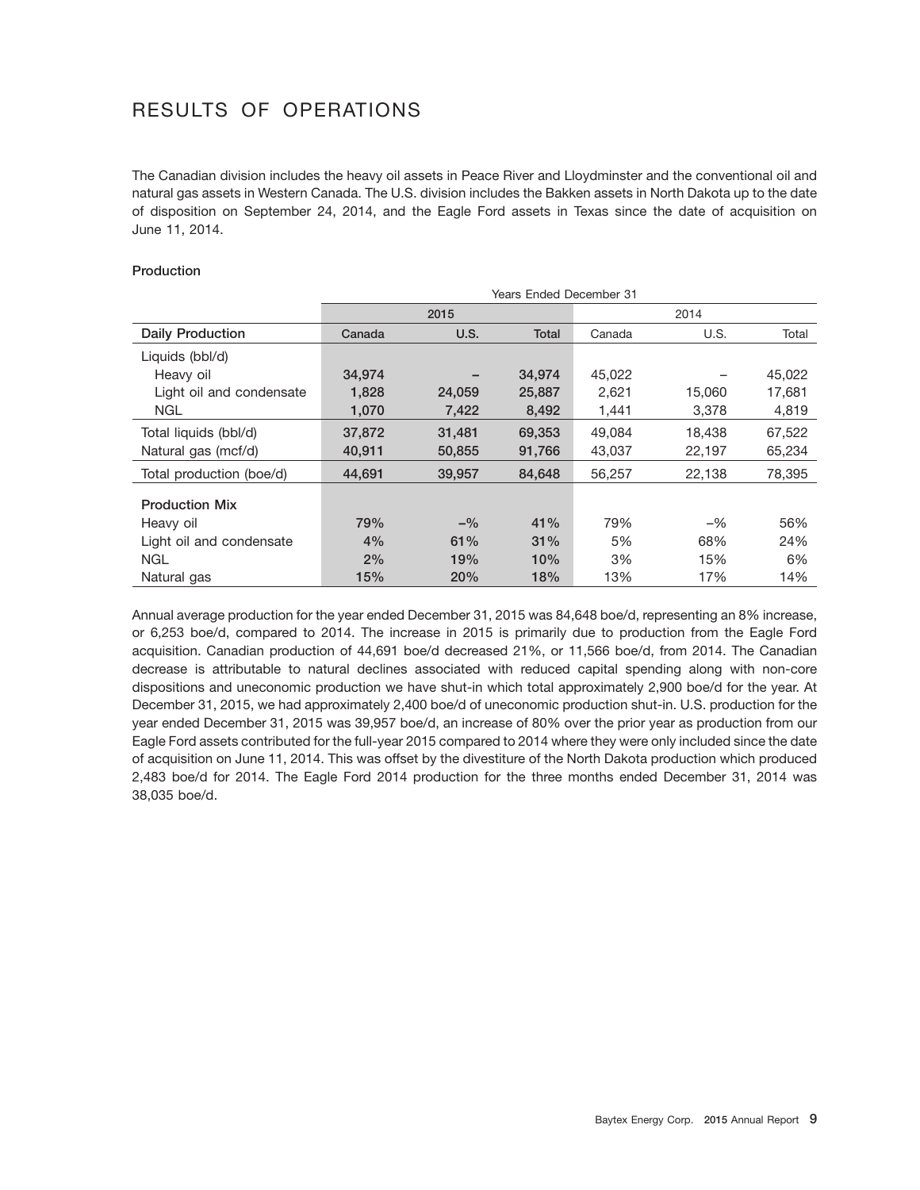# RESULTS OF OPERATIONS

The Canadian division includes the heavy oil assets in Peace River and Lloydminster and the conventional oil and natural gas assets in Western Canada. The U.S. division includes the Bakken assets in North Dakota up to the date of disposition on September 24, 2014, and the Eagle Ford assets in Texas since the date of acquisition on June 11, 2014.

**Production**

| | Years Ended December 31 | | | | | |
|---|---|---|---|---|---|---|
| | 2015 | | | 2014 | | |
| **Daily Production** | **Canada** | **U.S.** | **Total** | Canada | U.S. | Total |
| Liquids (bbl/d) | | | | | | |
| Heavy oil | **34,974** | **–** | **34,974** | 45,022 | – | 45,022 |
| Light oil and condensate | **1,828** | **24,059** | **25,887** | 2,621 | 15,060 | 17,681 |
| NGL | **1,070** | **7,422** | **8,492** | 1,441 | 3,378 | 4,819 |
| Total liquids (bbl/d) | **37,872** | **31,481** | **69,353** | 49,084 | 18,438 | 67,522 |
| Natural gas (mcf/d) | **40,911** | **50,855** | **91,766** | 43,037 | 22,197 | 65,234 |
| Total production (boe/d) | **44,691** | **39,957** | **84,648** | 56,257 | 22,138 | 78,395 |
| **Production Mix** | | | | | | |
| Heavy oil | **79%** | **–%** | **41%** | 79% | –% | 56% |
| Light oil and condensate | **4%** | **61%** | **31%** | 5% | 68% | 24% |
| NGL | **2%** | **19%** | **10%** | 3% | 15% | 6% |
| Natural gas | **15%** | **20%** | **18%** | 13% | 17% | 14% |

Annual average production for the year ended December 31, 2015 was 84,648 boe/d, representing an 8% increase, or 6,253 boe/d, compared to 2014. The increase in 2015 is primarily due to production from the Eagle Ford acquisition. Canadian production of 44,691 boe/d decreased 21%, or 11,566 boe/d, from 2014. The Canadian decrease is attributable to natural declines associated with reduced capital spending along with non-core dispositions and uneconomic production we have shut-in which total approximately 2,900 boe/d for the year. At December 31, 2015, we had approximately 2,400 boe/d of uneconomic production shut-in. U.S. production for the year ended December 31, 2015 was 39,957 boe/d, an increase of 80% over the prior year as production from our Eagle Ford assets contributed for the full-year 2015 compared to 2014 where they were only included since the date of acquisition on June 11, 2014. This was offset by the divestiture of the North Dakota production which produced 2,483 boe/d for 2014. The Eagle Ford 2014 production for the three months ended December 31, 2014 was 38,035 boe/d.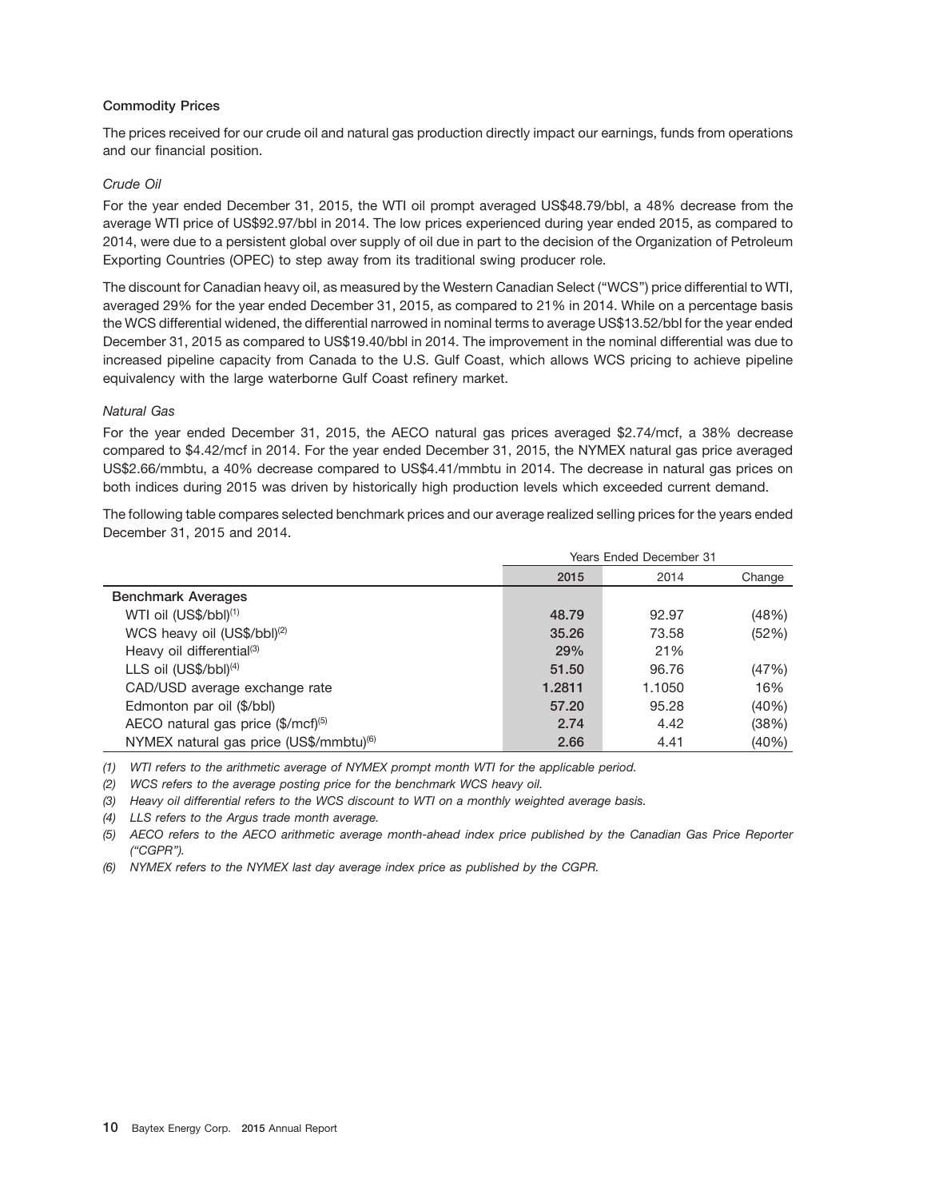### Commodity Prices

The prices received for our crude oil and natural gas production directly impact our earnings, funds from operations and our financial position.

*Crude Oil*

For the year ended December 31, 2015, the WTI oil prompt averaged US$48.79/bbl, a 48% decrease from the average WTI price of US$92.97/bbl in 2014. The low prices experienced during year ended 2015, as compared to 2014, were due to a persistent global over supply of oil due in part to the decision of the Organization of Petroleum Exporting Countries (OPEC) to step away from its traditional swing producer role.

The discount for Canadian heavy oil, as measured by the Western Canadian Select ("WCS") price differential to WTI, averaged 29% for the year ended December 31, 2015, as compared to 21% in 2014. While on a percentage basis the WCS differential widened, the differential narrowed in nominal terms to average US$13.52/bbl for the year ended December 31, 2015 as compared to US$19.40/bbl in 2014. The improvement in the nominal differential was due to increased pipeline capacity from Canada to the U.S. Gulf Coast, which allows WCS pricing to achieve pipeline equivalency with the large waterborne Gulf Coast refinery market.

*Natural Gas*

For the year ended December 31, 2015, the AECO natural gas prices averaged $2.74/mcf, a 38% decrease compared to $4.42/mcf in 2014. For the year ended December 31, 2015, the NYMEX natural gas price averaged US$2.66/mmbtu, a 40% decrease compared to US$4.41/mmbtu in 2014. The decrease in natural gas prices on both indices during 2015 was driven by historically high production levels which exceeded current demand.

The following table compares selected benchmark prices and our average realized selling prices for the years ended December 31, 2015 and 2014.

| | Years Ended December 31 | | |
|---|---|---|---|
| | **2015** | 2014 | Change |
| **Benchmark Averages** | | | |
| WTI oil (US$/bbl)[(1)] | **48.79** | 92.97 | (48%) |
| WCS heavy oil (US$/bbl)[(2)] | **35.26** | 73.58 | (52%) |
| Heavy oil differential[(3)] | **29%** | 21% | |
| LLS oil (US$/bbl)[(4)] | **51.50** | 96.76 | (47%) |
| CAD/USD average exchange rate | **1.2811** | 1.1050 | 16% |
| Edmonton par oil ($/bbl) | **57.20** | 95.28 | (40%) |
| AECO natural gas price ($/mcf)[(5)] | **2.74** | 4.42 | (38%) |
| NYMEX natural gas price (US$/mmbtu)[(6)] | **2.66** | 4.41 | (40%) |

*(1) WTI refers to the arithmetic average of NYMEX prompt month WTI for the applicable period.*

*(2) WCS refers to the average posting price for the benchmark WCS heavy oil.*

*(3) Heavy oil differential refers to the WCS discount to WTI on a monthly weighted average basis.*

*(4) LLS refers to the Argus trade month average.*

*(5) AECO refers to the AECO arithmetic average month-ahead index price published by the Canadian Gas Price Reporter ("CGPR").*

*(6) NYMEX refers to the NYMEX last day average index price as published by the CGPR.*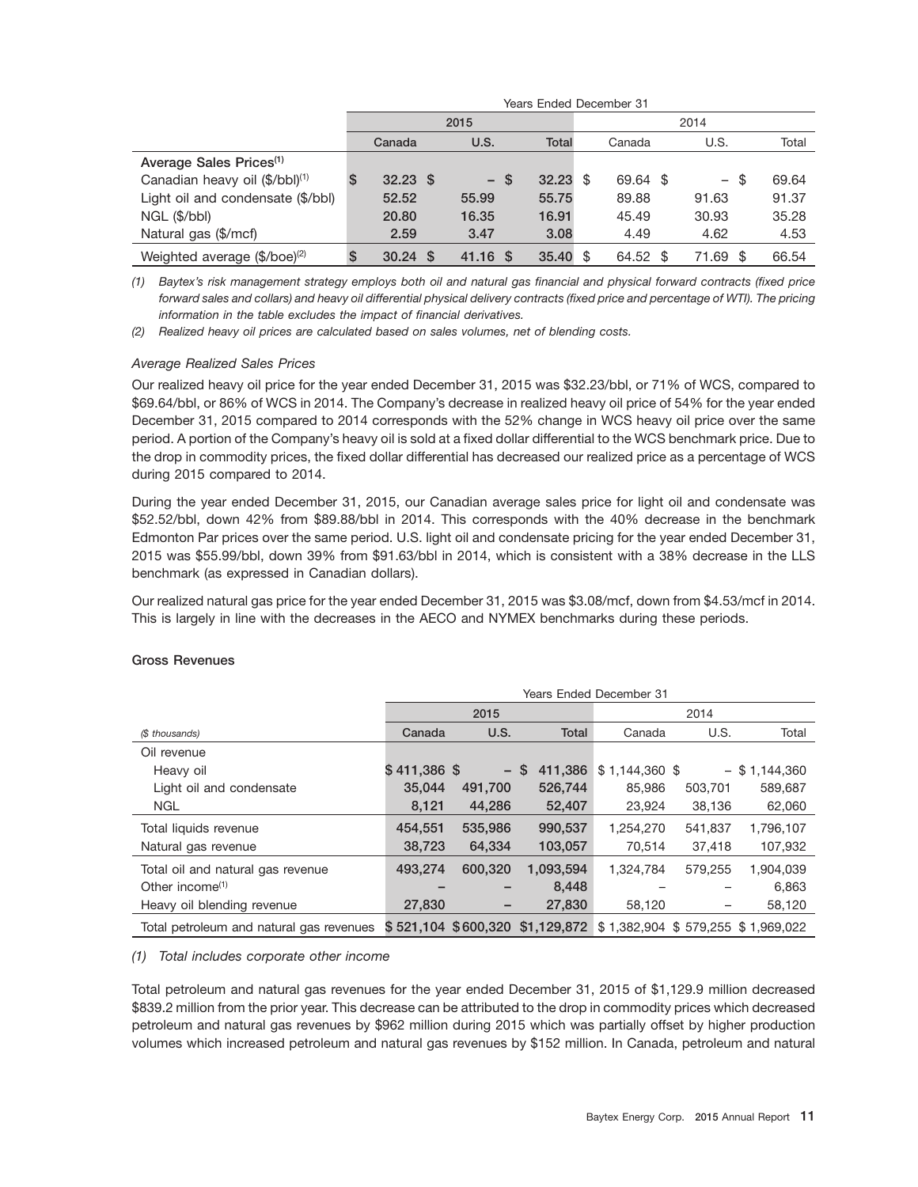| | Years Ended December 31 | | | | | |
|---|---|---|---|---|---|---|
| | 2015 | | | 2014 | | |
| | Canada | U.S. | Total | Canada | U.S. | Total |
| **Average Sales Prices**[(1)] | | | | | | |
| Canadian heavy oil ($/bbl)[(1)] | **$ 32.23** | **$ –** | **$ 32.23** | $ 69.64 | $ – | $ 69.64 |
| Light oil and condensate ($/bbl) | **52.52** | **55.99** | **55.75** | 89.88 | 91.63 | 91.37 |
| NGL ($/bbl) | **20.80** | **16.35** | **16.91** | 45.49 | 30.93 | 35.28 |
| Natural gas ($/mcf) | **2.59** | **3.47** | **3.08** | 4.49 | 4.62 | 4.53 |
| Weighted average ($/boe)[(2)] | **$ 30.24** | **$ 41.16** | **$ 35.40** | $ 64.52 | $ 71.69 | $ 66.54 |

*(1) Baytex's risk management strategy employs both oil and natural gas financial and physical forward contracts (fixed price forward sales and collars) and heavy oil differential physical delivery contracts (fixed price and percentage of WTI). The pricing information in the table excludes the impact of financial derivatives.*

*(2) Realized heavy oil prices are calculated based on sales volumes, net of blending costs.*

*Average Realized Sales Prices*

Our realized heavy oil price for the year ended December 31, 2015 was $32.23/bbl, or 71% of WCS, compared to $69.64/bbl, or 86% of WCS in 2014. The Company's decrease in realized heavy oil price of 54% for the year ended December 31, 2015 compared to 2014 corresponds with the 52% change in WCS heavy oil price over the same period. A portion of the Company's heavy oil is sold at a fixed dollar differential to the WCS benchmark price. Due to the drop in commodity prices, the fixed dollar differential has decreased our realized price as a percentage of WCS during 2015 compared to 2014.

During the year ended December 31, 2015, our Canadian average sales price for light oil and condensate was $52.52/bbl, down 42% from $89.88/bbl in 2014. This corresponds with the 40% decrease in the benchmark Edmonton Par prices over the same period. U.S. light oil and condensate pricing for the year ended December 31, 2015 was $55.99/bbl, down 39% from $91.63/bbl in 2014, which is consistent with a 38% decrease in the LLS benchmark (as expressed in Canadian dollars).

Our realized natural gas price for the year ended December 31, 2015 was $3.08/mcf, down from $4.53/mcf in 2014. This is largely in line with the decreases in the AECO and NYMEX benchmarks during these periods.

**Gross Revenues**

| | Years Ended December 31 | | | | | |
|---|---|---|---|---|---|---|
| | 2015 | | | 2014 | | |
| *($ thousands)* | Canada | U.S. | Total | Canada | U.S. | Total |
| Oil revenue | | | | | | |
| Heavy oil | **$ 411,386** | **$ –** | **$ 411,386** | $ 1,144,360 | $ – | $ 1,144,360 |
| Light oil and condensate | **35,044** | **491,700** | **526,744** | 85,986 | 503,701 | 589,687 |
| NGL | **8,121** | **44,286** | **52,407** | 23,924 | 38,136 | 62,060 |
| Total liquids revenue | **454,551** | **535,986** | **990,537** | 1,254,270 | 541,837 | 1,796,107 |
| Natural gas revenue | **38,723** | **64,334** | **103,057** | 70,514 | 37,418 | 107,932 |
| Total oil and natural gas revenue | **493,274** | **600,320** | **1,093,594** | 1,324,784 | 579,255 | 1,904,039 |
| Other income[(1)] | **–** | **–** | **8,448** | – | – | 6,863 |
| Heavy oil blending revenue | **27,830** | **–** | **27,830** | 58,120 | – | 58,120 |
| Total petroleum and natural gas revenues | **$ 521,104** | **$ 600,320** | **$1,129,872** | $ 1,382,904 | $ 579,255 | $ 1,969,022 |

*(1) Total includes corporate other income*

Total petroleum and natural gas revenues for the year ended December 31, 2015 of $1,129.9 million decreased $839.2 million from the prior year. This decrease can be attributed to the drop in commodity prices which decreased petroleum and natural gas revenues by $962 million during 2015 which was partially offset by higher production volumes which increased petroleum and natural gas revenues by $152 million. In Canada, petroleum and natural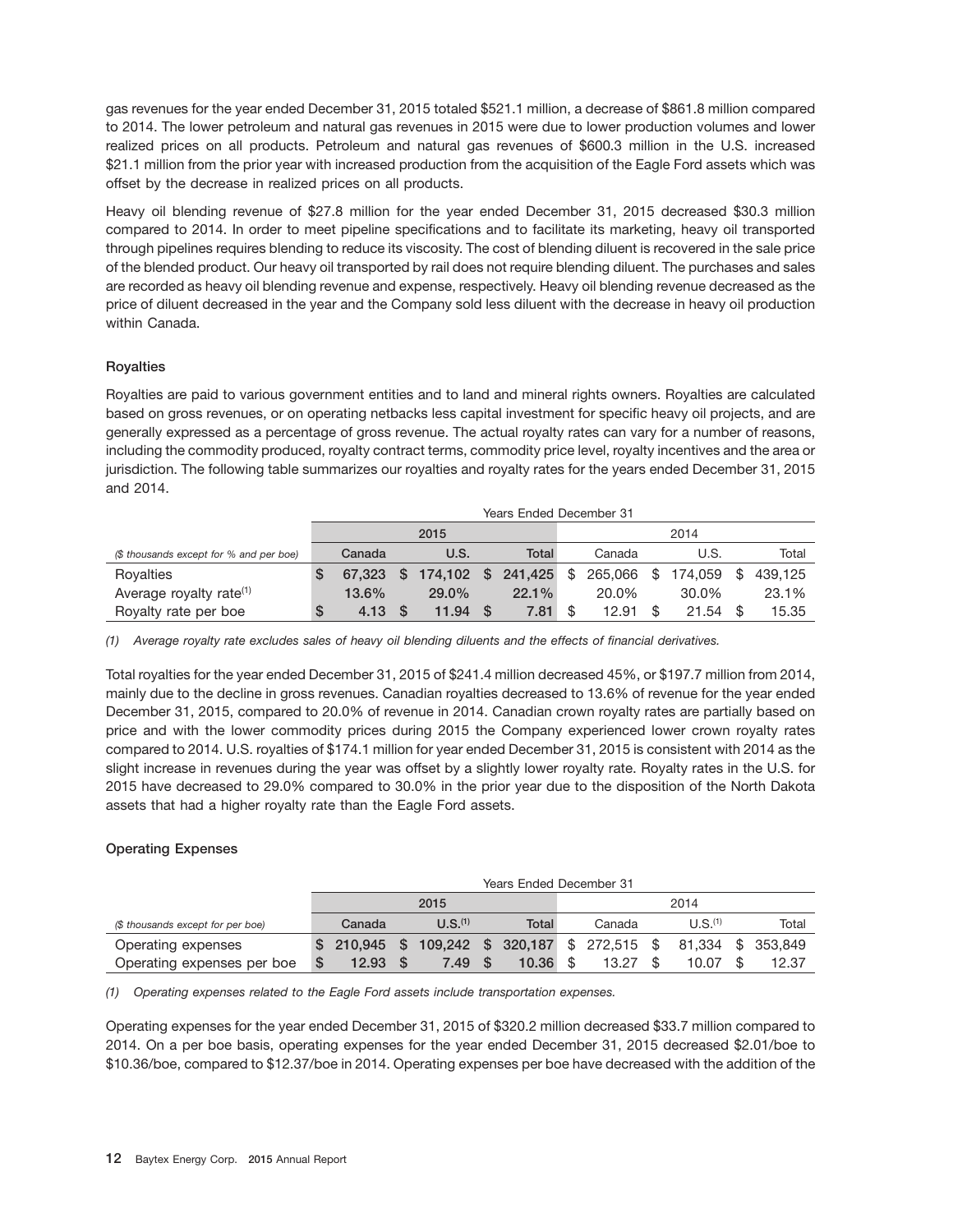gas revenues for the year ended December 31, 2015 totaled $521.1 million, a decrease of $861.8 million compared to 2014. The lower petroleum and natural gas revenues in 2015 were due to lower production volumes and lower realized prices on all products. Petroleum and natural gas revenues of $600.3 million in the U.S. increased $21.1 million from the prior year with increased production from the acquisition of the Eagle Ford assets which was offset by the decrease in realized prices on all products.

Heavy oil blending revenue of $27.8 million for the year ended December 31, 2015 decreased $30.3 million compared to 2014. In order to meet pipeline specifications and to facilitate its marketing, heavy oil transported through pipelines requires blending to reduce its viscosity. The cost of blending diluent is recovered in the sale price of the blended product. Our heavy oil transported by rail does not require blending diluent. The purchases and sales are recorded as heavy oil blending revenue and expense, respectively. Heavy oil blending revenue decreased as the price of diluent decreased in the year and the Company sold less diluent with the decrease in heavy oil production within Canada.

### Royalties

Royalties are paid to various government entities and to land and mineral rights owners. Royalties are calculated based on gross revenues, or on operating netbacks less capital investment for specific heavy oil projects, and are generally expressed as a percentage of gross revenue. The actual royalty rates can vary for a number of reasons, including the commodity produced, royalty contract terms, commodity price level, royalty incentives and the area or jurisdiction. The following table summarizes our royalties and royalty rates for the years ended December 31, 2015 and 2014.

| | Years Ended December 31 | | | | | |
|---|---|---|---|---|---|---|
| | 2015 | | | 2014 | | |
| *($ thousands except for % and per boe)* | Canada | U.S. | Total | Canada | U.S. | Total |
| Royalties | **$ 67,323** | **$ 174,102** | **$ 241,425** | $ 265,066 | $ 174,059 | $ 439,125 |
| Average royalty rate[1] | **13.6%** | **29.0%** | **22.1%** | 20.0% | 30.0% | 23.1% |
| Royalty rate per boe | **$ 4.13** | **$ 11.94** | **$ 7.81** | $ 12.91 | $ 21.54 | $ 15.35 |

*(1) Average royalty rate excludes sales of heavy oil blending diluents and the effects of financial derivatives.*

Total royalties for the year ended December 31, 2015 of $241.4 million decreased 45%, or $197.7 million from 2014, mainly due to the decline in gross revenues. Canadian royalties decreased to 13.6% of revenue for the year ended December 31, 2015, compared to 20.0% of revenue in 2014. Canadian crown royalty rates are partially based on price and with the lower commodity prices during 2015 the Company experienced lower crown royalty rates compared to 2014. U.S. royalties of $174.1 million for year ended December 31, 2015 is consistent with 2014 as the slight increase in revenues during the year was offset by a slightly lower royalty rate. Royalty rates in the U.S. for 2015 have decreased to 29.0% compared to 30.0% in the prior year due to the disposition of the North Dakota assets that had a higher royalty rate than the Eagle Ford assets.

### Operating Expenses

| | Years Ended December 31 | | | | | |
|---|---|---|---|---|---|---|
| | 2015 | | | 2014 | | |
| *($ thousands except for per boe)* | Canada | U.S.[1] | Total | Canada | U.S.[1] | Total |
| Operating expenses | **$ 210,945** | **$ 109,242** | **$ 320,187** | $ 272,515 | $ 81,334 | $ 353,849 |
| Operating expenses per boe | **$ 12.93** | **$ 7.49** | **$ 10.36** | $ 13.27 | $ 10.07 | $ 12.37 |

*(1) Operating expenses related to the Eagle Ford assets include transportation expenses.*

Operating expenses for the year ended December 31, 2015 of $320.2 million decreased $33.7 million compared to 2014. On a per boe basis, operating expenses for the year ended December 31, 2015 decreased $2.01/boe to $10.36/boe, compared to $12.37/boe in 2014. Operating expenses per boe have decreased with the addition of the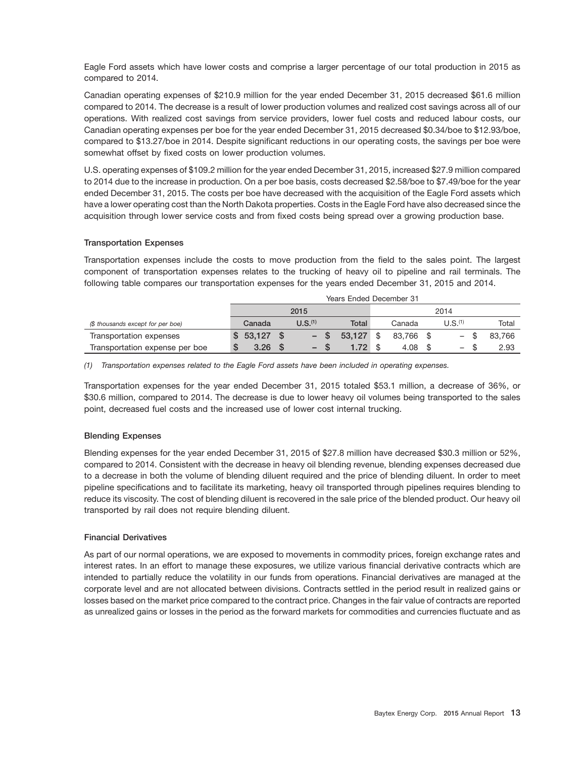Eagle Ford assets which have lower costs and comprise a larger percentage of our total production in 2015 as compared to 2014.

Canadian operating expenses of $210.9 million for the year ended December 31, 2015 decreased $61.6 million compared to 2014. The decrease is a result of lower production volumes and realized cost savings across all of our operations. With realized cost savings from service providers, lower fuel costs and reduced labour costs, our Canadian operating expenses per boe for the year ended December 31, 2015 decreased $0.34/boe to $12.93/boe, compared to $13.27/boe in 2014. Despite significant reductions in our operating costs, the savings per boe were somewhat offset by fixed costs on lower production volumes.

U.S. operating expenses of $109.2 million for the year ended December 31, 2015, increased $27.9 million compared to 2014 due to the increase in production. On a per boe basis, costs decreased $2.58/boe to $7.49/boe for the year ended December 31, 2015. The costs per boe have decreased with the acquisition of the Eagle Ford assets which have a lower operating cost than the North Dakota properties. Costs in the Eagle Ford have also decreased since the acquisition through lower service costs and from fixed costs being spread over a growing production base.

### Transportation Expenses

Transportation expenses include the costs to move production from the field to the sales point. The largest component of transportation expenses relates to the trucking of heavy oil to pipeline and rail terminals. The following table compares our transportation expenses for the years ended December 31, 2015 and 2014.

| | Years Ended December 31 | | | | | |
|---|---|---|---|---|---|---|
| | 2015 | | | 2014 | | |
| *($ thousands except for per boe)* | Canada | U.S.[1] | Total | Canada | U.S.[1] | Total |
| Transportation expenses | $ 53,127 | $ – | $ 53,127 | $ 83,766 | $ – | $ 83,766 |
| Transportation expense per boe | $ 3.26 | $ – | $ 1.72 | $ 4.08 | $ – | $ 2.93 |

*(1) Transportation expenses related to the Eagle Ford assets have been included in operating expenses.*

Transportation expenses for the year ended December 31, 2015 totaled $53.1 million, a decrease of 36%, or $30.6 million, compared to 2014. The decrease is due to lower heavy oil volumes being transported to the sales point, decreased fuel costs and the increased use of lower cost internal trucking.

### Blending Expenses

Blending expenses for the year ended December 31, 2015 of $27.8 million have decreased $30.3 million or 52%, compared to 2014. Consistent with the decrease in heavy oil blending revenue, blending expenses decreased due to a decrease in both the volume of blending diluent required and the price of blending diluent. In order to meet pipeline specifications and to facilitate its marketing, heavy oil transported through pipelines requires blending to reduce its viscosity. The cost of blending diluent is recovered in the sale price of the blended product. Our heavy oil transported by rail does not require blending diluent.

### Financial Derivatives

As part of our normal operations, we are exposed to movements in commodity prices, foreign exchange rates and interest rates. In an effort to manage these exposures, we utilize various financial derivative contracts which are intended to partially reduce the volatility in our funds from operations. Financial derivatives are managed at the corporate level and are not allocated between divisions. Contracts settled in the period result in realized gains or losses based on the market price compared to the contract price. Changes in the fair value of contracts are reported as unrealized gains or losses in the period as the forward markets for commodities and currencies fluctuate and as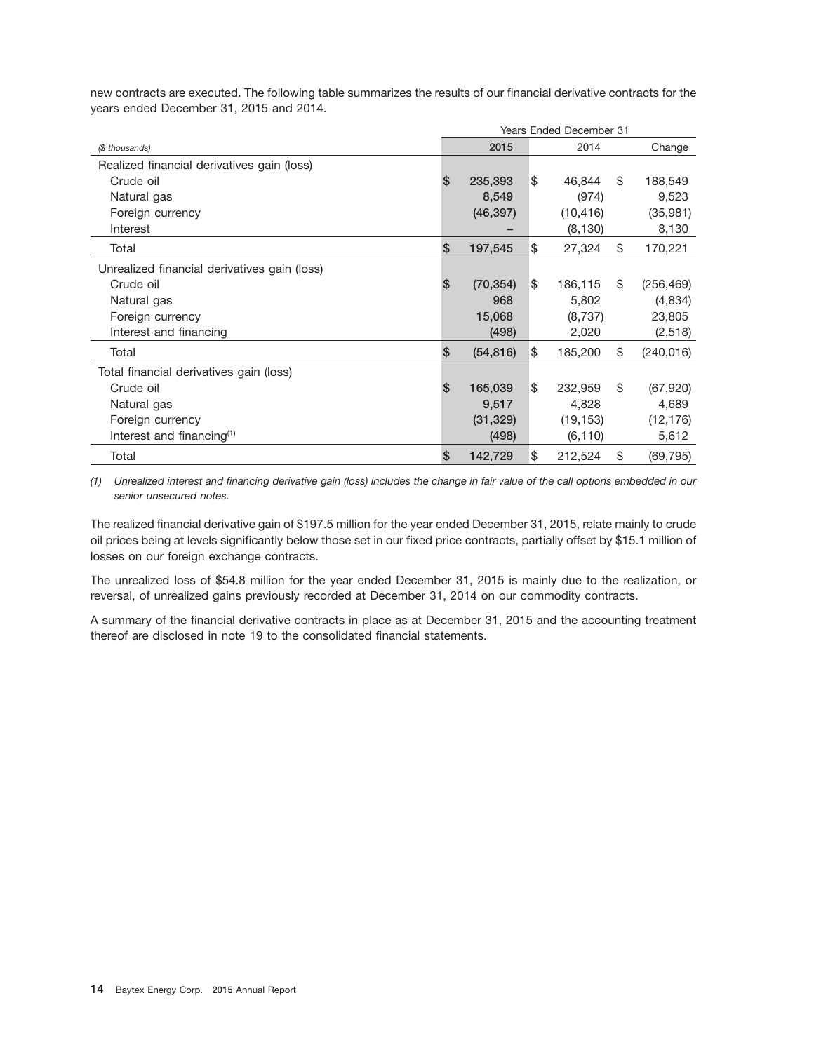new contracts are executed. The following table summarizes the results of our financial derivative contracts for the years ended December 31, 2015 and 2014.

| | Years Ended December 31 | | |
|---|---|---|---|
| *($ thousands)* | 2015 | 2014 | Change |
| Realized financial derivatives gain (loss) | | | |
| Crude oil | $ 235,393 | $ 46,844 | $ 188,549 |
| Natural gas | 8,549 | (974) | 9,523 |
| Foreign currency | (46,397) | (10,416) | (35,981) |
| Interest | – | (8,130) | 8,130 |
| Total | $ 197,545 | $ 27,324 | $ 170,221 |
| Unrealized financial derivatives gain (loss) | | | |
| Crude oil | $ (70,354) | $ 186,115 | $ (256,469) |
| Natural gas | 968 | 5,802 | (4,834) |
| Foreign currency | 15,068 | (8,737) | 23,805 |
| Interest and financing | (498) | 2,020 | (2,518) |
| Total | $ (54,816) | $ 185,200 | $ (240,016) |
| Total financial derivatives gain (loss) | | | |
| Crude oil | $ 165,039 | $ 232,959 | $ (67,920) |
| Natural gas | 9,517 | 4,828 | 4,689 |
| Foreign currency | (31,329) | (19,153) | (12,176) |
| Interest and financing[(1)] | (498) | (6,110) | 5,612 |
| Total | $ 142,729 | $ 212,524 | $ (69,795) |

*(1) Unrealized interest and financing derivative gain (loss) includes the change in fair value of the call options embedded in our senior unsecured notes.*

The realized financial derivative gain of $197.5 million for the year ended December 31, 2015, relate mainly to crude oil prices being at levels significantly below those set in our fixed price contracts, partially offset by $15.1 million of losses on our foreign exchange contracts.

The unrealized loss of $54.8 million for the year ended December 31, 2015 is mainly due to the realization, or reversal, of unrealized gains previously recorded at December 31, 2014 on our commodity contracts.

A summary of the financial derivative contracts in place as at December 31, 2015 and the accounting treatment thereof are disclosed in note 19 to the consolidated financial statements.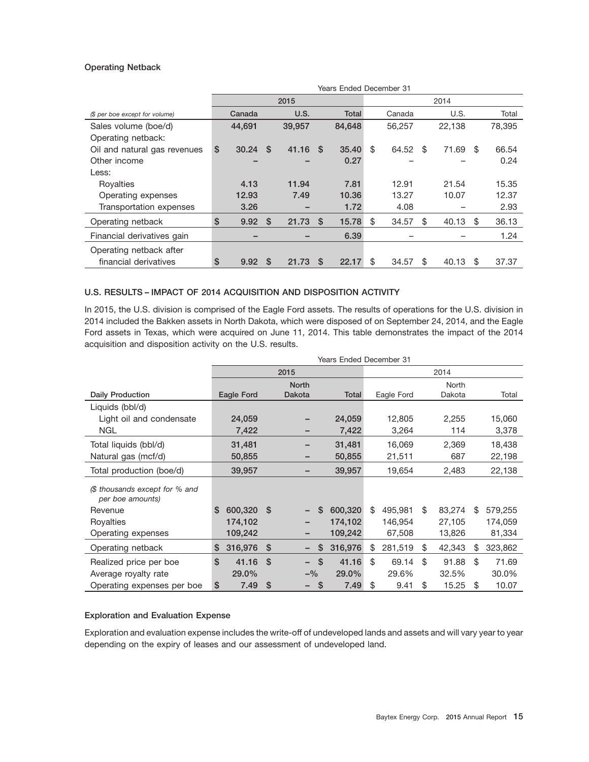### Operating Netback

| ($ per boe except for volume) | 2015 Canada | 2015 U.S. | 2015 Total | 2014 Canada | 2014 U.S. | 2014 Total |
|---|---|---|---|---|---|---|
| Sales volume (boe/d) | 44,691 | 39,957 | 84,648 | 56,257 | 22,138 | 78,395 |
| Operating netback: | | | | | | |
| Oil and natural gas revenues | $ 30.24 | $ 41.16 | $ 35.40 | $ 64.52 | $ 71.69 | $ 66.54 |
| Other income | – | – | 0.27 | – | – | 0.24 |
| Less: | | | | | | |
| Royalties | 4.13 | 11.94 | 7.81 | 12.91 | 21.54 | 15.35 |
| Operating expenses | 12.93 | 7.49 | 10.36 | 13.27 | 10.07 | 12.37 |
| Transportation expenses | 3.26 | – | 1.72 | 4.08 | – | 2.93 |
| Operating netback | $ 9.92 | $ 21.73 | $ 15.78 | $ 34.57 | $ 40.13 | $ 36.13 |
| Financial derivatives gain | – | – | 6.39 | – | – | 1.24 |
| Operating netback after financial derivatives | $ 9.92 | $ 21.73 | $ 22.17 | $ 34.57 | $ 40.13 | $ 37.37 |

### U.S. RESULTS – IMPACT OF 2014 ACQUISITION AND DISPOSITION ACTIVITY

In 2015, the U.S. division is comprised of the Eagle Ford assets. The results of operations for the U.S. division in 2014 included the Bakken assets in North Dakota, which were disposed of on September 24, 2014, and the Eagle Ford assets in Texas, which were acquired on June 11, 2014. This table demonstrates the impact of the 2014 acquisition and disposition activity on the U.S. results.

| Daily Production | 2015 Eagle Ford | 2015 North Dakota | 2015 Total | 2014 Eagle Ford | 2014 North Dakota | 2014 Total |
|---|---|---|---|---|---|---|
| Liquids (bbl/d) | | | | | | |
| Light oil and condensate | 24,059 | – | 24,059 | 12,805 | 2,255 | 15,060 |
| NGL | 7,422 | – | 7,422 | 3,264 | 114 | 3,378 |
| Total liquids (bbl/d) | 31,481 | – | 31,481 | 16,069 | 2,369 | 18,438 |
| Natural gas (mcf/d) | 50,855 | – | 50,855 | 21,511 | 687 | 22,198 |
| Total production (boe/d) | 39,957 | – | 39,957 | 19,654 | 2,483 | 22,138 |
| *($ thousands except for % and per boe amounts)* | | | | | | |
| Revenue | $ 600,320 | $ – | $ 600,320 | $ 495,981 | $ 83,274 | $ 579,255 |
| Royalties | 174,102 | – | 174,102 | 146,954 | 27,105 | 174,059 |
| Operating expenses | 109,242 | – | 109,242 | 67,508 | 13,826 | 81,334 |
| Operating netback | $ 316,976 | $ – | $ 316,976 | $ 281,519 | $ 42,343 | $ 323,862 |
| Realized price per boe | $ 41.16 | $ – | $ 41.16 | $ 69.14 | $ 91.88 | $ 71.69 |
| Average royalty rate | 29.0% | –% | 29.0% | 29.6% | 32.5% | 30.0% |
| Operating expenses per boe | $ 7.49 | $ – | $ 7.49 | $ 9.41 | $ 15.25 | $ 10.07 |

### Exploration and Evaluation Expense

Exploration and evaluation expense includes the write-off of undeveloped lands and assets and will vary year to year depending on the expiry of leases and our assessment of undeveloped land.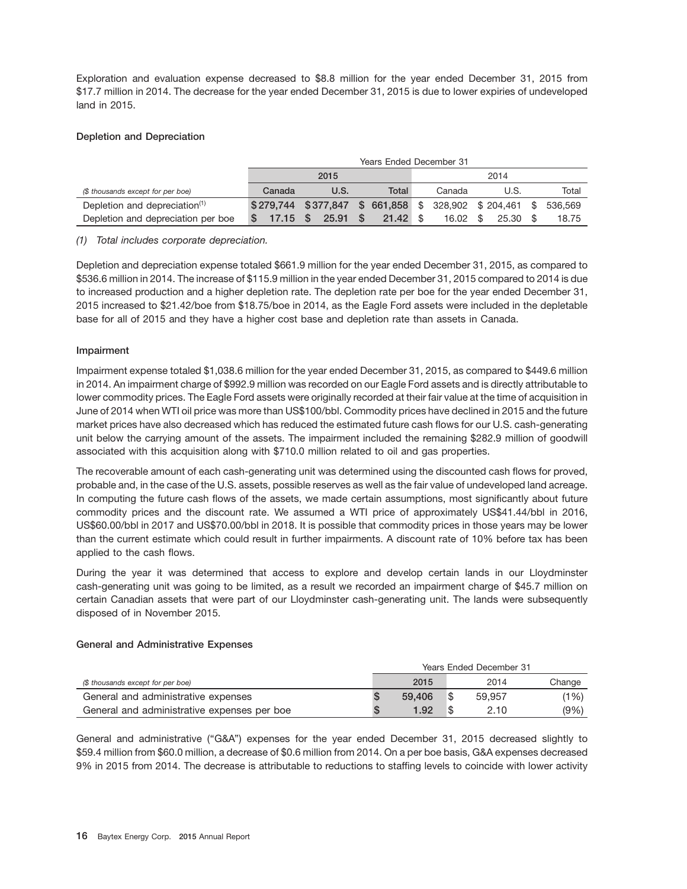Exploration and evaluation expense decreased to $8.8 million for the year ended December 31, 2015 from $17.7 million in 2014. The decrease for the year ended December 31, 2015 is due to lower expiries of undeveloped land in 2015.

### Depletion and Depreciation

| | Years Ended December 31 | | | | | |
|---|---|---|---|---|---|---|
| | 2015 | | | 2014 | | |
| *($ thousands except for per boe)* | **Canada** | **U.S.** | **Total** | Canada | U.S. | Total |
| Depletion and depreciation[(1)] | **$279,744** | **$377,847** | **$ 661,858** | $ 328,902 | $ 204,461 | $ 536,569 |
| Depletion and depreciation per boe | **$ 17.15** | **$ 25.91** | **$ 21.42** | $ 16.02 | $ 25.30 | $ 18.75 |

*(1) Total includes corporate depreciation.*

Depletion and depreciation expense totaled $661.9 million for the year ended December 31, 2015, as compared to $536.6 million in 2014. The increase of $115.9 million in the year ended December 31, 2015 compared to 2014 is due to increased production and a higher depletion rate. The depletion rate per boe for the year ended December 31, 2015 increased to $21.42/boe from $18.75/boe in 2014, as the Eagle Ford assets were included in the depletable base for all of 2015 and they have a higher cost base and depletion rate than assets in Canada.

### Impairment

Impairment expense totaled $1,038.6 million for the year ended December 31, 2015, as compared to $449.6 million in 2014. An impairment charge of $992.9 million was recorded on our Eagle Ford assets and is directly attributable to lower commodity prices. The Eagle Ford assets were originally recorded at their fair value at the time of acquisition in June of 2014 when WTI oil price was more than US$100/bbl. Commodity prices have declined in 2015 and the future market prices have also decreased which has reduced the estimated future cash flows for our U.S. cash-generating unit below the carrying amount of the assets. The impairment included the remaining $282.9 million of goodwill associated with this acquisition along with $710.0 million related to oil and gas properties.

The recoverable amount of each cash-generating unit was determined using the discounted cash flows for proved, probable and, in the case of the U.S. assets, possible reserves as well as the fair value of undeveloped land acreage. In computing the future cash flows of the assets, we made certain assumptions, most significantly about future commodity prices and the discount rate. We assumed a WTI price of approximately US$41.44/bbl in 2016, US$60.00/bbl in 2017 and US$70.00/bbl in 2018. It is possible that commodity prices in those years may be lower than the current estimate which could result in further impairments. A discount rate of 10% before tax has been applied to the cash flows.

During the year it was determined that access to explore and develop certain lands in our Lloydminster cash-generating unit was going to be limited, as a result we recorded an impairment charge of $45.7 million on certain Canadian assets that were part of our Lloydminster cash-generating unit. The lands were subsequently disposed of in November 2015.

### General and Administrative Expenses

| | Years Ended December 31 | | |
|---|---|---|---|
| *($ thousands except for per boe)* | **2015** | 2014 | Change |
| General and administrative expenses | **$ 59,406** | $ 59,957 | (1%) |
| General and administrative expenses per boe | **$ 1.92** | $ 2.10 | (9%) |

General and administrative ("G&A") expenses for the year ended December 31, 2015 decreased slightly to $59.4 million from $60.0 million, a decrease of $0.6 million from 2014. On a per boe basis, G&A expenses decreased 9% in 2015 from 2014. The decrease is attributable to reductions to staffing levels to coincide with lower activity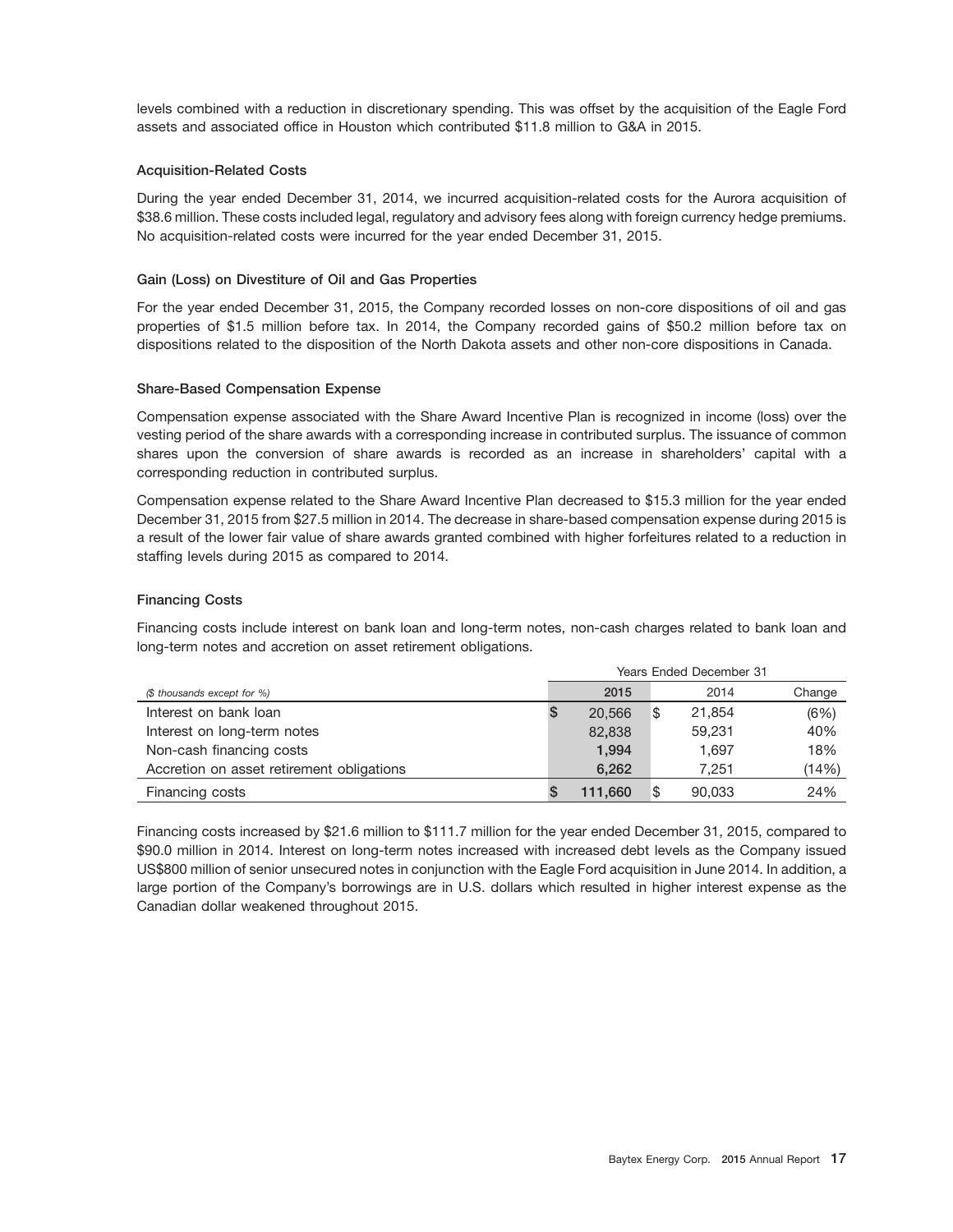levels combined with a reduction in discretionary spending. This was offset by the acquisition of the Eagle Ford assets and associated office in Houston which contributed $11.8 million to G&A in 2015.

### Acquisition-Related Costs

During the year ended December 31, 2014, we incurred acquisition-related costs for the Aurora acquisition of $38.6 million. These costs included legal, regulatory and advisory fees along with foreign currency hedge premiums. No acquisition-related costs were incurred for the year ended December 31, 2015.

### Gain (Loss) on Divestiture of Oil and Gas Properties

For the year ended December 31, 2015, the Company recorded losses on non-core dispositions of oil and gas properties of $1.5 million before tax. In 2014, the Company recorded gains of $50.2 million before tax on dispositions related to the disposition of the North Dakota assets and other non-core dispositions in Canada.

### Share-Based Compensation Expense

Compensation expense associated with the Share Award Incentive Plan is recognized in income (loss) over the vesting period of the share awards with a corresponding increase in contributed surplus. The issuance of common shares upon the conversion of share awards is recorded as an increase in shareholders' capital with a corresponding reduction in contributed surplus.

Compensation expense related to the Share Award Incentive Plan decreased to $15.3 million for the year ended December 31, 2015 from $27.5 million in 2014. The decrease in share-based compensation expense during 2015 is a result of the lower fair value of share awards granted combined with higher forfeitures related to a reduction in staffing levels during 2015 as compared to 2014.

### Financing Costs

Financing costs include interest on bank loan and long-term notes, non-cash charges related to bank loan and long-term notes and accretion on asset retirement obligations.

| | Years Ended December 31 | | |
|---|---|---|---|
| *($ thousands except for %)* | **2015** | 2014 | Change |
| Interest on bank loan | **$ 20,566** | $ 21,854 | (6%) |
| Interest on long-term notes | **82,838** | 59,231 | 40% |
| Non-cash financing costs | **1,994** | 1,697 | 18% |
| Accretion on asset retirement obligations | **6,262** | 7,251 | (14%) |
| Financing costs | **$ 111,660** | $ 90,033 | 24% |

Financing costs increased by $21.6 million to $111.7 million for the year ended December 31, 2015, compared to $90.0 million in 2014. Interest on long-term notes increased with increased debt levels as the Company issued US$800 million of senior unsecured notes in conjunction with the Eagle Ford acquisition in June 2014. In addition, a large portion of the Company's borrowings are in U.S. dollars which resulted in higher interest expense as the Canadian dollar weakened throughout 2015.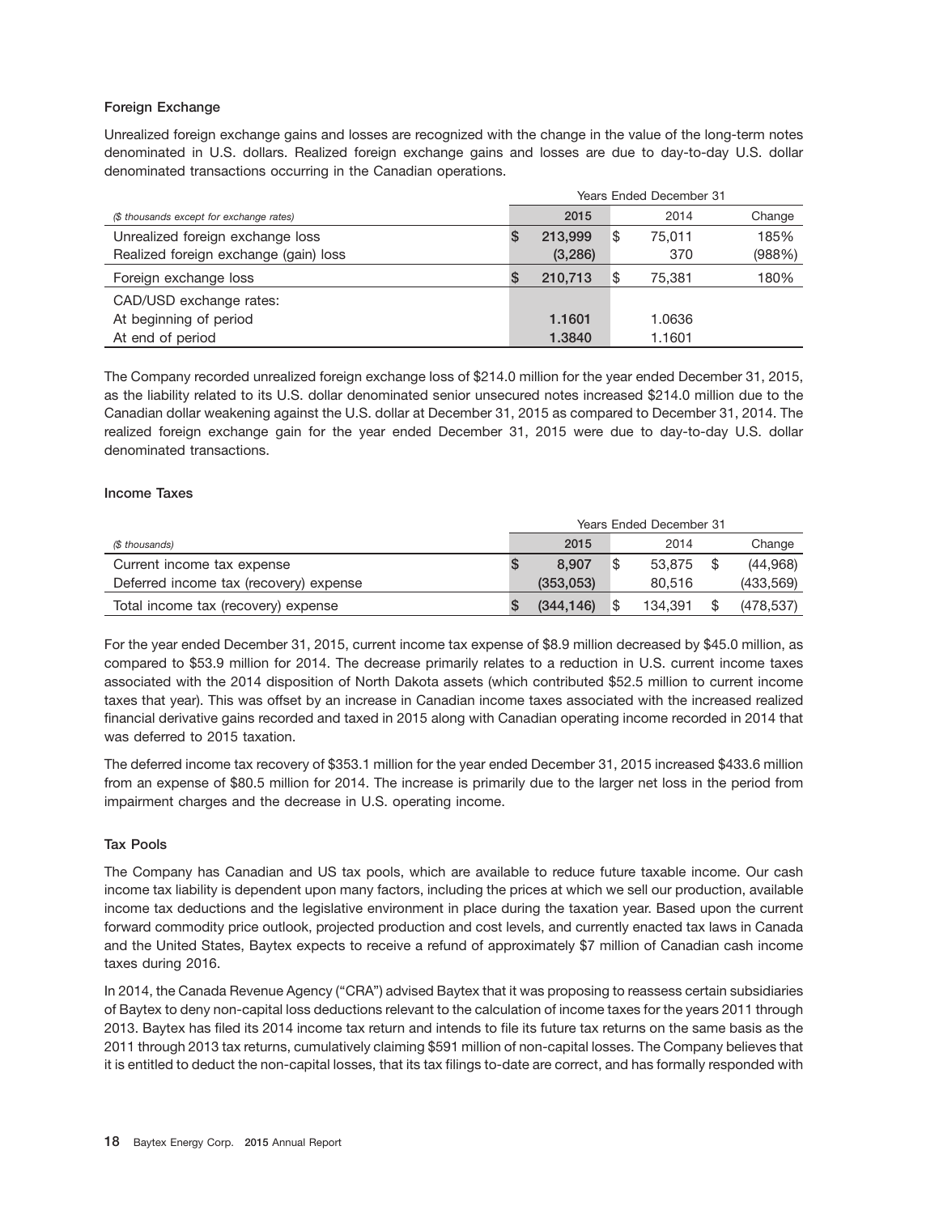### Foreign Exchange

Unrealized foreign exchange gains and losses are recognized with the change in the value of the long-term notes denominated in U.S. dollars. Realized foreign exchange gains and losses are due to day-to-day U.S. dollar denominated transactions occurring in the Canadian operations.

| | Years Ended December 31 | | |
|---|---|---|---|
| *($ thousands except for exchange rates)* | **2015** | 2014 | Change |
| Unrealized foreign exchange loss | **$ 213,999** | $ 75,011 | 185% |
| Realized foreign exchange (gain) loss | **(3,286)** | 370 | (988%) |
| Foreign exchange loss | **$ 210,713** | $ 75,381 | 180% |
| CAD/USD exchange rates: | | | |
| At beginning of period | **1.1601** | 1.0636 | |
| At end of period | **1.3840** | 1.1601 | |

The Company recorded unrealized foreign exchange loss of $214.0 million for the year ended December 31, 2015, as the liability related to its U.S. dollar denominated senior unsecured notes increased $214.0 million due to the Canadian dollar weakening against the U.S. dollar at December 31, 2015 as compared to December 31, 2014. The realized foreign exchange gain for the year ended December 31, 2015 were due to day-to-day U.S. dollar denominated transactions.

### Income Taxes

| | Years Ended December 31 | | |
|---|---|---|---|
| *($ thousands)* | **2015** | 2014 | Change |
| Current income tax expense | **$ 8,907** | $ 53,875 | $ (44,968) |
| Deferred income tax (recovery) expense | **(353,053)** | 80,516 | (433,569) |
| Total income tax (recovery) expense | **$ (344,146)** | $ 134,391 | $ (478,537) |

For the year ended December 31, 2015, current income tax expense of $8.9 million decreased by $45.0 million, as compared to $53.9 million for 2014. The decrease primarily relates to a reduction in U.S. current income taxes associated with the 2014 disposition of North Dakota assets (which contributed $52.5 million to current income taxes that year). This was offset by an increase in Canadian income taxes associated with the increased realized financial derivative gains recorded and taxed in 2015 along with Canadian operating income recorded in 2014 that was deferred to 2015 taxation.

The deferred income tax recovery of $353.1 million for the year ended December 31, 2015 increased $433.6 million from an expense of $80.5 million for 2014. The increase is primarily due to the larger net loss in the period from impairment charges and the decrease in U.S. operating income.

### Tax Pools

The Company has Canadian and US tax pools, which are available to reduce future taxable income. Our cash income tax liability is dependent upon many factors, including the prices at which we sell our production, available income tax deductions and the legislative environment in place during the taxation year. Based upon the current forward commodity price outlook, projected production and cost levels, and currently enacted tax laws in Canada and the United States, Baytex expects to receive a refund of approximately $7 million of Canadian cash income taxes during 2016.

In 2014, the Canada Revenue Agency ("CRA") advised Baytex that it was proposing to reassess certain subsidiaries of Baytex to deny non-capital loss deductions relevant to the calculation of income taxes for the years 2011 through 2013. Baytex has filed its 2014 income tax return and intends to file its future tax returns on the same basis as the 2011 through 2013 tax returns, cumulatively claiming $591 million of non-capital losses. The Company believes that it is entitled to deduct the non-capital losses, that its tax filings to-date are correct, and has formally responded with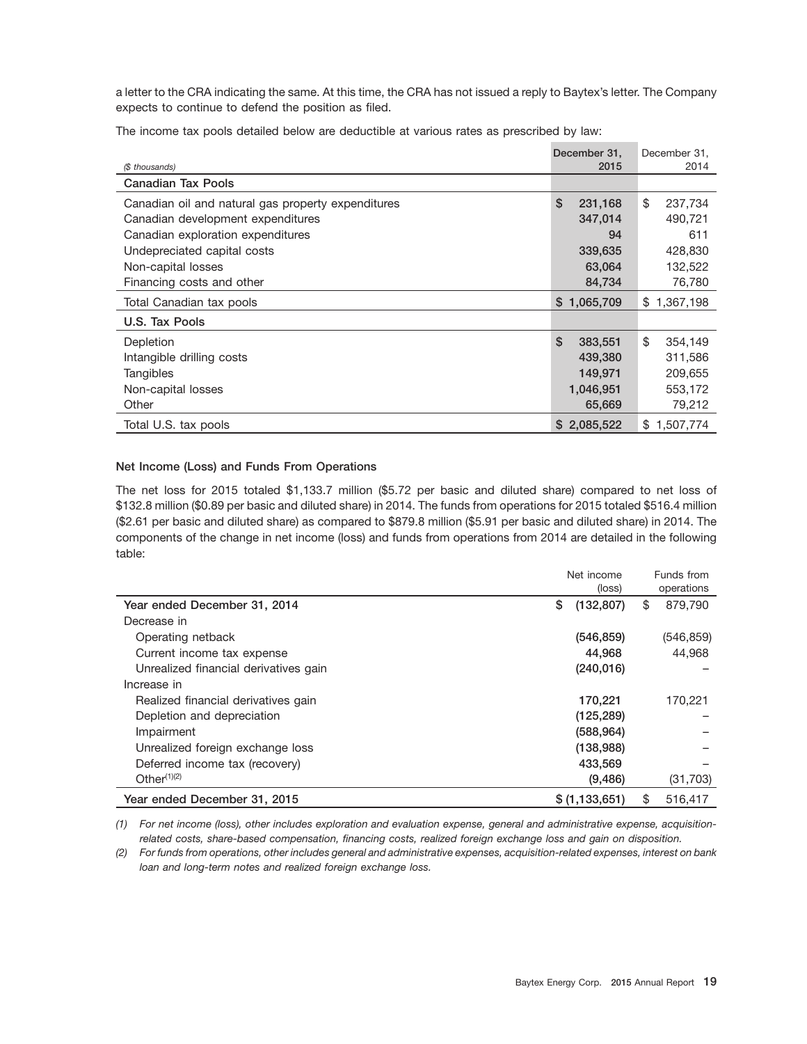a letter to the CRA indicating the same. At this time, the CRA has not issued a reply to Baytex's letter. The Company expects to continue to defend the position as filed.

The income tax pools detailed below are deductible at various rates as prescribed by law:

| ($ thousands) | December 31, 2015 | December 31, 2014 |
|---|---|---|
| **Canadian Tax Pools** | | |
| Canadian oil and natural gas property expenditures | $ 231,168 | $ 237,734 |
| Canadian development expenditures | 347,014 | 490,721 |
| Canadian exploration expenditures | 94 | 611 |
| Undepreciated capital costs | 339,635 | 428,830 |
| Non-capital losses | 63,064 | 132,522 |
| Financing costs and other | 84,734 | 76,780 |
| Total Canadian tax pools | $ 1,065,709 | $ 1,367,198 |
| **U.S. Tax Pools** | | |
| Depletion | $ 383,551 | $ 354,149 |
| Intangible drilling costs | 439,380 | 311,586 |
| Tangibles | 149,971 | 209,655 |
| Non-capital losses | 1,046,951 | 553,172 |
| Other | 65,669 | 79,212 |
| Total U.S. tax pools | $ 2,085,522 | $ 1,507,774 |

**Net Income (Loss) and Funds From Operations**

The net loss for 2015 totaled $1,133.7 million ($5.72 per basic and diluted share) compared to net loss of $132.8 million ($0.89 per basic and diluted share) in 2014. The funds from operations for 2015 totaled $516.4 million ($2.61 per basic and diluted share) as compared to $879.8 million ($5.91 per basic and diluted share) in 2014. The components of the change in net income (loss) and funds from operations from 2014 are detailed in the following table:

| | Net income (loss) | Funds from operations |
|---|---|---|
| **Year ended December 31, 2014** | $ (132,807) | $ 879,790 |
| Decrease in | | |
| Operating netback | (546,859) | (546,859) |
| Current income tax expense | 44,968 | 44,968 |
| Unrealized financial derivatives gain | (240,016) | – |
| Increase in | | |
| Realized financial derivatives gain | 170,221 | 170,221 |
| Depletion and depreciation | (125,289) | – |
| Impairment | (588,964) | – |
| Unrealized foreign exchange loss | (138,988) | – |
| Deferred income tax (recovery) | 433,569 | – |
| Other[(1)(2)] | (9,486) | (31,703) |
| **Year ended December 31, 2015** | $ (1,133,651) | $ 516,417 |

*(1) For net income (loss), other includes exploration and evaluation expense, general and administrative expense, acquisition-related costs, share-based compensation, financing costs, realized foreign exchange loss and gain on disposition.*

*(2) For funds from operations, other includes general and administrative expenses, acquisition-related expenses, interest on bank loan and long-term notes and realized foreign exchange loss.*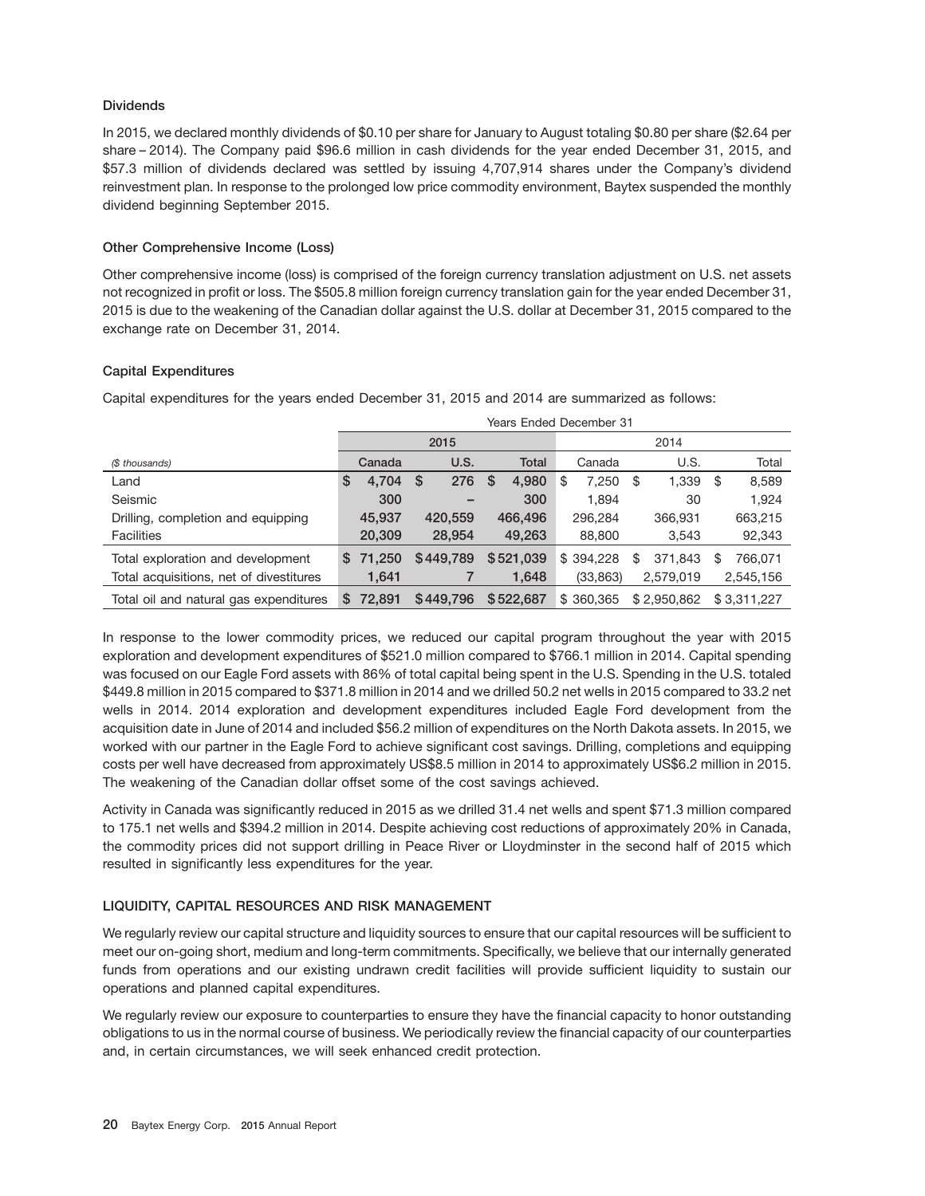### Dividends

In 2015, we declared monthly dividends of $0.10 per share for January to August totaling $0.80 per share ($2.64 per share – 2014). The Company paid $96.6 million in cash dividends for the year ended December 31, 2015, and $57.3 million of dividends declared was settled by issuing 4,707,914 shares under the Company's dividend reinvestment plan. In response to the prolonged low price commodity environment, Baytex suspended the monthly dividend beginning September 2015.

### Other Comprehensive Income (Loss)

Other comprehensive income (loss) is comprised of the foreign currency translation adjustment on U.S. net assets not recognized in profit or loss. The $505.8 million foreign currency translation gain for the year ended December 31, 2015 is due to the weakening of the Canadian dollar against the U.S. dollar at December 31, 2015 compared to the exchange rate on December 31, 2014.

### Capital Expenditures

Capital expenditures for the years ended December 31, 2015 and 2014 are summarized as follows:

| | Years Ended December 31 | | | | | |
|---|---|---|---|---|---|---|
| | 2015 | | | 2014 | | |
| *($ thousands)* | Canada | U.S. | Total | Canada | U.S. | Total |
| Land | $ 4,704 | $ 276 | $ 4,980 | $ 7,250 | $ 1,339 | $ 8,589 |
| Seismic | 300 | – | 300 | 1,894 | 30 | 1,924 |
| Drilling, completion and equipping | 45,937 | 420,559 | 466,496 | 296,284 | 366,931 | 663,215 |
| Facilities | 20,309 | 28,954 | 49,263 | 88,800 | 3,543 | 92,343 |
| Total exploration and development | $ 71,250 | $449,789 | $521,039 | $ 394,228 | $ 371,843 | $ 766,071 |
| Total acquisitions, net of divestitures | 1,641 | 7 | 1,648 | (33,863) | 2,579,019 | 2,545,156 |
| Total oil and natural gas expenditures | $ 72,891 | $449,796 | $522,687 | $ 360,365 | $ 2,950,862 | $ 3,311,227 |

In response to the lower commodity prices, we reduced our capital program throughout the year with 2015 exploration and development expenditures of $521.0 million compared to $766.1 million in 2014. Capital spending was focused on our Eagle Ford assets with 86% of total capital being spent in the U.S. Spending in the U.S. totaled $449.8 million in 2015 compared to $371.8 million in 2014 and we drilled 50.2 net wells in 2015 compared to 33.2 net wells in 2014. 2014 exploration and development expenditures included Eagle Ford development from the acquisition date in June of 2014 and included $56.2 million of expenditures on the North Dakota assets. In 2015, we worked with our partner in the Eagle Ford to achieve significant cost savings. Drilling, completions and equipping costs per well have decreased from approximately US$8.5 million in 2014 to approximately US$6.2 million in 2015. The weakening of the Canadian dollar offset some of the cost savings achieved.

Activity in Canada was significantly reduced in 2015 as we drilled 31.4 net wells and spent $71.3 million compared to 175.1 net wells and $394.2 million in 2014. Despite achieving cost reductions of approximately 20% in Canada, the commodity prices did not support drilling in Peace River or Lloydminster in the second half of 2015 which resulted in significantly less expenditures for the year.

## LIQUIDITY, CAPITAL RESOURCES AND RISK MANAGEMENT

We regularly review our capital structure and liquidity sources to ensure that our capital resources will be sufficient to meet our on-going short, medium and long-term commitments. Specifically, we believe that our internally generated funds from operations and our existing undrawn credit facilities will provide sufficient liquidity to sustain our operations and planned capital expenditures.

We regularly review our exposure to counterparties to ensure they have the financial capacity to honor outstanding obligations to us in the normal course of business. We periodically review the financial capacity of our counterparties and, in certain circumstances, we will seek enhanced credit protection.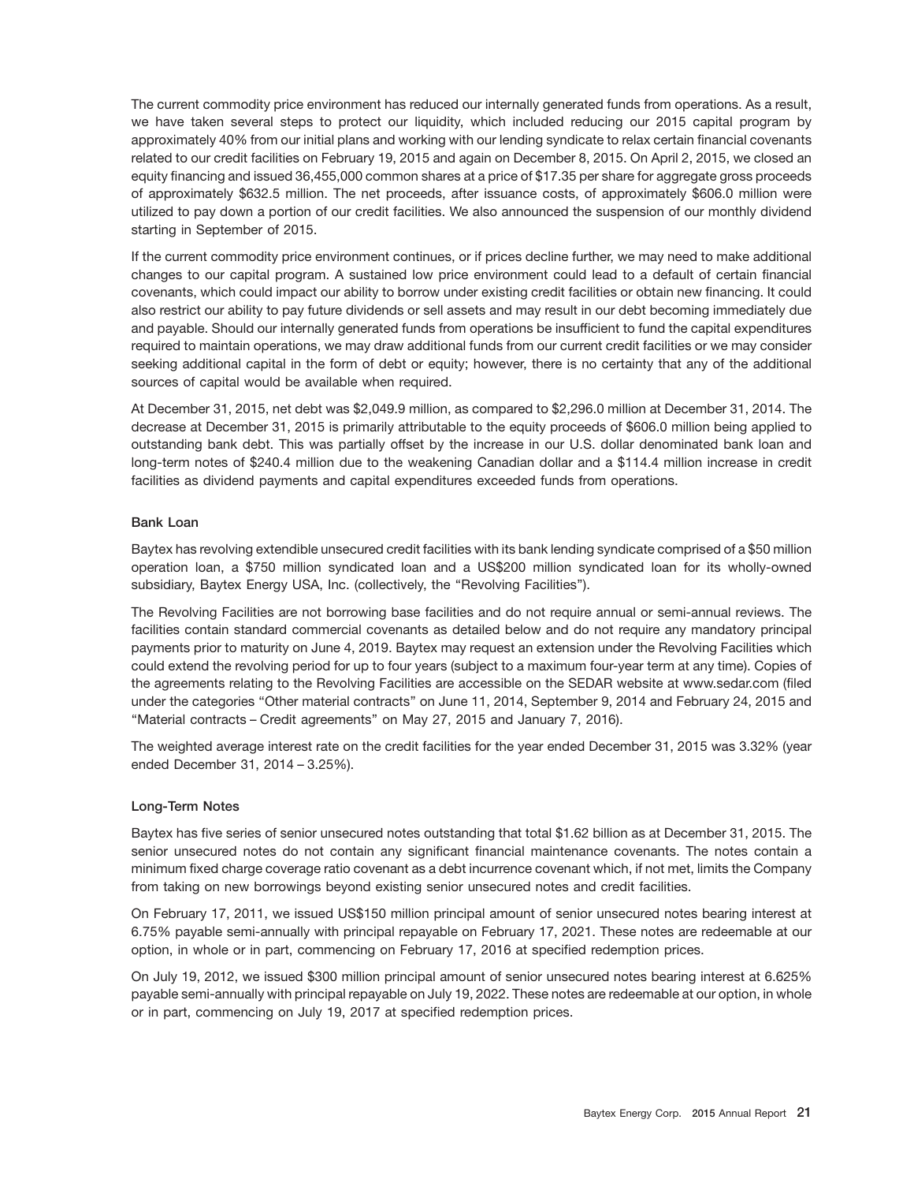The current commodity price environment has reduced our internally generated funds from operations. As a result, we have taken several steps to protect our liquidity, which included reducing our 2015 capital program by approximately 40% from our initial plans and working with our lending syndicate to relax certain financial covenants related to our credit facilities on February 19, 2015 and again on December 8, 2015. On April 2, 2015, we closed an equity financing and issued 36,455,000 common shares at a price of $17.35 per share for aggregate gross proceeds of approximately $632.5 million. The net proceeds, after issuance costs, of approximately $606.0 million were utilized to pay down a portion of our credit facilities. We also announced the suspension of our monthly dividend starting in September of 2015.

If the current commodity price environment continues, or if prices decline further, we may need to make additional changes to our capital program. A sustained low price environment could lead to a default of certain financial covenants, which could impact our ability to borrow under existing credit facilities or obtain new financing. It could also restrict our ability to pay future dividends or sell assets and may result in our debt becoming immediately due and payable. Should our internally generated funds from operations be insufficient to fund the capital expenditures required to maintain operations, we may draw additional funds from our current credit facilities or we may consider seeking additional capital in the form of debt or equity; however, there is no certainty that any of the additional sources of capital would be available when required.

At December 31, 2015, net debt was $2,049.9 million, as compared to $2,296.0 million at December 31, 2014. The decrease at December 31, 2015 is primarily attributable to the equity proceeds of $606.0 million being applied to outstanding bank debt. This was partially offset by the increase in our U.S. dollar denominated bank loan and long-term notes of $240.4 million due to the weakening Canadian dollar and a $114.4 million increase in credit facilities as dividend payments and capital expenditures exceeded funds from operations.

### Bank Loan

Baytex has revolving extendible unsecured credit facilities with its bank lending syndicate comprised of a $50 million operation loan, a $750 million syndicated loan and a US$200 million syndicated loan for its wholly-owned subsidiary, Baytex Energy USA, Inc. (collectively, the "Revolving Facilities").

The Revolving Facilities are not borrowing base facilities and do not require annual or semi-annual reviews. The facilities contain standard commercial covenants as detailed below and do not require any mandatory principal payments prior to maturity on June 4, 2019. Baytex may request an extension under the Revolving Facilities which could extend the revolving period for up to four years (subject to a maximum four-year term at any time). Copies of the agreements relating to the Revolving Facilities are accessible on the SEDAR website at www.sedar.com (filed under the categories "Other material contracts" on June 11, 2014, September 9, 2014 and February 24, 2015 and "Material contracts – Credit agreements" on May 27, 2015 and January 7, 2016).

The weighted average interest rate on the credit facilities for the year ended December 31, 2015 was 3.32% (year ended December 31, 2014 – 3.25%).

### Long-Term Notes

Baytex has five series of senior unsecured notes outstanding that total $1.62 billion as at December 31, 2015. The senior unsecured notes do not contain any significant financial maintenance covenants. The notes contain a minimum fixed charge coverage ratio covenant as a debt incurrence covenant which, if not met, limits the Company from taking on new borrowings beyond existing senior unsecured notes and credit facilities.

On February 17, 2011, we issued US$150 million principal amount of senior unsecured notes bearing interest at 6.75% payable semi-annually with principal repayable on February 17, 2021. These notes are redeemable at our option, in whole or in part, commencing on February 17, 2016 at specified redemption prices.

On July 19, 2012, we issued $300 million principal amount of senior unsecured notes bearing interest at 6.625% payable semi-annually with principal repayable on July 19, 2022. These notes are redeemable at our option, in whole or in part, commencing on July 19, 2017 at specified redemption prices.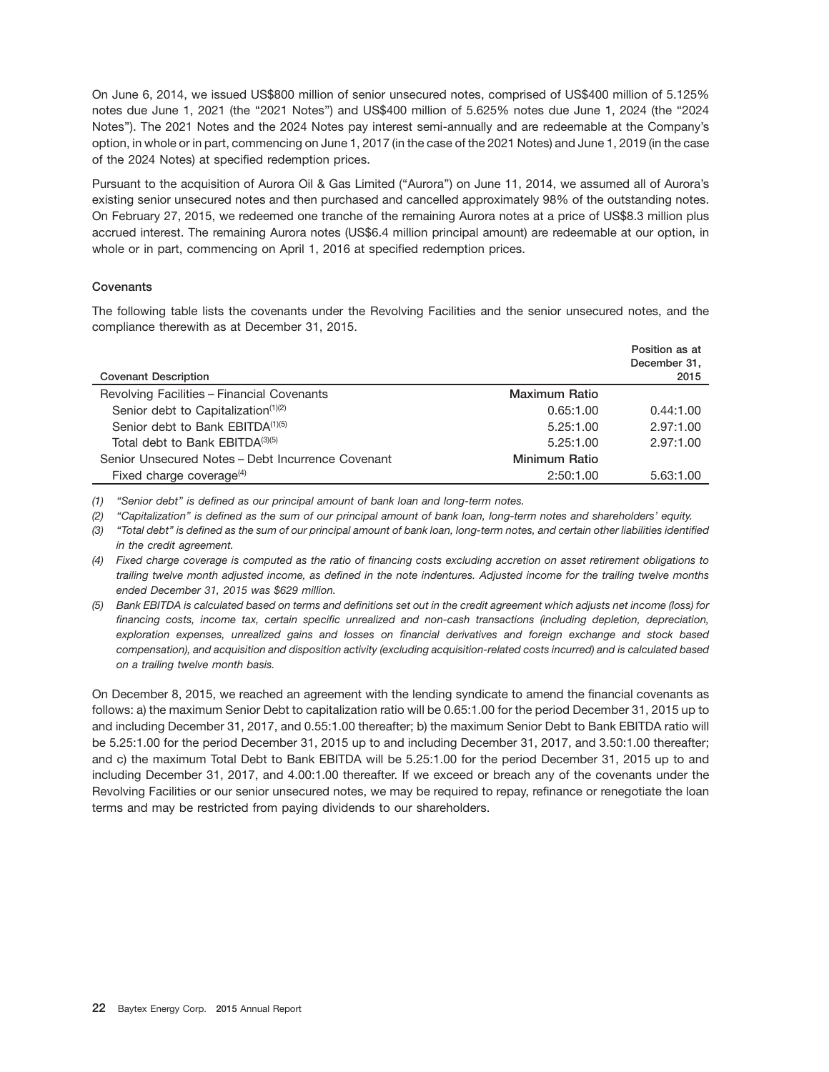On June 6, 2014, we issued US$800 million of senior unsecured notes, comprised of US$400 million of 5.125% notes due June 1, 2021 (the "2021 Notes") and US$400 million of 5.625% notes due June 1, 2024 (the "2024 Notes"). The 2021 Notes and the 2024 Notes pay interest semi-annually and are redeemable at the Company's option, in whole or in part, commencing on June 1, 2017 (in the case of the 2021 Notes) and June 1, 2019 (in the case of the 2024 Notes) at specified redemption prices.

Pursuant to the acquisition of Aurora Oil & Gas Limited ("Aurora") on June 11, 2014, we assumed all of Aurora's existing senior unsecured notes and then purchased and cancelled approximately 98% of the outstanding notes. On February 27, 2015, we redeemed one tranche of the remaining Aurora notes at a price of US$8.3 million plus accrued interest. The remaining Aurora notes (US$6.4 million principal amount) are redeemable at our option, in whole or in part, commencing on April 1, 2016 at specified redemption prices.

### Covenants

The following table lists the covenants under the Revolving Facilities and the senior unsecured notes, and the compliance therewith as at December 31, 2015.

| Covenant Description | | Position as at December 31, 2015 |
|---|---|---|
| Revolving Facilities – Financial Covenants | **Maximum Ratio** | |
| Senior debt to Capitalization[1][2] | 0.65:1.00 | 0.44:1.00 |
| Senior debt to Bank EBITDA[1][5] | 5.25:1.00 | 2.97:1.00 |
| Total debt to Bank EBITDA[3][5] | 5.25:1.00 | 2.97:1.00 |
| Senior Unsecured Notes – Debt Incurrence Covenant | **Minimum Ratio** | |
| Fixed charge coverage[4] | 2:50:1.00 | 5.63:1.00 |

*(1) "Senior debt" is defined as our principal amount of bank loan and long-term notes.*

*(2) "Capitalization" is defined as the sum of our principal amount of bank loan, long-term notes and shareholders' equity.*

*(3) "Total debt" is defined as the sum of our principal amount of bank loan, long-term notes, and certain other liabilities identified in the credit agreement.*

*(4) Fixed charge coverage is computed as the ratio of financing costs excluding accretion on asset retirement obligations to trailing twelve month adjusted income, as defined in the note indentures. Adjusted income for the trailing twelve months ended December 31, 2015 was $629 million.*

*(5) Bank EBITDA is calculated based on terms and definitions set out in the credit agreement which adjusts net income (loss) for financing costs, income tax, certain specific unrealized and non-cash transactions (including depletion, depreciation, exploration expenses, unrealized gains and losses on financial derivatives and foreign exchange and stock based compensation), and acquisition and disposition activity (excluding acquisition-related costs incurred) and is calculated based on a trailing twelve month basis.*

On December 8, 2015, we reached an agreement with the lending syndicate to amend the financial covenants as follows: a) the maximum Senior Debt to capitalization ratio will be 0.65:1.00 for the period December 31, 2015 up to and including December 31, 2017, and 0.55:1.00 thereafter; b) the maximum Senior Debt to Bank EBITDA ratio will be 5.25:1.00 for the period December 31, 2015 up to and including December 31, 2017, and 3.50:1.00 thereafter; and c) the maximum Total Debt to Bank EBITDA will be 5.25:1.00 for the period December 31, 2015 up to and including December 31, 2017, and 4.00:1.00 thereafter. If we exceed or breach any of the covenants under the Revolving Facilities or our senior unsecured notes, we may be required to repay, refinance or renegotiate the loan terms and may be restricted from paying dividends to our shareholders.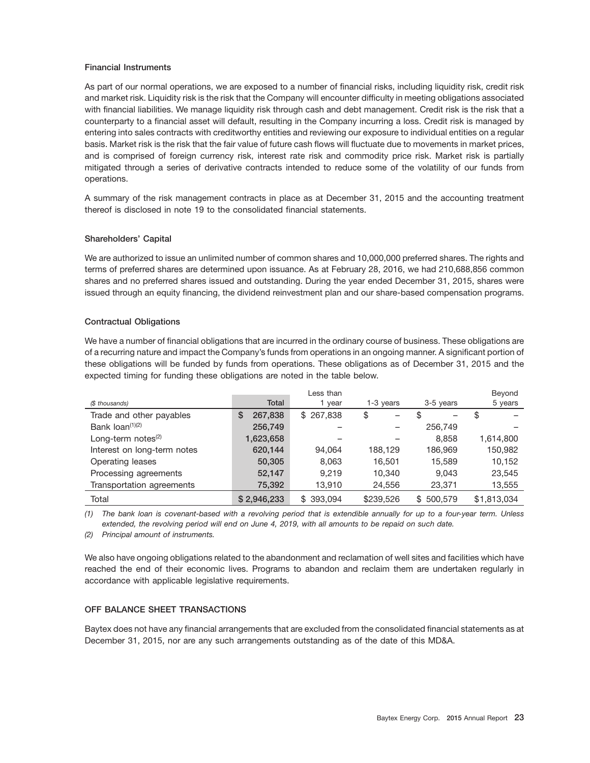### Financial Instruments

As part of our normal operations, we are exposed to a number of financial risks, including liquidity risk, credit risk and market risk. Liquidity risk is the risk that the Company will encounter difficulty in meeting obligations associated with financial liabilities. We manage liquidity risk through cash and debt management. Credit risk is the risk that a counterparty to a financial asset will default, resulting in the Company incurring a loss. Credit risk is managed by entering into sales contracts with creditworthy entities and reviewing our exposure to individual entities on a regular basis. Market risk is the risk that the fair value of future cash flows will fluctuate due to movements in market prices, and is comprised of foreign currency risk, interest rate risk and commodity price risk. Market risk is partially mitigated through a series of derivative contracts intended to reduce some of the volatility of our funds from operations.

A summary of the risk management contracts in place as at December 31, 2015 and the accounting treatment thereof is disclosed in note 19 to the consolidated financial statements.

### Shareholders' Capital

We are authorized to issue an unlimited number of common shares and 10,000,000 preferred shares. The rights and terms of preferred shares are determined upon issuance. As at February 28, 2016, we had 210,688,856 common shares and no preferred shares issued and outstanding. During the year ended December 31, 2015, shares were issued through an equity financing, the dividend reinvestment plan and our share-based compensation programs.

### Contractual Obligations

We have a number of financial obligations that are incurred in the ordinary course of business. These obligations are of a recurring nature and impact the Company's funds from operations in an ongoing manner. A significant portion of these obligations will be funded by funds from operations. These obligations as of December 31, 2015 and the expected timing for funding these obligations are noted in the table below.

| *($ thousands)* | Total | Less than 1 year | 1-3 years | 3-5 years | Beyond 5 years |
|---|---|---|---|---|---|
| Trade and other payables | $ 267,838 | $ 267,838 | $ – | $ – | $ – |
| Bank loan[1][2] | 256,749 | – | – | 256,749 | – |
| Long-term notes[2] | 1,623,658 | – | – | 8,858 | 1,614,800 |
| Interest on long-term notes | 620,144 | 94,064 | 188,129 | 186,969 | 150,982 |
| Operating leases | 50,305 | 8,063 | 16,501 | 15,589 | 10,152 |
| Processing agreements | 52,147 | 9,219 | 10,340 | 9,043 | 23,545 |
| Transportation agreements | 75,392 | 13,910 | 24,556 | 23,371 | 13,555 |
| Total | $ 2,946,233 | $ 393,094 | $239,526 | $ 500,579 | $1,813,034 |

*(1) The bank loan is covenant-based with a revolving period that is extendible annually for up to a four-year term. Unless extended, the revolving period will end on June 4, 2019, with all amounts to be repaid on such date.*

*(2) Principal amount of instruments.*

We also have ongoing obligations related to the abandonment and reclamation of well sites and facilities which have reached the end of their economic lives. Programs to abandon and reclaim them are undertaken regularly in accordance with applicable legislative requirements.

## OFF BALANCE SHEET TRANSACTIONS

Baytex does not have any financial arrangements that are excluded from the consolidated financial statements as at December 31, 2015, nor are any such arrangements outstanding as of the date of this MD&A.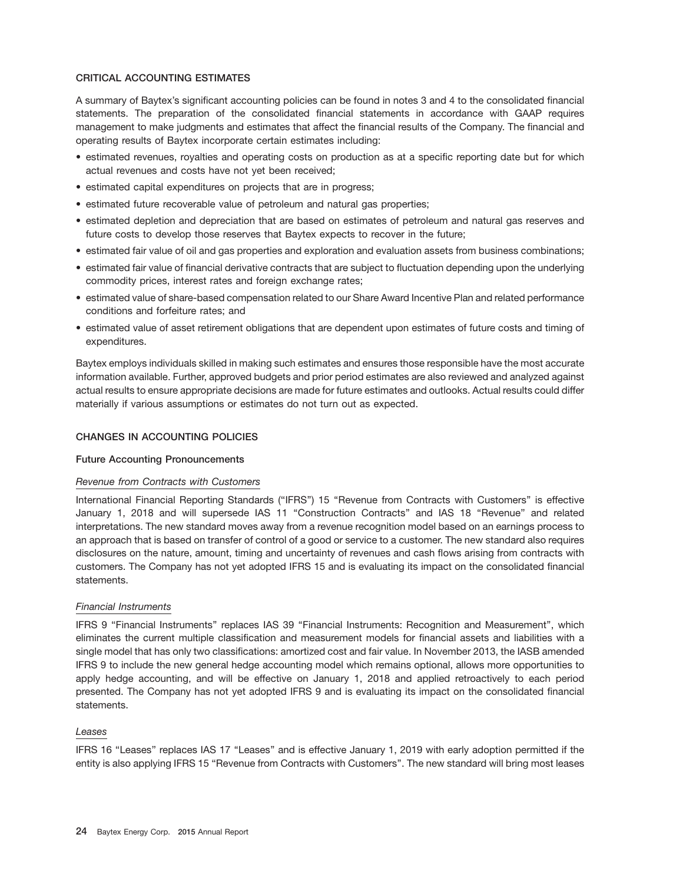## CRITICAL ACCOUNTING ESTIMATES

A summary of Baytex's significant accounting policies can be found in notes 3 and 4 to the consolidated financial statements. The preparation of the consolidated financial statements in accordance with GAAP requires management to make judgments and estimates that affect the financial results of the Company. The financial and operating results of Baytex incorporate certain estimates including:

- estimated revenues, royalties and operating costs on production as at a specific reporting date but for which actual revenues and costs have not yet been received;
- estimated capital expenditures on projects that are in progress;
- estimated future recoverable value of petroleum and natural gas properties;
- estimated depletion and depreciation that are based on estimates of petroleum and natural gas reserves and future costs to develop those reserves that Baytex expects to recover in the future;
- estimated fair value of oil and gas properties and exploration and evaluation assets from business combinations;
- estimated fair value of financial derivative contracts that are subject to fluctuation depending upon the underlying commodity prices, interest rates and foreign exchange rates;
- estimated value of share-based compensation related to our Share Award Incentive Plan and related performance conditions and forfeiture rates; and
- estimated value of asset retirement obligations that are dependent upon estimates of future costs and timing of expenditures.

Baytex employs individuals skilled in making such estimates and ensures those responsible have the most accurate information available. Further, approved budgets and prior period estimates are also reviewed and analyzed against actual results to ensure appropriate decisions are made for future estimates and outlooks. Actual results could differ materially if various assumptions or estimates do not turn out as expected.

## CHANGES IN ACCOUNTING POLICIES

### Future Accounting Pronouncements

*Revenue from Contracts with Customers*

International Financial Reporting Standards ("IFRS") 15 "Revenue from Contracts with Customers" is effective January 1, 2018 and will supersede IAS 11 "Construction Contracts" and IAS 18 "Revenue" and related interpretations. The new standard moves away from a revenue recognition model based on an earnings process to an approach that is based on transfer of control of a good or service to a customer. The new standard also requires disclosures on the nature, amount, timing and uncertainty of revenues and cash flows arising from contracts with customers. The Company has not yet adopted IFRS 15 and is evaluating its impact on the consolidated financial statements.

*Financial Instruments*

IFRS 9 "Financial Instruments" replaces IAS 39 "Financial Instruments: Recognition and Measurement", which eliminates the current multiple classification and measurement models for financial assets and liabilities with a single model that has only two classifications: amortized cost and fair value. In November 2013, the IASB amended IFRS 9 to include the new general hedge accounting model which remains optional, allows more opportunities to apply hedge accounting, and will be effective on January 1, 2018 and applied retroactively to each period presented. The Company has not yet adopted IFRS 9 and is evaluating its impact on the consolidated financial statements.

*Leases*

IFRS 16 "Leases" replaces IAS 17 "Leases" and is effective January 1, 2019 with early adoption permitted if the entity is also applying IFRS 15 "Revenue from Contracts with Customers". The new standard will bring most leases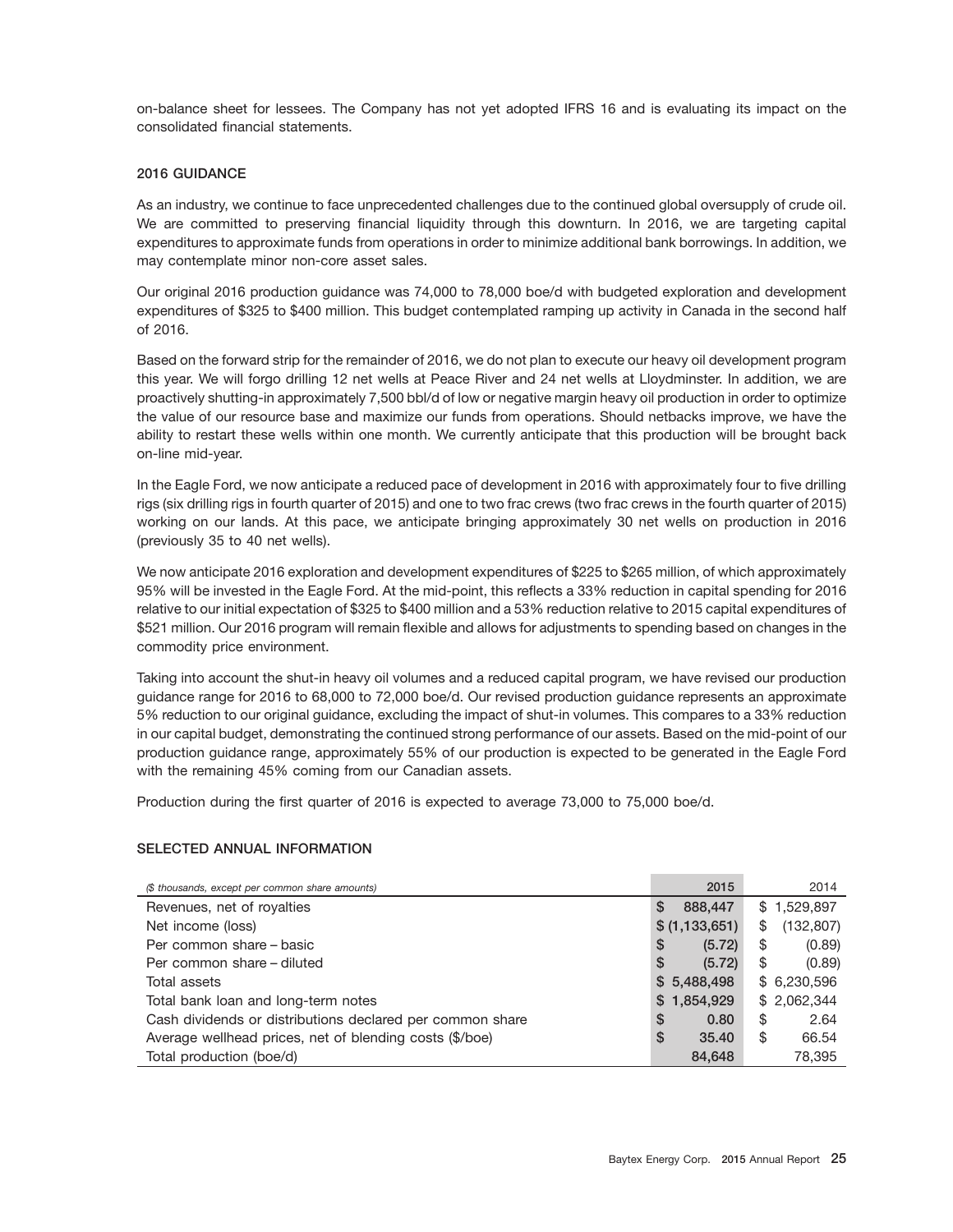on-balance sheet for lessees. The Company has not yet adopted IFRS 16 and is evaluating its impact on the consolidated financial statements.

## 2016 GUIDANCE

As an industry, we continue to face unprecedented challenges due to the continued global oversupply of crude oil. We are committed to preserving financial liquidity through this downturn. In 2016, we are targeting capital expenditures to approximate funds from operations in order to minimize additional bank borrowings. In addition, we may contemplate minor non-core asset sales.

Our original 2016 production guidance was 74,000 to 78,000 boe/d with budgeted exploration and development expenditures of $325 to $400 million. This budget contemplated ramping up activity in Canada in the second half of 2016.

Based on the forward strip for the remainder of 2016, we do not plan to execute our heavy oil development program this year. We will forgo drilling 12 net wells at Peace River and 24 net wells at Lloydminster. In addition, we are proactively shutting-in approximately 7,500 bbl/d of low or negative margin heavy oil production in order to optimize the value of our resource base and maximize our funds from operations. Should netbacks improve, we have the ability to restart these wells within one month. We currently anticipate that this production will be brought back on-line mid-year.

In the Eagle Ford, we now anticipate a reduced pace of development in 2016 with approximately four to five drilling rigs (six drilling rigs in fourth quarter of 2015) and one to two frac crews (two frac crews in the fourth quarter of 2015) working on our lands. At this pace, we anticipate bringing approximately 30 net wells on production in 2016 (previously 35 to 40 net wells).

We now anticipate 2016 exploration and development expenditures of $225 to $265 million, of which approximately 95% will be invested in the Eagle Ford. At the mid-point, this reflects a 33% reduction in capital spending for 2016 relative to our initial expectation of $325 to $400 million and a 53% reduction relative to 2015 capital expenditures of $521 million. Our 2016 program will remain flexible and allows for adjustments to spending based on changes in the commodity price environment.

Taking into account the shut-in heavy oil volumes and a reduced capital program, we have revised our production guidance range for 2016 to 68,000 to 72,000 boe/d. Our revised production guidance represents an approximate 5% reduction to our original guidance, excluding the impact of shut-in volumes. This compares to a 33% reduction in our capital budget, demonstrating the continued strong performance of our assets. Based on the mid-point of our production guidance range, approximately 55% of our production is expected to be generated in the Eagle Ford with the remaining 45% coming from our Canadian assets.

Production during the first quarter of 2016 is expected to average 73,000 to 75,000 boe/d.

## SELECTED ANNUAL INFORMATION

| *($ thousands, except per common share amounts)* | 2015 | 2014 |
|---|---|---|
| Revenues, net of royalties | $ 888,447 | $ 1,529,897 |
| Net income (loss) | $ (1,133,651) | $ (132,807) |
| Per common share – basic | $ (5.72) | $ (0.89) |
| Per common share – diluted | $ (5.72) | $ (0.89) |
| Total assets | $ 5,488,498 | $ 6,230,596 |
| Total bank loan and long-term notes | $ 1,854,929 | $ 2,062,344 |
| Cash dividends or distributions declared per common share | $ 0.80 | $ 2.64 |
| Average wellhead prices, net of blending costs ($/boe) | $ 35.40 | $ 66.54 |
| Total production (boe/d) | 84,648 | 78,395 |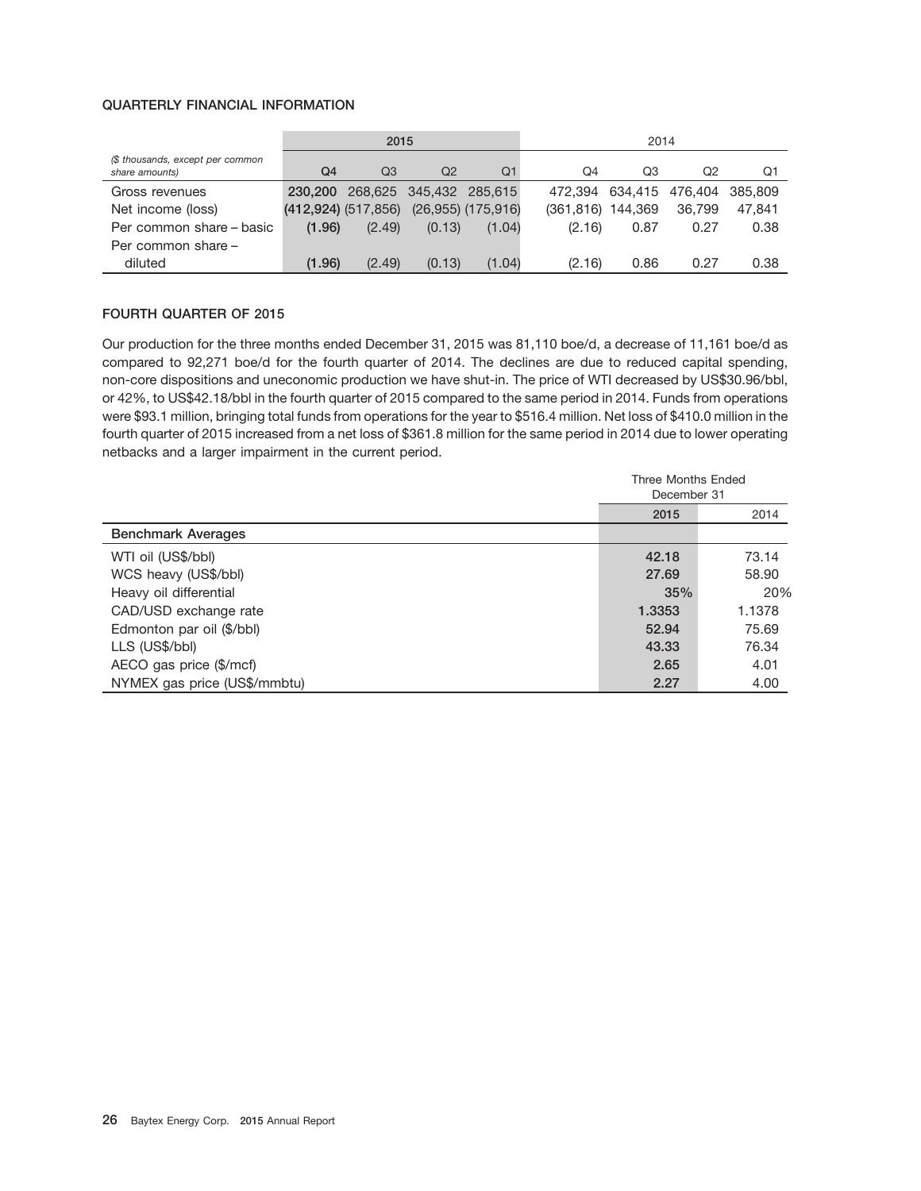### QUARTERLY FINANCIAL INFORMATION

| ($ thousands, except per common share amounts) | 2015 | | | | 2014 | | | |
|---|---|---|---|---|---|---|---|---|
| | Q4 | Q3 | Q2 | Q1 | Q4 | Q3 | Q2 | Q1 |
| Gross revenues | **230,200** | 268,625 | 345,432 | 285,615 | 472,394 | 634,415 | 476,404 | 385,809 |
| Net income (loss) | **(412,924)** | (517,856) | (26,955) | (175,916) | (361,816) | 144,369 | 36,799 | 47,841 |
| Per common share – basic | **(1.96)** | (2.49) | (0.13) | (1.04) | (2.16) | 0.87 | 0.27 | 0.38 |
| Per common share – diluted | **(1.96)** | (2.49) | (0.13) | (1.04) | (2.16) | 0.86 | 0.27 | 0.38 |

### FOURTH QUARTER OF 2015

Our production for the three months ended December 31, 2015 was 81,110 boe/d, a decrease of 11,161 boe/d as compared to 92,271 boe/d for the fourth quarter of 2014. The declines are due to reduced capital spending, non-core dispositions and uneconomic production we have shut-in. The price of WTI decreased by US$30.96/bbl, or 42%, to US$42.18/bbl in the fourth quarter of 2015 compared to the same period in 2014. Funds from operations were $93.1 million, bringing total funds from operations for the year to $516.4 million. Net loss of $410.0 million in the fourth quarter of 2015 increased from a net loss of $361.8 million for the same period in 2014 due to lower operating netbacks and a larger impairment in the current period.

| | Three Months Ended December 31 | |
|---|---|---|
| | 2015 | 2014 |
| **Benchmark Averages** | | |
| WTI oil (US$/bbl) | **42.18** | 73.14 |
| WCS heavy (US$/bbl) | **27.69** | 58.90 |
| Heavy oil differential | **35%** | 20% |
| CAD/USD exchange rate | **1.3353** | 1.1378 |
| Edmonton par oil ($/bbl) | **52.94** | 75.69 |
| LLS (US$/bbl) | **43.33** | 76.34 |
| AECO gas price ($/mcf) | **2.65** | 4.01 |
| NYMEX gas price (US$/mmbtu) | **2.27** | 4.00 |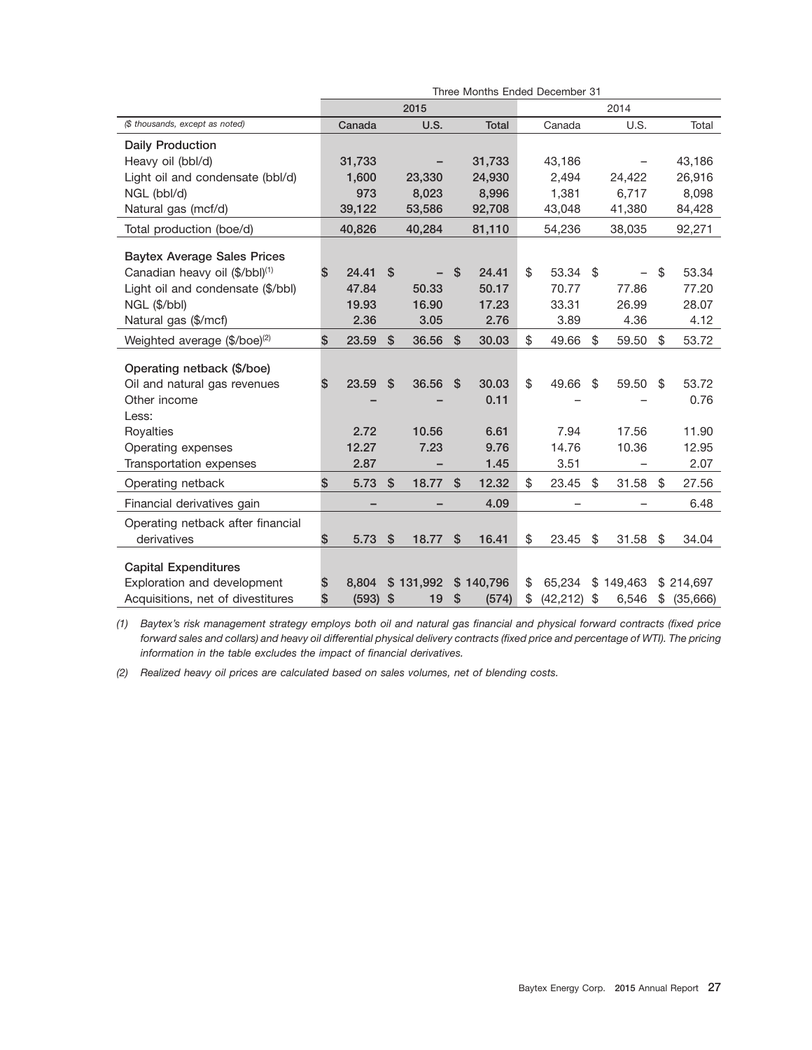| | Three Months Ended December 31 | | | | | |
|---|---|---|---|---|---|---|
| | 2015 | | | 2014 | | |
| *($ thousands, except as noted)* | Canada | U.S. | Total | Canada | U.S. | Total |
| **Daily Production** | | | | | | |
| Heavy oil (bbl/d) | 31,733 | – | 31,733 | 43,186 | – | 43,186 |
| Light oil and condensate (bbl/d) | 1,600 | 23,330 | 24,930 | 2,494 | 24,422 | 26,916 |
| NGL (bbl/d) | 973 | 8,023 | 8,996 | 1,381 | 6,717 | 8,098 |
| Natural gas (mcf/d) | 39,122 | 53,586 | 92,708 | 43,048 | 41,380 | 84,428 |
| Total production (boe/d) | 40,826 | 40,284 | 81,110 | 54,236 | 38,035 | 92,271 |
| **Baytex Average Sales Prices** | | | | | | |
| Canadian heavy oil ($/bbl)[1] | $ 24.41 | $ – | $ 24.41 | $ 53.34 | $ – | $ 53.34 |
| Light oil and condensate ($/bbl) | 47.84 | 50.33 | 50.17 | 70.77 | 77.86 | 77.20 |
| NGL ($/bbl) | 19.93 | 16.90 | 17.23 | 33.31 | 26.99 | 28.07 |
| Natural gas ($/mcf) | 2.36 | 3.05 | 2.76 | 3.89 | 4.36 | 4.12 |
| Weighted average ($/boe)[2] | $ 23.59 | $ 36.56 | $ 30.03 | $ 49.66 | $ 59.50 | $ 53.72 |
| **Operating netback ($/boe)** | | | | | | |
| Oil and natural gas revenues | $ 23.59 | $ 36.56 | $ 30.03 | $ 49.66 | $ 59.50 | $ 53.72 |
| Other income | – | – | 0.11 | – | – | 0.76 |
| Less: | | | | | | |
| Royalties | 2.72 | 10.56 | 6.61 | 7.94 | 17.56 | 11.90 |
| Operating expenses | 12.27 | 7.23 | 9.76 | 14.76 | 10.36 | 12.95 |
| Transportation expenses | 2.87 | – | 1.45 | 3.51 | – | 2.07 |
| Operating netback | $ 5.73 | $ 18.77 | $ 12.32 | $ 23.45 | $ 31.58 | $ 27.56 |
| Financial derivatives gain | – | – | 4.09 | – | – | 6.48 |
| Operating netback after financial derivatives | $ 5.73 | $ 18.77 | $ 16.41 | $ 23.45 | $ 31.58 | $ 34.04 |
| **Capital Expenditures** | | | | | | |
| Exploration and development | $ 8,804 | $ 131,992 | $ 140,796 | $ 65,234 | $ 149,463 | $ 214,697 |
| Acquisitions, net of divestitures | $ (593) | $ 19 | $ (574) | $ (42,212) | $ 6,546 | $ (35,666) |

*(1) Baytex's risk management strategy employs both oil and natural gas financial and physical forward contracts (fixed price forward sales and collars) and heavy oil differential physical delivery contracts (fixed price and percentage of WTI). The pricing information in the table excludes the impact of financial derivatives.*

*(2) Realized heavy oil prices are calculated based on sales volumes, net of blending costs.*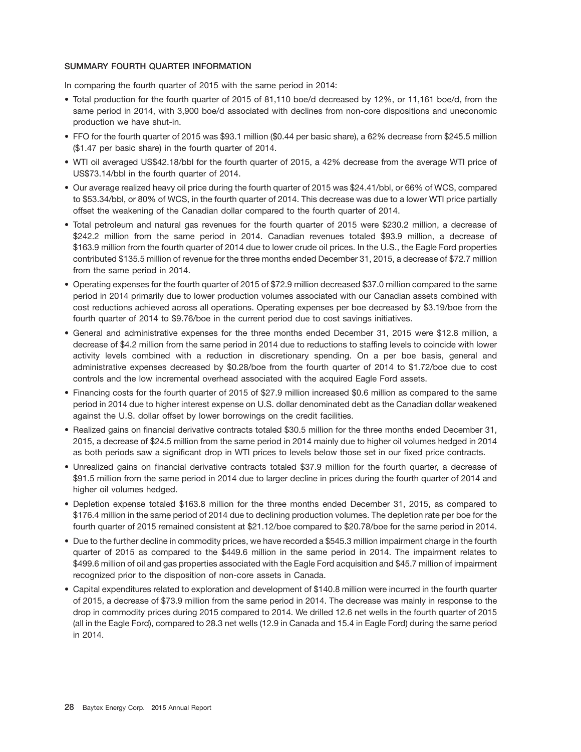## SUMMARY FOURTH QUARTER INFORMATION

In comparing the fourth quarter of 2015 with the same period in 2014:

- Total production for the fourth quarter of 2015 of 81,110 boe/d decreased by 12%, or 11,161 boe/d, from the same period in 2014, with 3,900 boe/d associated with declines from non-core dispositions and uneconomic production we have shut-in.
- FFO for the fourth quarter of 2015 was $93.1 million ($0.44 per basic share), a 62% decrease from $245.5 million ($1.47 per basic share) in the fourth quarter of 2014.
- WTI oil averaged US$42.18/bbl for the fourth quarter of 2015, a 42% decrease from the average WTI price of US$73.14/bbl in the fourth quarter of 2014.
- Our average realized heavy oil price during the fourth quarter of 2015 was $24.41/bbl, or 66% of WCS, compared to $53.34/bbl, or 80% of WCS, in the fourth quarter of 2014. This decrease was due to a lower WTI price partially offset the weakening of the Canadian dollar compared to the fourth quarter of 2014.
- Total petroleum and natural gas revenues for the fourth quarter of 2015 were $230.2 million, a decrease of $242.2 million from the same period in 2014. Canadian revenues totaled $93.9 million, a decrease of $163.9 million from the fourth quarter of 2014 due to lower crude oil prices. In the U.S., the Eagle Ford properties contributed $135.5 million of revenue for the three months ended December 31, 2015, a decrease of $72.7 million from the same period in 2014.
- Operating expenses for the fourth quarter of 2015 of $72.9 million decreased $37.0 million compared to the same period in 2014 primarily due to lower production volumes associated with our Canadian assets combined with cost reductions achieved across all operations. Operating expenses per boe decreased by $3.19/boe from the fourth quarter of 2014 to $9.76/boe in the current period due to cost savings initiatives.
- General and administrative expenses for the three months ended December 31, 2015 were $12.8 million, a decrease of $4.2 million from the same period in 2014 due to reductions to staffing levels to coincide with lower activity levels combined with a reduction in discretionary spending. On a per boe basis, general and administrative expenses decreased by $0.28/boe from the fourth quarter of 2014 to $1.72/boe due to cost controls and the low incremental overhead associated with the acquired Eagle Ford assets.
- Financing costs for the fourth quarter of 2015 of $27.9 million increased $0.6 million as compared to the same period in 2014 due to higher interest expense on U.S. dollar denominated debt as the Canadian dollar weakened against the U.S. dollar offset by lower borrowings on the credit facilities.
- Realized gains on financial derivative contracts totaled $30.5 million for the three months ended December 31, 2015, a decrease of $24.5 million from the same period in 2014 mainly due to higher oil volumes hedged in 2014 as both periods saw a significant drop in WTI prices to levels below those set in our fixed price contracts.
- Unrealized gains on financial derivative contracts totaled $37.9 million for the fourth quarter, a decrease of $91.5 million from the same period in 2014 due to larger decline in prices during the fourth quarter of 2014 and higher oil volumes hedged.
- Depletion expense totaled $163.8 million for the three months ended December 31, 2015, as compared to $176.4 million in the same period of 2014 due to declining production volumes. The depletion rate per boe for the fourth quarter of 2015 remained consistent at $21.12/boe compared to $20.78/boe for the same period in 2014.
- Due to the further decline in commodity prices, we have recorded a $545.3 million impairment charge in the fourth quarter of 2015 as compared to the $449.6 million in the same period in 2014. The impairment relates to $499.6 million of oil and gas properties associated with the Eagle Ford acquisition and $45.7 million of impairment recognized prior to the disposition of non-core assets in Canada.
- Capital expenditures related to exploration and development of $140.8 million were incurred in the fourth quarter of 2015, a decrease of $73.9 million from the same period in 2014. The decrease was mainly in response to the drop in commodity prices during 2015 compared to 2014. We drilled 12.6 net wells in the fourth quarter of 2015 (all in the Eagle Ford), compared to 28.3 net wells (12.9 in Canada and 15.4 in Eagle Ford) during the same period in 2014.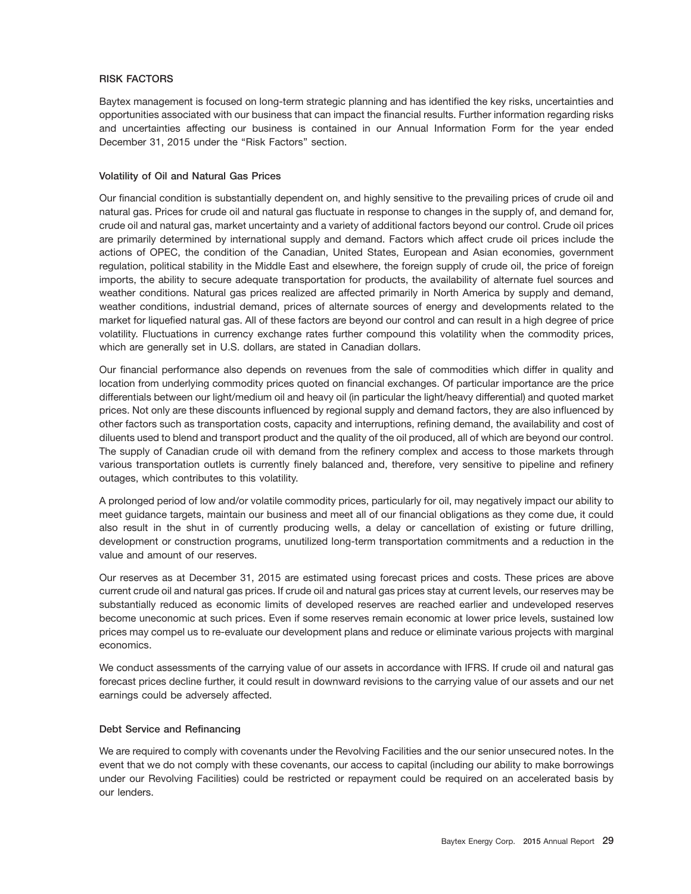## RISK FACTORS

Baytex management is focused on long-term strategic planning and has identified the key risks, uncertainties and opportunities associated with our business that can impact the financial results. Further information regarding risks and uncertainties affecting our business is contained in our Annual Information Form for the year ended December 31, 2015 under the "Risk Factors" section.

### Volatility of Oil and Natural Gas Prices

Our financial condition is substantially dependent on, and highly sensitive to the prevailing prices of crude oil and natural gas. Prices for crude oil and natural gas fluctuate in response to changes in the supply of, and demand for, crude oil and natural gas, market uncertainty and a variety of additional factors beyond our control. Crude oil prices are primarily determined by international supply and demand. Factors which affect crude oil prices include the actions of OPEC, the condition of the Canadian, United States, European and Asian economies, government regulation, political stability in the Middle East and elsewhere, the foreign supply of crude oil, the price of foreign imports, the ability to secure adequate transportation for products, the availability of alternate fuel sources and weather conditions. Natural gas prices realized are affected primarily in North America by supply and demand, weather conditions, industrial demand, prices of alternate sources of energy and developments related to the market for liquefied natural gas. All of these factors are beyond our control and can result in a high degree of price volatility. Fluctuations in currency exchange rates further compound this volatility when the commodity prices, which are generally set in U.S. dollars, are stated in Canadian dollars.

Our financial performance also depends on revenues from the sale of commodities which differ in quality and location from underlying commodity prices quoted on financial exchanges. Of particular importance are the price differentials between our light/medium oil and heavy oil (in particular the light/heavy differential) and quoted market prices. Not only are these discounts influenced by regional supply and demand factors, they are also influenced by other factors such as transportation costs, capacity and interruptions, refining demand, the availability and cost of diluents used to blend and transport product and the quality of the oil produced, all of which are beyond our control. The supply of Canadian crude oil with demand from the refinery complex and access to those markets through various transportation outlets is currently finely balanced and, therefore, very sensitive to pipeline and refinery outages, which contributes to this volatility.

A prolonged period of low and/or volatile commodity prices, particularly for oil, may negatively impact our ability to meet guidance targets, maintain our business and meet all of our financial obligations as they come due, it could also result in the shut in of currently producing wells, a delay or cancellation of existing or future drilling, development or construction programs, unutilized long-term transportation commitments and a reduction in the value and amount of our reserves.

Our reserves as at December 31, 2015 are estimated using forecast prices and costs. These prices are above current crude oil and natural gas prices. If crude oil and natural gas prices stay at current levels, our reserves may be substantially reduced as economic limits of developed reserves are reached earlier and undeveloped reserves become uneconomic at such prices. Even if some reserves remain economic at lower price levels, sustained low prices may compel us to re-evaluate our development plans and reduce or eliminate various projects with marginal economics.

We conduct assessments of the carrying value of our assets in accordance with IFRS. If crude oil and natural gas forecast prices decline further, it could result in downward revisions to the carrying value of our assets and our net earnings could be adversely affected.

### Debt Service and Refinancing

We are required to comply with covenants under the Revolving Facilities and the our senior unsecured notes. In the event that we do not comply with these covenants, our access to capital (including our ability to make borrowings under our Revolving Facilities) could be restricted or repayment could be required on an accelerated basis by our lenders.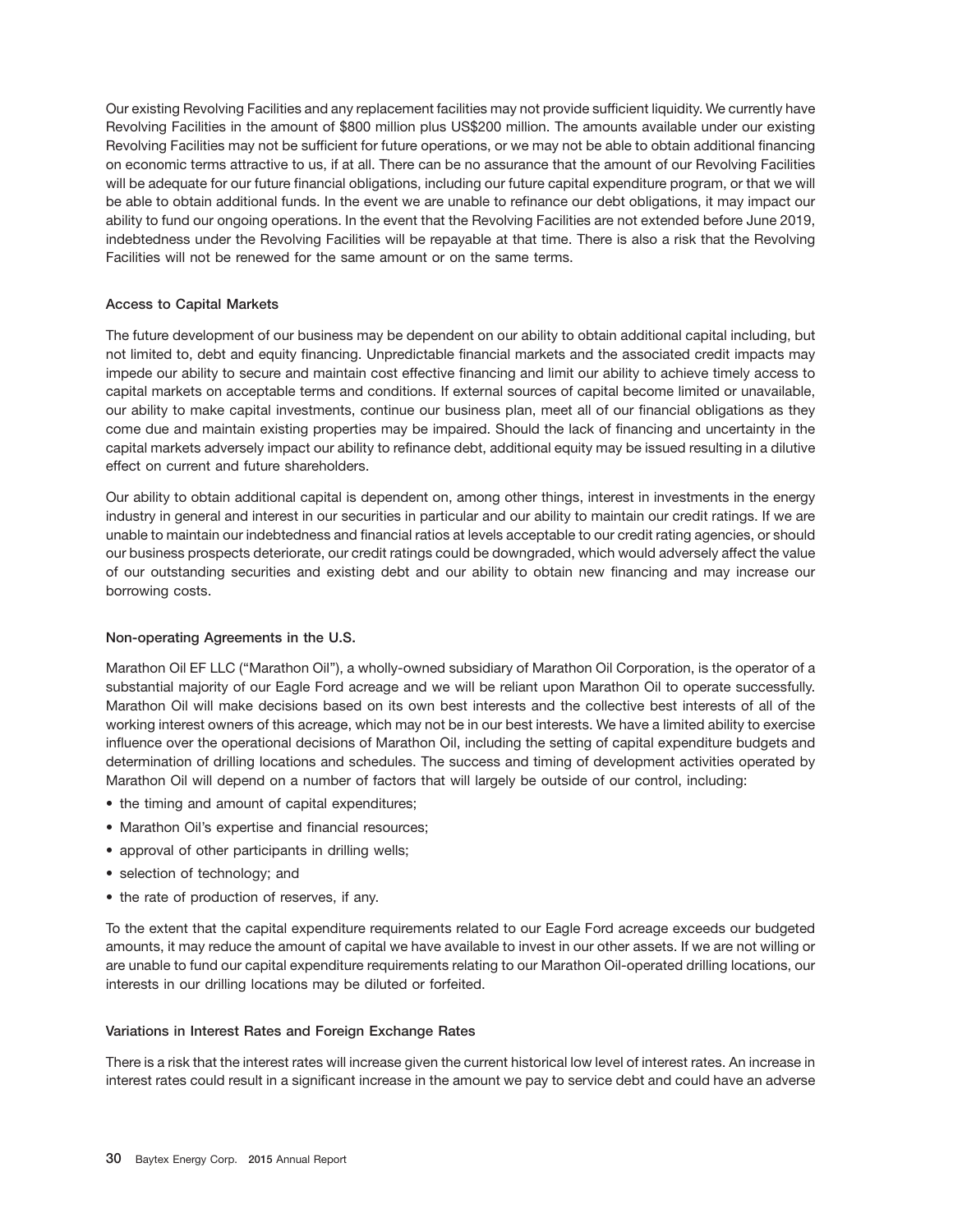Our existing Revolving Facilities and any replacement facilities may not provide sufficient liquidity. We currently have Revolving Facilities in the amount of $800 million plus US$200 million. The amounts available under our existing Revolving Facilities may not be sufficient for future operations, or we may not be able to obtain additional financing on economic terms attractive to us, if at all. There can be no assurance that the amount of our Revolving Facilities will be adequate for our future financial obligations, including our future capital expenditure program, or that we will be able to obtain additional funds. In the event we are unable to refinance our debt obligations, it may impact our ability to fund our ongoing operations. In the event that the Revolving Facilities are not extended before June 2019, indebtedness under the Revolving Facilities will be repayable at that time. There is also a risk that the Revolving Facilities will not be renewed for the same amount or on the same terms.

### Access to Capital Markets

The future development of our business may be dependent on our ability to obtain additional capital including, but not limited to, debt and equity financing. Unpredictable financial markets and the associated credit impacts may impede our ability to secure and maintain cost effective financing and limit our ability to achieve timely access to capital markets on acceptable terms and conditions. If external sources of capital become limited or unavailable, our ability to make capital investments, continue our business plan, meet all of our financial obligations as they come due and maintain existing properties may be impaired. Should the lack of financing and uncertainty in the capital markets adversely impact our ability to refinance debt, additional equity may be issued resulting in a dilutive effect on current and future shareholders.

Our ability to obtain additional capital is dependent on, among other things, interest in investments in the energy industry in general and interest in our securities in particular and our ability to maintain our credit ratings. If we are unable to maintain our indebtedness and financial ratios at levels acceptable to our credit rating agencies, or should our business prospects deteriorate, our credit ratings could be downgraded, which would adversely affect the value of our outstanding securities and existing debt and our ability to obtain new financing and may increase our borrowing costs.

### Non-operating Agreements in the U.S.

Marathon Oil EF LLC ("Marathon Oil"), a wholly-owned subsidiary of Marathon Oil Corporation, is the operator of a substantial majority of our Eagle Ford acreage and we will be reliant upon Marathon Oil to operate successfully. Marathon Oil will make decisions based on its own best interests and the collective best interests of all of the working interest owners of this acreage, which may not be in our best interests. We have a limited ability to exercise influence over the operational decisions of Marathon Oil, including the setting of capital expenditure budgets and determination of drilling locations and schedules. The success and timing of development activities operated by Marathon Oil will depend on a number of factors that will largely be outside of our control, including:

- the timing and amount of capital expenditures;
- Marathon Oil's expertise and financial resources;
- approval of other participants in drilling wells;
- selection of technology; and
- the rate of production of reserves, if any.

To the extent that the capital expenditure requirements related to our Eagle Ford acreage exceeds our budgeted amounts, it may reduce the amount of capital we have available to invest in our other assets. If we are not willing or are unable to fund our capital expenditure requirements relating to our Marathon Oil-operated drilling locations, our interests in our drilling locations may be diluted or forfeited.

### Variations in Interest Rates and Foreign Exchange Rates

There is a risk that the interest rates will increase given the current historical low level of interest rates. An increase in interest rates could result in a significant increase in the amount we pay to service debt and could have an adverse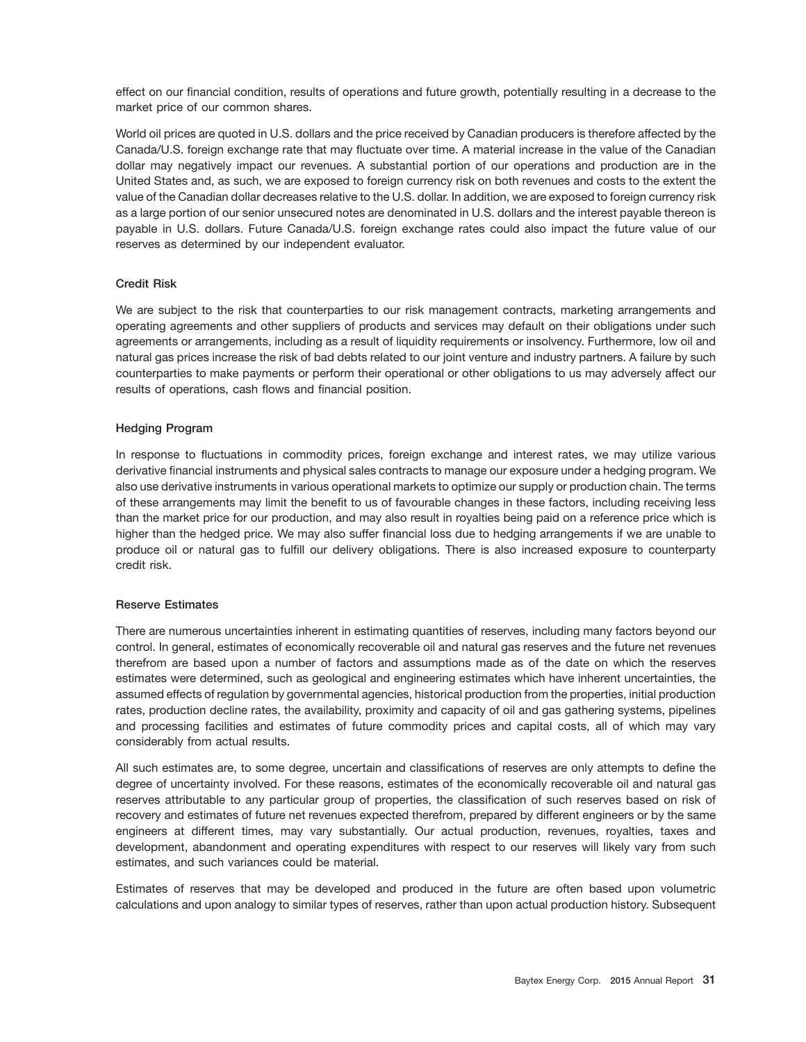effect on our financial condition, results of operations and future growth, potentially resulting in a decrease to the market price of our common shares.

World oil prices are quoted in U.S. dollars and the price received by Canadian producers is therefore affected by the Canada/U.S. foreign exchange rate that may fluctuate over time. A material increase in the value of the Canadian dollar may negatively impact our revenues. A substantial portion of our operations and production are in the United States and, as such, we are exposed to foreign currency risk on both revenues and costs to the extent the value of the Canadian dollar decreases relative to the U.S. dollar. In addition, we are exposed to foreign currency risk as a large portion of our senior unsecured notes are denominated in U.S. dollars and the interest payable thereon is payable in U.S. dollars. Future Canada/U.S. foreign exchange rates could also impact the future value of our reserves as determined by our independent evaluator.

### Credit Risk

We are subject to the risk that counterparties to our risk management contracts, marketing arrangements and operating agreements and other suppliers of products and services may default on their obligations under such agreements or arrangements, including as a result of liquidity requirements or insolvency. Furthermore, low oil and natural gas prices increase the risk of bad debts related to our joint venture and industry partners. A failure by such counterparties to make payments or perform their operational or other obligations to us may adversely affect our results of operations, cash flows and financial position.

### Hedging Program

In response to fluctuations in commodity prices, foreign exchange and interest rates, we may utilize various derivative financial instruments and physical sales contracts to manage our exposure under a hedging program. We also use derivative instruments in various operational markets to optimize our supply or production chain. The terms of these arrangements may limit the benefit to us of favourable changes in these factors, including receiving less than the market price for our production, and may also result in royalties being paid on a reference price which is higher than the hedged price. We may also suffer financial loss due to hedging arrangements if we are unable to produce oil or natural gas to fulfill our delivery obligations. There is also increased exposure to counterparty credit risk.

### Reserve Estimates

There are numerous uncertainties inherent in estimating quantities of reserves, including many factors beyond our control. In general, estimates of economically recoverable oil and natural gas reserves and the future net revenues therefrom are based upon a number of factors and assumptions made as of the date on which the reserves estimates were determined, such as geological and engineering estimates which have inherent uncertainties, the assumed effects of regulation by governmental agencies, historical production from the properties, initial production rates, production decline rates, the availability, proximity and capacity of oil and gas gathering systems, pipelines and processing facilities and estimates of future commodity prices and capital costs, all of which may vary considerably from actual results.

All such estimates are, to some degree, uncertain and classifications of reserves are only attempts to define the degree of uncertainty involved. For these reasons, estimates of the economically recoverable oil and natural gas reserves attributable to any particular group of properties, the classification of such reserves based on risk of recovery and estimates of future net revenues expected therefrom, prepared by different engineers or by the same engineers at different times, may vary substantially. Our actual production, revenues, royalties, taxes and development, abandonment and operating expenditures with respect to our reserves will likely vary from such estimates, and such variances could be material.

Estimates of reserves that may be developed and produced in the future are often based upon volumetric calculations and upon analogy to similar types of reserves, rather than upon actual production history. Subsequent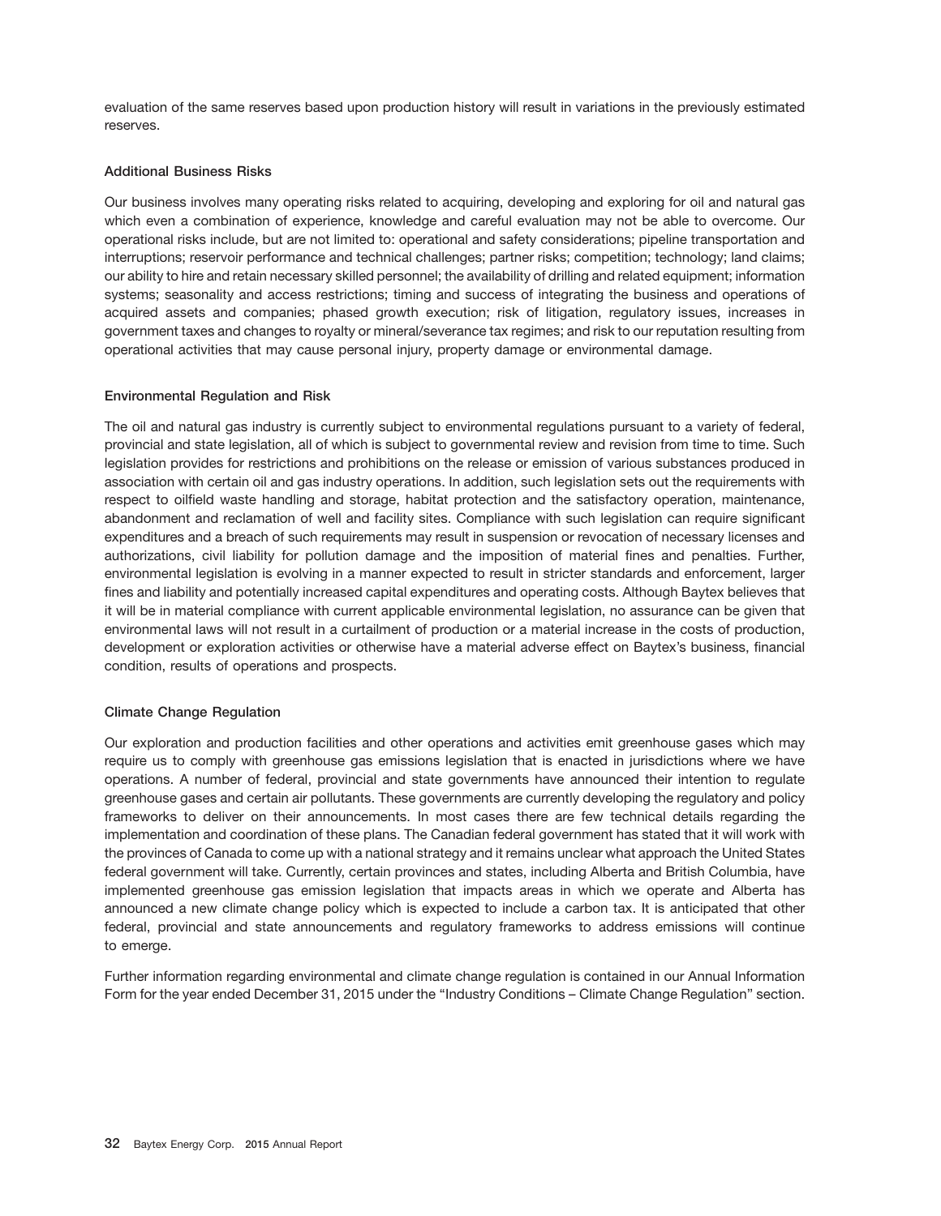evaluation of the same reserves based upon production history will result in variations in the previously estimated reserves.

### Additional Business Risks

Our business involves many operating risks related to acquiring, developing and exploring for oil and natural gas which even a combination of experience, knowledge and careful evaluation may not be able to overcome. Our operational risks include, but are not limited to: operational and safety considerations; pipeline transportation and interruptions; reservoir performance and technical challenges; partner risks; competition; technology; land claims; our ability to hire and retain necessary skilled personnel; the availability of drilling and related equipment; information systems; seasonality and access restrictions; timing and success of integrating the business and operations of acquired assets and companies; phased growth execution; risk of litigation, regulatory issues, increases in government taxes and changes to royalty or mineral/severance tax regimes; and risk to our reputation resulting from operational activities that may cause personal injury, property damage or environmental damage.

### Environmental Regulation and Risk

The oil and natural gas industry is currently subject to environmental regulations pursuant to a variety of federal, provincial and state legislation, all of which is subject to governmental review and revision from time to time. Such legislation provides for restrictions and prohibitions on the release or emission of various substances produced in association with certain oil and gas industry operations. In addition, such legislation sets out the requirements with respect to oilfield waste handling and storage, habitat protection and the satisfactory operation, maintenance, abandonment and reclamation of well and facility sites. Compliance with such legislation can require significant expenditures and a breach of such requirements may result in suspension or revocation of necessary licenses and authorizations, civil liability for pollution damage and the imposition of material fines and penalties. Further, environmental legislation is evolving in a manner expected to result in stricter standards and enforcement, larger fines and liability and potentially increased capital expenditures and operating costs. Although Baytex believes that it will be in material compliance with current applicable environmental legislation, no assurance can be given that environmental laws will not result in a curtailment of production or a material increase in the costs of production, development or exploration activities or otherwise have a material adverse effect on Baytex's business, financial condition, results of operations and prospects.

### Climate Change Regulation

Our exploration and production facilities and other operations and activities emit greenhouse gases which may require us to comply with greenhouse gas emissions legislation that is enacted in jurisdictions where we have operations. A number of federal, provincial and state governments have announced their intention to regulate greenhouse gases and certain air pollutants. These governments are currently developing the regulatory and policy frameworks to deliver on their announcements. In most cases there are few technical details regarding the implementation and coordination of these plans. The Canadian federal government has stated that it will work with the provinces of Canada to come up with a national strategy and it remains unclear what approach the United States federal government will take. Currently, certain provinces and states, including Alberta and British Columbia, have implemented greenhouse gas emission legislation that impacts areas in which we operate and Alberta has announced a new climate change policy which is expected to include a carbon tax. It is anticipated that other federal, provincial and state announcements and regulatory frameworks to address emissions will continue to emerge.

Further information regarding environmental and climate change regulation is contained in our Annual Information Form for the year ended December 31, 2015 under the "Industry Conditions – Climate Change Regulation" section.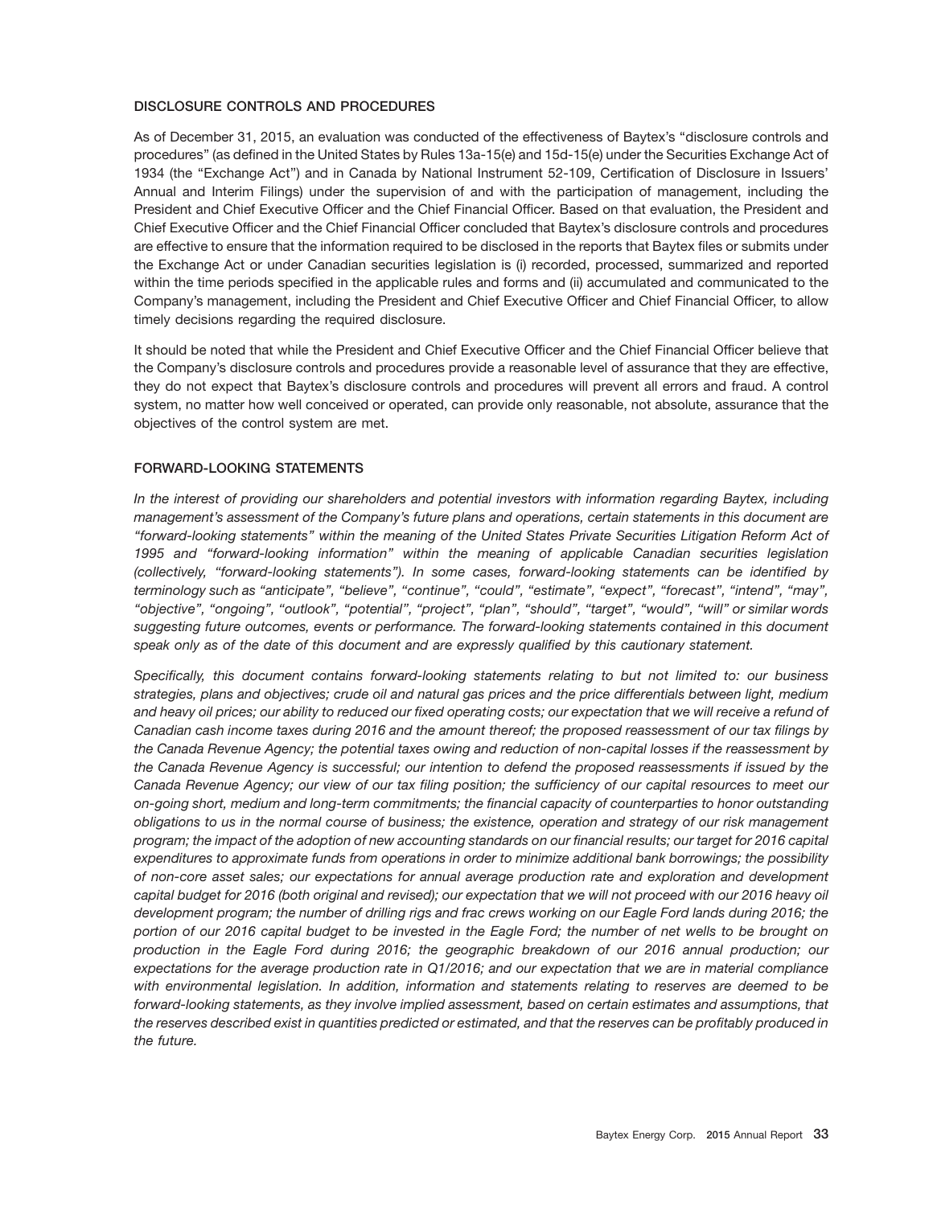## DISCLOSURE CONTROLS AND PROCEDURES

As of December 31, 2015, an evaluation was conducted of the effectiveness of Baytex's "disclosure controls and procedures" (as defined in the United States by Rules 13a-15(e) and 15d-15(e) under the Securities Exchange Act of 1934 (the "Exchange Act") and in Canada by National Instrument 52-109, Certification of Disclosure in Issuers' Annual and Interim Filings) under the supervision of and with the participation of management, including the President and Chief Executive Officer and the Chief Financial Officer. Based on that evaluation, the President and Chief Executive Officer and the Chief Financial Officer concluded that Baytex's disclosure controls and procedures are effective to ensure that the information required to be disclosed in the reports that Baytex files or submits under the Exchange Act or under Canadian securities legislation is (i) recorded, processed, summarized and reported within the time periods specified in the applicable rules and forms and (ii) accumulated and communicated to the Company's management, including the President and Chief Executive Officer and Chief Financial Officer, to allow timely decisions regarding the required disclosure.

It should be noted that while the President and Chief Executive Officer and the Chief Financial Officer believe that the Company's disclosure controls and procedures provide a reasonable level of assurance that they are effective, they do not expect that Baytex's disclosure controls and procedures will prevent all errors and fraud. A control system, no matter how well conceived or operated, can provide only reasonable, not absolute, assurance that the objectives of the control system are met.

## FORWARD-LOOKING STATEMENTS

*In the interest of providing our shareholders and potential investors with information regarding Baytex, including management's assessment of the Company's future plans and operations, certain statements in this document are "forward-looking statements" within the meaning of the United States Private Securities Litigation Reform Act of 1995 and "forward-looking information" within the meaning of applicable Canadian securities legislation (collectively, "forward-looking statements"). In some cases, forward-looking statements can be identified by terminology such as "anticipate", "believe", "continue", "could", "estimate", "expect", "forecast", "intend", "may", "objective", "ongoing", "outlook", "potential", "project", "plan", "should", "target", "would", "will" or similar words suggesting future outcomes, events or performance. The forward-looking statements contained in this document speak only as of the date of this document and are expressly qualified by this cautionary statement.*

*Specifically, this document contains forward-looking statements relating to but not limited to: our business strategies, plans and objectives; crude oil and natural gas prices and the price differentials between light, medium and heavy oil prices; our ability to reduced our fixed operating costs; our expectation that we will receive a refund of Canadian cash income taxes during 2016 and the amount thereof; the proposed reassessment of our tax filings by the Canada Revenue Agency; the potential taxes owing and reduction of non-capital losses if the reassessment by the Canada Revenue Agency is successful; our intention to defend the proposed reassessments if issued by the Canada Revenue Agency; our view of our tax filing position; the sufficiency of our capital resources to meet our on-going short, medium and long-term commitments; the financial capacity of counterparties to honor outstanding obligations to us in the normal course of business; the existence, operation and strategy of our risk management program; the impact of the adoption of new accounting standards on our financial results; our target for 2016 capital expenditures to approximate funds from operations in order to minimize additional bank borrowings; the possibility of non-core asset sales; our expectations for annual average production rate and exploration and development capital budget for 2016 (both original and revised); our expectation that we will not proceed with our 2016 heavy oil development program; the number of drilling rigs and frac crews working on our Eagle Ford lands during 2016; the portion of our 2016 capital budget to be invested in the Eagle Ford; the number of net wells to be brought on production in the Eagle Ford during 2016; the geographic breakdown of our 2016 annual production; our expectations for the average production rate in Q1/2016; and our expectation that we are in material compliance with environmental legislation. In addition, information and statements relating to reserves are deemed to be forward-looking statements, as they involve implied assessment, based on certain estimates and assumptions, that the reserves described exist in quantities predicted or estimated, and that the reserves can be profitably produced in the future.*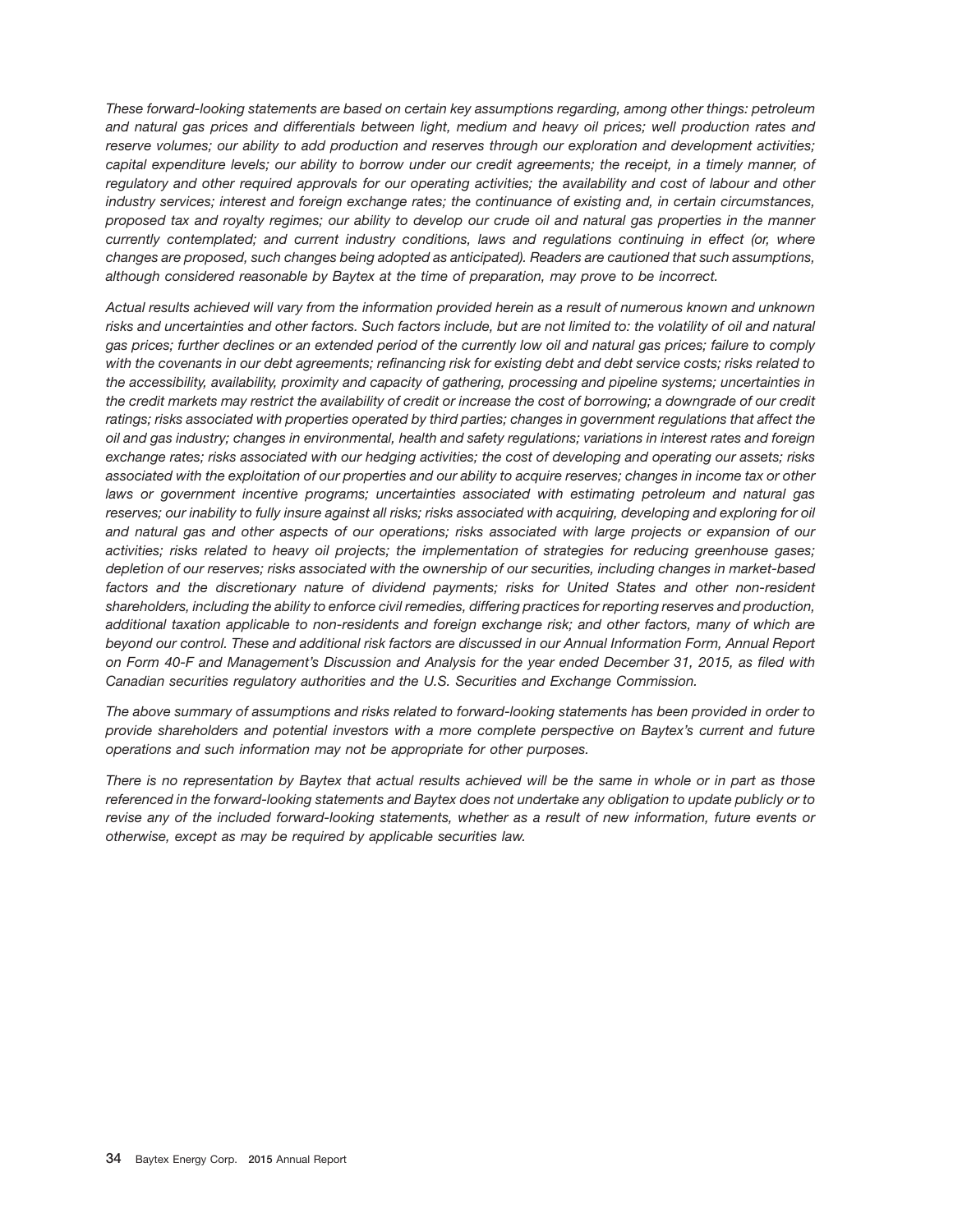*These forward-looking statements are based on certain key assumptions regarding, among other things: petroleum and natural gas prices and differentials between light, medium and heavy oil prices; well production rates and reserve volumes; our ability to add production and reserves through our exploration and development activities; capital expenditure levels; our ability to borrow under our credit agreements; the receipt, in a timely manner, of regulatory and other required approvals for our operating activities; the availability and cost of labour and other industry services; interest and foreign exchange rates; the continuance of existing and, in certain circumstances, proposed tax and royalty regimes; our ability to develop our crude oil and natural gas properties in the manner currently contemplated; and current industry conditions, laws and regulations continuing in effect (or, where changes are proposed, such changes being adopted as anticipated). Readers are cautioned that such assumptions, although considered reasonable by Baytex at the time of preparation, may prove to be incorrect.*

*Actual results achieved will vary from the information provided herein as a result of numerous known and unknown risks and uncertainties and other factors. Such factors include, but are not limited to: the volatility of oil and natural gas prices; further declines or an extended period of the currently low oil and natural gas prices; failure to comply with the covenants in our debt agreements; refinancing risk for existing debt and debt service costs; risks related to the accessibility, availability, proximity and capacity of gathering, processing and pipeline systems; uncertainties in the credit markets may restrict the availability of credit or increase the cost of borrowing; a downgrade of our credit ratings; risks associated with properties operated by third parties; changes in government regulations that affect the oil and gas industry; changes in environmental, health and safety regulations; variations in interest rates and foreign exchange rates; risks associated with our hedging activities; the cost of developing and operating our assets; risks associated with the exploitation of our properties and our ability to acquire reserves; changes in income tax or other laws or government incentive programs; uncertainties associated with estimating petroleum and natural gas reserves; our inability to fully insure against all risks; risks associated with acquiring, developing and exploring for oil and natural gas and other aspects of our operations; risks associated with large projects or expansion of our activities; risks related to heavy oil projects; the implementation of strategies for reducing greenhouse gases; depletion of our reserves; risks associated with the ownership of our securities, including changes in market-based factors and the discretionary nature of dividend payments; risks for United States and other non-resident shareholders, including the ability to enforce civil remedies, differing practices for reporting reserves and production, additional taxation applicable to non-residents and foreign exchange risk; and other factors, many of which are beyond our control. These and additional risk factors are discussed in our Annual Information Form, Annual Report on Form 40-F and Management's Discussion and Analysis for the year ended December 31, 2015, as filed with Canadian securities regulatory authorities and the U.S. Securities and Exchange Commission.*

*The above summary of assumptions and risks related to forward-looking statements has been provided in order to provide shareholders and potential investors with a more complete perspective on Baytex's current and future operations and such information may not be appropriate for other purposes.*

*There is no representation by Baytex that actual results achieved will be the same in whole or in part as those referenced in the forward-looking statements and Baytex does not undertake any obligation to update publicly or to revise any of the included forward-looking statements, whether as a result of new information, future events or otherwise, except as may be required by applicable securities law.*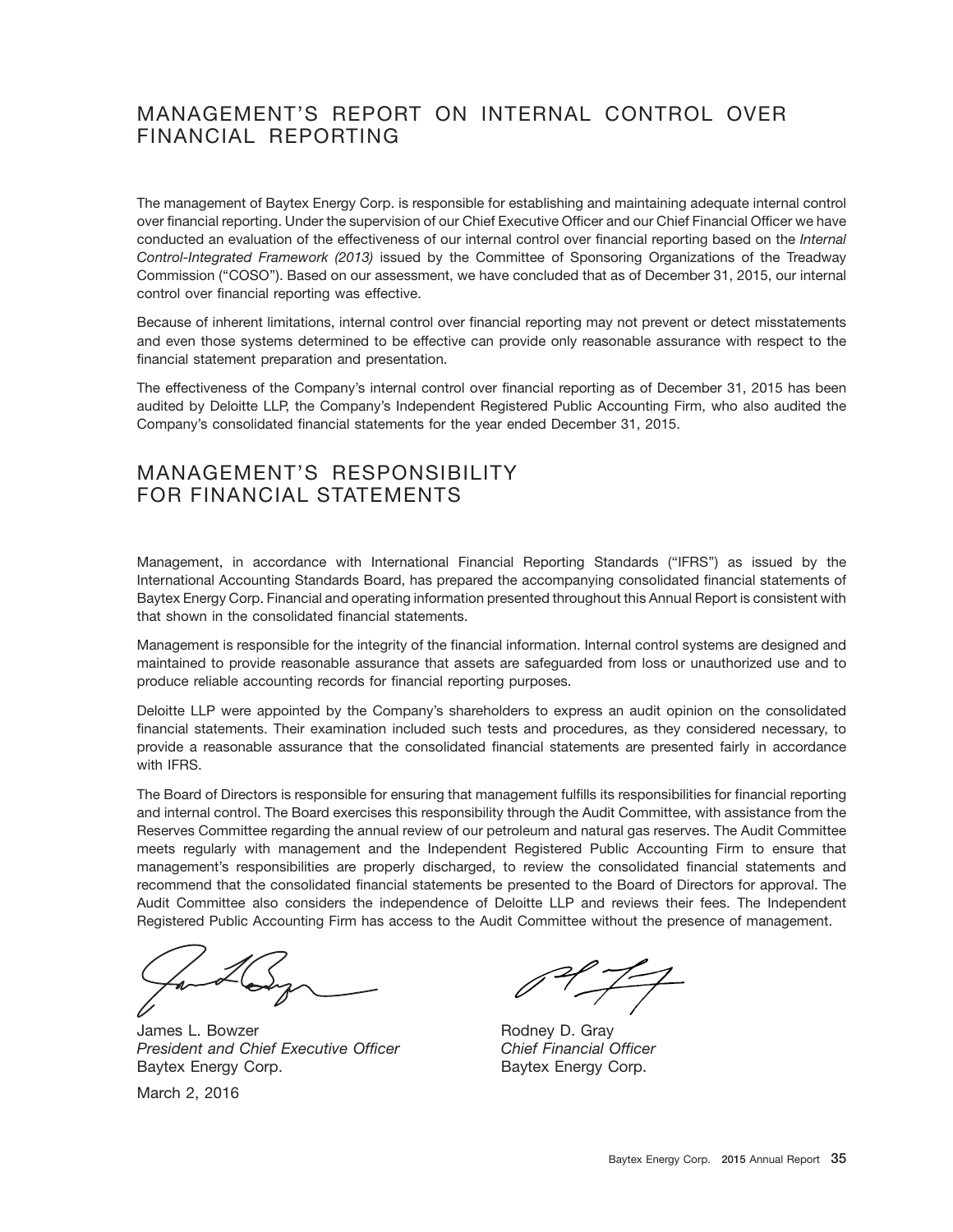# MANAGEMENT'S REPORT ON INTERNAL CONTROL OVER FINANCIAL REPORTING

The management of Baytex Energy Corp. is responsible for establishing and maintaining adequate internal control over financial reporting. Under the supervision of our Chief Executive Officer and our Chief Financial Officer we have conducted an evaluation of the effectiveness of our internal control over financial reporting based on the *Internal Control-Integrated Framework (2013)* issued by the Committee of Sponsoring Organizations of the Treadway Commission ("COSO"). Based on our assessment, we have concluded that as of December 31, 2015, our internal control over financial reporting was effective.

Because of inherent limitations, internal control over financial reporting may not prevent or detect misstatements and even those systems determined to be effective can provide only reasonable assurance with respect to the financial statement preparation and presentation.

The effectiveness of the Company's internal control over financial reporting as of December 31, 2015 has been audited by Deloitte LLP, the Company's Independent Registered Public Accounting Firm, who also audited the Company's consolidated financial statements for the year ended December 31, 2015.

# MANAGEMENT'S RESPONSIBILITY FOR FINANCIAL STATEMENTS

Management, in accordance with International Financial Reporting Standards ("IFRS") as issued by the International Accounting Standards Board, has prepared the accompanying consolidated financial statements of Baytex Energy Corp. Financial and operating information presented throughout this Annual Report is consistent with that shown in the consolidated financial statements.

Management is responsible for the integrity of the financial information. Internal control systems are designed and maintained to provide reasonable assurance that assets are safeguarded from loss or unauthorized use and to produce reliable accounting records for financial reporting purposes.

Deloitte LLP were appointed by the Company's shareholders to express an audit opinion on the consolidated financial statements. Their examination included such tests and procedures, as they considered necessary, to provide a reasonable assurance that the consolidated financial statements are presented fairly in accordance with IFRS.

The Board of Directors is responsible for ensuring that management fulfills its responsibilities for financial reporting and internal control. The Board exercises this responsibility through the Audit Committee, with assistance from the Reserves Committee regarding the annual review of our petroleum and natural gas reserves. The Audit Committee meets regularly with management and the Independent Registered Public Accounting Firm to ensure that management's responsibilities are properly discharged, to review the consolidated financial statements and recommend that the consolidated financial statements be presented to the Board of Directors for approval. The Audit Committee also considers the independence of Deloitte LLP and reviews their fees. The Independent Registered Public Accounting Firm has access to the Audit Committee without the presence of management.

James L. Bowzer
*President and Chief Executive Officer*
Baytex Energy Corp.

Rodney D. Gray
*Chief Financial Officer*
Baytex Energy Corp.

March 2, 2016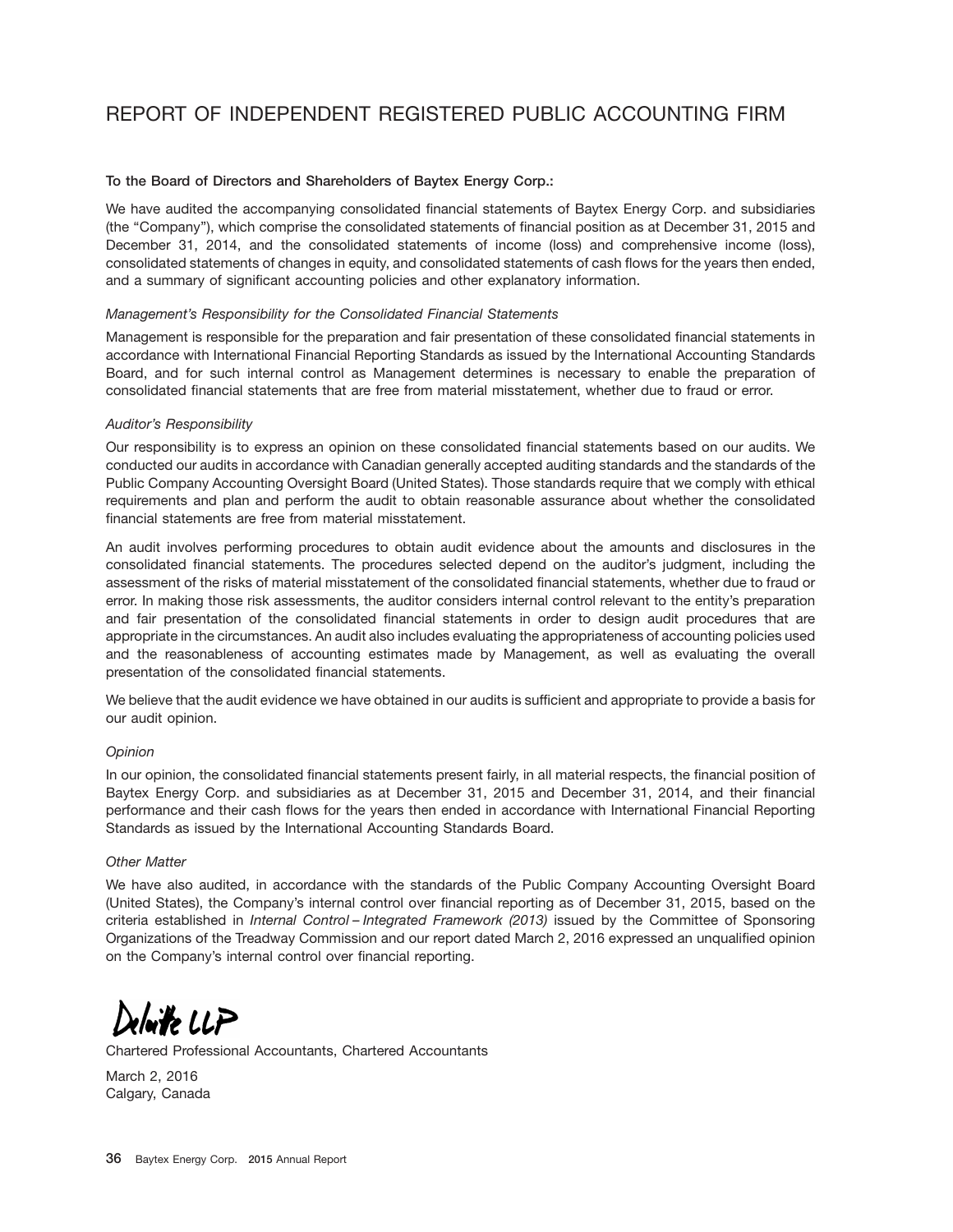# REPORT OF INDEPENDENT REGISTERED PUBLIC ACCOUNTING FIRM

**To the Board of Directors and Shareholders of Baytex Energy Corp.:**

We have audited the accompanying consolidated financial statements of Baytex Energy Corp. and subsidiaries (the "Company"), which comprise the consolidated statements of financial position as at December 31, 2015 and December 31, 2014, and the consolidated statements of income (loss) and comprehensive income (loss), consolidated statements of changes in equity, and consolidated statements of cash flows for the years then ended, and a summary of significant accounting policies and other explanatory information.

*Management's Responsibility for the Consolidated Financial Statements*

Management is responsible for the preparation and fair presentation of these consolidated financial statements in accordance with International Financial Reporting Standards as issued by the International Accounting Standards Board, and for such internal control as Management determines is necessary to enable the preparation of consolidated financial statements that are free from material misstatement, whether due to fraud or error.

*Auditor's Responsibility*

Our responsibility is to express an opinion on these consolidated financial statements based on our audits. We conducted our audits in accordance with Canadian generally accepted auditing standards and the standards of the Public Company Accounting Oversight Board (United States). Those standards require that we comply with ethical requirements and plan and perform the audit to obtain reasonable assurance about whether the consolidated financial statements are free from material misstatement.

An audit involves performing procedures to obtain audit evidence about the amounts and disclosures in the consolidated financial statements. The procedures selected depend on the auditor's judgment, including the assessment of the risks of material misstatement of the consolidated financial statements, whether due to fraud or error. In making those risk assessments, the auditor considers internal control relevant to the entity's preparation and fair presentation of the consolidated financial statements in order to design audit procedures that are appropriate in the circumstances. An audit also includes evaluating the appropriateness of accounting policies used and the reasonableness of accounting estimates made by Management, as well as evaluating the overall presentation of the consolidated financial statements.

We believe that the audit evidence we have obtained in our audits is sufficient and appropriate to provide a basis for our audit opinion.

*Opinion*

In our opinion, the consolidated financial statements present fairly, in all material respects, the financial position of Baytex Energy Corp. and subsidiaries as at December 31, 2015 and December 31, 2014, and their financial performance and their cash flows for the years then ended in accordance with International Financial Reporting Standards as issued by the International Accounting Standards Board.

*Other Matter*

We have also audited, in accordance with the standards of the Public Company Accounting Oversight Board (United States), the Company's internal control over financial reporting as of December 31, 2015, based on the criteria established in *Internal Control – Integrated Framework (2013)* issued by the Committee of Sponsoring Organizations of the Treadway Commission and our report dated March 2, 2016 expressed an unqualified opinion on the Company's internal control over financial reporting.

Deloitte LLP

Chartered Professional Accountants, Chartered Accountants

March 2, 2016
Calgary, Canada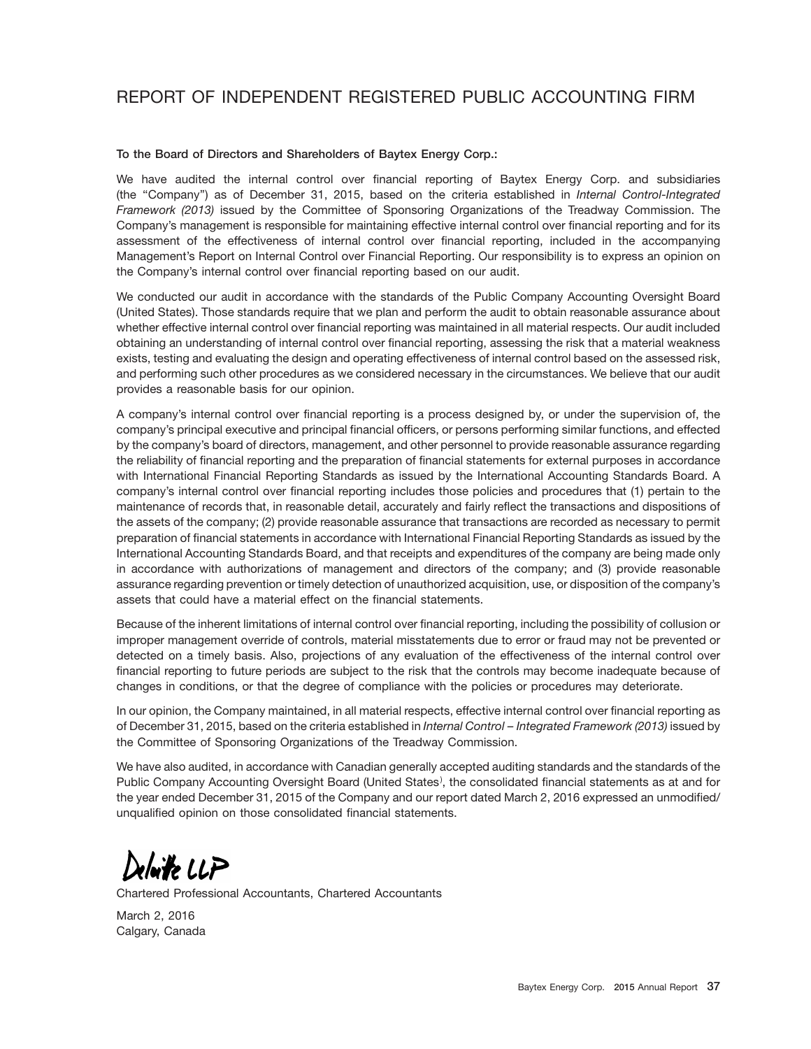# REPORT OF INDEPENDENT REGISTERED PUBLIC ACCOUNTING FIRM

**To the Board of Directors and Shareholders of Baytex Energy Corp.:**

We have audited the internal control over financial reporting of Baytex Energy Corp. and subsidiaries (the "Company") as of December 31, 2015, based on the criteria established in *Internal Control-Integrated Framework (2013)* issued by the Committee of Sponsoring Organizations of the Treadway Commission. The Company's management is responsible for maintaining effective internal control over financial reporting and for its assessment of the effectiveness of internal control over financial reporting, included in the accompanying Management's Report on Internal Control over Financial Reporting. Our responsibility is to express an opinion on the Company's internal control over financial reporting based on our audit.

We conducted our audit in accordance with the standards of the Public Company Accounting Oversight Board (United States). Those standards require that we plan and perform the audit to obtain reasonable assurance about whether effective internal control over financial reporting was maintained in all material respects. Our audit included obtaining an understanding of internal control over financial reporting, assessing the risk that a material weakness exists, testing and evaluating the design and operating effectiveness of internal control based on the assessed risk, and performing such other procedures as we considered necessary in the circumstances. We believe that our audit provides a reasonable basis for our opinion.

A company's internal control over financial reporting is a process designed by, or under the supervision of, the company's principal executive and principal financial officers, or persons performing similar functions, and effected by the company's board of directors, management, and other personnel to provide reasonable assurance regarding the reliability of financial reporting and the preparation of financial statements for external purposes in accordance with International Financial Reporting Standards as issued by the International Accounting Standards Board. A company's internal control over financial reporting includes those policies and procedures that (1) pertain to the maintenance of records that, in reasonable detail, accurately and fairly reflect the transactions and dispositions of the assets of the company; (2) provide reasonable assurance that transactions are recorded as necessary to permit preparation of financial statements in accordance with International Financial Reporting Standards as issued by the International Accounting Standards Board, and that receipts and expenditures of the company are being made only in accordance with authorizations of management and directors of the company; and (3) provide reasonable assurance regarding prevention or timely detection of unauthorized acquisition, use, or disposition of the company's assets that could have a material effect on the financial statements.

Because of the inherent limitations of internal control over financial reporting, including the possibility of collusion or improper management override of controls, material misstatements due to error or fraud may not be prevented or detected on a timely basis. Also, projections of any evaluation of the effectiveness of the internal control over financial reporting to future periods are subject to the risk that the controls may become inadequate because of changes in conditions, or that the degree of compliance with the policies or procedures may deteriorate.

In our opinion, the Company maintained, in all material respects, effective internal control over financial reporting as of December 31, 2015, based on the criteria established in *Internal Control – Integrated Framework (2013)* issued by the Committee of Sponsoring Organizations of the Treadway Commission.

We have also audited, in accordance with Canadian generally accepted auditing standards and the standards of the Public Company Accounting Oversight Board (United States), the consolidated financial statements as at and for the year ended December 31, 2015 of the Company and our report dated March 2, 2016 expressed an unmodified/unqualified opinion on those consolidated financial statements.

Deloitte LLP

Chartered Professional Accountants, Chartered Accountants

March 2, 2016
Calgary, Canada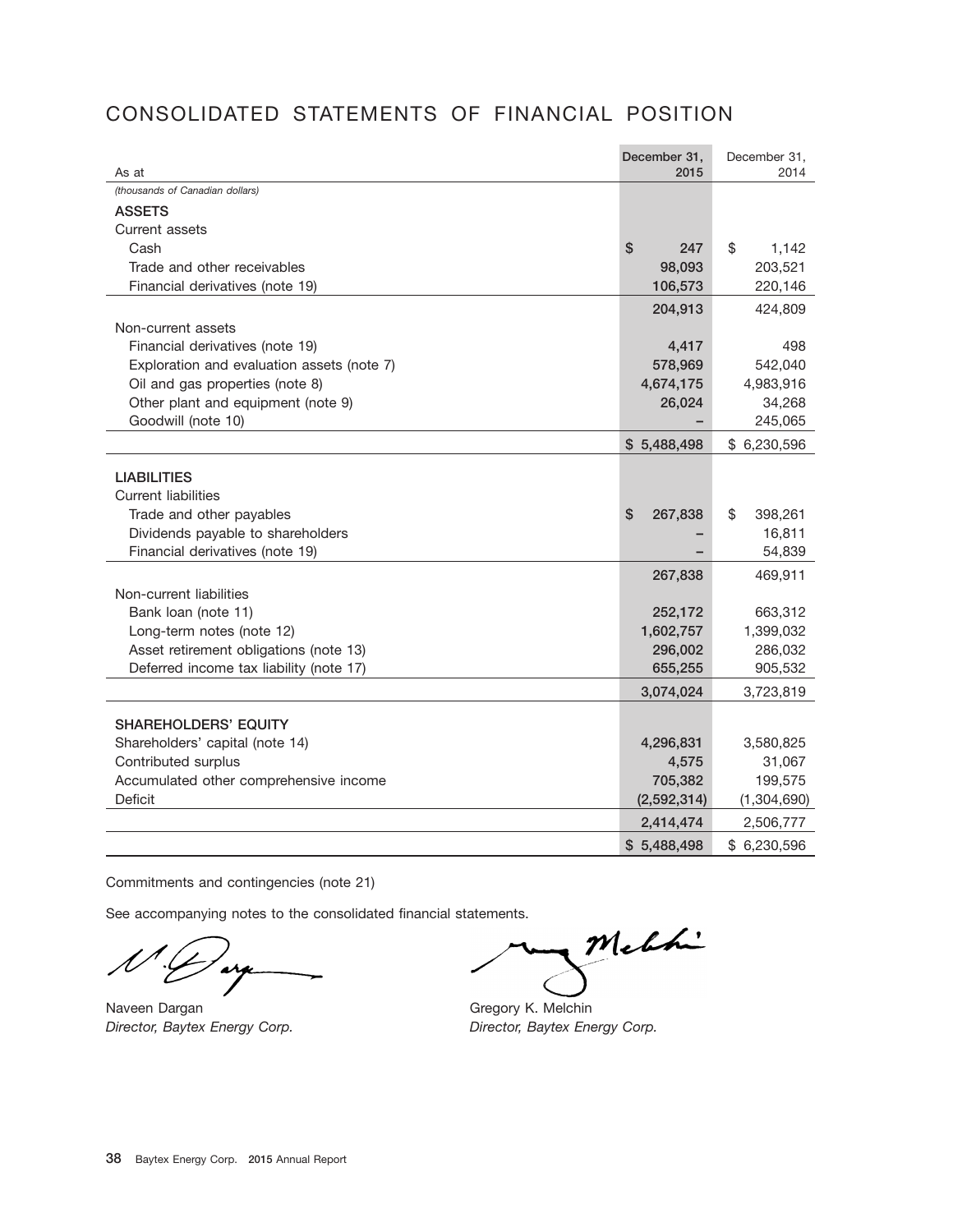# CONSOLIDATED STATEMENTS OF FINANCIAL POSITION

| As at | December 31, 2015 | December 31, 2014 |
|---|---|---|
| *(thousands of Canadian dollars)* | | |
| **ASSETS** | | |
| Current assets | | |
| Cash | $ 247 | $ 1,142 |
| Trade and other receivables | 98,093 | 203,521 |
| Financial derivatives (note 19) | 106,573 | 220,146 |
| | 204,913 | 424,809 |
| Non-current assets | | |
| Financial derivatives (note 19) | 4,417 | 498 |
| Exploration and evaluation assets (note 7) | 578,969 | 542,040 |
| Oil and gas properties (note 8) | 4,674,175 | 4,983,916 |
| Other plant and equipment (note 9) | 26,024 | 34,268 |
| Goodwill (note 10) | – | 245,065 |
| | $ 5,488,498 | $ 6,230,596 |
| **LIABILITIES** | | |
| Current liabilities | | |
| Trade and other payables | $ 267,838 | $ 398,261 |
| Dividends payable to shareholders | – | 16,811 |
| Financial derivatives (note 19) | – | 54,839 |
| | 267,838 | 469,911 |
| Non-current liabilities | | |
| Bank loan (note 11) | 252,172 | 663,312 |
| Long-term notes (note 12) | 1,602,757 | 1,399,032 |
| Asset retirement obligations (note 13) | 296,002 | 286,032 |
| Deferred income tax liability (note 17) | 655,255 | 905,532 |
| | 3,074,024 | 3,723,819 |
| **SHAREHOLDERS' EQUITY** | | |
| Shareholders' capital (note 14) | 4,296,831 | 3,580,825 |
| Contributed surplus | 4,575 | 31,067 |
| Accumulated other comprehensive income | 705,382 | 199,575 |
| Deficit | (2,592,314) | (1,304,690) |
| | 2,414,474 | 2,506,777 |
| | $ 5,488,498 | $ 6,230,596 |

Commitments and contingencies (note 21)

See accompanying notes to the consolidated financial statements.

Naveen Dargan
*Director, Baytex Energy Corp.*

Gregory K. Melchin
*Director, Baytex Energy Corp.*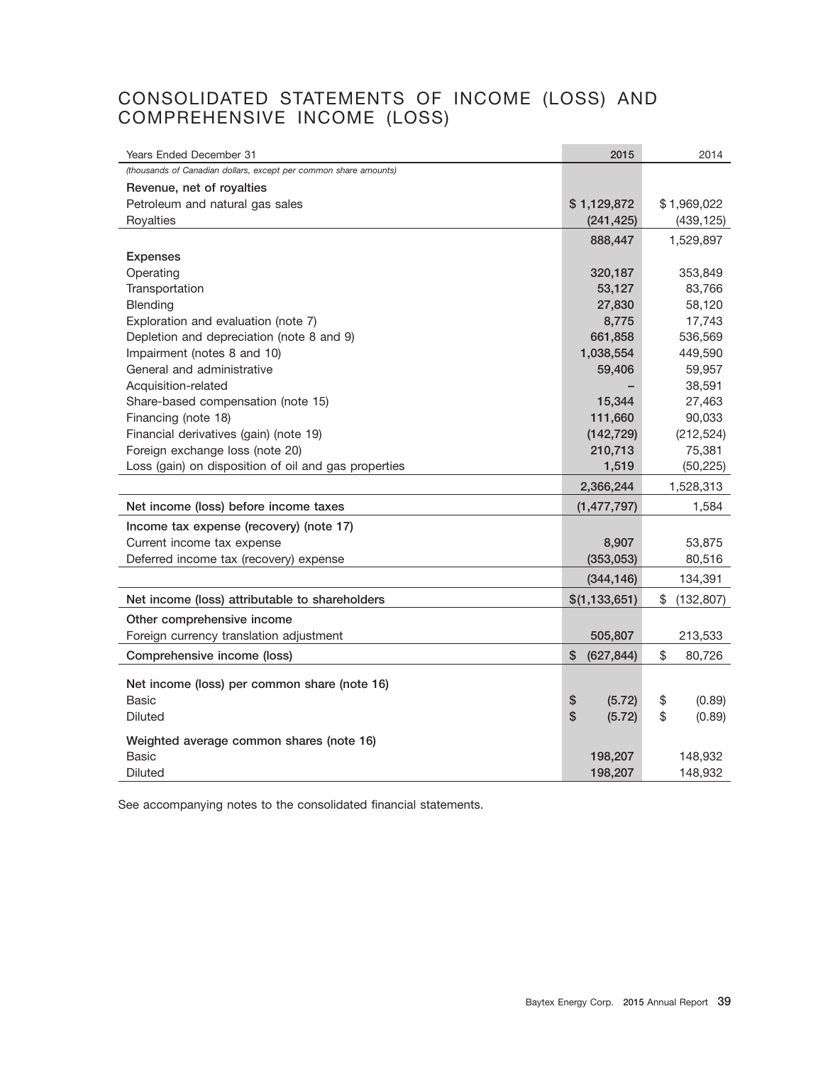# CONSOLIDATED STATEMENTS OF INCOME (LOSS) AND COMPREHENSIVE INCOME (LOSS)

| Years Ended December 31 | 2015 | 2014 |
|---|---|---|
| *(thousands of Canadian dollars, except per common share amounts)* | | |
| **Revenue, net of royalties** | | |
| Petroleum and natural gas sales | $ 1,129,872 | $ 1,969,022 |
| Royalties | (241,425) | (439,125) |
| | 888,447 | 1,529,897 |
| **Expenses** | | |
| Operating | 320,187 | 353,849 |
| Transportation | 53,127 | 83,766 |
| Blending | 27,830 | 58,120 |
| Exploration and evaluation (note 7) | 8,775 | 17,743 |
| Depletion and depreciation (note 8 and 9) | 661,858 | 536,569 |
| Impairment (notes 8 and 10) | 1,038,554 | 449,590 |
| General and administrative | 59,406 | 59,957 |
| Acquisition-related | – | 38,591 |
| Share-based compensation (note 15) | 15,344 | 27,463 |
| Financing (note 18) | 111,660 | 90,033 |
| Financial derivatives (gain) (note 19) | (142,729) | (212,524) |
| Foreign exchange loss (note 20) | 210,713 | 75,381 |
| Loss (gain) on disposition of oil and gas properties | 1,519 | (50,225) |
| | 2,366,244 | 1,528,313 |
| **Net income (loss) before income taxes** | (1,477,797) | 1,584 |
| **Income tax expense (recovery) (note 17)** | | |
| Current income tax expense | 8,907 | 53,875 |
| Deferred income tax (recovery) expense | (353,053) | 80,516 |
| | (344,146) | 134,391 |
| **Net income (loss) attributable to shareholders** | $(1,133,651) | $ (132,807) |
| **Other comprehensive income** | | |
| Foreign currency translation adjustment | 505,807 | 213,533 |
| **Comprehensive income (loss)** | $ (627,844) | $ 80,726 |
| **Net income (loss) per common share (note 16)** | | |
| Basic | $ (5.72) | $ (0.89) |
| Diluted | $ (5.72) | $ (0.89) |
| **Weighted average common shares (note 16)** | | |
| Basic | 198,207 | 148,932 |
| Diluted | 198,207 | 148,932 |

See accompanying notes to the consolidated financial statements.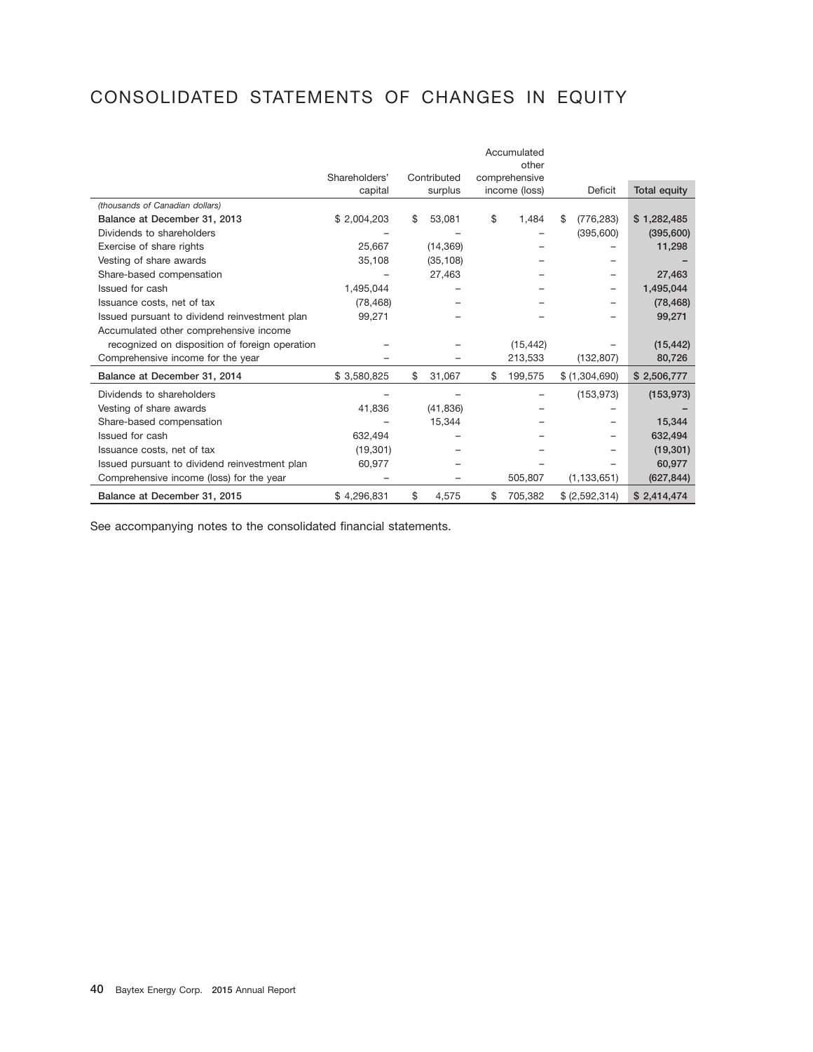# CONSOLIDATED STATEMENTS OF CHANGES IN EQUITY

| *(thousands of Canadian dollars)* | Shareholders' capital | Contributed surplus | Accumulated other comprehensive income (loss) | Deficit | Total equity |
|---|---|---|---|---|---|
| **Balance at December 31, 2013** | $ 2,004,203 | $ 53,081 | $ 1,484 | $ (776,283) | **$ 1,282,485** |
| Dividends to shareholders | – | – | – | (395,600) | **(395,600)** |
| Exercise of share rights | 25,667 | (14,369) | – | – | **11,298** |
| Vesting of share awards | 35,108 | (35,108) | – | – | **–** |
| Share-based compensation | – | 27,463 | – | – | **27,463** |
| Issued for cash | 1,495,044 | – | – | – | **1,495,044** |
| Issuance costs, net of tax | (78,468) | – | – | – | **(78,468)** |
| Issued pursuant to dividend reinvestment plan | 99,271 | – | – | – | **99,271** |
| Accumulated other comprehensive income recognized on disposition of foreign operation | – | – | (15,442) | – | **(15,442)** |
| Comprehensive income for the year | – | – | 213,533 | (132,807) | **80,726** |
| **Balance at December 31, 2014** | $ 3,580,825 | $ 31,067 | $ 199,575 | $ (1,304,690) | **$ 2,506,777** |
| Dividends to shareholders | – | – | – | (153,973) | **(153,973)** |
| Vesting of share awards | 41,836 | (41,836) | – | – | **–** |
| Share-based compensation | – | 15,344 | – | – | **15,344** |
| Issued for cash | 632,494 | – | – | – | **632,494** |
| Issuance costs, net of tax | (19,301) | – | – | – | **(19,301)** |
| Issued pursuant to dividend reinvestment plan | 60,977 | – | – | – | **60,977** |
| Comprehensive income (loss) for the year | – | – | 505,807 | (1,133,651) | **(627,844)** |
| **Balance at December 31, 2015** | $ 4,296,831 | $ 4,575 | $ 705,382 | $ (2,592,314) | **$ 2,414,474** |

See accompanying notes to the consolidated financial statements.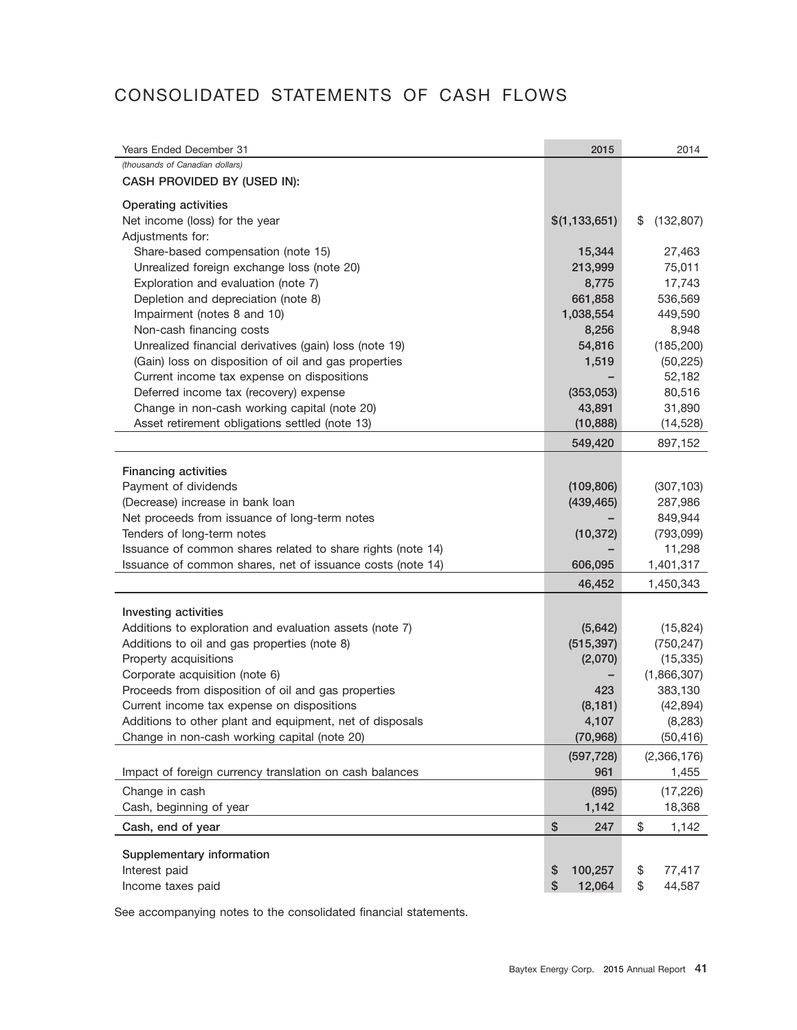# CONSOLIDATED STATEMENTS OF CASH FLOWS

| Years Ended December 31 | 2015 | 2014 |
|---|---|---|
| *(thousands of Canadian dollars)* | | |
| **CASH PROVIDED BY (USED IN):** | | |
| **Operating activities** | | |
| Net income (loss) for the year | $(1,133,651) | $ (132,807) |
| Adjustments for: | | |
| Share-based compensation (note 15) | 15,344 | 27,463 |
| Unrealized foreign exchange loss (note 20) | 213,999 | 75,011 |
| Exploration and evaluation (note 7) | 8,775 | 17,743 |
| Depletion and depreciation (note 8) | 661,858 | 536,569 |
| Impairment (notes 8 and 10) | 1,038,554 | 449,590 |
| Non-cash financing costs | 8,256 | 8,948 |
| Unrealized financial derivatives (gain) loss (note 19) | 54,816 | (185,200) |
| (Gain) loss on disposition of oil and gas properties | 1,519 | (50,225) |
| Current income tax expense on dispositions | – | 52,182 |
| Deferred income tax (recovery) expense | (353,053) | 80,516 |
| Change in non-cash working capital (note 20) | 43,891 | 31,890 |
| Asset retirement obligations settled (note 13) | (10,888) | (14,528) |
| | 549,420 | 897,152 |
| **Financing activities** | | |
| Payment of dividends | (109,806) | (307,103) |
| (Decrease) increase in bank loan | (439,465) | 287,986 |
| Net proceeds from issuance of long-term notes | – | 849,944 |
| Tenders of long-term notes | (10,372) | (793,099) |
| Issuance of common shares related to share rights (note 14) | – | 11,298 |
| Issuance of common shares, net of issuance costs (note 14) | 606,095 | 1,401,317 |
| | 46,452 | 1,450,343 |
| **Investing activities** | | |
| Additions to exploration and evaluation assets (note 7) | (5,642) | (15,824) |
| Additions to oil and gas properties (note 8) | (515,397) | (750,247) |
| Property acquisitions | (2,070) | (15,335) |
| Corporate acquisition (note 6) | – | (1,866,307) |
| Proceeds from disposition of oil and gas properties | 423 | 383,130 |
| Current income tax expense on dispositions | (8,181) | (42,894) |
| Additions to other plant and equipment, net of disposals | 4,107 | (8,283) |
| Change in non-cash working capital (note 20) | (70,968) | (50,416) |
| | (597,728) | (2,366,176) |
| Impact of foreign currency translation on cash balances | 961 | 1,455 |
| Change in cash | (895) | (17,226) |
| Cash, beginning of year | 1,142 | 18,368 |
| **Cash, end of year** | $ 247 | $ 1,142 |
| **Supplementary information** | | |
| Interest paid | $ 100,257 | $ 77,417 |
| Income taxes paid | $ 12,064 | $ 44,587 |

See accompanying notes to the consolidated financial statements.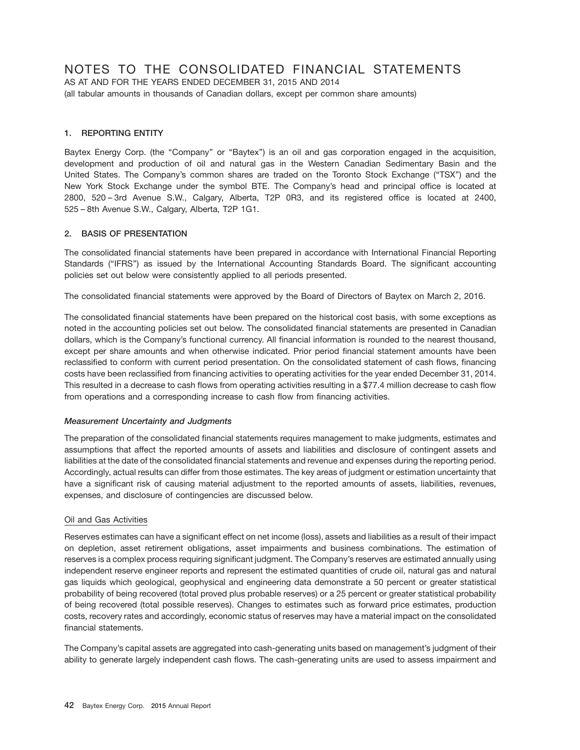# NOTES TO THE CONSOLIDATED FINANCIAL STATEMENTS

AS AT AND FOR THE YEARS ENDED DECEMBER 31, 2015 AND 2014

(all tabular amounts in thousands of Canadian dollars, except per common share amounts)

## 1. REPORTING ENTITY

Baytex Energy Corp. (the "Company" or "Baytex") is an oil and gas corporation engaged in the acquisition, development and production of oil and natural gas in the Western Canadian Sedimentary Basin and the United States. The Company's common shares are traded on the Toronto Stock Exchange ("TSX") and the New York Stock Exchange under the symbol BTE. The Company's head and principal office is located at 2800, 520 – 3rd Avenue S.W., Calgary, Alberta, T2P 0R3, and its registered office is located at 2400, 525 – 8th Avenue S.W., Calgary, Alberta, T2P 1G1.

## 2. BASIS OF PRESENTATION

The consolidated financial statements have been prepared in accordance with International Financial Reporting Standards ("IFRS") as issued by the International Accounting Standards Board. The significant accounting policies set out below were consistently applied to all periods presented.

The consolidated financial statements were approved by the Board of Directors of Baytex on March 2, 2016.

The consolidated financial statements have been prepared on the historical cost basis, with some exceptions as noted in the accounting policies set out below. The consolidated financial statements are presented in Canadian dollars, which is the Company's functional currency. All financial information is rounded to the nearest thousand, except per share amounts and when otherwise indicated. Prior period financial statement amounts have been reclassified to conform with current period presentation. On the consolidated statement of cash flows, financing costs have been reclassified from financing activities to operating activities for the year ended December 31, 2014. This resulted in a decrease to cash flows from operating activities resulting in a $77.4 million decrease to cash flow from operations and a corresponding increase to cash flow from financing activities.

### *Measurement Uncertainty and Judgments*

The preparation of the consolidated financial statements requires management to make judgments, estimates and assumptions that affect the reported amounts of assets and liabilities and disclosure of contingent assets and liabilities at the date of the consolidated financial statements and revenue and expenses during the reporting period. Accordingly, actual results can differ from those estimates. The key areas of judgment or estimation uncertainty that have a significant risk of causing material adjustment to the reported amounts of assets, liabilities, revenues, expenses, and disclosure of contingencies are discussed below.

#### Oil and Gas Activities

Reserves estimates can have a significant effect on net income (loss), assets and liabilities as a result of their impact on depletion, asset retirement obligations, asset impairments and business combinations. The estimation of reserves is a complex process requiring significant judgment. The Company's reserves are estimated annually using independent reserve engineer reports and represent the estimated quantities of crude oil, natural gas and natural gas liquids which geological, geophysical and engineering data demonstrate a 50 percent or greater statistical probability of being recovered (total proved plus probable reserves) or a 25 percent or greater statistical probability of being recovered (total possible reserves). Changes to estimates such as forward price estimates, production costs, recovery rates and accordingly, economic status of reserves may have a material impact on the consolidated financial statements.

The Company's capital assets are aggregated into cash-generating units based on management's judgment of their ability to generate largely independent cash flows. The cash-generating units are used to assess impairment and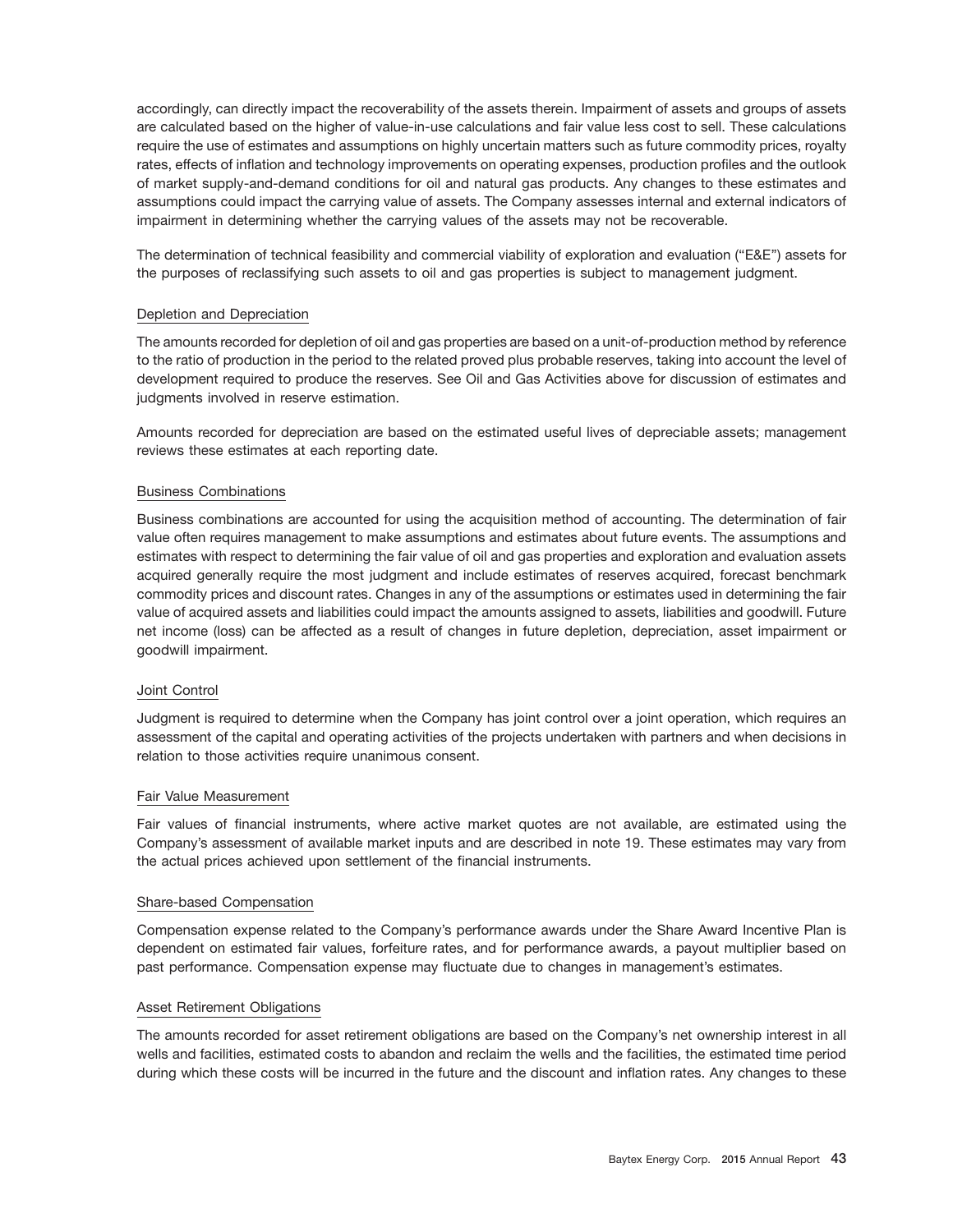accordingly, can directly impact the recoverability of the assets therein. Impairment of assets and groups of assets are calculated based on the higher of value-in-use calculations and fair value less cost to sell. These calculations require the use of estimates and assumptions on highly uncertain matters such as future commodity prices, royalty rates, effects of inflation and technology improvements on operating expenses, production profiles and the outlook of market supply-and-demand conditions for oil and natural gas products. Any changes to these estimates and assumptions could impact the carrying value of assets. The Company assesses internal and external indicators of impairment in determining whether the carrying values of the assets may not be recoverable.

The determination of technical feasibility and commercial viability of exploration and evaluation ("E&E") assets for the purposes of reclassifying such assets to oil and gas properties is subject to management judgment.

### Depletion and Depreciation

The amounts recorded for depletion of oil and gas properties are based on a unit-of-production method by reference to the ratio of production in the period to the related proved plus probable reserves, taking into account the level of development required to produce the reserves. See Oil and Gas Activities above for discussion of estimates and judgments involved in reserve estimation.

Amounts recorded for depreciation are based on the estimated useful lives of depreciable assets; management reviews these estimates at each reporting date.

### Business Combinations

Business combinations are accounted for using the acquisition method of accounting. The determination of fair value often requires management to make assumptions and estimates about future events. The assumptions and estimates with respect to determining the fair value of oil and gas properties and exploration and evaluation assets acquired generally require the most judgment and include estimates of reserves acquired, forecast benchmark commodity prices and discount rates. Changes in any of the assumptions or estimates used in determining the fair value of acquired assets and liabilities could impact the amounts assigned to assets, liabilities and goodwill. Future net income (loss) can be affected as a result of changes in future depletion, depreciation, asset impairment or goodwill impairment.

### Joint Control

Judgment is required to determine when the Company has joint control over a joint operation, which requires an assessment of the capital and operating activities of the projects undertaken with partners and when decisions in relation to those activities require unanimous consent.

### Fair Value Measurement

Fair values of financial instruments, where active market quotes are not available, are estimated using the Company's assessment of available market inputs and are described in note 19. These estimates may vary from the actual prices achieved upon settlement of the financial instruments.

### Share-based Compensation

Compensation expense related to the Company's performance awards under the Share Award Incentive Plan is dependent on estimated fair values, forfeiture rates, and for performance awards, a payout multiplier based on past performance. Compensation expense may fluctuate due to changes in management's estimates.

### Asset Retirement Obligations

The amounts recorded for asset retirement obligations are based on the Company's net ownership interest in all wells and facilities, estimated costs to abandon and reclaim the wells and the facilities, the estimated time period during which these costs will be incurred in the future and the discount and inflation rates. Any changes to these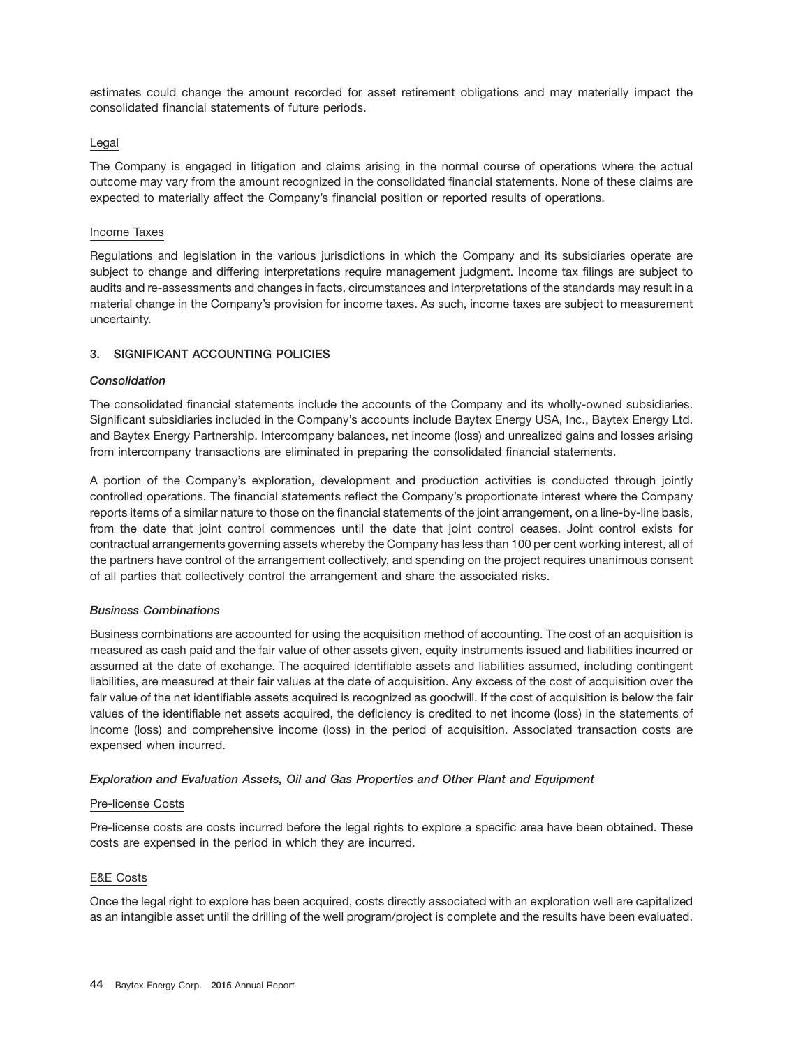estimates could change the amount recorded for asset retirement obligations and may materially impact the consolidated financial statements of future periods.

Legal

The Company is engaged in litigation and claims arising in the normal course of operations where the actual outcome may vary from the amount recognized in the consolidated financial statements. None of these claims are expected to materially affect the Company's financial position or reported results of operations.

Income Taxes

Regulations and legislation in the various jurisdictions in which the Company and its subsidiaries operate are subject to change and differing interpretations require management judgment. Income tax filings are subject to audits and re-assessments and changes in facts, circumstances and interpretations of the standards may result in a material change in the Company's provision for income taxes. As such, income taxes are subject to measurement uncertainty.

## 3. SIGNIFICANT ACCOUNTING POLICIES

***Consolidation***

The consolidated financial statements include the accounts of the Company and its wholly-owned subsidiaries. Significant subsidiaries included in the Company's accounts include Baytex Energy USA, Inc., Baytex Energy Ltd. and Baytex Energy Partnership. Intercompany balances, net income (loss) and unrealized gains and losses arising from intercompany transactions are eliminated in preparing the consolidated financial statements.

A portion of the Company's exploration, development and production activities is conducted through jointly controlled operations. The financial statements reflect the Company's proportionate interest where the Company reports items of a similar nature to those on the financial statements of the joint arrangement, on a line-by-line basis, from the date that joint control commences until the date that joint control ceases. Joint control exists for contractual arrangements governing assets whereby the Company has less than 100 per cent working interest, all of the partners have control of the arrangement collectively, and spending on the project requires unanimous consent of all parties that collectively control the arrangement and share the associated risks.

***Business Combinations***

Business combinations are accounted for using the acquisition method of accounting. The cost of an acquisition is measured as cash paid and the fair value of other assets given, equity instruments issued and liabilities incurred or assumed at the date of exchange. The acquired identifiable assets and liabilities assumed, including contingent liabilities, are measured at their fair values at the date of acquisition. Any excess of the cost of acquisition over the fair value of the net identifiable assets acquired is recognized as goodwill. If the cost of acquisition is below the fair values of the identifiable net assets acquired, the deficiency is credited to net income (loss) in the statements of income (loss) and comprehensive income (loss) in the period of acquisition. Associated transaction costs are expensed when incurred.

***Exploration and Evaluation Assets, Oil and Gas Properties and Other Plant and Equipment***

Pre-license Costs

Pre-license costs are costs incurred before the legal rights to explore a specific area have been obtained. These costs are expensed in the period in which they are incurred.

E&E Costs

Once the legal right to explore has been acquired, costs directly associated with an exploration well are capitalized as an intangible asset until the drilling of the well program/project is complete and the results have been evaluated.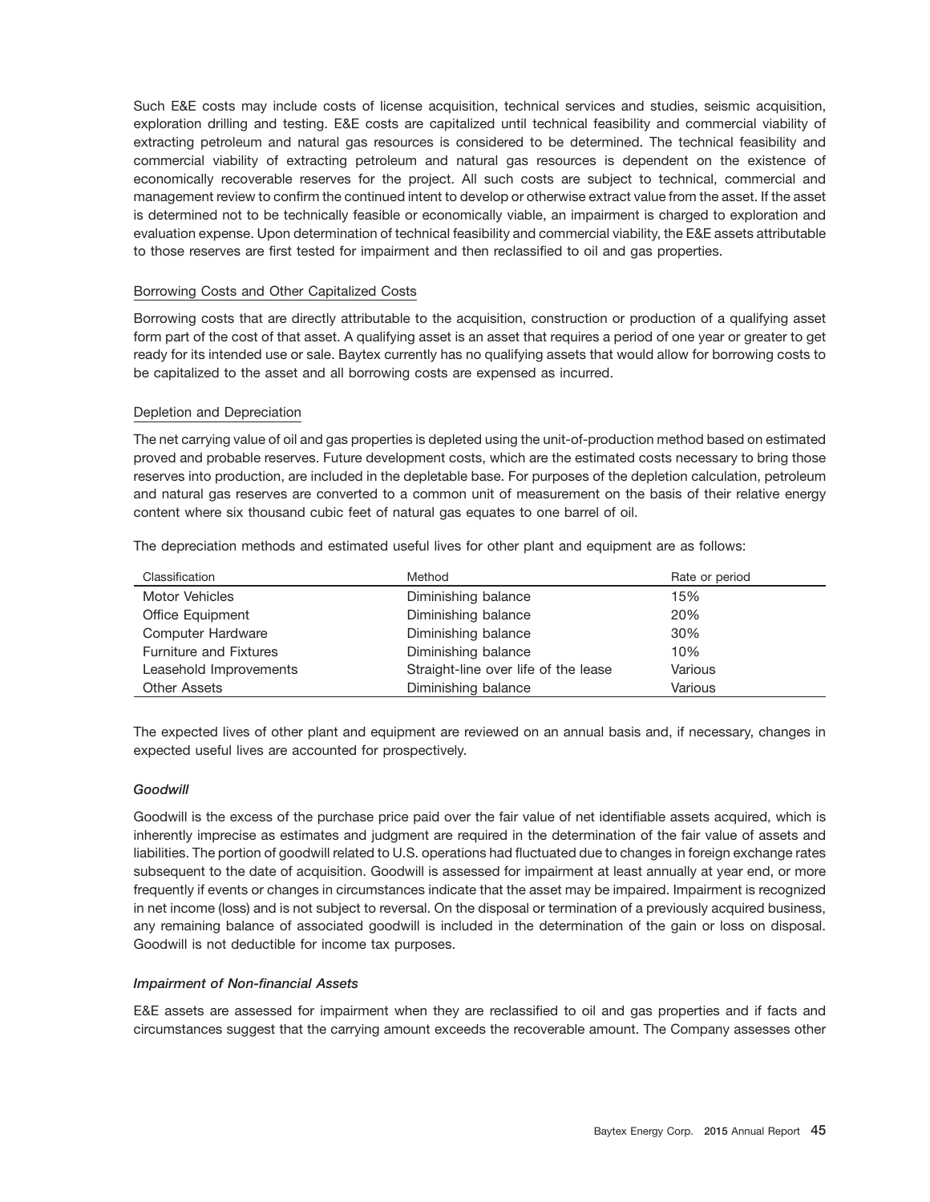Such E&E costs may include costs of license acquisition, technical services and studies, seismic acquisition, exploration drilling and testing. E&E costs are capitalized until technical feasibility and commercial viability of extracting petroleum and natural gas resources is considered to be determined. The technical feasibility and commercial viability of extracting petroleum and natural gas resources is dependent on the existence of economically recoverable reserves for the project. All such costs are subject to technical, commercial and management review to confirm the continued intent to develop or otherwise extract value from the asset. If the asset is determined not to be technically feasible or economically viable, an impairment is charged to exploration and evaluation expense. Upon determination of technical feasibility and commercial viability, the E&E assets attributable to those reserves are first tested for impairment and then reclassified to oil and gas properties.

Borrowing Costs and Other Capitalized Costs

Borrowing costs that are directly attributable to the acquisition, construction or production of a qualifying asset form part of the cost of that asset. A qualifying asset is an asset that requires a period of one year or greater to get ready for its intended use or sale. Baytex currently has no qualifying assets that would allow for borrowing costs to be capitalized to the asset and all borrowing costs are expensed as incurred.

Depletion and Depreciation

The net carrying value of oil and gas properties is depleted using the unit-of-production method based on estimated proved and probable reserves. Future development costs, which are the estimated costs necessary to bring those reserves into production, are included in the depletable base. For purposes of the depletion calculation, petroleum and natural gas reserves are converted to a common unit of measurement on the basis of their relative energy content where six thousand cubic feet of natural gas equates to one barrel of oil.

The depreciation methods and estimated useful lives for other plant and equipment are as follows:

| Classification | Method | Rate or period |
|---|---|---|
| Motor Vehicles | Diminishing balance | 15% |
| Office Equipment | Diminishing balance | 20% |
| Computer Hardware | Diminishing balance | 30% |
| Furniture and Fixtures | Diminishing balance | 10% |
| Leasehold Improvements | Straight-line over life of the lease | Various |
| Other Assets | Diminishing balance | Various |

The expected lives of other plant and equipment are reviewed on an annual basis and, if necessary, changes in expected useful lives are accounted for prospectively.

*Goodwill*

Goodwill is the excess of the purchase price paid over the fair value of net identifiable assets acquired, which is inherently imprecise as estimates and judgment are required in the determination of the fair value of assets and liabilities. The portion of goodwill related to U.S. operations had fluctuated due to changes in foreign exchange rates subsequent to the date of acquisition. Goodwill is assessed for impairment at least annually at year end, or more frequently if events or changes in circumstances indicate that the asset may be impaired. Impairment is recognized in net income (loss) and is not subject to reversal. On the disposal or termination of a previously acquired business, any remaining balance of associated goodwill is included in the determination of the gain or loss on disposal. Goodwill is not deductible for income tax purposes.

*Impairment of Non-financial Assets*

E&E assets are assessed for impairment when they are reclassified to oil and gas properties and if facts and circumstances suggest that the carrying amount exceeds the recoverable amount. The Company assesses other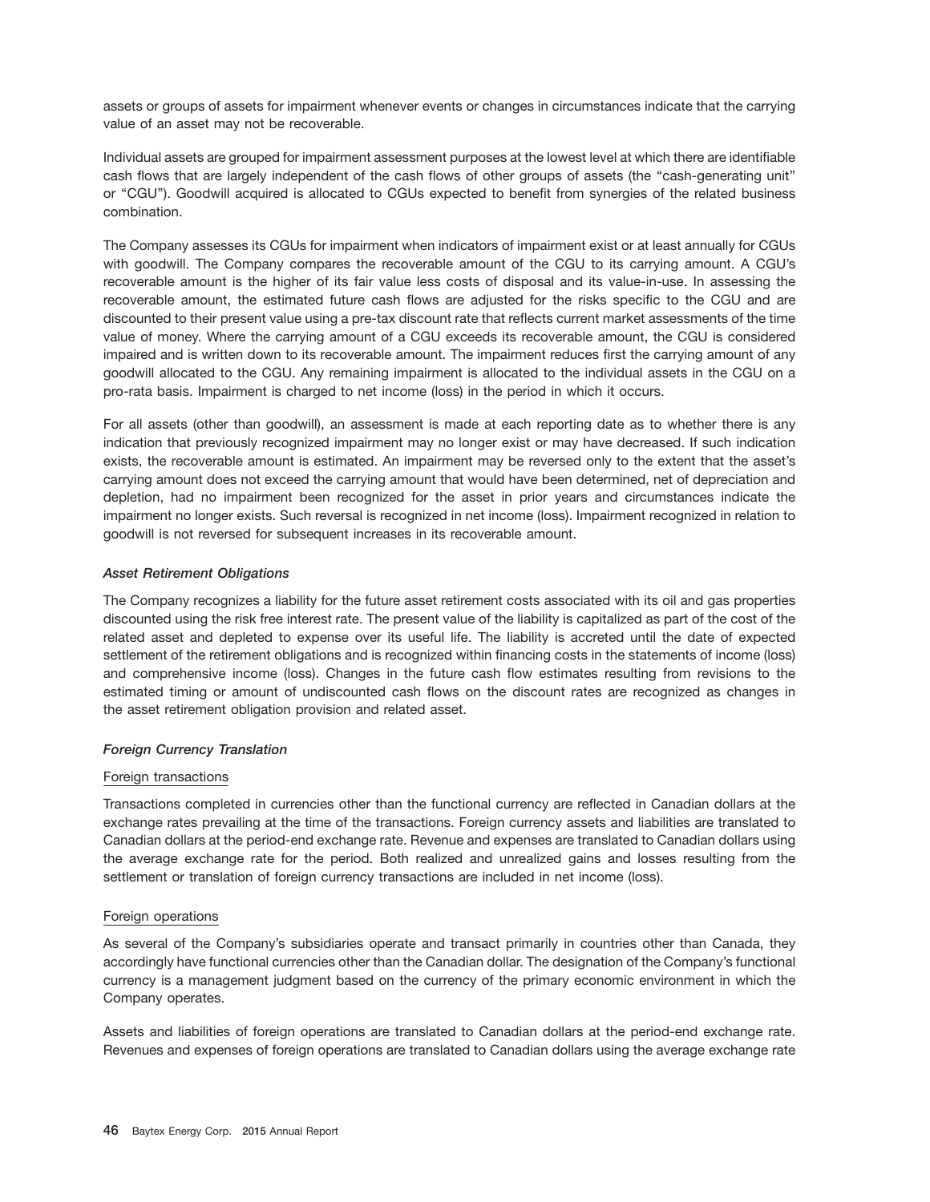assets or groups of assets for impairment whenever events or changes in circumstances indicate that the carrying value of an asset may not be recoverable.

Individual assets are grouped for impairment assessment purposes at the lowest level at which there are identifiable cash flows that are largely independent of the cash flows of other groups of assets (the "cash-generating unit" or "CGU"). Goodwill acquired is allocated to CGUs expected to benefit from synergies of the related business combination.

The Company assesses its CGUs for impairment when indicators of impairment exist or at least annually for CGUs with goodwill. The Company compares the recoverable amount of the CGU to its carrying amount. A CGU's recoverable amount is the higher of its fair value less costs of disposal and its value-in-use. In assessing the recoverable amount, the estimated future cash flows are adjusted for the risks specific to the CGU and are discounted to their present value using a pre-tax discount rate that reflects current market assessments of the time value of money. Where the carrying amount of a CGU exceeds its recoverable amount, the CGU is considered impaired and is written down to its recoverable amount. The impairment reduces first the carrying amount of any goodwill allocated to the CGU. Any remaining impairment is allocated to the individual assets in the CGU on a pro-rata basis. Impairment is charged to net income (loss) in the period in which it occurs.

For all assets (other than goodwill), an assessment is made at each reporting date as to whether there is any indication that previously recognized impairment may no longer exist or may have decreased. If such indication exists, the recoverable amount is estimated. An impairment may be reversed only to the extent that the asset's carrying amount does not exceed the carrying amount that would have been determined, net of depreciation and depletion, had no impairment been recognized for the asset in prior years and circumstances indicate the impairment no longer exists. Such reversal is recognized in net income (loss). Impairment recognized in relation to goodwill is not reversed for subsequent increases in its recoverable amount.

### *Asset Retirement Obligations*

The Company recognizes a liability for the future asset retirement costs associated with its oil and gas properties discounted using the risk free interest rate. The present value of the liability is capitalized as part of the cost of the related asset and depleted to expense over its useful life. The liability is accreted until the date of expected settlement of the retirement obligations and is recognized within financing costs in the statements of income (loss) and comprehensive income (loss). Changes in the future cash flow estimates resulting from revisions to the estimated timing or amount of undiscounted cash flows on the discount rates are recognized as changes in the asset retirement obligation provision and related asset.

### *Foreign Currency Translation*

Foreign transactions

Transactions completed in currencies other than the functional currency are reflected in Canadian dollars at the exchange rates prevailing at the time of the transactions. Foreign currency assets and liabilities are translated to Canadian dollars at the period-end exchange rate. Revenue and expenses are translated to Canadian dollars using the average exchange rate for the period. Both realized and unrealized gains and losses resulting from the settlement or translation of foreign currency transactions are included in net income (loss).

Foreign operations

As several of the Company's subsidiaries operate and transact primarily in countries other than Canada, they accordingly have functional currencies other than the Canadian dollar. The designation of the Company's functional currency is a management judgment based on the currency of the primary economic environment in which the Company operates.

Assets and liabilities of foreign operations are translated to Canadian dollars at the period-end exchange rate. Revenues and expenses of foreign operations are translated to Canadian dollars using the average exchange rate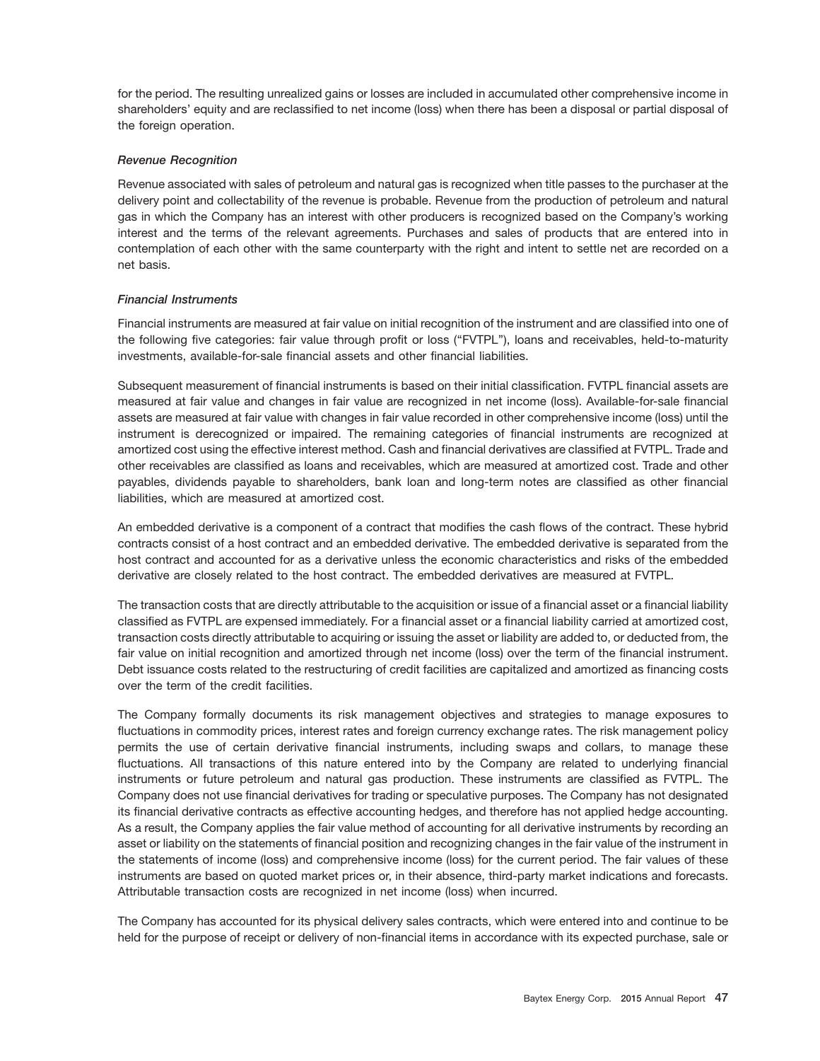for the period. The resulting unrealized gains or losses are included in accumulated other comprehensive income in shareholders' equity and are reclassified to net income (loss) when there has been a disposal or partial disposal of the foreign operation.

*Revenue Recognition*

Revenue associated with sales of petroleum and natural gas is recognized when title passes to the purchaser at the delivery point and collectability of the revenue is probable. Revenue from the production of petroleum and natural gas in which the Company has an interest with other producers is recognized based on the Company's working interest and the terms of the relevant agreements. Purchases and sales of products that are entered into in contemplation of each other with the same counterparty with the right and intent to settle net are recorded on a net basis.

*Financial Instruments*

Financial instruments are measured at fair value on initial recognition of the instrument and are classified into one of the following five categories: fair value through profit or loss ("FVTPL"), loans and receivables, held-to-maturity investments, available-for-sale financial assets and other financial liabilities.

Subsequent measurement of financial instruments is based on their initial classification. FVTPL financial assets are measured at fair value and changes in fair value are recognized in net income (loss). Available-for-sale financial assets are measured at fair value with changes in fair value recorded in other comprehensive income (loss) until the instrument is derecognized or impaired. The remaining categories of financial instruments are recognized at amortized cost using the effective interest method. Cash and financial derivatives are classified at FVTPL. Trade and other receivables are classified as loans and receivables, which are measured at amortized cost. Trade and other payables, dividends payable to shareholders, bank loan and long-term notes are classified as other financial liabilities, which are measured at amortized cost.

An embedded derivative is a component of a contract that modifies the cash flows of the contract. These hybrid contracts consist of a host contract and an embedded derivative. The embedded derivative is separated from the host contract and accounted for as a derivative unless the economic characteristics and risks of the embedded derivative are closely related to the host contract. The embedded derivatives are measured at FVTPL.

The transaction costs that are directly attributable to the acquisition or issue of a financial asset or a financial liability classified as FVTPL are expensed immediately. For a financial asset or a financial liability carried at amortized cost, transaction costs directly attributable to acquiring or issuing the asset or liability are added to, or deducted from, the fair value on initial recognition and amortized through net income (loss) over the term of the financial instrument. Debt issuance costs related to the restructuring of credit facilities are capitalized and amortized as financing costs over the term of the credit facilities.

The Company formally documents its risk management objectives and strategies to manage exposures to fluctuations in commodity prices, interest rates and foreign currency exchange rates. The risk management policy permits the use of certain derivative financial instruments, including swaps and collars, to manage these fluctuations. All transactions of this nature entered into by the Company are related to underlying financial instruments or future petroleum and natural gas production. These instruments are classified as FVTPL. The Company does not use financial derivatives for trading or speculative purposes. The Company has not designated its financial derivative contracts as effective accounting hedges, and therefore has not applied hedge accounting. As a result, the Company applies the fair value method of accounting for all derivative instruments by recording an asset or liability on the statements of financial position and recognizing changes in the fair value of the instrument in the statements of income (loss) and comprehensive income (loss) for the current period. The fair values of these instruments are based on quoted market prices or, in their absence, third-party market indications and forecasts. Attributable transaction costs are recognized in net income (loss) when incurred.

The Company has accounted for its physical delivery sales contracts, which were entered into and continue to be held for the purpose of receipt or delivery of non-financial items in accordance with its expected purchase, sale or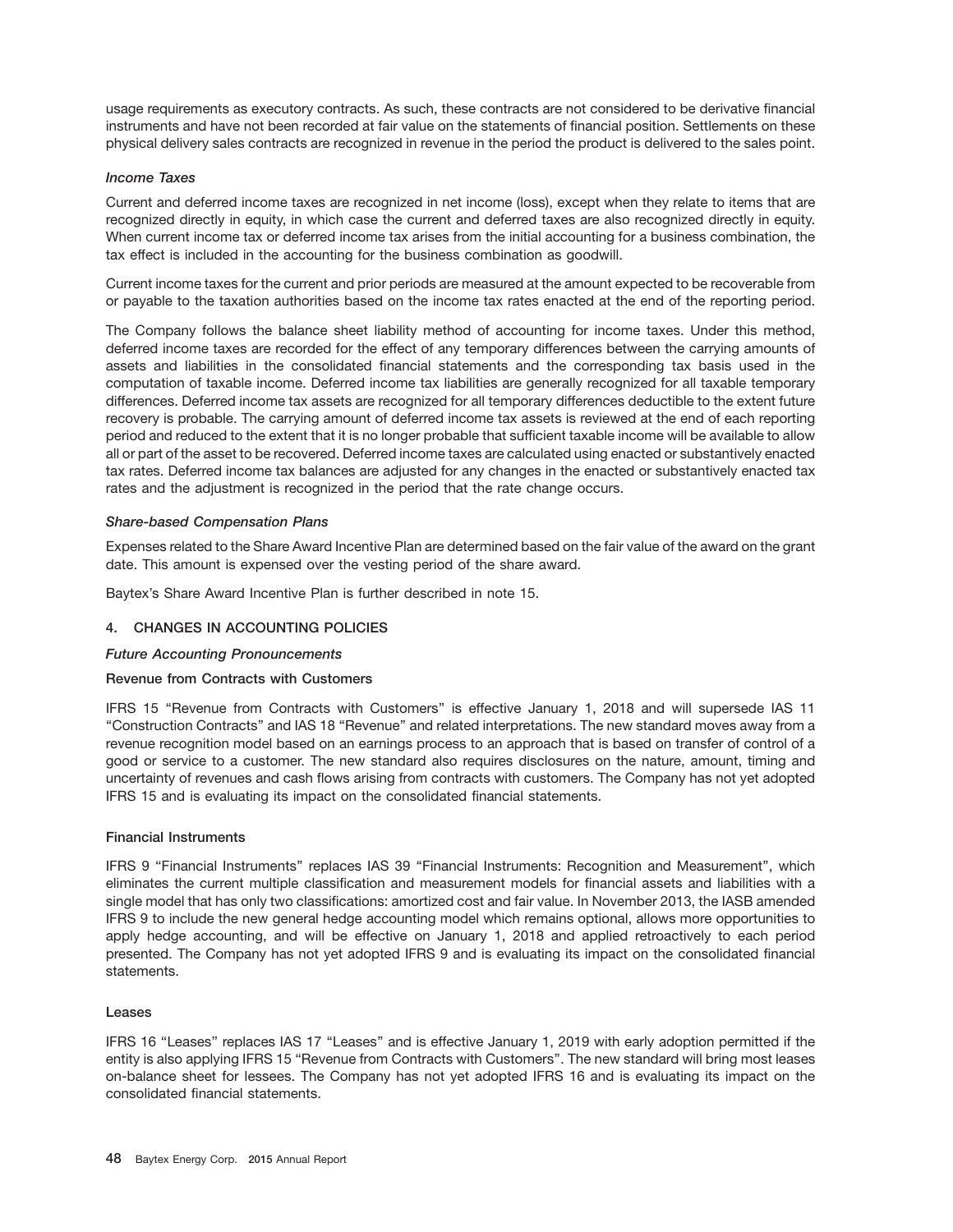usage requirements as executory contracts. As such, these contracts are not considered to be derivative financial instruments and have not been recorded at fair value on the statements of financial position. Settlements on these physical delivery sales contracts are recognized in revenue in the period the product is delivered to the sales point.

### *Income Taxes*

Current and deferred income taxes are recognized in net income (loss), except when they relate to items that are recognized directly in equity, in which case the current and deferred taxes are also recognized directly in equity. When current income tax or deferred income tax arises from the initial accounting for a business combination, the tax effect is included in the accounting for the business combination as goodwill.

Current income taxes for the current and prior periods are measured at the amount expected to be recoverable from or payable to the taxation authorities based on the income tax rates enacted at the end of the reporting period.

The Company follows the balance sheet liability method of accounting for income taxes. Under this method, deferred income taxes are recorded for the effect of any temporary differences between the carrying amounts of assets and liabilities in the consolidated financial statements and the corresponding tax basis used in the computation of taxable income. Deferred income tax liabilities are generally recognized for all taxable temporary differences. Deferred income tax assets are recognized for all temporary differences deductible to the extent future recovery is probable. The carrying amount of deferred income tax assets is reviewed at the end of each reporting period and reduced to the extent that it is no longer probable that sufficient taxable income will be available to allow all or part of the asset to be recovered. Deferred income taxes are calculated using enacted or substantively enacted tax rates. Deferred income tax balances are adjusted for any changes in the enacted or substantively enacted tax rates and the adjustment is recognized in the period that the rate change occurs.

### *Share-based Compensation Plans*

Expenses related to the Share Award Incentive Plan are determined based on the fair value of the award on the grant date. This amount is expensed over the vesting period of the share award.

Baytex's Share Award Incentive Plan is further described in note 15.

## 4. CHANGES IN ACCOUNTING POLICIES

### *Future Accounting Pronouncements*

#### Revenue from Contracts with Customers

IFRS 15 "Revenue from Contracts with Customers" is effective January 1, 2018 and will supersede IAS 11 "Construction Contracts" and IAS 18 "Revenue" and related interpretations. The new standard moves away from a revenue recognition model based on an earnings process to an approach that is based on transfer of control of a good or service to a customer. The new standard also requires disclosures on the nature, amount, timing and uncertainty of revenues and cash flows arising from contracts with customers. The Company has not yet adopted IFRS 15 and is evaluating its impact on the consolidated financial statements.

#### Financial Instruments

IFRS 9 "Financial Instruments" replaces IAS 39 "Financial Instruments: Recognition and Measurement", which eliminates the current multiple classification and measurement models for financial assets and liabilities with a single model that has only two classifications: amortized cost and fair value. In November 2013, the IASB amended IFRS 9 to include the new general hedge accounting model which remains optional, allows more opportunities to apply hedge accounting, and will be effective on January 1, 2018 and applied retroactively to each period presented. The Company has not yet adopted IFRS 9 and is evaluating its impact on the consolidated financial statements.

#### Leases

IFRS 16 "Leases" replaces IAS 17 "Leases" and is effective January 1, 2019 with early adoption permitted if the entity is also applying IFRS 15 "Revenue from Contracts with Customers". The new standard will bring most leases on-balance sheet for lessees. The Company has not yet adopted IFRS 16 and is evaluating its impact on the consolidated financial statements.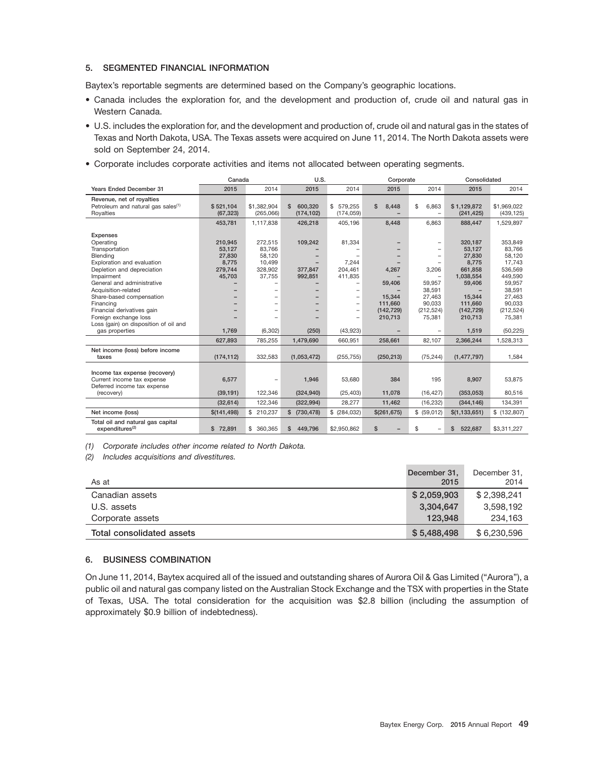## 5. SEGMENTED FINANCIAL INFORMATION

Baytex's reportable segments are determined based on the Company's geographic locations.

- Canada includes the exploration for, and the development and production of, crude oil and natural gas in Western Canada.
- U.S. includes the exploration for, and the development and production of, crude oil and natural gas in the states of Texas and North Dakota, USA. The Texas assets were acquired on June 11, 2014. The North Dakota assets were sold on September 24, 2014.
- Corporate includes corporate activities and items not allocated between operating segments.

| | Canada | | U.S. | | Corporate | | Consolidated | |
|---|---|---|---|---|---|---|---|---|
| Years Ended December 31 | 2015 | 2014 | 2015 | 2014 | 2015 | 2014 | 2015 | 2014 |
| **Revenue, net of royalties** | | | | | | | | |
| Petroleum and natural gas sales[1] | $ 521,104 | $1,382,904 | $ 600,320 | $ 579,255 | $ 8,448 | $ 6,863 | $ 1,129,872 | $1,969,022 |
| Royalties | (67,323) | (265,066) | (174,102) | (174,059) | – | – | (241,425) | (439,125) |
| | 453,781 | 1,117,838 | 426,218 | 405,196 | 8,448 | 6,863 | 888,447 | 1,529,897 |
| **Expenses** | | | | | | | | |
| Operating | 210,945 | 272,515 | 109,242 | 81,334 | – | – | 320,187 | 353,849 |
| Transportation | 53,127 | 83,766 | – | – | – | – | 53,127 | 83,766 |
| Blending | 27,830 | 58,120 | – | – | – | – | 27,830 | 58,120 |
| Exploration and evaluation | 8,775 | 10,499 | – | 7,244 | – | – | 8,775 | 17,743 |
| Depletion and depreciation | 279,744 | 328,902 | 377,847 | 204,461 | 4,267 | 3,206 | 661,858 | 536,569 |
| Impairment | 45,703 | 37,755 | 992,851 | 411,835 | – | – | 1,038,554 | 449,590 |
| General and administrative | – | – | – | – | 59,406 | 59,957 | 59,406 | 59,957 |
| Acquisition-related | – | – | – | – | – | 38,591 | – | 38,591 |
| Share-based compensation | – | – | – | – | 15,344 | 27,463 | 15,344 | 27,463 |
| Financing | – | – | – | – | 111,660 | 90,033 | 111,660 | 90,033 |
| Financial derivatives gain | – | – | – | – | (142,729) | (212,524) | (142,729) | (212,524) |
| Foreign exchange loss | – | – | – | – | 210,713 | 75,381 | 210,713 | 75,381 |
| Loss (gain) on disposition of oil and gas properties | 1,769 | (6,302) | (250) | (43,923) | – | – | 1,519 | (50,225) |
| | 627,893 | 785,255 | 1,479,690 | 660,951 | 258,661 | 82,107 | 2,366,244 | 1,528,313 |
| **Net income (loss) before income taxes** | (174,112) | 332,583 | (1,053,472) | (255,755) | (250,213) | (75,244) | (1,477,797) | 1,584 |
| **Income tax expense (recovery)** | | | | | | | | |
| Current income tax expense | 6,577 | – | 1,946 | 53,680 | 384 | 195 | 8,907 | 53,875 |
| Deferred income tax expense (recovery) | (39,191) | 122,346 | (324,940) | (25,403) | 11,078 | (16,427) | (353,053) | 80,516 |
| | (32,614) | 122,346 | (322,994) | 28,277 | 11,462 | (16,232) | (344,146) | 134,391 |
| **Net income (loss)** | $(141,498) | $ 210,237 | $ (730,478) | $ (284,032) | $(261,675) | $ (59,012) | $(1,133,651) | $ (132,807) |
| **Total oil and natural gas capital expenditures**[2] | $ 72,891 | $ 360,365 | $ 449,796 | $2,950,862 | $ – | $ – | $ 522,687 | $3,311,227 |

*(1) Corporate includes other income related to North Dakota.*

*(2) Includes acquisitions and divestitures.*

| As at | December 31, 2015 | December 31, 2014 |
|---|---|---|
| Canadian assets | $ 2,059,903 | $ 2,398,241 |
| U.S. assets | 3,304,647 | 3,598,192 |
| Corporate assets | 123,948 | 234,163 |
| **Total consolidated assets** | $ 5,488,498 | $ 6,230,596 |

## 6. BUSINESS COMBINATION

On June 11, 2014, Baytex acquired all of the issued and outstanding shares of Aurora Oil & Gas Limited ("Aurora"), a public oil and natural gas company listed on the Australian Stock Exchange and the TSX with properties in the State of Texas, USA. The total consideration for the acquisition was $2.8 billion (including the assumption of approximately $0.9 billion of indebtedness).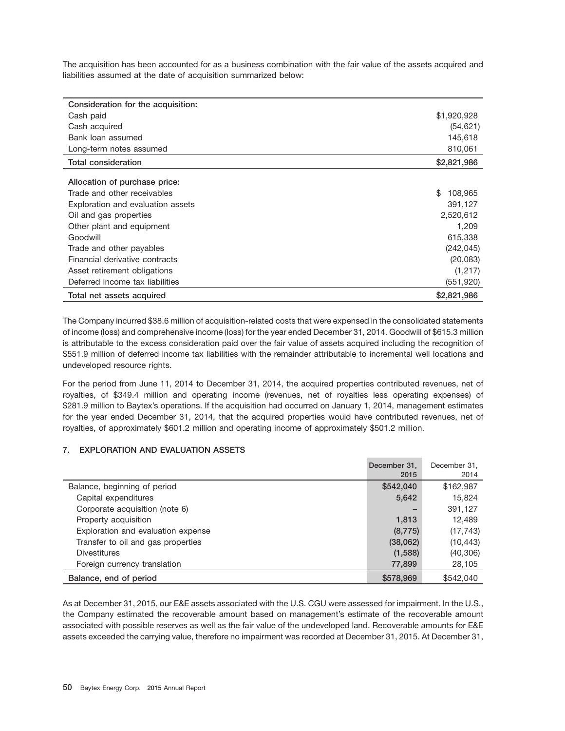The acquisition has been accounted for as a business combination with the fair value of the assets acquired and liabilities assumed at the date of acquisition summarized below:

| | |
|---|---|
| **Consideration for the acquisition:** | |
| Cash paid | $1,920,928 |
| Cash acquired | (54,621) |
| Bank loan assumed | 145,618 |
| Long-term notes assumed | 810,061 |
| **Total consideration** | **$2,821,986** |
| **Allocation of purchase price:** | |
| Trade and other receivables | $ 108,965 |
| Exploration and evaluation assets | 391,127 |
| Oil and gas properties | 2,520,612 |
| Other plant and equipment | 1,209 |
| Goodwill | 615,338 |
| Trade and other payables | (242,045) |
| Financial derivative contracts | (20,083) |
| Asset retirement obligations | (1,217) |
| Deferred income tax liabilities | (551,920) |
| **Total net assets acquired** | **$2,821,986** |

The Company incurred $38.6 million of acquisition-related costs that were expensed in the consolidated statements of income (loss) and comprehensive income (loss) for the year ended December 31, 2014. Goodwill of $615.3 million is attributable to the excess consideration paid over the fair value of assets acquired including the recognition of $551.9 million of deferred income tax liabilities with the remainder attributable to incremental well locations and undeveloped resource rights.

For the period from June 11, 2014 to December 31, 2014, the acquired properties contributed revenues, net of royalties, of $349.4 million and operating income (revenues, net of royalties less operating expenses) of $281.9 million to Baytex's operations. If the acquisition had occurred on January 1, 2014, management estimates for the year ended December 31, 2014, that the acquired properties would have contributed revenues, net of royalties, of approximately $601.2 million and operating income of approximately $501.2 million.

## 7. EXPLORATION AND EVALUATION ASSETS

| | December 31, 2015 | December 31, 2014 |
|---|---|---|
| Balance, beginning of period | **$542,040** | $162,987 |
| Capital expenditures | **5,642** | 15,824 |
| Corporate acquisition (note 6) | **–** | 391,127 |
| Property acquisition | **1,813** | 12,489 |
| Exploration and evaluation expense | **(8,775)** | (17,743) |
| Transfer to oil and gas properties | **(38,062)** | (10,443) |
| Divestitures | **(1,588)** | (40,306) |
| Foreign currency translation | **77,899** | 28,105 |
| **Balance, end of period** | **$578,969** | $542,040 |

As at December 31, 2015, our E&E assets associated with the U.S. CGU were assessed for impairment. In the U.S., the Company estimated the recoverable amount based on management's estimate of the recoverable amount associated with possible reserves as well as the fair value of the undeveloped land. Recoverable amounts for E&E assets exceeded the carrying value, therefore no impairment was recorded at December 31, 2015. At December 31,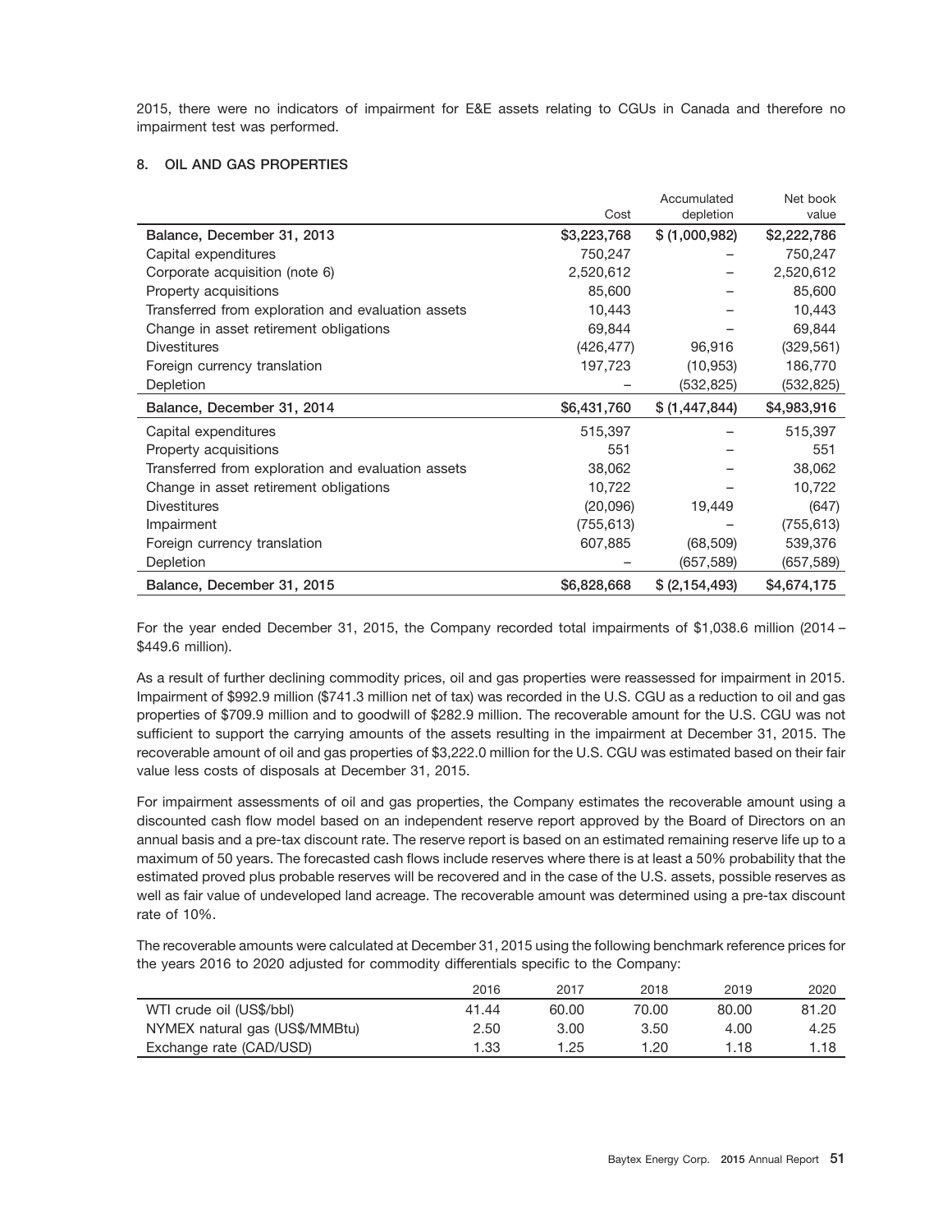2015, there were no indicators of impairment for E&E assets relating to CGUs in Canada and therefore no impairment test was performed.

## 8. OIL AND GAS PROPERTIES

| | Cost | Accumulated depletion | Net book value |
|---|---|---|---|
| **Balance, December 31, 2013** | $3,223,768 | $ (1,000,982) | $2,222,786 |
| Capital expenditures | 750,247 | – | 750,247 |
| Corporate acquisition (note 6) | 2,520,612 | – | 2,520,612 |
| Property acquisitions | 85,600 | – | 85,600 |
| Transferred from exploration and evaluation assets | 10,443 | – | 10,443 |
| Change in asset retirement obligations | 69,844 | – | 69,844 |
| Divestitures | (426,477) | 96,916 | (329,561) |
| Foreign currency translation | 197,723 | (10,953) | 186,770 |
| Depletion | – | (532,825) | (532,825) |
| **Balance, December 31, 2014** | $6,431,760 | $ (1,447,844) | $4,983,916 |
| Capital expenditures | 515,397 | – | 515,397 |
| Property acquisitions | 551 | – | 551 |
| Transferred from exploration and evaluation assets | 38,062 | – | 38,062 |
| Change in asset retirement obligations | 10,722 | – | 10,722 |
| Divestitures | (20,096) | 19,449 | (647) |
| Impairment | (755,613) | – | (755,613) |
| Foreign currency translation | 607,885 | (68,509) | 539,376 |
| Depletion | – | (657,589) | (657,589) |
| **Balance, December 31, 2015** | $6,828,668 | $ (2,154,493) | $4,674,175 |

For the year ended December 31, 2015, the Company recorded total impairments of $1,038.6 million (2014 – $449.6 million).

As a result of further declining commodity prices, oil and gas properties were reassessed for impairment in 2015. Impairment of $992.9 million ($741.3 million net of tax) was recorded in the U.S. CGU as a reduction to oil and gas properties of $709.9 million and to goodwill of $282.9 million. The recoverable amount for the U.S. CGU was not sufficient to support the carrying amounts of the assets resulting in the impairment at December 31, 2015. The recoverable amount of oil and gas properties of $3,222.0 million for the U.S. CGU was estimated based on their fair value less costs of disposals at December 31, 2015.

For impairment assessments of oil and gas properties, the Company estimates the recoverable amount using a discounted cash flow model based on an independent reserve report approved by the Board of Directors on an annual basis and a pre-tax discount rate. The reserve report is based on an estimated remaining reserve life up to a maximum of 50 years. The forecasted cash flows include reserves where there is at least a 50% probability that the estimated proved plus probable reserves will be recovered and in the case of the U.S. assets, possible reserves as well as fair value of undeveloped land acreage. The recoverable amount was determined using a pre-tax discount rate of 10%.

The recoverable amounts were calculated at December 31, 2015 using the following benchmark reference prices for the years 2016 to 2020 adjusted for commodity differentials specific to the Company:

| | 2016 | 2017 | 2018 | 2019 | 2020 |
|---|---|---|---|---|---|
| WTI crude oil (US$/bbl) | 41.44 | 60.00 | 70.00 | 80.00 | 81.20 |
| NYMEX natural gas (US$/MMBtu) | 2.50 | 3.00 | 3.50 | 4.00 | 4.25 |
| Exchange rate (CAD/USD) | 1.33 | 1.25 | 1.20 | 1.18 | 1.18 |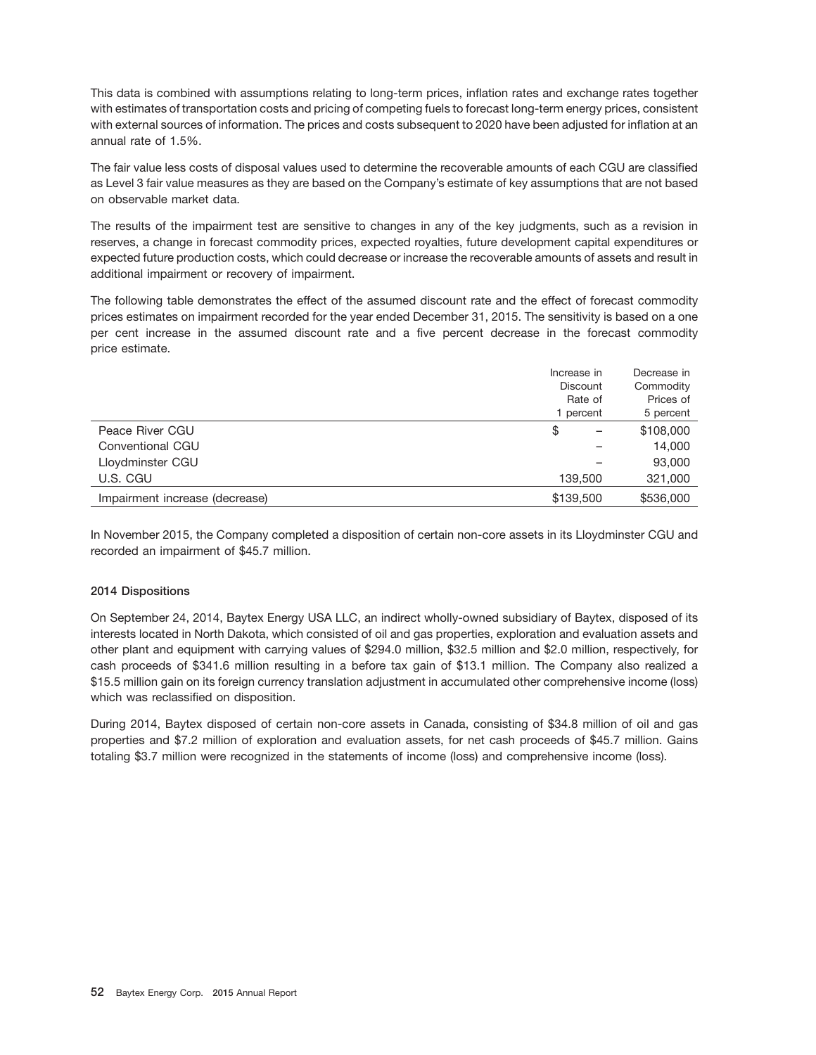This data is combined with assumptions relating to long-term prices, inflation rates and exchange rates together with estimates of transportation costs and pricing of competing fuels to forecast long-term energy prices, consistent with external sources of information. The prices and costs subsequent to 2020 have been adjusted for inflation at an annual rate of 1.5%.

The fair value less costs of disposal values used to determine the recoverable amounts of each CGU are classified as Level 3 fair value measures as they are based on the Company's estimate of key assumptions that are not based on observable market data.

The results of the impairment test are sensitive to changes in any of the key judgments, such as a revision in reserves, a change in forecast commodity prices, expected royalties, future development capital expenditures or expected future production costs, which could decrease or increase the recoverable amounts of assets and result in additional impairment or recovery of impairment.

The following table demonstrates the effect of the assumed discount rate and the effect of forecast commodity prices estimates on impairment recorded for the year ended December 31, 2015. The sensitivity is based on a one per cent increase in the assumed discount rate and a five percent decrease in the forecast commodity price estimate.

| | Increase in Discount Rate of 1 percent | Decrease in Commodity Prices of 5 percent |
|---|---|---|
| Peace River CGU | $ – | $108,000 |
| Conventional CGU | – | 14,000 |
| Lloydminster CGU | – | 93,000 |
| U.S. CGU | 139,500 | 321,000 |
| Impairment increase (decrease) | $139,500 | $536,000 |

In November 2015, the Company completed a disposition of certain non-core assets in its Lloydminster CGU and recorded an impairment of $45.7 million.

**2014 Dispositions**

On September 24, 2014, Baytex Energy USA LLC, an indirect wholly-owned subsidiary of Baytex, disposed of its interests located in North Dakota, which consisted of oil and gas properties, exploration and evaluation assets and other plant and equipment with carrying values of $294.0 million, $32.5 million and $2.0 million, respectively, for cash proceeds of $341.6 million resulting in a before tax gain of $13.1 million. The Company also realized a $15.5 million gain on its foreign currency translation adjustment in accumulated other comprehensive income (loss) which was reclassified on disposition.

During 2014, Baytex disposed of certain non-core assets in Canada, consisting of $34.8 million of oil and gas properties and $7.2 million of exploration and evaluation assets, for net cash proceeds of $45.7 million. Gains totaling $3.7 million were recognized in the statements of income (loss) and comprehensive income (loss).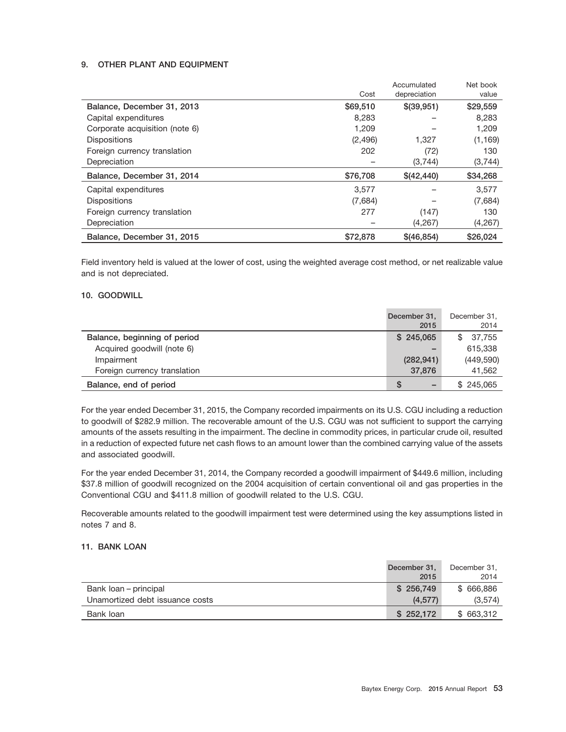## 9. OTHER PLANT AND EQUIPMENT

| | Cost | Accumulated depreciation | Net book value |
|---|---|---|---|
| **Balance, December 31, 2013** | **$69,510** | **$(39,951)** | **$29,559** |
| Capital expenditures | 8,283 | – | 8,283 |
| Corporate acquisition (note 6) | 1,209 | – | 1,209 |
| Dispositions | (2,496) | 1,327 | (1,169) |
| Foreign currency translation | 202 | (72) | 130 |
| Depreciation | – | (3,744) | (3,744) |
| **Balance, December 31, 2014** | **$76,708** | **$(42,440)** | **$34,268** |
| Capital expenditures | 3,577 | – | 3,577 |
| Dispositions | (7,684) | – | (7,684) |
| Foreign currency translation | 277 | (147) | 130 |
| Depreciation | – | (4,267) | (4,267) |
| **Balance, December 31, 2015** | **$72,878** | **$(46,854)** | **$26,024** |

Field inventory held is valued at the lower of cost, using the weighted average cost method, or net realizable value and is not depreciated.

## 10. GOODWILL

| | December 31, 2015 | December 31, 2014 |
|---|---|---|
| **Balance, beginning of period** | **$ 245,065** | $ 37,755 |
| Acquired goodwill (note 6) | – | 615,338 |
| Impairment | (282,941) | (449,590) |
| Foreign currency translation | 37,876 | 41,562 |
| **Balance, end of period** | **$ –** | $ 245,065 |

For the year ended December 31, 2015, the Company recorded impairments on its U.S. CGU including a reduction to goodwill of $282.9 million. The recoverable amount of the U.S. CGU was not sufficient to support the carrying amounts of the assets resulting in the impairment. The decline in commodity prices, in particular crude oil, resulted in a reduction of expected future net cash flows to an amount lower than the combined carrying value of the assets and associated goodwill.

For the year ended December 31, 2014, the Company recorded a goodwill impairment of $449.6 million, including $37.8 million of goodwill recognized on the 2004 acquisition of certain conventional oil and gas properties in the Conventional CGU and $411.8 million of goodwill related to the U.S. CGU.

Recoverable amounts related to the goodwill impairment test were determined using the key assumptions listed in notes 7 and 8.

## 11. BANK LOAN

| | December 31, 2015 | December 31, 2014 |
|---|---|---|
| Bank loan – principal | $ 256,749 | $ 666,886 |
| Unamortized debt issuance costs | (4,577) | (3,574) |
| Bank loan | $ 252,172 | $ 663,312 |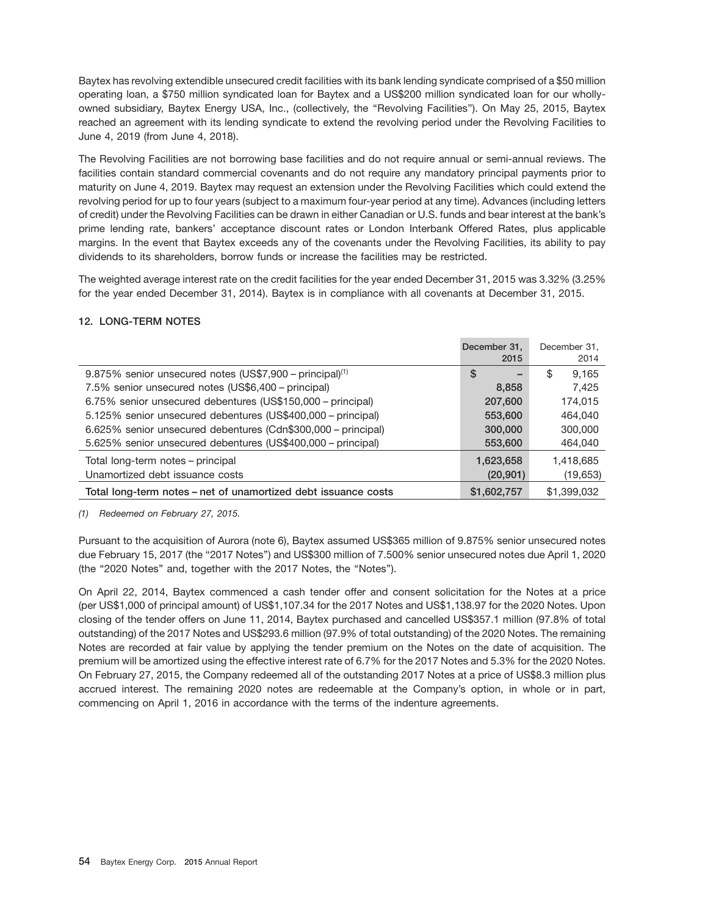Baytex has revolving extendible unsecured credit facilities with its bank lending syndicate comprised of a $50 million operating loan, a $750 million syndicated loan for Baytex and a US$200 million syndicated loan for our wholly-owned subsidiary, Baytex Energy USA, Inc., (collectively, the "Revolving Facilities"). On May 25, 2015, Baytex reached an agreement with its lending syndicate to extend the revolving period under the Revolving Facilities to June 4, 2019 (from June 4, 2018).

The Revolving Facilities are not borrowing base facilities and do not require annual or semi-annual reviews. The facilities contain standard commercial covenants and do not require any mandatory principal payments prior to maturity on June 4, 2019. Baytex may request an extension under the Revolving Facilities which could extend the revolving period for up to four years (subject to a maximum four-year period at any time). Advances (including letters of credit) under the Revolving Facilities can be drawn in either Canadian or U.S. funds and bear interest at the bank's prime lending rate, bankers' acceptance discount rates or London Interbank Offered Rates, plus applicable margins. In the event that Baytex exceeds any of the covenants under the Revolving Facilities, its ability to pay dividends to its shareholders, borrow funds or increase the facilities may be restricted.

The weighted average interest rate on the credit facilities for the year ended December 31, 2015 was 3.32% (3.25% for the year ended December 31, 2014). Baytex is in compliance with all covenants at December 31, 2015.

## 12. LONG-TERM NOTES

| | December 31, 2015 | December 31, 2014 |
|---|---|---|
| 9.875% senior unsecured notes (US$7,900 – principal)[1] | $ – | $ 9,165 |
| 7.5% senior unsecured notes (US$6,400 – principal) | 8,858 | 7,425 |
| 6.75% senior unsecured debentures (US$150,000 – principal) | 207,600 | 174,015 |
| 5.125% senior unsecured debentures (US$400,000 – principal) | 553,600 | 464,040 |
| 6.625% senior unsecured debentures (Cdn$300,000 – principal) | 300,000 | 300,000 |
| 5.625% senior unsecured debentures (US$400,000 – principal) | 553,600 | 464,040 |
| Total long-term notes – principal | 1,623,658 | 1,418,685 |
| Unamortized debt issuance costs | (20,901) | (19,653) |
| **Total long-term notes – net of unamortized debt issuance costs** | **$1,602,757** | $1,399,032 |

*(1) Redeemed on February 27, 2015.*

Pursuant to the acquisition of Aurora (note 6), Baytex assumed US$365 million of 9.875% senior unsecured notes due February 15, 2017 (the "2017 Notes") and US$300 million of 7.500% senior unsecured notes due April 1, 2020 (the "2020 Notes" and, together with the 2017 Notes, the "Notes").

On April 22, 2014, Baytex commenced a cash tender offer and consent solicitation for the Notes at a price (per US$1,000 of principal amount) of US$1,107.34 for the 2017 Notes and US$1,138.97 for the 2020 Notes. Upon closing of the tender offers on June 11, 2014, Baytex purchased and cancelled US$357.1 million (97.8% of total outstanding) of the 2017 Notes and US$293.6 million (97.9% of total outstanding) of the 2020 Notes. The remaining Notes are recorded at fair value by applying the tender premium on the Notes on the date of acquisition. The premium will be amortized using the effective interest rate of 6.7% for the 2017 Notes and 5.3% for the 2020 Notes. On February 27, 2015, the Company redeemed all of the outstanding 2017 Notes at a price of US$8.3 million plus accrued interest. The remaining 2020 notes are redeemable at the Company's option, in whole or in part, commencing on April 1, 2016 in accordance with the terms of the indenture agreements.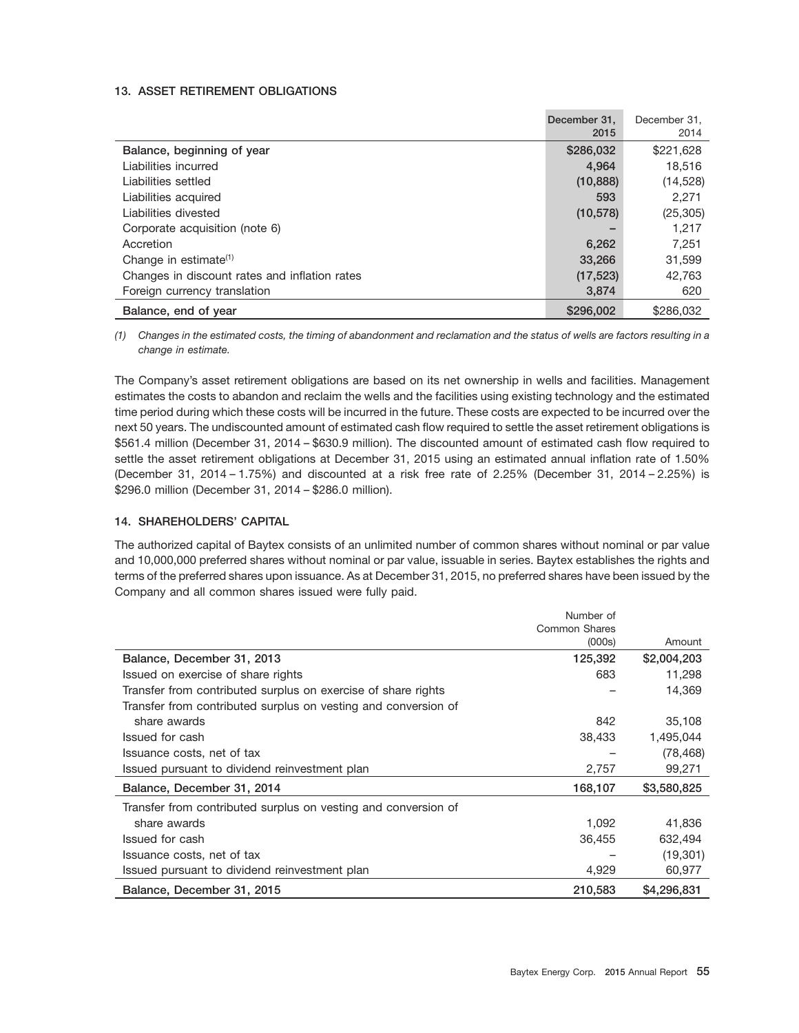### 13. ASSET RETIREMENT OBLIGATIONS

| | December 31, 2015 | December 31, 2014 |
|---|---|---|
| **Balance, beginning of year** | **$286,032** | $221,628 |
| Liabilities incurred | **4,964** | 18,516 |
| Liabilities settled | **(10,888)** | (14,528) |
| Liabilities acquired | **593** | 2,271 |
| Liabilities divested | **(10,578)** | (25,305) |
| Corporate acquisition (note 6) | **–** | 1,217 |
| Accretion | **6,262** | 7,251 |
| Change in estimate[(1)] | **33,266** | 31,599 |
| Changes in discount rates and inflation rates | **(17,523)** | 42,763 |
| Foreign currency translation | **3,874** | 620 |
| **Balance, end of year** | **$296,002** | $286,032 |

*(1) Changes in the estimated costs, the timing of abandonment and reclamation and the status of wells are factors resulting in a change in estimate.*

The Company's asset retirement obligations are based on its net ownership in wells and facilities. Management estimates the costs to abandon and reclaim the wells and the facilities using existing technology and the estimated time period during which these costs will be incurred in the future. These costs are expected to be incurred over the next 50 years. The undiscounted amount of estimated cash flow required to settle the asset retirement obligations is $561.4 million (December 31, 2014 – $630.9 million). The discounted amount of estimated cash flow required to settle the asset retirement obligations at December 31, 2015 using an estimated annual inflation rate of 1.50% (December 31, 2014 – 1.75%) and discounted at a risk free rate of 2.25% (December 31, 2014 – 2.25%) is $296.0 million (December 31, 2014 – $286.0 million).

### 14. SHAREHOLDERS' CAPITAL

The authorized capital of Baytex consists of an unlimited number of common shares without nominal or par value and 10,000,000 preferred shares without nominal or par value, issuable in series. Baytex establishes the rights and terms of the preferred shares upon issuance. As at December 31, 2015, no preferred shares have been issued by the Company and all common shares issued were fully paid.

| | Number of Common Shares (000s) | Amount |
|---|---|---|
| **Balance, December 31, 2013** | **125,392** | **$2,004,203** |
| Issued on exercise of share rights | 683 | 11,298 |
| Transfer from contributed surplus on exercise of share rights | – | 14,369 |
| Transfer from contributed surplus on vesting and conversion of share awards | 842 | 35,108 |
| Issued for cash | 38,433 | 1,495,044 |
| Issuance costs, net of tax | – | (78,468) |
| Issued pursuant to dividend reinvestment plan | 2,757 | 99,271 |
| **Balance, December 31, 2014** | **168,107** | **$3,580,825** |
| Transfer from contributed surplus on vesting and conversion of share awards | 1,092 | 41,836 |
| Issued for cash | 36,455 | 632,494 |
| Issuance costs, net of tax | – | (19,301) |
| Issued pursuant to dividend reinvestment plan | 4,929 | 60,977 |
| **Balance, December 31, 2015** | **210,583** | **$4,296,831** |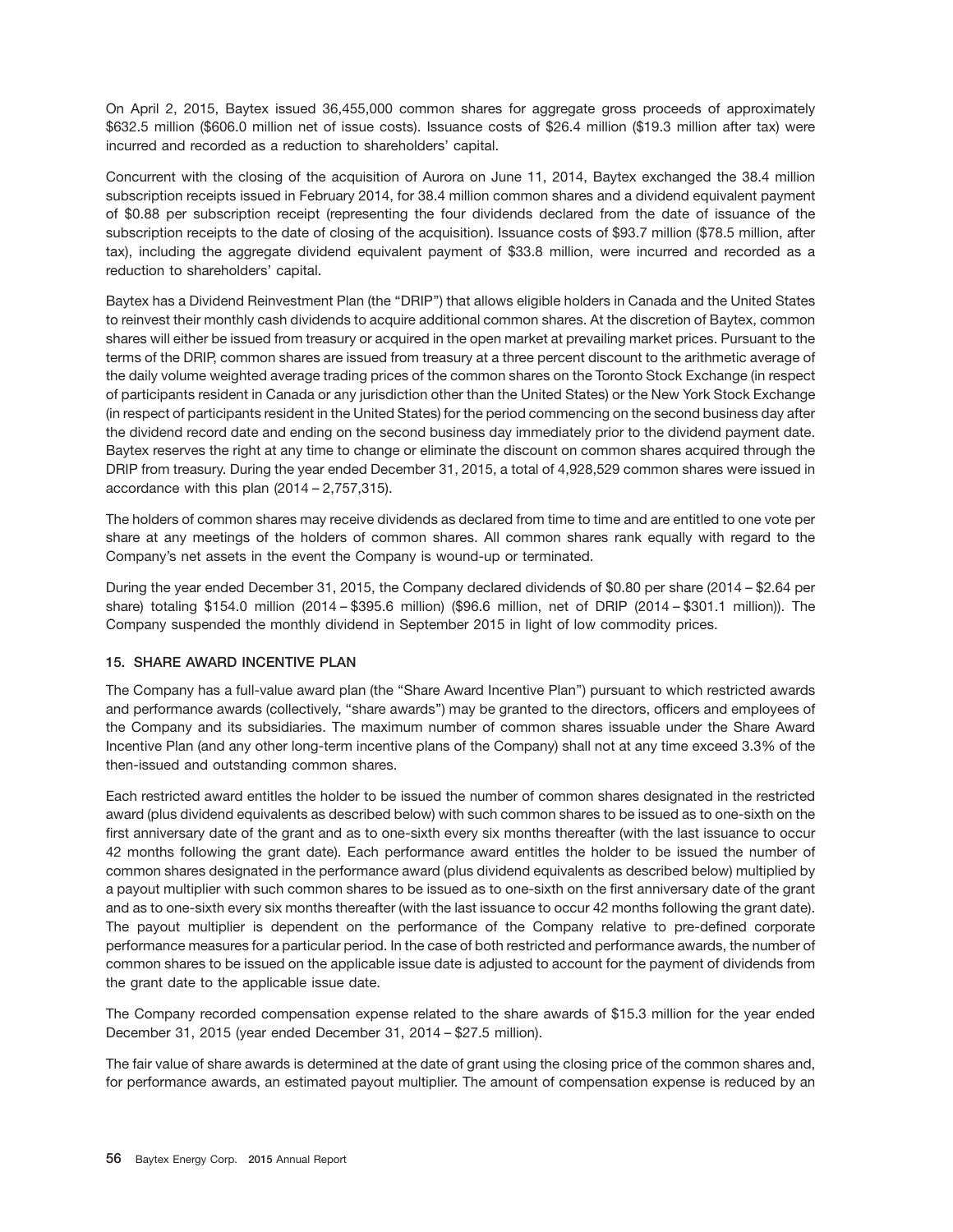On April 2, 2015, Baytex issued 36,455,000 common shares for aggregate gross proceeds of approximately $632.5 million ($606.0 million net of issue costs). Issuance costs of $26.4 million ($19.3 million after tax) were incurred and recorded as a reduction to shareholders' capital.

Concurrent with the closing of the acquisition of Aurora on June 11, 2014, Baytex exchanged the 38.4 million subscription receipts issued in February 2014, for 38.4 million common shares and a dividend equivalent payment of $0.88 per subscription receipt (representing the four dividends declared from the date of issuance of the subscription receipts to the date of closing of the acquisition). Issuance costs of $93.7 million ($78.5 million, after tax), including the aggregate dividend equivalent payment of $33.8 million, were incurred and recorded as a reduction to shareholders' capital.

Baytex has a Dividend Reinvestment Plan (the "DRIP") that allows eligible holders in Canada and the United States to reinvest their monthly cash dividends to acquire additional common shares. At the discretion of Baytex, common shares will either be issued from treasury or acquired in the open market at prevailing market prices. Pursuant to the terms of the DRIP, common shares are issued from treasury at a three percent discount to the arithmetic average of the daily volume weighted average trading prices of the common shares on the Toronto Stock Exchange (in respect of participants resident in Canada or any jurisdiction other than the United States) or the New York Stock Exchange (in respect of participants resident in the United States) for the period commencing on the second business day after the dividend record date and ending on the second business day immediately prior to the dividend payment date. Baytex reserves the right at any time to change or eliminate the discount on common shares acquired through the DRIP from treasury. During the year ended December 31, 2015, a total of 4,928,529 common shares were issued in accordance with this plan (2014 – 2,757,315).

The holders of common shares may receive dividends as declared from time to time and are entitled to one vote per share at any meetings of the holders of common shares. All common shares rank equally with regard to the Company's net assets in the event the Company is wound-up or terminated.

During the year ended December 31, 2015, the Company declared dividends of $0.80 per share (2014 – $2.64 per share) totaling $154.0 million (2014 – $395.6 million) ($96.6 million, net of DRIP (2014 – $301.1 million)). The Company suspended the monthly dividend in September 2015 in light of low commodity prices.

## 15. SHARE AWARD INCENTIVE PLAN

The Company has a full-value award plan (the "Share Award Incentive Plan") pursuant to which restricted awards and performance awards (collectively, "share awards") may be granted to the directors, officers and employees of the Company and its subsidiaries. The maximum number of common shares issuable under the Share Award Incentive Plan (and any other long-term incentive plans of the Company) shall not at any time exceed 3.3% of the then-issued and outstanding common shares.

Each restricted award entitles the holder to be issued the number of common shares designated in the restricted award (plus dividend equivalents as described below) with such common shares to be issued as to one-sixth on the first anniversary date of the grant and as to one-sixth every six months thereafter (with the last issuance to occur 42 months following the grant date). Each performance award entitles the holder to be issued the number of common shares designated in the performance award (plus dividend equivalents as described below) multiplied by a payout multiplier with such common shares to be issued as to one-sixth on the first anniversary date of the grant and as to one-sixth every six months thereafter (with the last issuance to occur 42 months following the grant date). The payout multiplier is dependent on the performance of the Company relative to pre-defined corporate performance measures for a particular period. In the case of both restricted and performance awards, the number of common shares to be issued on the applicable issue date is adjusted to account for the payment of dividends from the grant date to the applicable issue date.

The Company recorded compensation expense related to the share awards of $15.3 million for the year ended December 31, 2015 (year ended December 31, 2014 – $27.5 million).

The fair value of share awards is determined at the date of grant using the closing price of the common shares and, for performance awards, an estimated payout multiplier. The amount of compensation expense is reduced by an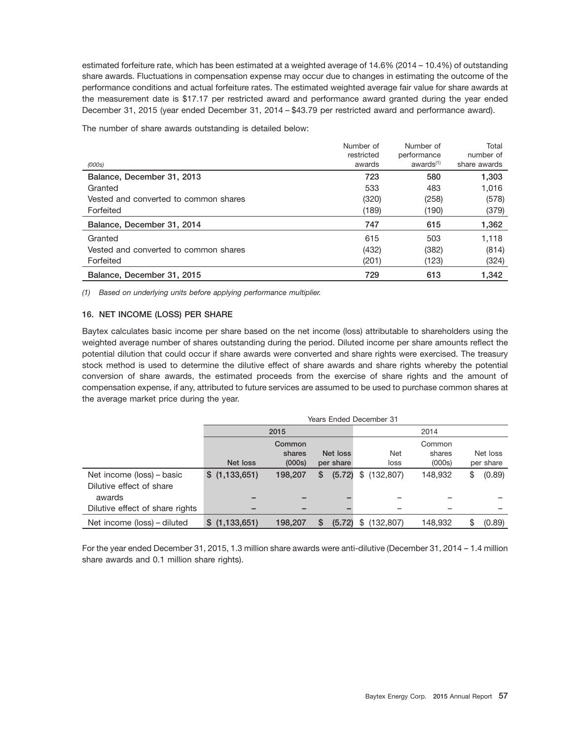estimated forfeiture rate, which has been estimated at a weighted average of 14.6% (2014 – 10.4%) of outstanding share awards. Fluctuations in compensation expense may occur due to changes in estimating the outcome of the performance conditions and actual forfeiture rates. The estimated weighted average fair value for share awards at the measurement date is $17.17 per restricted award and performance award granted during the year ended December 31, 2015 (year ended December 31, 2014 – $43.79 per restricted award and performance award).

The number of share awards outstanding is detailed below:

| *(000s)* | Number of restricted awards | Number of performance awards[(1)] | Total number of share awards |
|---|---|---|---|
| **Balance, December 31, 2013** | **723** | **580** | **1,303** |
| Granted | 533 | 483 | 1,016 |
| Vested and converted to common shares | (320) | (258) | (578) |
| Forfeited | (189) | (190) | (379) |
| **Balance, December 31, 2014** | **747** | **615** | **1,362** |
| Granted | 615 | 503 | 1,118 |
| Vested and converted to common shares | (432) | (382) | (814) |
| Forfeited | (201) | (123) | (324) |
| **Balance, December 31, 2015** | **729** | **613** | **1,342** |

*(1) Based on underlying units before applying performance multiplier.*

## 16. NET INCOME (LOSS) PER SHARE

Baytex calculates basic income per share based on the net income (loss) attributable to shareholders using the weighted average number of shares outstanding during the period. Diluted income per share amounts reflect the potential dilution that could occur if share awards were converted and share rights were exercised. The treasury stock method is used to determine the dilutive effect of share awards and share rights whereby the potential conversion of share awards, the estimated proceeds from the exercise of share rights and the amount of compensation expense, if any, attributed to future services are assumed to be used to purchase common shares at the average market price during the year.

| | Years Ended December 31 | | | | | |
|---|---|---|---|---|---|---|
| | 2015 | | | 2014 | | |
| | **Net loss** | **Common shares (000s)** | **Net loss per share** | Net loss | Common shares (000s) | Net loss per share |
| Net income (loss) – basic | **$ (1,133,651)** | **198,207** | **$ (5.72)** | $ (132,807) | 148,932 | $ (0.89) |
| Dilutive effect of share awards | **–** | **–** | **–** | – | – | – |
| Dilutive effect of share rights | **–** | **–** | **–** | – | – | – |
| Net income (loss) – diluted | **$ (1,133,651)** | **198,207** | **$ (5.72)** | $ (132,807) | 148,932 | $ (0.89) |

For the year ended December 31, 2015, 1.3 million share awards were anti-dilutive (December 31, 2014 – 1.4 million share awards and 0.1 million share rights).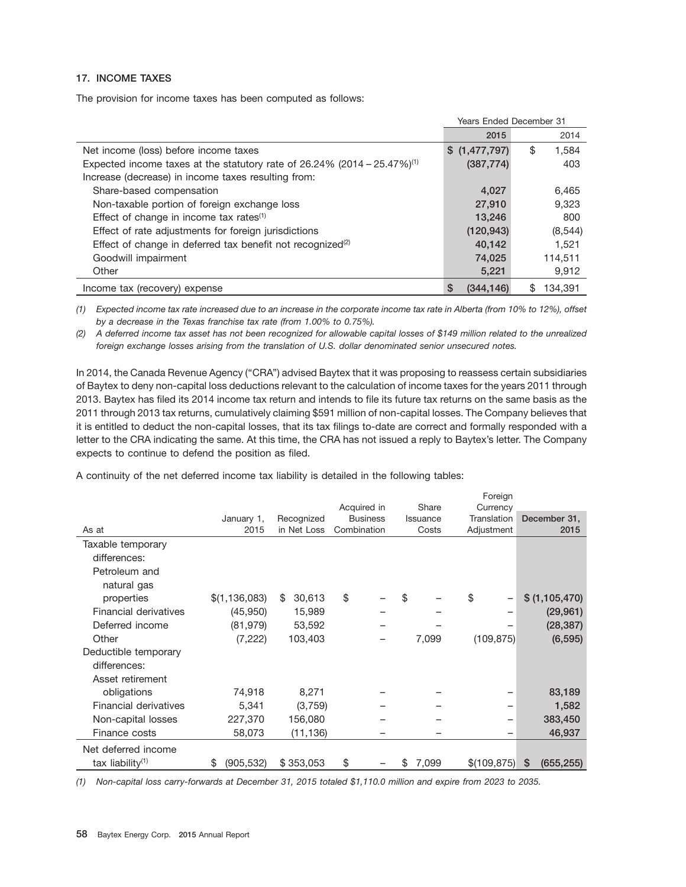## 17. INCOME TAXES

The provision for income taxes has been computed as follows:

| | Years Ended December 31 | |
|---|---|---|
| | 2015 | 2014 |
| Net income (loss) before income taxes | $ (1,477,797) | $ 1,584 |
| Expected income taxes at the statutory rate of 26.24% (2014 – 25.47%)[1] | (387,774) | 403 |
| Increase (decrease) in income taxes resulting from: | | |
| Share-based compensation | 4,027 | 6,465 |
| Non-taxable portion of foreign exchange loss | 27,910 | 9,323 |
| Effect of change in income tax rates[1] | 13,246 | 800 |
| Effect of rate adjustments for foreign jurisdictions | (120,943) | (8,544) |
| Effect of change in deferred tax benefit not recognized[2] | 40,142 | 1,521 |
| Goodwill impairment | 74,025 | 114,511 |
| Other | 5,221 | 9,912 |
| Income tax (recovery) expense | $ (344,146) | $ 134,391 |

*(1) Expected income tax rate increased due to an increase in the corporate income tax rate in Alberta (from 10% to 12%), offset by a decrease in the Texas franchise tax rate (from 1.00% to 0.75%).*

*(2) A deferred income tax asset has not been recognized for allowable capital losses of $149 million related to the unrealized foreign exchange losses arising from the translation of U.S. dollar denominated senior unsecured notes.*

In 2014, the Canada Revenue Agency ("CRA") advised Baytex that it was proposing to reassess certain subsidiaries of Baytex to deny non-capital loss deductions relevant to the calculation of income taxes for the years 2011 through 2013. Baytex has filed its 2014 income tax return and intends to file its future tax returns on the same basis as the 2011 through 2013 tax returns, cumulatively claiming $591 million of non-capital losses. The Company believes that it is entitled to deduct the non-capital losses, that its tax filings to-date are correct and formally responded with a letter to the CRA indicating the same. At this time, the CRA has not issued a reply to Baytex's letter. The Company expects to continue to defend the position as filed.

A continuity of the net deferred income tax liability is detailed in the following tables:

| As at | January 1, 2015 | Recognized in Net Loss | Acquired in Business Combination | Share Issuance Costs | Foreign Currency Translation Adjustment | December 31, 2015 |
|---|---|---|---|---|---|---|
| Taxable temporary differences: | | | | | | |
| Petroleum and natural gas properties | $(1,136,083) | $ 30,613 | $ – | $ – | $ – | $ (1,105,470) |
| Financial derivatives | (45,950) | 15,989 | – | – | – | (29,961) |
| Deferred income | (81,979) | 53,592 | – | – | – | (28,387) |
| Other | (7,222) | 103,403 | – | 7,099 | (109,875) | (6,595) |
| Deductible temporary differences: | | | | | | |
| Asset retirement obligations | 74,918 | 8,271 | – | – | – | 83,189 |
| Financial derivatives | 5,341 | (3,759) | – | – | – | 1,582 |
| Non-capital losses | 227,370 | 156,080 | – | – | – | 383,450 |
| Finance costs | 58,073 | (11,136) | – | – | – | 46,937 |
| Net deferred income tax liability[1] | $ (905,532) | $ 353,053 | $ – | $ 7,099 | $(109,875) | $ (655,255) |

*(1) Non-capital loss carry-forwards at December 31, 2015 totaled $1,110.0 million and expire from 2023 to 2035.*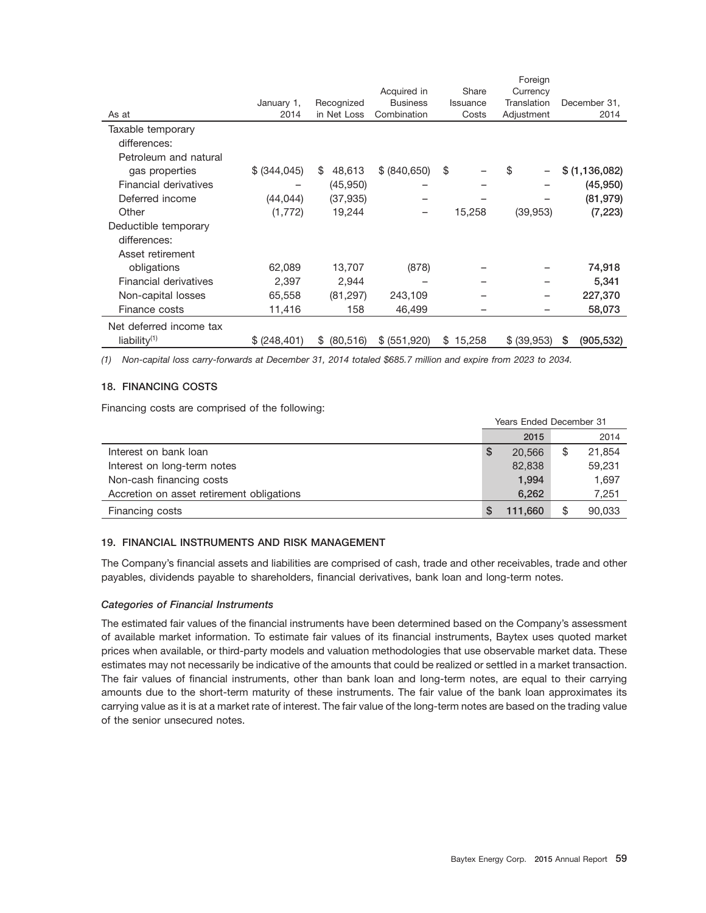| As at | January 1, 2014 | Recognized in Net Loss | Acquired in Business Combination | Share Issuance Costs | Foreign Currency Translation Adjustment | December 31, 2014 |
|---|---|---|---|---|---|---|
| Taxable temporary differences: | | | | | | |
| Petroleum and natural gas properties | $ (344,045) | $ 48,613 | $ (840,650) | $ – | $ – | **$ (1,136,082)** |
| Financial derivatives | – | (45,950) | – | – | – | **(45,950)** |
| Deferred income | (44,044) | (37,935) | – | – | – | **(81,979)** |
| Other | (1,772) | 19,244 | – | 15,258 | (39,953) | **(7,223)** |
| Deductible temporary differences: | | | | | | |
| Asset retirement obligations | 62,089 | 13,707 | (878) | – | – | **74,918** |
| Financial derivatives | 2,397 | 2,944 | – | – | – | **5,341** |
| Non-capital losses | 65,558 | (81,297) | 243,109 | – | – | **227,370** |
| Finance costs | 11,416 | 158 | 46,499 | – | – | **58,073** |
| Net deferred income tax liability[(1)] | $ (248,401) | $ (80,516) | $ (551,920) | $ 15,258 | $ (39,953) | **$ (905,532)** |

*(1) Non-capital loss carry-forwards at December 31, 2014 totaled $685.7 million and expire from 2023 to 2034.*

**18. FINANCING COSTS**

Financing costs are comprised of the following:

| | Years Ended December 31 | |
|---|---|---|
| | **2015** | 2014 |
| Interest on bank loan | **$ 20,566** | $ 21,854 |
| Interest on long-term notes | **82,838** | 59,231 |
| Non-cash financing costs | **1,994** | 1,697 |
| Accretion on asset retirement obligations | **6,262** | 7,251 |
| Financing costs | **$ 111,660** | $ 90,033 |

**19. FINANCIAL INSTRUMENTS AND RISK MANAGEMENT**

The Company's financial assets and liabilities are comprised of cash, trade and other receivables, trade and other payables, dividends payable to shareholders, financial derivatives, bank loan and long-term notes.

***Categories of Financial Instruments***

The estimated fair values of the financial instruments have been determined based on the Company's assessment of available market information. To estimate fair values of its financial instruments, Baytex uses quoted market prices when available, or third-party models and valuation methodologies that use observable market data. These estimates may not necessarily be indicative of the amounts that could be realized or settled in a market transaction. The fair values of financial instruments, other than bank loan and long-term notes, are equal to their carrying amounts due to the short-term maturity of these instruments. The fair value of the bank loan approximates its carrying value as it is at a market rate of interest. The fair value of the long-term notes are based on the trading value of the senior unsecured notes.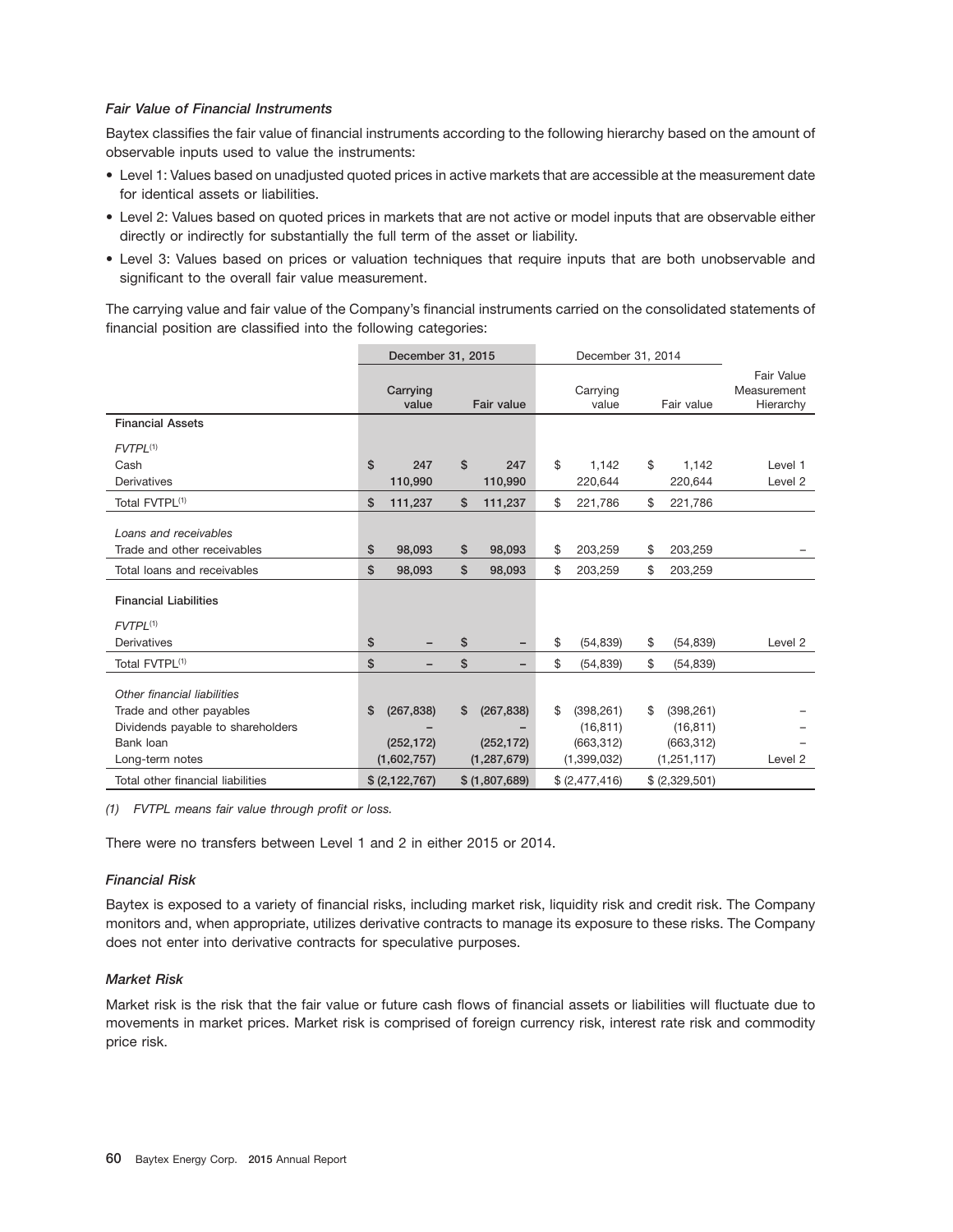### *Fair Value of Financial Instruments*

Baytex classifies the fair value of financial instruments according to the following hierarchy based on the amount of observable inputs used to value the instruments:

- Level 1: Values based on unadjusted quoted prices in active markets that are accessible at the measurement date for identical assets or liabilities.
- Level 2: Values based on quoted prices in markets that are not active or model inputs that are observable either directly or indirectly for substantially the full term of the asset or liability.
- Level 3: Values based on prices or valuation techniques that require inputs that are both unobservable and significant to the overall fair value measurement.

The carrying value and fair value of the Company's financial instruments carried on the consolidated statements of financial position are classified into the following categories:

| | December 31, 2015 | | December 31, 2014 | | |
|---|---|---|---|---|---|
| | Carrying value | Fair value | Carrying value | Fair value | Fair Value Measurement Hierarchy |
| **Financial Assets** | | | | | |
| *FVTPL*[1] | | | | | |
| Cash | $ 247 | $ 247 | $ 1,142 | $ 1,142 | Level 1 |
| Derivatives | 110,990 | 110,990 | 220,644 | 220,644 | Level 2 |
| Total FVTPL[1] | $ 111,237 | $ 111,237 | $ 221,786 | $ 221,786 | |
| *Loans and receivables* | | | | | |
| Trade and other receivables | $ 98,093 | $ 98,093 | $ 203,259 | $ 203,259 | – |
| Total loans and receivables | $ 98,093 | $ 98,093 | $ 203,259 | $ 203,259 | |
| **Financial Liabilities** | | | | | |
| *FVTPL*[1] | | | | | |
| Derivatives | $ – | $ – | $ (54,839) | $ (54,839) | Level 2 |
| Total FVTPL[1] | $ – | $ – | $ (54,839) | $ (54,839) | |
| *Other financial liabilities* | | | | | |
| Trade and other payables | $ (267,838) | $ (267,838) | $ (398,261) | $ (398,261) | – |
| Dividends payable to shareholders | – | – | (16,811) | (16,811) | – |
| Bank loan | (252,172) | (252,172) | (663,312) | (663,312) | – |
| Long-term notes | (1,602,757) | (1,287,679) | (1,399,032) | (1,251,117) | Level 2 |
| Total other financial liabilities | $ (2,122,767) | $ (1,807,689) | $ (2,477,416) | $ (2,329,501) | |

*(1) FVTPL means fair value through profit or loss.*

There were no transfers between Level 1 and 2 in either 2015 or 2014.

### *Financial Risk*

Baytex is exposed to a variety of financial risks, including market risk, liquidity risk and credit risk. The Company monitors and, when appropriate, utilizes derivative contracts to manage its exposure to these risks. The Company does not enter into derivative contracts for speculative purposes.

### *Market Risk*

Market risk is the risk that the fair value or future cash flows of financial assets or liabilities will fluctuate due to movements in market prices. Market risk is comprised of foreign currency risk, interest rate risk and commodity price risk.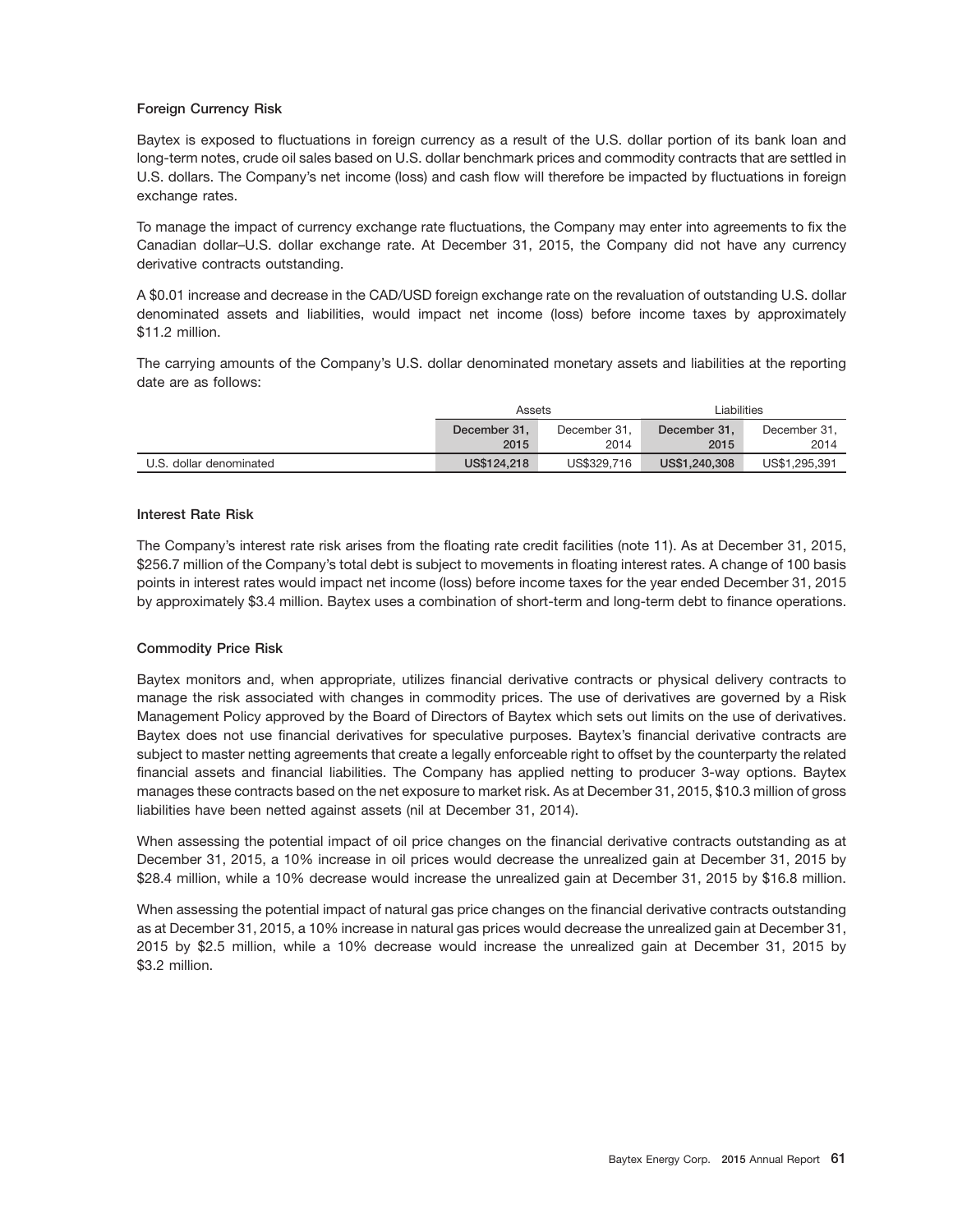### Foreign Currency Risk

Baytex is exposed to fluctuations in foreign currency as a result of the U.S. dollar portion of its bank loan and long-term notes, crude oil sales based on U.S. dollar benchmark prices and commodity contracts that are settled in U.S. dollars. The Company's net income (loss) and cash flow will therefore be impacted by fluctuations in foreign exchange rates.

To manage the impact of currency exchange rate fluctuations, the Company may enter into agreements to fix the Canadian dollar–U.S. dollar exchange rate. At December 31, 2015, the Company did not have any currency derivative contracts outstanding.

A $0.01 increase and decrease in the CAD/USD foreign exchange rate on the revaluation of outstanding U.S. dollar denominated assets and liabilities, would impact net income (loss) before income taxes by approximately $11.2 million.

The carrying amounts of the Company's U.S. dollar denominated monetary assets and liabilities at the reporting date are as follows:

| | Assets | | Liabilities | |
|---|---|---|---|---|
| | December 31, 2015 | December 31, 2014 | December 31, 2015 | December 31, 2014 |
| U.S. dollar denominated | US$124,218 | US$329,716 | US$1,240,308 | US$1,295,391 |

### Interest Rate Risk

The Company's interest rate risk arises from the floating rate credit facilities (note 11). As at December 31, 2015, $256.7 million of the Company's total debt is subject to movements in floating interest rates. A change of 100 basis points in interest rates would impact net income (loss) before income taxes for the year ended December 31, 2015 by approximately $3.4 million. Baytex uses a combination of short-term and long-term debt to finance operations.

### Commodity Price Risk

Baytex monitors and, when appropriate, utilizes financial derivative contracts or physical delivery contracts to manage the risk associated with changes in commodity prices. The use of derivatives are governed by a Risk Management Policy approved by the Board of Directors of Baytex which sets out limits on the use of derivatives. Baytex does not use financial derivatives for speculative purposes. Baytex's financial derivative contracts are subject to master netting agreements that create a legally enforceable right to offset by the counterparty the related financial assets and financial liabilities. The Company has applied netting to producer 3-way options. Baytex manages these contracts based on the net exposure to market risk. As at December 31, 2015, $10.3 million of gross liabilities have been netted against assets (nil at December 31, 2014).

When assessing the potential impact of oil price changes on the financial derivative contracts outstanding as at December 31, 2015, a 10% increase in oil prices would decrease the unrealized gain at December 31, 2015 by $28.4 million, while a 10% decrease would increase the unrealized gain at December 31, 2015 by $16.8 million.

When assessing the potential impact of natural gas price changes on the financial derivative contracts outstanding as at December 31, 2015, a 10% increase in natural gas prices would decrease the unrealized gain at December 31, 2015 by $2.5 million, while a 10% decrease would increase the unrealized gain at December 31, 2015 by $3.2 million.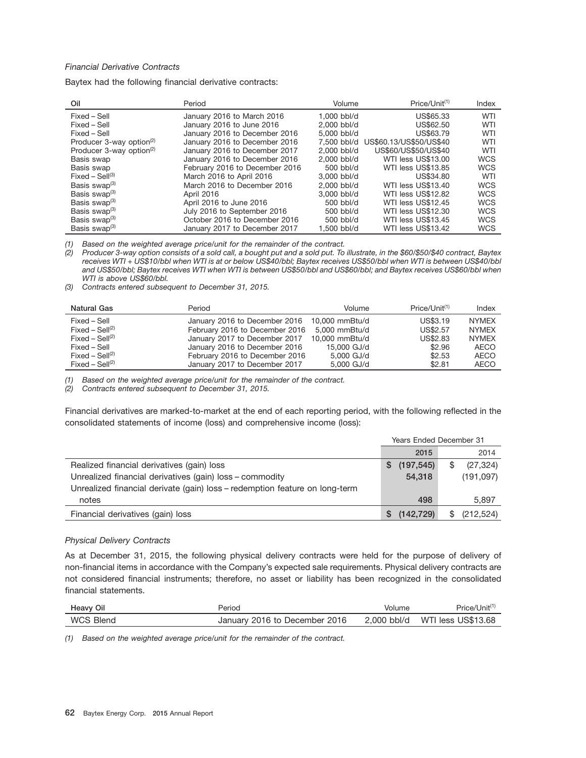*Financial Derivative Contracts*

Baytex had the following financial derivative contracts:

| Oil | Period | Volume | Price/Unit[(1)] | Index |
|---|---|---|---|---|
| Fixed – Sell | January 2016 to March 2016 | 1,000 bbl/d | US$65.33 | WTI |
| Fixed – Sell | January 2016 to June 2016 | 2,000 bbl/d | US$62.50 | WTI |
| Fixed – Sell | January 2016 to December 2016 | 5,000 bbl/d | US$63.79 | WTI |
| Producer 3-way option[(2)] | January 2016 to December 2016 | 7,500 bbl/d | US$60.13/US$50/US$40 | WTI |
| Producer 3-way option[(2)] | January 2016 to December 2017 | 2,000 bbl/d | US$60/US$50/US$40 | WTI |
| Basis swap | January 2016 to December 2016 | 2,000 bbl/d | WTI less US$13.00 | WCS |
| Basis swap | February 2016 to December 2016 | 500 bbl/d | WTI less US$13.85 | WCS |
| Fixed – Sell[(3)] | March 2016 to April 2016 | 3,000 bbl/d | US$34.80 | WTI |
| Basis swap[(3)] | March 2016 to December 2016 | 2,000 bbl/d | WTI less US$13.40 | WCS |
| Basis swap[(3)] | April 2016 | 3,000 bbl/d | WTI less US$12.82 | WCS |
| Basis swap[(3)] | April 2016 to June 2016 | 500 bbl/d | WTI less US$12.45 | WCS |
| Basis swap[(3)] | July 2016 to September 2016 | 500 bbl/d | WTI less US$12.30 | WCS |
| Basis swap[(3)] | October 2016 to December 2016 | 500 bbl/d | WTI less US$13.45 | WCS |
| Basis swap[(3)] | January 2017 to December 2017 | 1,500 bbl/d | WTI less US$13.42 | WCS |

*(1) Based on the weighted average price/unit for the remainder of the contract.*

*(2) Producer 3-way option consists of a sold call, a bought put and a sold put. To illustrate, in the $60/$50/$40 contract, Baytex receives WTI + US$10/bbl when WTI is at or below US$40/bbl; Baytex receives US$50/bbl when WTI is between US$40/bbl and US$50/bbl; Baytex receives WTI when WTI is between US$50/bbl and US$60/bbl; and Baytex receives US$60/bbl when WTI is above US$60/bbl.*

*(3) Contracts entered subsequent to December 31, 2015.*

| Natural Gas | Period | Volume | Price/Unit[(1)] | Index |
|---|---|---|---|---|
| Fixed – Sell | January 2016 to December 2016 | 10,000 mmBtu/d | US$3.19 | NYMEX |
| Fixed – Sell[(2)] | February 2016 to December 2016 | 5,000 mmBtu/d | US$2.57 | NYMEX |
| Fixed – Sell[(2)] | January 2017 to December 2017 | 10,000 mmBtu/d | US$2.83 | NYMEX |
| Fixed – Sell | January 2016 to December 2016 | 15,000 GJ/d | $2.96 | AECO |
| Fixed – Sell[(2)] | February 2016 to December 2016 | 5,000 GJ/d | $2.53 | AECO |
| Fixed – Sell[(2)] | January 2017 to December 2017 | 5,000 GJ/d | $2.81 | AECO |

*(1) Based on the weighted average price/unit for the remainder of the contract.*

*(2) Contracts entered subsequent to December 31, 2015.*

Financial derivatives are marked-to-market at the end of each reporting period, with the following reflected in the consolidated statements of income (loss) and comprehensive income (loss):

| | Years Ended December 31 | |
|---|---|---|
| | **2015** | 2014 |
| Realized financial derivatives (gain) loss | **$ (197,545)** | $ (27,324) |
| Unrealized financial derivatives (gain) loss – commodity | **54,318** | (191,097) |
| Unrealized financial derivate (gain) loss – redemption feature on long-term notes | **498** | 5,897 |
| Financial derivatives (gain) loss | **$ (142,729)** | $ (212,524) |

*Physical Delivery Contracts*

As at December 31, 2015, the following physical delivery contracts were held for the purpose of delivery of non-financial items in accordance with the Company's expected sale requirements. Physical delivery contracts are not considered financial instruments; therefore, no asset or liability has been recognized in the consolidated financial statements.

| Heavy Oil | Period | Volume | Price/Unit[(1)] |
|---|---|---|---|
| WCS Blend | January 2016 to December 2016 | 2,000 bbl/d | WTI less US$13.68 |

*(1) Based on the weighted average price/unit for the remainder of the contract.*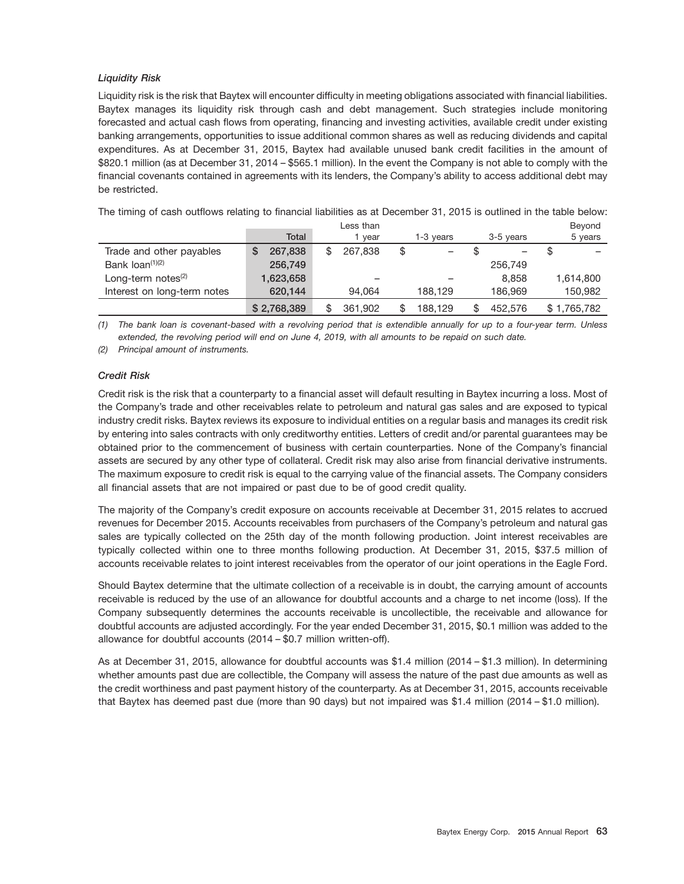### *Liquidity Risk*

Liquidity risk is the risk that Baytex will encounter difficulty in meeting obligations associated with financial liabilities. Baytex manages its liquidity risk through cash and debt management. Such strategies include monitoring forecasted and actual cash flows from operating, financing and investing activities, available credit under existing banking arrangements, opportunities to issue additional common shares as well as reducing dividends and capital expenditures. As at December 31, 2015, Baytex had available unused bank credit facilities in the amount of $820.1 million (as at December 31, 2014 – $565.1 million). In the event the Company is not able to comply with the financial covenants contained in agreements with its lenders, the Company's ability to access additional debt may be restricted.

The timing of cash outflows relating to financial liabilities as at December 31, 2015 is outlined in the table below:

| | Total | Less than 1 year | 1-3 years | 3-5 years | Beyond 5 years |
|---|---|---|---|---|---|
| Trade and other payables | $ 267,838 | $ 267,838 | $ – | $ – | $ – |
| Bank loan[(1)(2)] | 256,749 | | | 256,749 | |
| Long-term notes[(2)] | 1,623,658 | – | – | 8,858 | 1,614,800 |
| Interest on long-term notes | 620,144 | 94,064 | 188,129 | 186,969 | 150,982 |
| | $ 2,768,389 | $ 361,902 | $ 188,129 | $ 452,576 | $ 1,765,782 |

*(1) The bank loan is covenant-based with a revolving period that is extendible annually for up to a four-year term. Unless extended, the revolving period will end on June 4, 2019, with all amounts to be repaid on such date.*

*(2) Principal amount of instruments.*

### *Credit Risk*

Credit risk is the risk that a counterparty to a financial asset will default resulting in Baytex incurring a loss. Most of the Company's trade and other receivables relate to petroleum and natural gas sales and are exposed to typical industry credit risks. Baytex reviews its exposure to individual entities on a regular basis and manages its credit risk by entering into sales contracts with only creditworthy entities. Letters of credit and/or parental guarantees may be obtained prior to the commencement of business with certain counterparties. None of the Company's financial assets are secured by any other type of collateral. Credit risk may also arise from financial derivative instruments. The maximum exposure to credit risk is equal to the carrying value of the financial assets. The Company considers all financial assets that are not impaired or past due to be of good credit quality.

The majority of the Company's credit exposure on accounts receivable at December 31, 2015 relates to accrued revenues for December 2015. Accounts receivables from purchasers of the Company's petroleum and natural gas sales are typically collected on the 25th day of the month following production. Joint interest receivables are typically collected within one to three months following production. At December 31, 2015, $37.5 million of accounts receivable relates to joint interest receivables from the operator of our joint operations in the Eagle Ford.

Should Baytex determine that the ultimate collection of a receivable is in doubt, the carrying amount of accounts receivable is reduced by the use of an allowance for doubtful accounts and a charge to net income (loss). If the Company subsequently determines the accounts receivable is uncollectible, the receivable and allowance for doubtful accounts are adjusted accordingly. For the year ended December 31, 2015, $0.1 million was added to the allowance for doubtful accounts (2014 – $0.7 million written-off).

As at December 31, 2015, allowance for doubtful accounts was $1.4 million (2014 – $1.3 million). In determining whether amounts past due are collectible, the Company will assess the nature of the past due amounts as well as the credit worthiness and past payment history of the counterparty. As at December 31, 2015, accounts receivable that Baytex has deemed past due (more than 90 days) but not impaired was $1.4 million (2014 – $1.0 million).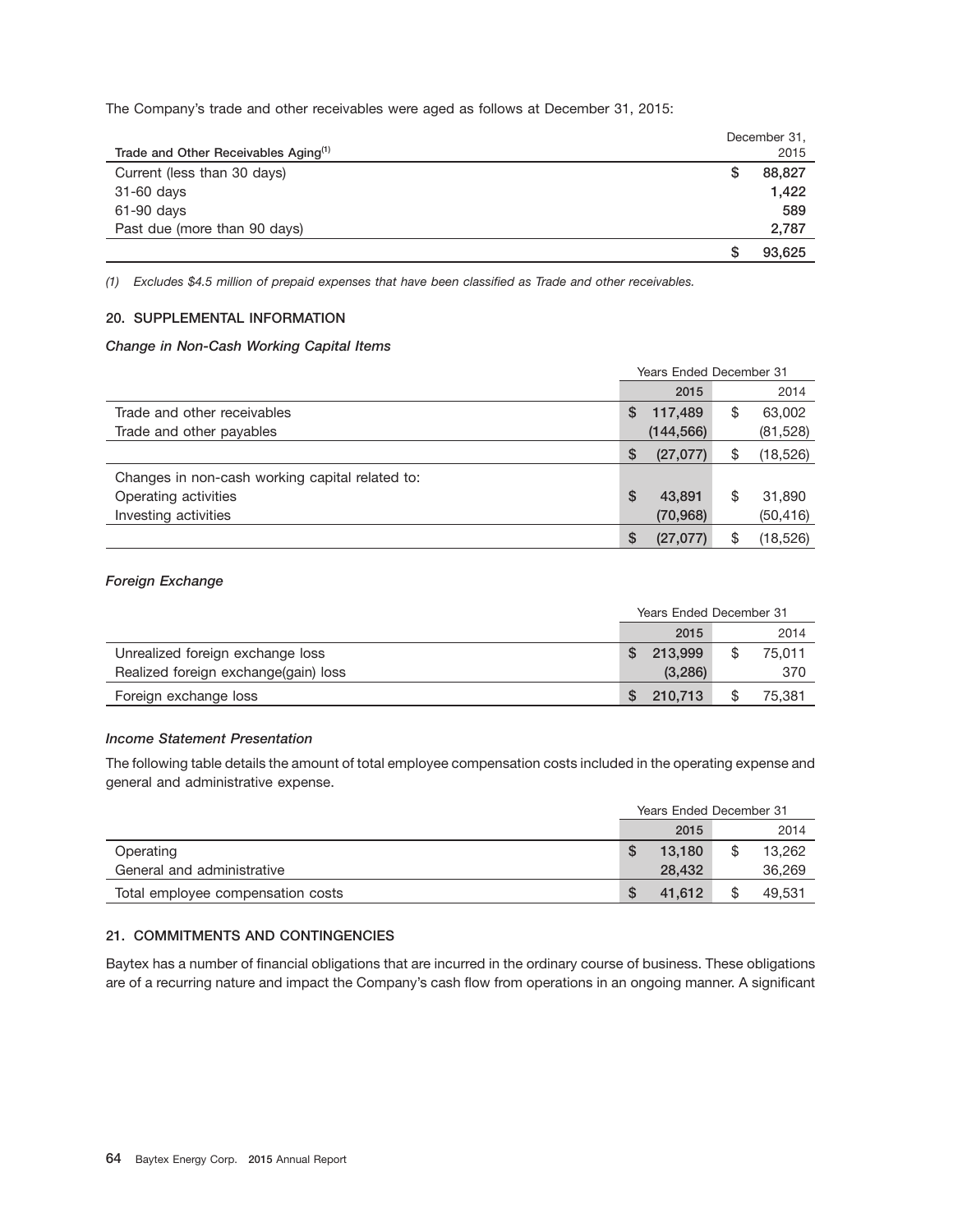The Company's trade and other receivables were aged as follows at December 31, 2015:

| Trade and Other Receivables Aging[(1)] | December 31, 2015 |
|---|---|
| Current (less than 30 days) | $ 88,827 |
| 31-60 days | 1,422 |
| 61-90 days | 589 |
| Past due (more than 90 days) | 2,787 |
| | $ 93,625 |

*(1) Excludes $4.5 million of prepaid expenses that have been classified as Trade and other receivables.*

## 20. SUPPLEMENTAL INFORMATION

### *Change in Non-Cash Working Capital Items*

| | Years Ended December 31 | |
|---|---|---|
| | 2015 | 2014 |
| Trade and other receivables | $ 117,489 | $ 63,002 |
| Trade and other payables | (144,566) | (81,528) |
| | $ (27,077) | $ (18,526) |
| Changes in non-cash working capital related to: | | |
| Operating activities | $ 43,891 | $ 31,890 |
| Investing activities | (70,968) | (50,416) |
| | $ (27,077) | $ (18,526) |

### *Foreign Exchange*

| | Years Ended December 31 | |
|---|---|---|
| | 2015 | 2014 |
| Unrealized foreign exchange loss | $ 213,999 | $ 75,011 |
| Realized foreign exchange(gain) loss | (3,286) | 370 |
| Foreign exchange loss | $ 210,713 | $ 75,381 |

### *Income Statement Presentation*

The following table details the amount of total employee compensation costs included in the operating expense and general and administrative expense.

| | Years Ended December 31 | |
|---|---|---|
| | 2015 | 2014 |
| Operating | $ 13,180 | $ 13,262 |
| General and administrative | 28,432 | 36,269 |
| Total employee compensation costs | $ 41,612 | $ 49,531 |

## 21. COMMITMENTS AND CONTINGENCIES

Baytex has a number of financial obligations that are incurred in the ordinary course of business. These obligations are of a recurring nature and impact the Company's cash flow from operations in an ongoing manner. A significant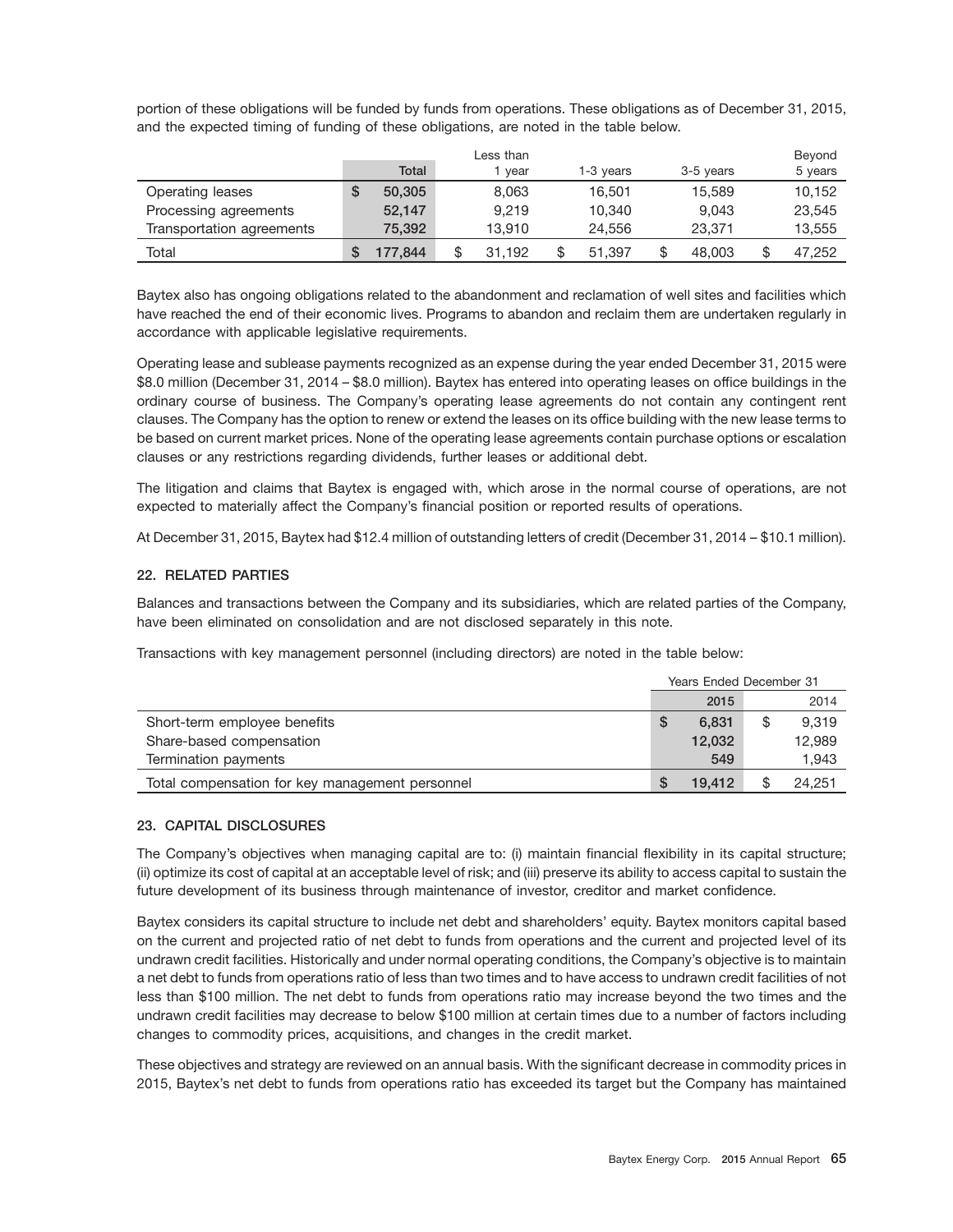portion of these obligations will be funded by funds from operations. These obligations as of December 31, 2015, and the expected timing of funding of these obligations, are noted in the table below.

| | Total | Less than 1 year | 1-3 years | 3-5 years | Beyond 5 years |
|---|---|---|---|---|---|
| Operating leases | $ 50,305 | 8,063 | 16,501 | 15,589 | 10,152 |
| Processing agreements | 52,147 | 9,219 | 10,340 | 9,043 | 23,545 |
| Transportation agreements | 75,392 | 13,910 | 24,556 | 23,371 | 13,555 |
| Total | $ 177,844 | $ 31,192 | $ 51,397 | $ 48,003 | $ 47,252 |

Baytex also has ongoing obligations related to the abandonment and reclamation of well sites and facilities which have reached the end of their economic lives. Programs to abandon and reclaim them are undertaken regularly in accordance with applicable legislative requirements.

Operating lease and sublease payments recognized as an expense during the year ended December 31, 2015 were $8.0 million (December 31, 2014 – $8.0 million). Baytex has entered into operating leases on office buildings in the ordinary course of business. The Company's operating lease agreements do not contain any contingent rent clauses. The Company has the option to renew or extend the leases on its office building with the new lease terms to be based on current market prices. None of the operating lease agreements contain purchase options or escalation clauses or any restrictions regarding dividends, further leases or additional debt.

The litigation and claims that Baytex is engaged with, which arose in the normal course of operations, are not expected to materially affect the Company's financial position or reported results of operations.

At December 31, 2015, Baytex had $12.4 million of outstanding letters of credit (December 31, 2014 – $10.1 million).

## 22. RELATED PARTIES

Balances and transactions between the Company and its subsidiaries, which are related parties of the Company, have been eliminated on consolidation and are not disclosed separately in this note.

Transactions with key management personnel (including directors) are noted in the table below:

| | Years Ended December 31 | |
|---|---|---|
| | 2015 | 2014 |
| Short-term employee benefits | $ 6,831 | $ 9,319 |
| Share-based compensation | 12,032 | 12,989 |
| Termination payments | 549 | 1,943 |
| Total compensation for key management personnel | $ 19,412 | $ 24,251 |

## 23. CAPITAL DISCLOSURES

The Company's objectives when managing capital are to: (i) maintain financial flexibility in its capital structure; (ii) optimize its cost of capital at an acceptable level of risk; and (iii) preserve its ability to access capital to sustain the future development of its business through maintenance of investor, creditor and market confidence.

Baytex considers its capital structure to include net debt and shareholders' equity. Baytex monitors capital based on the current and projected ratio of net debt to funds from operations and the current and projected level of its undrawn credit facilities. Historically and under normal operating conditions, the Company's objective is to maintain a net debt to funds from operations ratio of less than two times and to have access to undrawn credit facilities of not less than $100 million. The net debt to funds from operations ratio may increase beyond the two times and the undrawn credit facilities may decrease to below $100 million at certain times due to a number of factors including changes to commodity prices, acquisitions, and changes in the credit market.

These objectives and strategy are reviewed on an annual basis. With the significant decrease in commodity prices in 2015, Baytex's net debt to funds from operations ratio has exceeded its target but the Company has maintained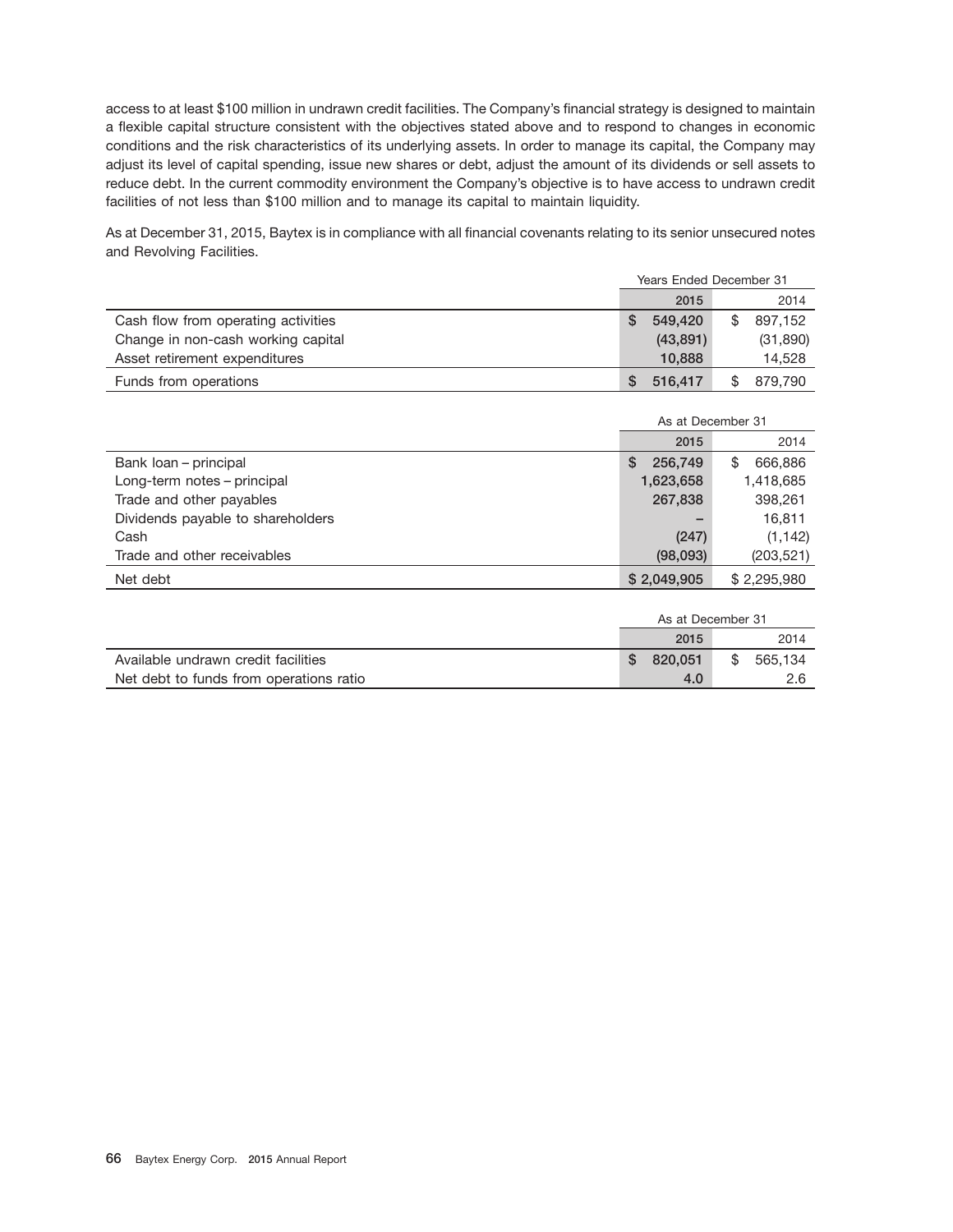access to at least $100 million in undrawn credit facilities. The Company's financial strategy is designed to maintain a flexible capital structure consistent with the objectives stated above and to respond to changes in economic conditions and the risk characteristics of its underlying assets. In order to manage its capital, the Company may adjust its level of capital spending, issue new shares or debt, adjust the amount of its dividends or sell assets to reduce debt. In the current commodity environment the Company's objective is to have access to undrawn credit facilities of not less than $100 million and to manage its capital to maintain liquidity.

As at December 31, 2015, Baytex is in compliance with all financial covenants relating to its senior unsecured notes and Revolving Facilities.

| | Years Ended December 31 | |
|---|---|---|
| | 2015 | 2014 |
| Cash flow from operating activities | $ 549,420 | $ 897,152 |
| Change in non-cash working capital | (43,891) | (31,890) |
| Asset retirement expenditures | 10,888 | 14,528 |
| Funds from operations | $ 516,417 | $ 879,790 |

| | As at December 31 | |
|---|---|---|
| | 2015 | 2014 |
| Bank loan – principal | $ 256,749 | $ 666,886 |
| Long-term notes – principal | 1,623,658 | 1,418,685 |
| Trade and other payables | 267,838 | 398,261 |
| Dividends payable to shareholders | – | 16,811 |
| Cash | (247) | (1,142) |
| Trade and other receivables | (98,093) | (203,521) |
| Net debt | $ 2,049,905 | $ 2,295,980 |

| | As at December 31 | |
|---|---|---|
| | 2015 | 2014 |
| Available undrawn credit facilities | $ 820,051 | $ 565,134 |
| Net debt to funds from operations ratio | 4.0 | 2.6 |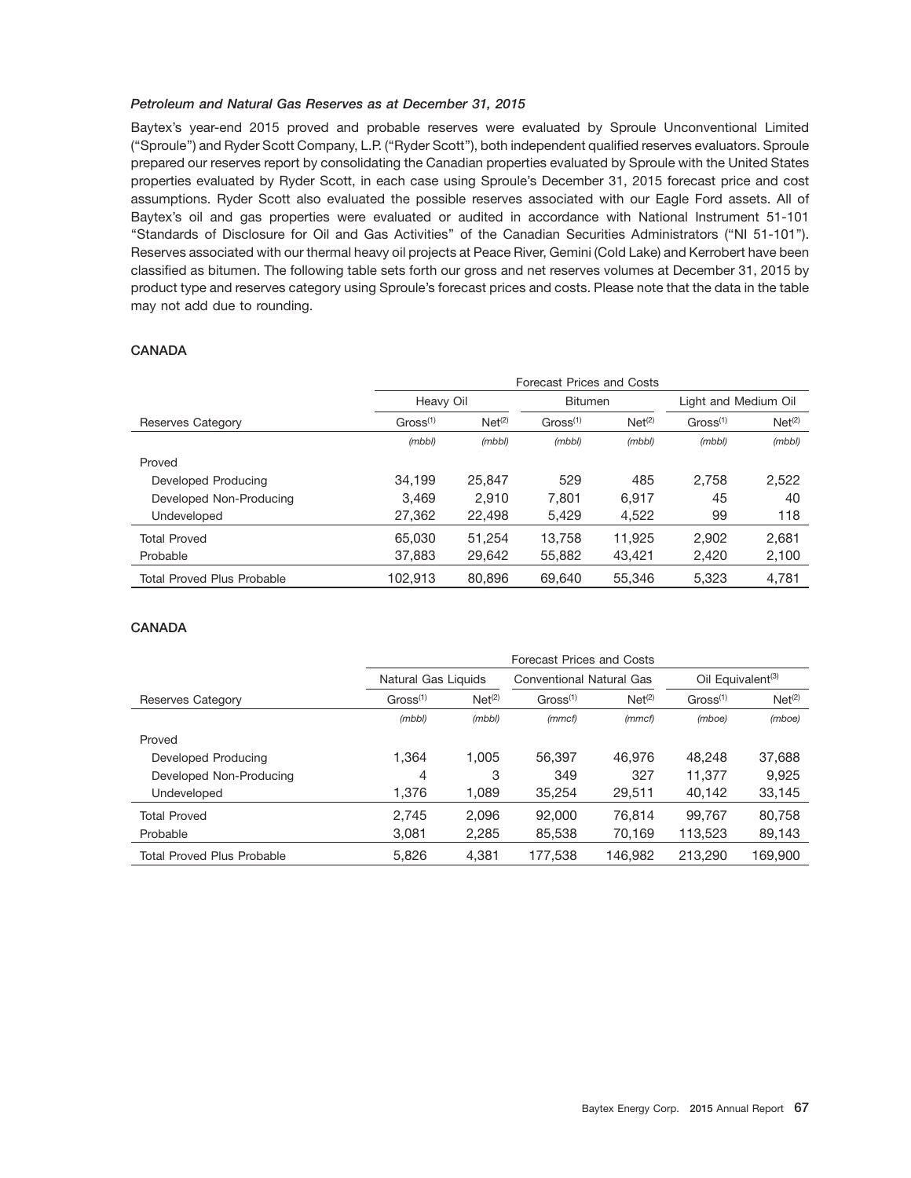***Petroleum and Natural Gas Reserves as at December 31, 2015***

Baytex's year-end 2015 proved and probable reserves were evaluated by Sproule Unconventional Limited ("Sproule") and Ryder Scott Company, L.P. ("Ryder Scott"), both independent qualified reserves evaluators. Sproule prepared our reserves report by consolidating the Canadian properties evaluated by Sproule with the United States properties evaluated by Ryder Scott, in each case using Sproule's December 31, 2015 forecast price and cost assumptions. Ryder Scott also evaluated the possible reserves associated with our Eagle Ford assets. All of Baytex's oil and gas properties were evaluated or audited in accordance with National Instrument 51-101 "Standards of Disclosure for Oil and Gas Activities" of the Canadian Securities Administrators ("NI 51-101"). Reserves associated with our thermal heavy oil projects at Peace River, Gemini (Cold Lake) and Kerrobert have been classified as bitumen. The following table sets forth our gross and net reserves volumes at December 31, 2015 by product type and reserves category using Sproule's forecast prices and costs. Please note that the data in the table may not add due to rounding.

**CANADA**

| | Forecast Prices and Costs | | | | | |
|---|---|---|---|---|---|---|
| | Heavy Oil | | Bitumen | | Light and Medium Oil | |
| Reserves Category | Gross[1] | Net[2] | Gross[1] | Net[2] | Gross[1] | Net[2] |
| | *(mbbl)* | *(mbbl)* | *(mbbl)* | *(mbbl)* | *(mbbl)* | *(mbbl)* |
| Proved | | | | | | |
| Developed Producing | 34,199 | 25,847 | 529 | 485 | 2,758 | 2,522 |
| Developed Non-Producing | 3,469 | 2,910 | 7,801 | 6,917 | 45 | 40 |
| Undeveloped | 27,362 | 22,498 | 5,429 | 4,522 | 99 | 118 |
| Total Proved | 65,030 | 51,254 | 13,758 | 11,925 | 2,902 | 2,681 |
| Probable | 37,883 | 29,642 | 55,882 | 43,421 | 2,420 | 2,100 |
| Total Proved Plus Probable | 102,913 | 80,896 | 69,640 | 55,346 | 5,323 | 4,781 |

**CANADA**

| | Forecast Prices and Costs | | | | | |
|---|---|---|---|---|---|---|
| | Natural Gas Liquids | | Conventional Natural Gas | | Oil Equivalent[3] | |
| Reserves Category | Gross[1] | Net[2] | Gross[1] | Net[2] | Gross[1] | Net[2] |
| | *(mbbl)* | *(mbbl)* | *(mmcf)* | *(mmcf)* | *(mboe)* | *(mboe)* |
| Proved | | | | | | |
| Developed Producing | 1,364 | 1,005 | 56,397 | 46,976 | 48,248 | 37,688 |
| Developed Non-Producing | 4 | 3 | 349 | 327 | 11,377 | 9,925 |
| Undeveloped | 1,376 | 1,089 | 35,254 | 29,511 | 40,142 | 33,145 |
| Total Proved | 2,745 | 2,096 | 92,000 | 76,814 | 99,767 | 80,758 |
| Probable | 3,081 | 2,285 | 85,538 | 70,169 | 113,523 | 89,143 |
| Total Proved Plus Probable | 5,826 | 4,381 | 177,538 | 146,982 | 213,290 | 169,900 |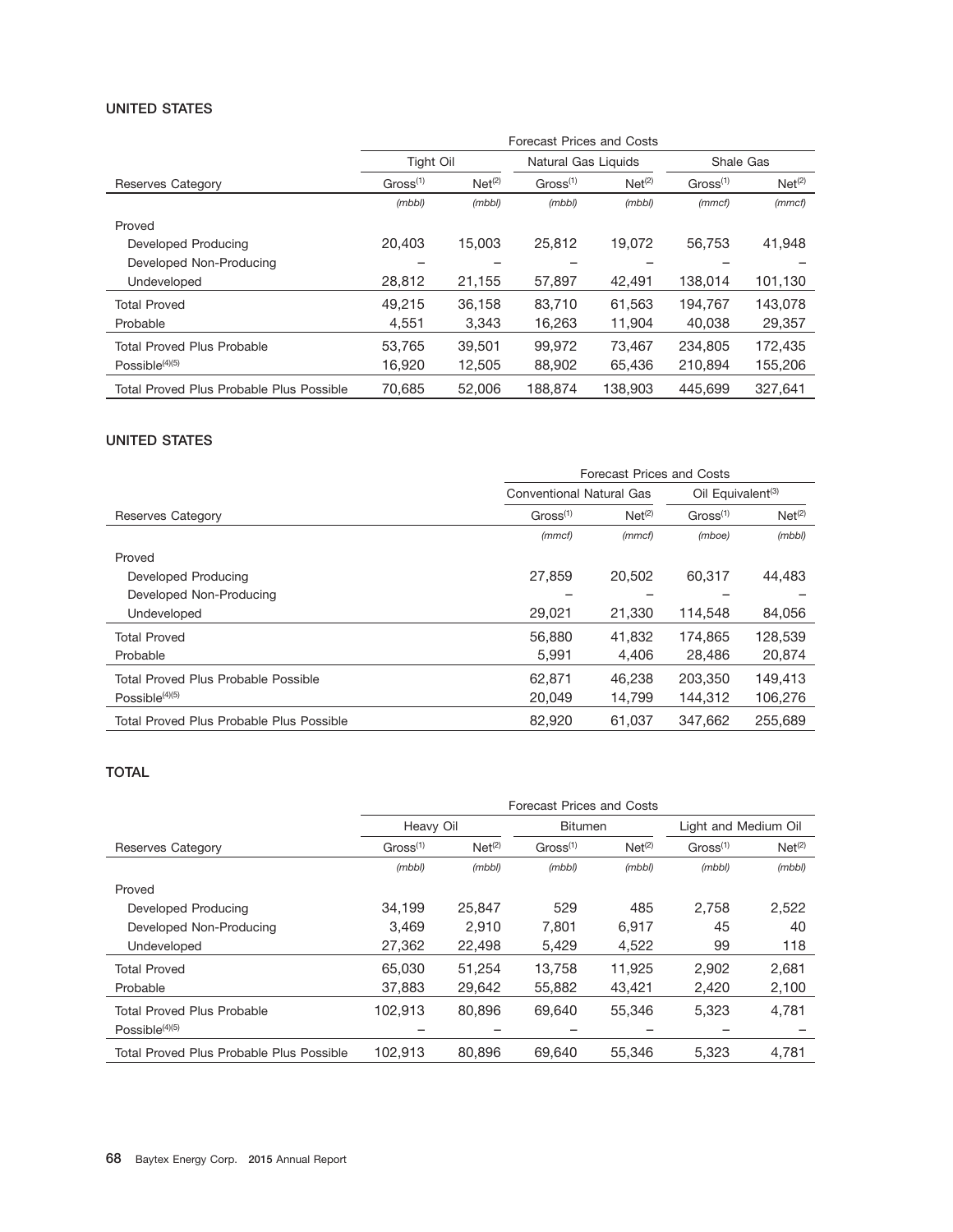### UNITED STATES

| | Forecast Prices and Costs | | | | | |
|---|---|---|---|---|---|---|
| | Tight Oil | | Natural Gas Liquids | | Shale Gas | |
| Reserves Category | Gross(1) | Net(2) | Gross(1) | Net(2) | Gross(1) | Net(2) |
| | *(mbbl)* | *(mbbl)* | *(mbbl)* | *(mbbl)* | *(mmcf)* | *(mmcf)* |
| Proved | | | | | | |
| Developed Producing | 20,403 | 15,003 | 25,812 | 19,072 | 56,753 | 41,948 |
| Developed Non-Producing | – | – | – | – | – | – |
| Undeveloped | 28,812 | 21,155 | 57,897 | 42,491 | 138,014 | 101,130 |
| Total Proved | 49,215 | 36,158 | 83,710 | 61,563 | 194,767 | 143,078 |
| Probable | 4,551 | 3,343 | 16,263 | 11,904 | 40,038 | 29,357 |
| Total Proved Plus Probable | 53,765 | 39,501 | 99,972 | 73,467 | 234,805 | 172,435 |
| Possible(4)(5) | 16,920 | 12,505 | 88,902 | 65,436 | 210,894 | 155,206 |
| Total Proved Plus Probable Plus Possible | 70,685 | 52,006 | 188,874 | 138,903 | 445,699 | 327,641 |

### UNITED STATES

| | Forecast Prices and Costs | | | |
|---|---|---|---|---|
| | Conventional Natural Gas | | Oil Equivalent(3) | |
| Reserves Category | Gross(1) | Net(2) | Gross(1) | Net(2) |
| | *(mmcf)* | *(mmcf)* | *(mboe)* | *(mbbl)* |
| Proved | | | | |
| Developed Producing | 27,859 | 20,502 | 60,317 | 44,483 |
| Developed Non-Producing | – | – | – | – |
| Undeveloped | 29,021 | 21,330 | 114,548 | 84,056 |
| Total Proved | 56,880 | 41,832 | 174,865 | 128,539 |
| Probable | 5,991 | 4,406 | 28,486 | 20,874 |
| Total Proved Plus Probable Possible | 62,871 | 46,238 | 203,350 | 149,413 |
| Possible(4)(5) | 20,049 | 14,799 | 144,312 | 106,276 |
| Total Proved Plus Probable Plus Possible | 82,920 | 61,037 | 347,662 | 255,689 |

### TOTAL

| | Forecast Prices and Costs | | | | | |
|---|---|---|---|---|---|---|
| | Heavy Oil | | Bitumen | | Light and Medium Oil | |
| Reserves Category | Gross(1) | Net(2) | Gross(1) | Net(2) | Gross(1) | Net(2) |
| | *(mbbl)* | *(mbbl)* | *(mbbl)* | *(mbbl)* | *(mbbl)* | *(mbbl)* |
| Proved | | | | | | |
| Developed Producing | 34,199 | 25,847 | 529 | 485 | 2,758 | 2,522 |
| Developed Non-Producing | 3,469 | 2,910 | 7,801 | 6,917 | 45 | 40 |
| Undeveloped | 27,362 | 22,498 | 5,429 | 4,522 | 99 | 118 |
| Total Proved | 65,030 | 51,254 | 13,758 | 11,925 | 2,902 | 2,681 |
| Probable | 37,883 | 29,642 | 55,882 | 43,421 | 2,420 | 2,100 |
| Total Proved Plus Probable | 102,913 | 80,896 | 69,640 | 55,346 | 5,323 | 4,781 |
| Possible(4)(5) | – | – | – | – | – | – |
| Total Proved Plus Probable Plus Possible | 102,913 | 80,896 | 69,640 | 55,346 | 5,323 | 4,781 |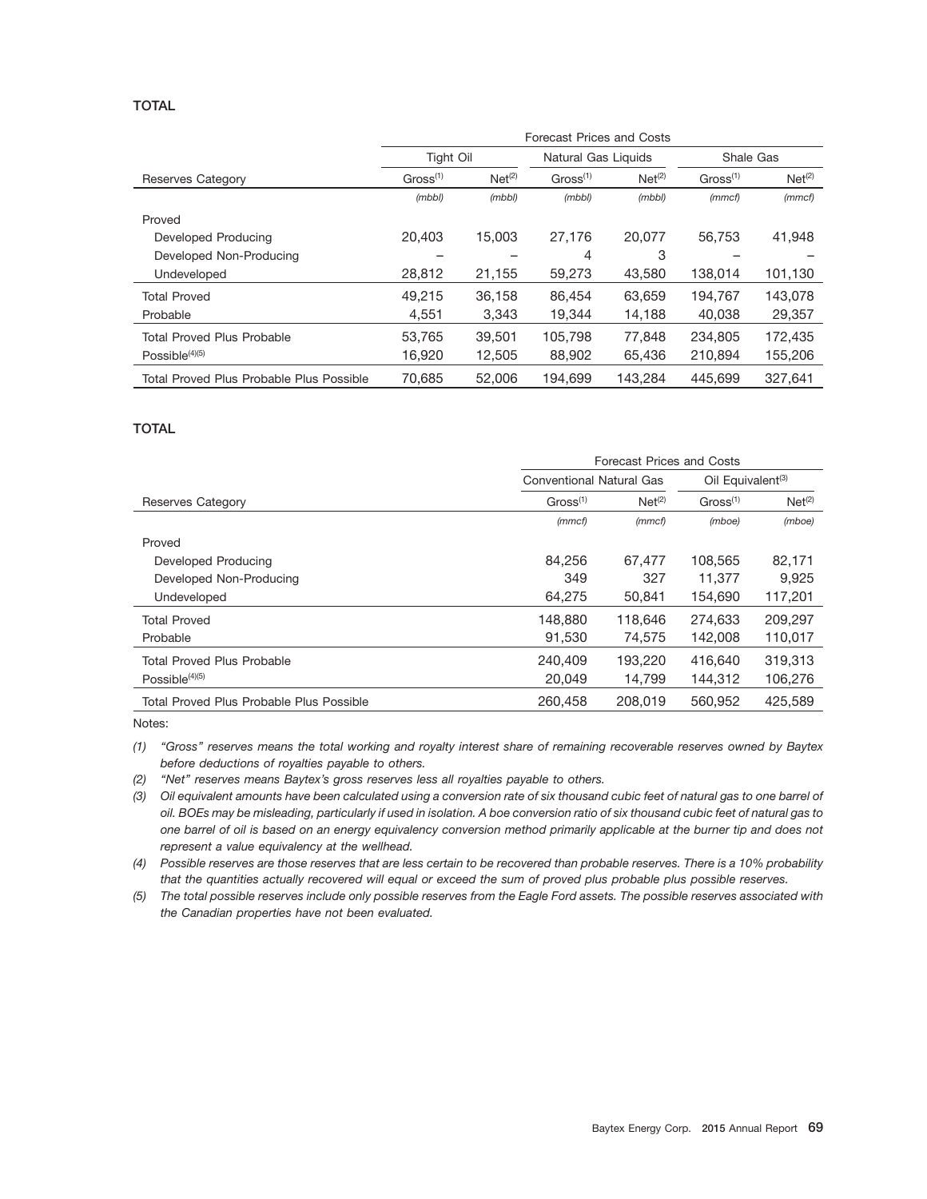**TOTAL**

| | Forecast Prices and Costs | | | | | |
|---|---|---|---|---|---|---|
| | Tight Oil | | Natural Gas Liquids | | Shale Gas | |
| Reserves Category | Gross[(1)] | Net[(2)] | Gross[(1)] | Net[(2)] | Gross[(1)] | Net[(2)] |
| | *(mbbl)* | *(mbbl)* | *(mbbl)* | *(mbbl)* | *(mmcf)* | *(mmcf)* |
| Proved | | | | | | |
| Developed Producing | 20,403 | 15,003 | 27,176 | 20,077 | 56,753 | 41,948 |
| Developed Non-Producing | – | – | 4 | 3 | – | – |
| Undeveloped | 28,812 | 21,155 | 59,273 | 43,580 | 138,014 | 101,130 |
| Total Proved | 49,215 | 36,158 | 86,454 | 63,659 | 194,767 | 143,078 |
| Probable | 4,551 | 3,343 | 19,344 | 14,188 | 40,038 | 29,357 |
| Total Proved Plus Probable | 53,765 | 39,501 | 105,798 | 77,848 | 234,805 | 172,435 |
| Possible[(4)(5)] | 16,920 | 12,505 | 88,902 | 65,436 | 210,894 | 155,206 |
| Total Proved Plus Probable Plus Possible | 70,685 | 52,006 | 194,699 | 143,284 | 445,699 | 327,641 |

**TOTAL**

| | Forecast Prices and Costs | | | |
|---|---|---|---|---|
| | Conventional Natural Gas | | Oil Equivalent[(3)] | |
| Reserves Category | Gross[(1)] | Net[(2)] | Gross[(1)] | Net[(2)] |
| | *(mmcf)* | *(mmcf)* | *(mboe)* | *(mboe)* |
| Proved | | | | |
| Developed Producing | 84,256 | 67,477 | 108,565 | 82,171 |
| Developed Non-Producing | 349 | 327 | 11,377 | 9,925 |
| Undeveloped | 64,275 | 50,841 | 154,690 | 117,201 |
| Total Proved | 148,880 | 118,646 | 274,633 | 209,297 |
| Probable | 91,530 | 74,575 | 142,008 | 110,017 |
| Total Proved Plus Probable | 240,409 | 193,220 | 416,640 | 319,313 |
| Possible[(4)(5)] | 20,049 | 14,799 | 144,312 | 106,276 |
| Total Proved Plus Probable Plus Possible | 260,458 | 208,019 | 560,952 | 425,589 |

Notes:

*(1) "Gross" reserves means the total working and royalty interest share of remaining recoverable reserves owned by Baytex before deductions of royalties payable to others.*

*(2) "Net" reserves means Baytex's gross reserves less all royalties payable to others.*

*(3) Oil equivalent amounts have been calculated using a conversion rate of six thousand cubic feet of natural gas to one barrel of oil. BOEs may be misleading, particularly if used in isolation. A boe conversion ratio of six thousand cubic feet of natural gas to one barrel of oil is based on an energy equivalency conversion method primarily applicable at the burner tip and does not represent a value equivalency at the wellhead.*

*(4) Possible reserves are those reserves that are less certain to be recovered than probable reserves. There is a 10% probability that the quantities actually recovered will equal or exceed the sum of proved plus probable plus possible reserves.*

*(5) The total possible reserves include only possible reserves from the Eagle Ford assets. The possible reserves associated with the Canadian properties have not been evaluated.*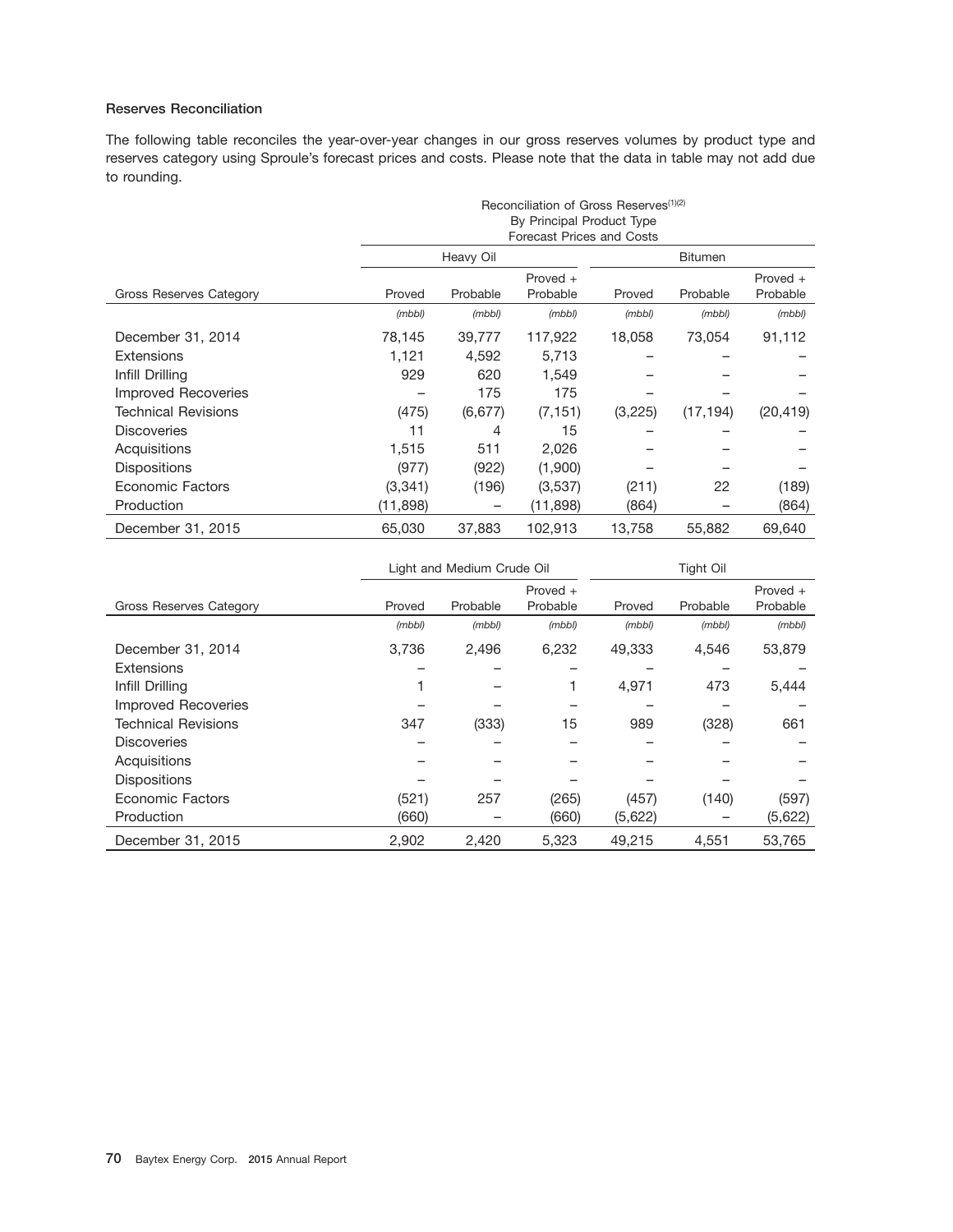### Reserves Reconciliation

The following table reconciles the year-over-year changes in our gross reserves volumes by product type and reserves category using Sproule's forecast prices and costs. Please note that the data in table may not add due to rounding.

Reconciliation of Gross Reserves(1)(2)
By Principal Product Type
Forecast Prices and Costs

| | Heavy Oil | | | Bitumen | | |
|---|---|---|---|---|---|---|
| Gross Reserves Category | Proved | Probable | Proved + Probable | Proved | Probable | Proved + Probable |
| | *(mbbl)* | *(mbbl)* | *(mbbl)* | *(mbbl)* | *(mbbl)* | *(mbbl)* |
| December 31, 2014 | 78,145 | 39,777 | 117,922 | 18,058 | 73,054 | 91,112 |
| Extensions | 1,121 | 4,592 | 5,713 | – | – | – |
| Infill Drilling | 929 | 620 | 1,549 | – | – | – |
| Improved Recoveries | – | 175 | 175 | – | – | – |
| Technical Revisions | (475) | (6,677) | (7,151) | (3,225) | (17,194) | (20,419) |
| Discoveries | 11 | 4 | 15 | – | – | – |
| Acquisitions | 1,515 | 511 | 2,026 | – | – | – |
| Dispositions | (977) | (922) | (1,900) | – | – | – |
| Economic Factors | (3,341) | (196) | (3,537) | (211) | 22 | (189) |
| Production | (11,898) | – | (11,898) | (864) | – | (864) |
| December 31, 2015 | 65,030 | 37,883 | 102,913 | 13,758 | 55,882 | 69,640 |

| | Light and Medium Crude Oil | | | Tight Oil | | |
|---|---|---|---|---|---|---|
| Gross Reserves Category | Proved | Probable | Proved + Probable | Proved | Probable | Proved + Probable |
| | *(mbbl)* | *(mbbl)* | *(mbbl)* | *(mbbl)* | *(mbbl)* | *(mbbl)* |
| December 31, 2014 | 3,736 | 2,496 | 6,232 | 49,333 | 4,546 | 53,879 |
| Extensions | – | – | – | – | – | – |
| Infill Drilling | 1 | – | 1 | 4,971 | 473 | 5,444 |
| Improved Recoveries | – | – | – | – | – | – |
| Technical Revisions | 347 | (333) | 15 | 989 | (328) | 661 |
| Discoveries | – | – | – | – | – | – |
| Acquisitions | – | – | – | – | – | – |
| Dispositions | – | – | – | – | – | – |
| Economic Factors | (521) | 257 | (265) | (457) | (140) | (597) |
| Production | (660) | – | (660) | (5,622) | – | (5,622) |
| December 31, 2015 | 2,902 | 2,420 | 5,323 | 49,215 | 4,551 | 53,765 |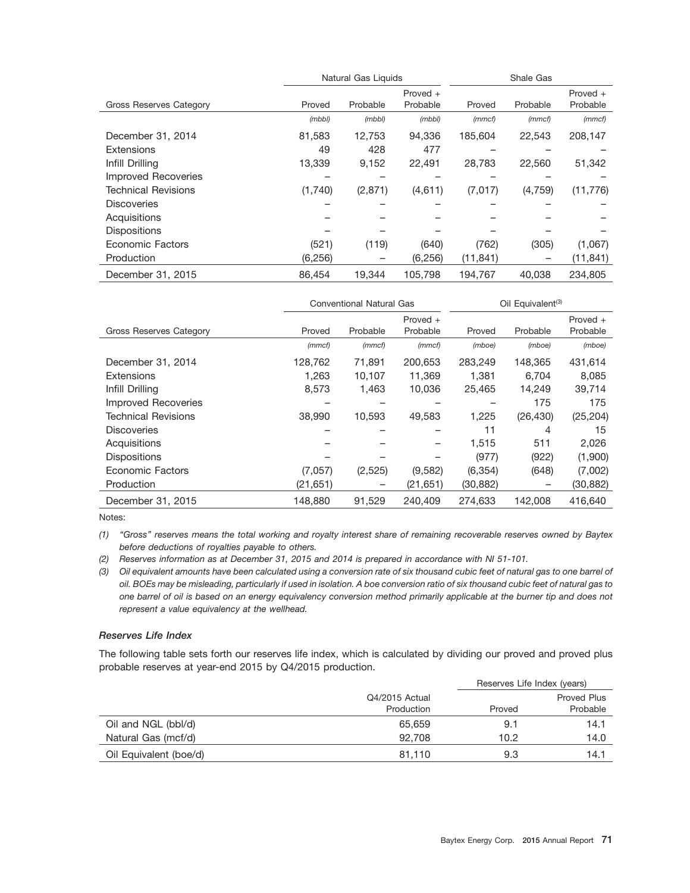| Gross Reserves Category | Natural Gas Liquids | | | Shale Gas | | |
|---|---|---|---|---|---|---|
| | Proved | Probable | Proved + Probable | Proved | Probable | Proved + Probable |
| | *(mbbl)* | *(mbbl)* | *(mbbl)* | *(mmcf)* | *(mmcf)* | *(mmcf)* |
| December 31, 2014 | 81,583 | 12,753 | 94,336 | 185,604 | 22,543 | 208,147 |
| Extensions | 49 | 428 | 477 | – | – | – |
| Infill Drilling | 13,339 | 9,152 | 22,491 | 28,783 | 22,560 | 51,342 |
| Improved Recoveries | – | – | – | – | – | – |
| Technical Revisions | (1,740) | (2,871) | (4,611) | (7,017) | (4,759) | (11,776) |
| Discoveries | – | – | – | – | – | – |
| Acquisitions | – | – | – | – | – | – |
| Dispositions | – | – | – | – | – | – |
| Economic Factors | (521) | (119) | (640) | (762) | (305) | (1,067) |
| Production | (6,256) | – | (6,256) | (11,841) | – | (11,841) |
| December 31, 2015 | 86,454 | 19,344 | 105,798 | 194,767 | 40,038 | 234,805 |

| Gross Reserves Category | Conventional Natural Gas | | | Oil Equivalent[3] | | |
|---|---|---|---|---|---|---|
| | Proved | Probable | Proved + Probable | Proved | Probable | Proved + Probable |
| | *(mmcf)* | *(mmcf)* | *(mmcf)* | *(mboe)* | *(mboe)* | *(mboe)* |
| December 31, 2014 | 128,762 | 71,891 | 200,653 | 283,249 | 148,365 | 431,614 |
| Extensions | 1,263 | 10,107 | 11,369 | 1,381 | 6,704 | 8,085 |
| Infill Drilling | 8,573 | 1,463 | 10,036 | 25,465 | 14,249 | 39,714 |
| Improved Recoveries | – | – | – | – | 175 | 175 |
| Technical Revisions | 38,990 | 10,593 | 49,583 | 1,225 | (26,430) | (25,204) |
| Discoveries | – | – | – | 11 | 4 | 15 |
| Acquisitions | – | – | – | 1,515 | 511 | 2,026 |
| Dispositions | – | – | – | (977) | (922) | (1,900) |
| Economic Factors | (7,057) | (2,525) | (9,582) | (6,354) | (648) | (7,002) |
| Production | (21,651) | – | (21,651) | (30,882) | – | (30,882) |
| December 31, 2015 | 148,880 | 91,529 | 240,409 | 274,633 | 142,008 | 416,640 |

Notes:

*(1) "Gross" reserves means the total working and royalty interest share of remaining recoverable reserves owned by Baytex before deductions of royalties payable to others.*

*(2) Reserves information as at December 31, 2015 and 2014 is prepared in accordance with NI 51-101.*

*(3) Oil equivalent amounts have been calculated using a conversion rate of six thousand cubic feet of natural gas to one barrel of oil. BOEs may be misleading, particularly if used in isolation. A boe conversion ratio of six thousand cubic feet of natural gas to one barrel of oil is based on an energy equivalency conversion method primarily applicable at the burner tip and does not represent a value equivalency at the wellhead.*

### *Reserves Life Index*

The following table sets forth our reserves life index, which is calculated by dividing our proved and proved plus probable reserves at year-end 2015 by Q4/2015 production.

| | Q4/2015 Actual Production | Reserves Life Index (years) | |
|---|---|---|---|
| | | Proved | Proved Plus Probable |
| Oil and NGL (bbl/d) | 65,659 | 9.1 | 14.1 |
| Natural Gas (mcf/d) | 92,708 | 10.2 | 14.0 |
| Oil Equivalent (boe/d) | 81,110 | 9.3 | 14.1 |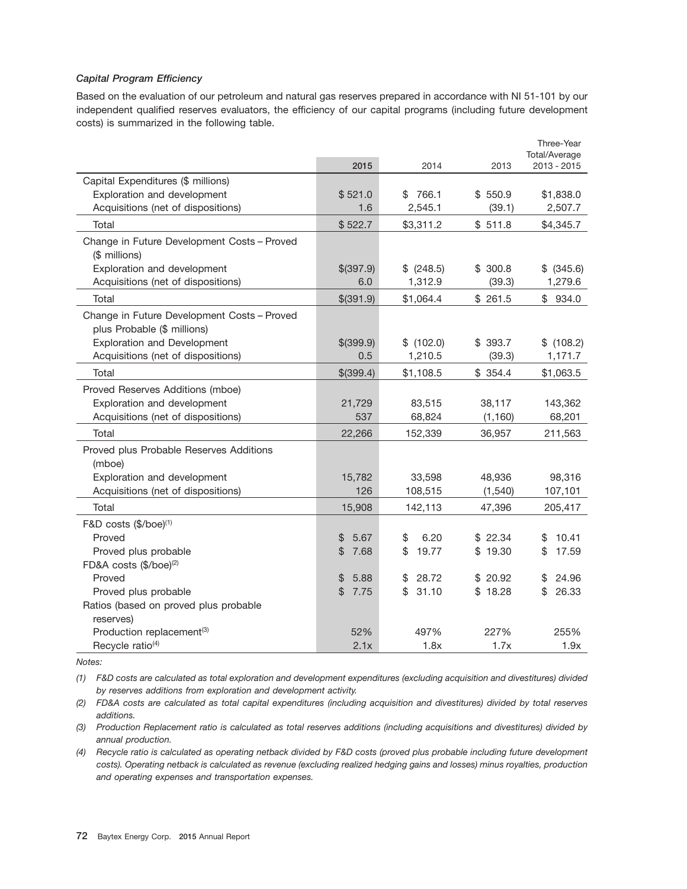### *Capital Program Efficiency*

Based on the evaluation of our petroleum and natural gas reserves prepared in accordance with NI 51-101 by our independent qualified reserves evaluators, the efficiency of our capital programs (including future development costs) is summarized in the following table.

| | 2015 | 2014 | 2013 | Three-Year Total/Average 2013 - 2015 |
|---|---|---|---|---|
| Capital Expenditures ($ millions) | | | | |
| Exploration and development | $ 521.0 | $ 766.1 | $ 550.9 | $1,838.0 |
| Acquisitions (net of dispositions) | 1.6 | 2,545.1 | (39.1) | 2,507.7 |
| Total | $ 522.7 | $3,311.2 | $ 511.8 | $4,345.7 |
| Change in Future Development Costs – Proved ($ millions) | | | | |
| Exploration and development | $(397.9) | $ (248.5) | $ 300.8 | $ (345.6) |
| Acquisitions (net of dispositions) | 6.0 | 1,312.9 | (39.3) | 1,279.6 |
| Total | $(391.9) | $1,064.4 | $ 261.5 | $ 934.0 |
| Change in Future Development Costs – Proved plus Probable ($ millions) | | | | |
| Exploration and Development | $(399.9) | $ (102.0) | $ 393.7 | $ (108.2) |
| Acquisitions (net of dispositions) | 0.5 | 1,210.5 | (39.3) | 1,171.7 |
| Total | $(399.4) | $1,108.5 | $ 354.4 | $1,063.5 |
| Proved Reserves Additions (mboe) | | | | |
| Exploration and development | 21,729 | 83,515 | 38,117 | 143,362 |
| Acquisitions (net of dispositions) | 537 | 68,824 | (1,160) | 68,201 |
| Total | 22,266 | 152,339 | 36,957 | 211,563 |
| Proved plus Probable Reserves Additions (mboe) | | | | |
| Exploration and development | 15,782 | 33,598 | 48,936 | 98,316 |
| Acquisitions (net of dispositions) | 126 | 108,515 | (1,540) | 107,101 |
| Total | 15,908 | 142,113 | 47,396 | 205,417 |
| F&D costs ($/boe)[1] | | | | |
| Proved | $ 5.67 | $ 6.20 | $ 22.34 | $ 10.41 |
| Proved plus probable | $ 7.68 | $ 19.77 | $ 19.30 | $ 17.59 |
| FD&A costs ($/boe)[2] | | | | |
| Proved | $ 5.88 | $ 28.72 | $ 20.92 | $ 24.96 |
| Proved plus probable | $ 7.75 | $ 31.10 | $ 18.28 | $ 26.33 |
| Ratios (based on proved plus probable reserves) | | | | |
| Production replacement[3] | 52% | 497% | 227% | 255% |
| Recycle ratio[4] | 2.1x | 1.8x | 1.7x | 1.9x |

*Notes:*

*(1) F&D costs are calculated as total exploration and development expenditures (excluding acquisition and divestitures) divided by reserves additions from exploration and development activity.*

*(2) FD&A costs are calculated as total capital expenditures (including acquisition and divestitures) divided by total reserves additions.*

*(3) Production Replacement ratio is calculated as total reserves additions (including acquisitions and divestitures) divided by annual production.*

*(4) Recycle ratio is calculated as operating netback divided by F&D costs (proved plus probable including future development costs). Operating netback is calculated as revenue (excluding realized hedging gains and losses) minus royalties, production and operating expenses and transportation expenses.*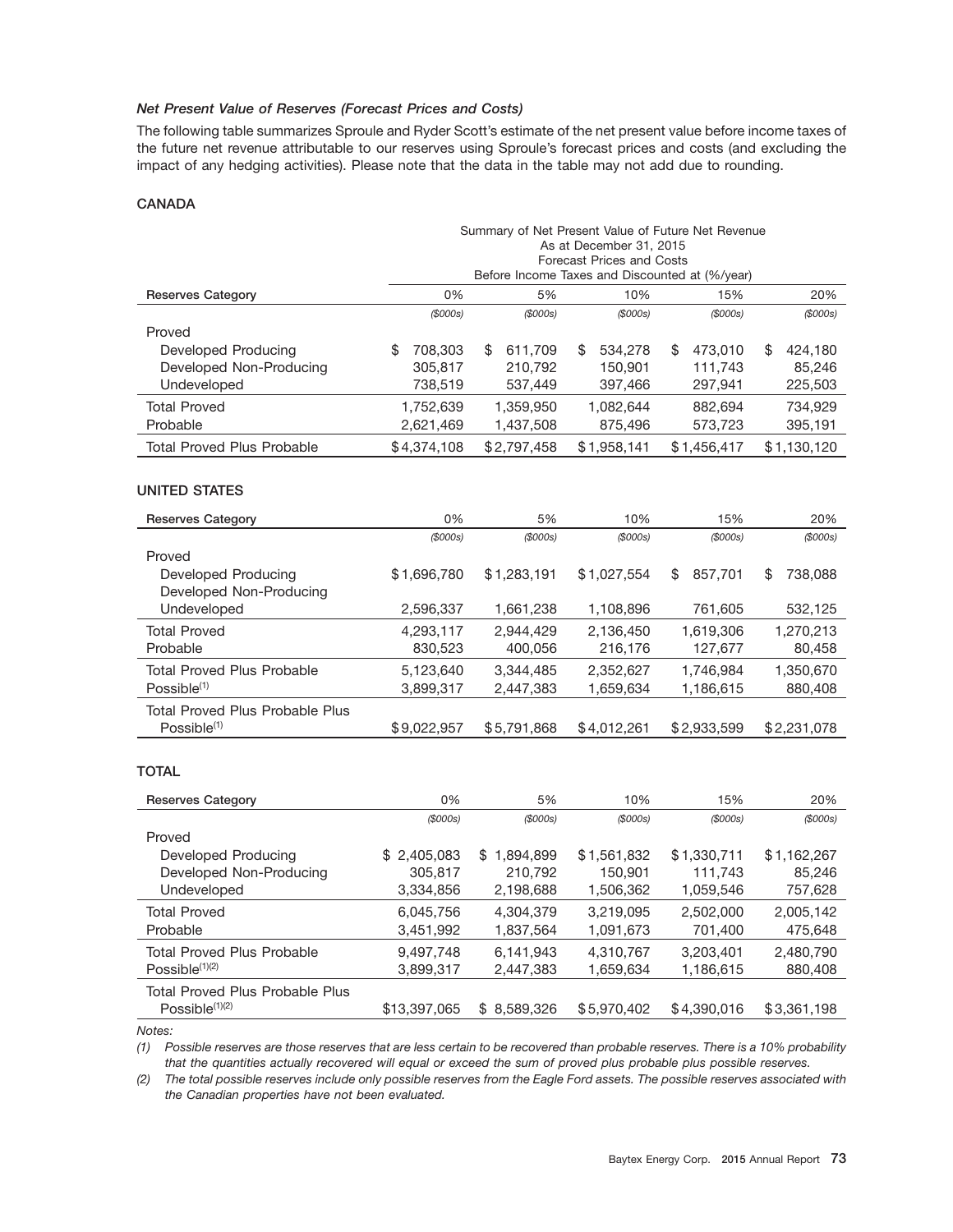### *Net Present Value of Reserves (Forecast Prices and Costs)*

The following table summarizes Sproule and Ryder Scott's estimate of the net present value before income taxes of the future net revenue attributable to our reserves using Sproule's forecast prices and costs (and excluding the impact of any hedging activities). Please note that the data in the table may not add due to rounding.

**CANADA**

| | Summary of Net Present Value of Future Net Revenue As at December 31, 2015 Forecast Prices and Costs Before Income Taxes and Discounted at (%/year) | | | | |
|---|---|---|---|---|---|
| **Reserves Category** | 0% | 5% | 10% | 15% | 20% |
| | *($000s)* | *($000s)* | *($000s)* | *($000s)* | *($000s)* |
| Proved | | | | | |
| Developed Producing | $ 708,303 | $ 611,709 | $ 534,278 | $ 473,010 | $ 424,180 |
| Developed Non-Producing | 305,817 | 210,792 | 150,901 | 111,743 | 85,246 |
| Undeveloped | 738,519 | 537,449 | 397,466 | 297,941 | 225,503 |
| Total Proved | 1,752,639 | 1,359,950 | 1,082,644 | 882,694 | 734,929 |
| Probable | 2,621,469 | 1,437,508 | 875,496 | 573,723 | 395,191 |
| Total Proved Plus Probable | $4,374,108 | $2,797,458 | $1,958,141 | $1,456,417 | $1,130,120 |

**UNITED STATES**

| **Reserves Category** | 0% | 5% | 10% | 15% | 20% |
|---|---|---|---|---|---|
| | *($000s)* | *($000s)* | *($000s)* | *($000s)* | *($000s)* |
| Proved | | | | | |
| Developed Producing | $1,696,780 | $1,283,191 | $1,027,554 | $ 857,701 | $ 738,088 |
| Developed Non-Producing | | | | | |
| Undeveloped | 2,596,337 | 1,661,238 | 1,108,896 | 761,605 | 532,125 |
| Total Proved | 4,293,117 | 2,944,429 | 2,136,450 | 1,619,306 | 1,270,213 |
| Probable | 830,523 | 400,056 | 216,176 | 127,677 | 80,458 |
| Total Proved Plus Probable | 5,123,640 | 3,344,485 | 2,352,627 | 1,746,984 | 1,350,670 |
| Possible(1) | 3,899,317 | 2,447,383 | 1,659,634 | 1,186,615 | 880,408 |
| Total Proved Plus Probable Plus Possible(1) | $9,022,957 | $5,791,868 | $4,012,261 | $2,933,599 | $2,231,078 |

**TOTAL**

| **Reserves Category** | 0% | 5% | 10% | 15% | 20% |
|---|---|---|---|---|---|
| | *($000s)* | *($000s)* | *($000s)* | *($000s)* | *($000s)* |
| Proved | | | | | |
| Developed Producing | $ 2,405,083 | $ 1,894,899 | $1,561,832 | $1,330,711 | $1,162,267 |
| Developed Non-Producing | 305,817 | 210,792 | 150,901 | 111,743 | 85,246 |
| Undeveloped | 3,334,856 | 2,198,688 | 1,506,362 | 1,059,546 | 757,628 |
| Total Proved | 6,045,756 | 4,304,379 | 3,219,095 | 2,502,000 | 2,005,142 |
| Probable | 3,451,992 | 1,837,564 | 1,091,673 | 701,400 | 475,648 |
| Total Proved Plus Probable | 9,497,748 | 6,141,943 | 4,310,767 | 3,203,401 | 2,480,790 |
| Possible(1)(2) | 3,899,317 | 2,447,383 | 1,659,634 | 1,186,615 | 880,408 |
| Total Proved Plus Probable Plus Possible(1)(2) | $13,397,065 | $ 8,589,326 | $5,970,402 | $4,390,016 | $3,361,198 |

*Notes:*

*(1) Possible reserves are those reserves that are less certain to be recovered than probable reserves. There is a 10% probability that the quantities actually recovered will equal or exceed the sum of proved plus probable plus possible reserves.*

*(2) The total possible reserves include only possible reserves from the Eagle Ford assets. The possible reserves associated with the Canadian properties have not been evaluated.*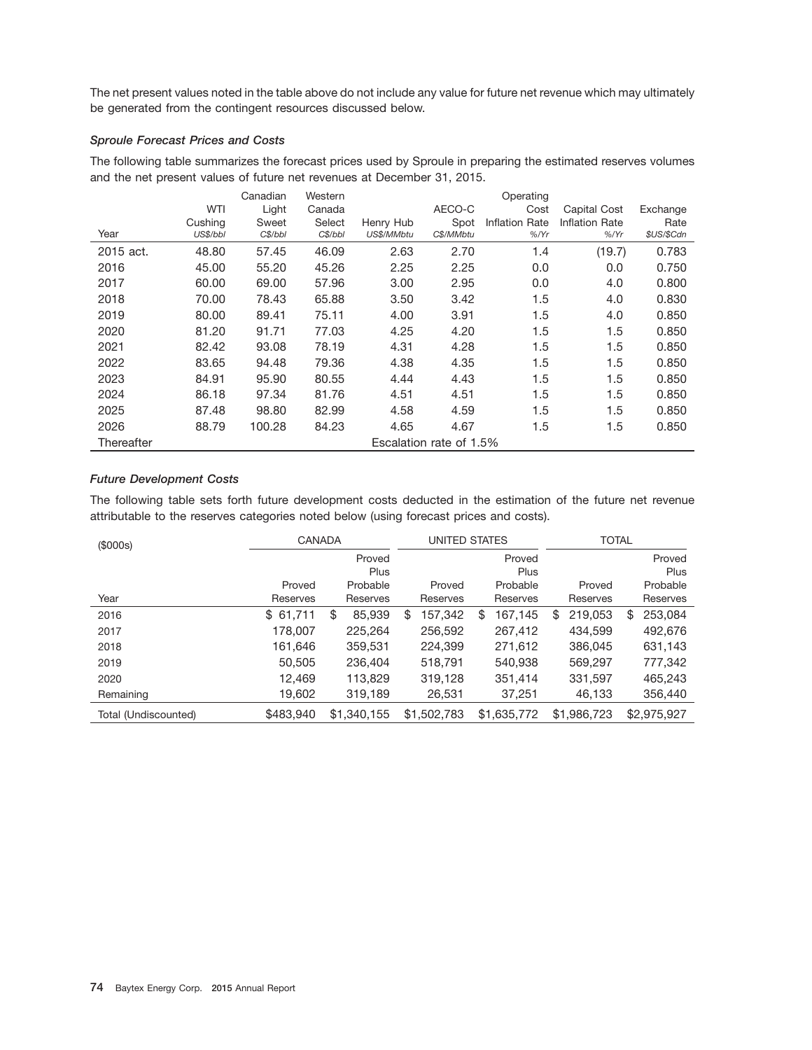The net present values noted in the table above do not include any value for future net revenue which may ultimately be generated from the contingent resources discussed below.

***Sproule Forecast Prices and Costs***

The following table summarizes the forecast prices used by Sproule in preparing the estimated reserves volumes and the net present values of future net revenues at December 31, 2015.

| Year | WTI Cushing *US$/bbl* | Canadian Light Sweet *C$/bbl* | Western Canada Select *C$/bbl* | Henry Hub *US$/MMbtu* | AECO-C Spot *C$/MMbtu* | Operating Cost Inflation Rate *%/Yr* | Capital Cost Inflation Rate *%/Yr* | Exchange Rate *$US/$Cdn* |
|---|---|---|---|---|---|---|---|---|
| 2015 act. | 48.80 | 57.45 | 46.09 | 2.63 | 2.70 | 1.4 | (19.7) | 0.783 |
| 2016 | 45.00 | 55.20 | 45.26 | 2.25 | 2.25 | 0.0 | 0.0 | 0.750 |
| 2017 | 60.00 | 69.00 | 57.96 | 3.00 | 2.95 | 0.0 | 4.0 | 0.800 |
| 2018 | 70.00 | 78.43 | 65.88 | 3.50 | 3.42 | 1.5 | 4.0 | 0.830 |
| 2019 | 80.00 | 89.41 | 75.11 | 4.00 | 3.91 | 1.5 | 4.0 | 0.850 |
| 2020 | 81.20 | 91.71 | 77.03 | 4.25 | 4.20 | 1.5 | 1.5 | 0.850 |
| 2021 | 82.42 | 93.08 | 78.19 | 4.31 | 4.28 | 1.5 | 1.5 | 0.850 |
| 2022 | 83.65 | 94.48 | 79.36 | 4.38 | 4.35 | 1.5 | 1.5 | 0.850 |
| 2023 | 84.91 | 95.90 | 80.55 | 4.44 | 4.43 | 1.5 | 1.5 | 0.850 |
| 2024 | 86.18 | 97.34 | 81.76 | 4.51 | 4.51 | 1.5 | 1.5 | 0.850 |
| 2025 | 87.48 | 98.80 | 82.99 | 4.58 | 4.59 | 1.5 | 1.5 | 0.850 |
| 2026 | 88.79 | 100.28 | 84.23 | 4.65 | 4.67 | 1.5 | 1.5 | 0.850 |
| Thereafter | Escalation rate of 1.5% | | | | | | | |

***Future Development Costs***

The following table sets forth future development costs deducted in the estimation of the future net revenue attributable to the reserves categories noted below (using forecast prices and costs).

| ($000s) | CANADA | | UNITED STATES | | TOTAL | |
|---|---|---|---|---|---|---|
| Year | Proved Reserves | Proved Plus Probable Reserves | Proved Reserves | Proved Plus Probable Reserves | Proved Reserves | Proved Plus Probable Reserves |
| 2016 | $ 61,711 | $ 85,939 | $ 157,342 | $ 167,145 | $ 219,053 | $ 253,084 |
| 2017 | 178,007 | 225,264 | 256,592 | 267,412 | 434,599 | 492,676 |
| 2018 | 161,646 | 359,531 | 224,399 | 271,612 | 386,045 | 631,143 |
| 2019 | 50,505 | 236,404 | 518,791 | 540,938 | 569,297 | 777,342 |
| 2020 | 12,469 | 113,829 | 319,128 | 351,414 | 331,597 | 465,243 |
| Remaining | 19,602 | 319,189 | 26,531 | 37,251 | 46,133 | 356,440 |
| Total (Undiscounted) | $483,940 | $1,340,155 | $1,502,783 | $1,635,772 | $1,986,723 | $2,975,927 |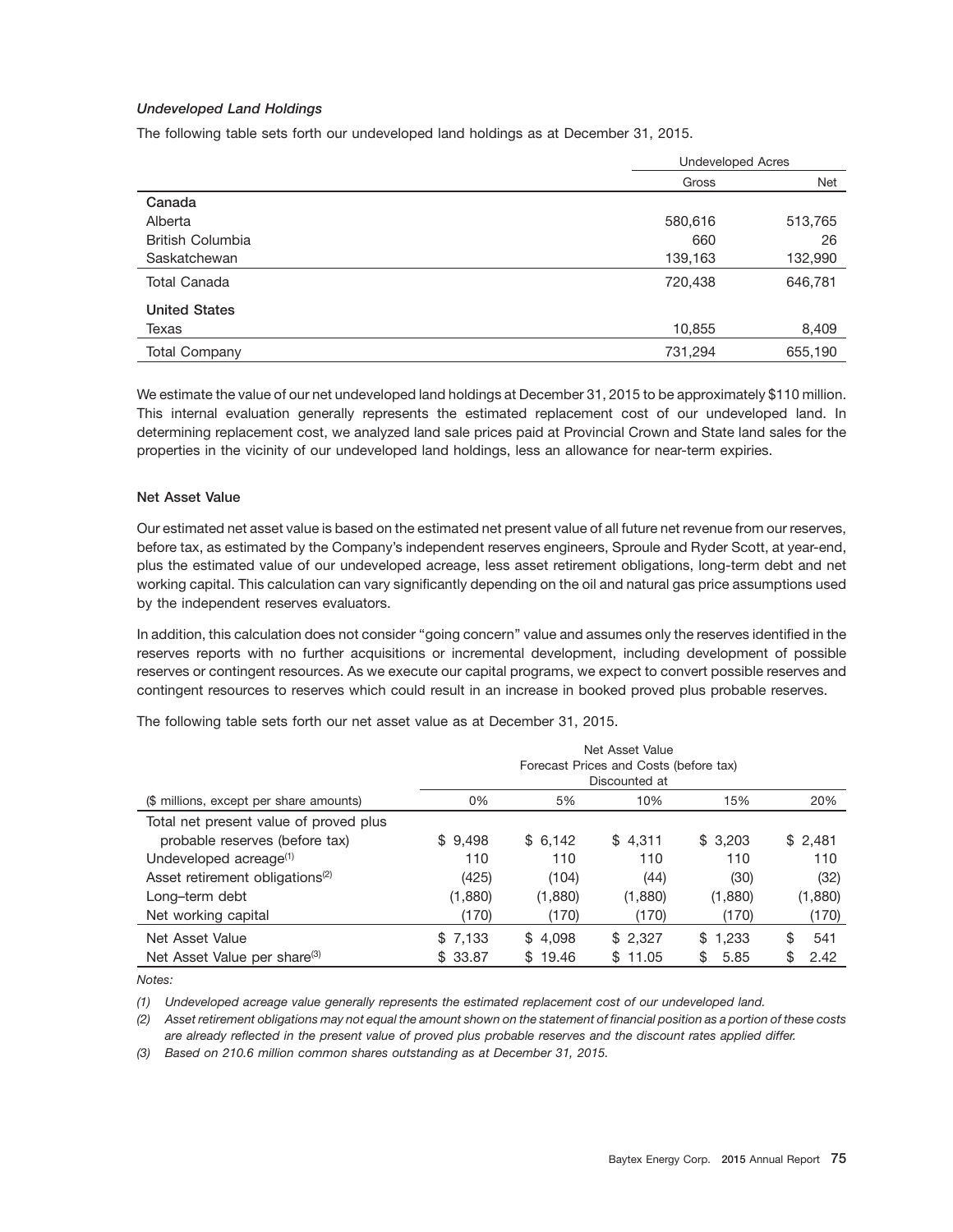### *Undeveloped Land Holdings*

The following table sets forth our undeveloped land holdings as at December 31, 2015.

| | Undeveloped Acres | |
|---|---|---|
| | Gross | Net |
| **Canada** | | |
| Alberta | 580,616 | 513,765 |
| British Columbia | 660 | 26 |
| Saskatchewan | 139,163 | 132,990 |
| Total Canada | 720,438 | 646,781 |
| **United States** | | |
| Texas | 10,855 | 8,409 |
| Total Company | 731,294 | 655,190 |

We estimate the value of our net undeveloped land holdings at December 31, 2015 to be approximately $110 million. This internal evaluation generally represents the estimated replacement cost of our undeveloped land. In determining replacement cost, we analyzed land sale prices paid at Provincial Crown and State land sales for the properties in the vicinity of our undeveloped land holdings, less an allowance for near-term expiries.

### Net Asset Value

Our estimated net asset value is based on the estimated net present value of all future net revenue from our reserves, before tax, as estimated by the Company's independent reserves engineers, Sproule and Ryder Scott, at year-end, plus the estimated value of our undeveloped acreage, less asset retirement obligations, long-term debt and net working capital. This calculation can vary significantly depending on the oil and natural gas price assumptions used by the independent reserves evaluators.

In addition, this calculation does not consider "going concern" value and assumes only the reserves identified in the reserves reports with no further acquisitions or incremental development, including development of possible reserves or contingent resources. As we execute our capital programs, we expect to convert possible reserves and contingent resources to reserves which could result in an increase in booked proved plus probable reserves.

The following table sets forth our net asset value as at December 31, 2015.

| | Net Asset Value Forecast Prices and Costs (before tax) Discounted at | | | | |
|---|---|---|---|---|---|
| ($ millions, except per share amounts) | 0% | 5% | 10% | 15% | 20% |
| Total net present value of proved plus probable reserves (before tax) | $ 9,498 | $ 6,142 | $ 4,311 | $ 3,203 | $ 2,481 |
| Undeveloped acreage[(1)] | 110 | 110 | 110 | 110 | 110 |
| Asset retirement obligations[(2)] | (425) | (104) | (44) | (30) | (32) |
| Long–term debt | (1,880) | (1,880) | (1,880) | (1,880) | (1,880) |
| Net working capital | (170) | (170) | (170) | (170) | (170) |
| Net Asset Value | $ 7,133 | $ 4,098 | $ 2,327 | $ 1,233 | $ 541 |
| Net Asset Value per share[(3)] | $ 33.87 | $ 19.46 | $ 11.05 | $ 5.85 | $ 2.42 |

*Notes:*

*(1) Undeveloped acreage value generally represents the estimated replacement cost of our undeveloped land.*

*(2) Asset retirement obligations may not equal the amount shown on the statement of financial position as a portion of these costs are already reflected in the present value of proved plus probable reserves and the discount rates applied differ.*

*(3) Based on 210.6 million common shares outstanding as at December 31, 2015.*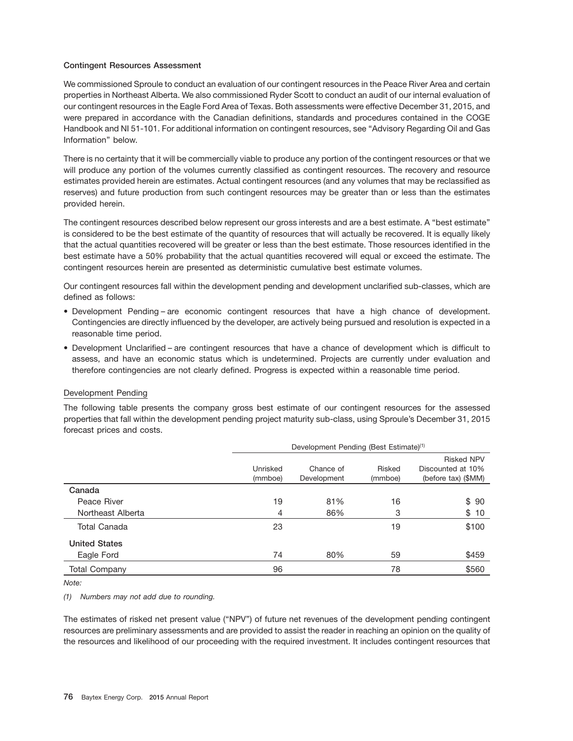### Contingent Resources Assessment

We commissioned Sproule to conduct an evaluation of our contingent resources in the Peace River Area and certain properties in Northeast Alberta. We also commissioned Ryder Scott to conduct an audit of our internal evaluation of our contingent resources in the Eagle Ford Area of Texas. Both assessments were effective December 31, 2015, and were prepared in accordance with the Canadian definitions, standards and procedures contained in the COGE Handbook and NI 51-101. For additional information on contingent resources, see "Advisory Regarding Oil and Gas Information" below.

There is no certainty that it will be commercially viable to produce any portion of the contingent resources or that we will produce any portion of the volumes currently classified as contingent resources. The recovery and resource estimates provided herein are estimates. Actual contingent resources (and any volumes that may be reclassified as reserves) and future production from such contingent resources may be greater than or less than the estimates provided herein.

The contingent resources described below represent our gross interests and are a best estimate. A "best estimate" is considered to be the best estimate of the quantity of resources that will actually be recovered. It is equally likely that the actual quantities recovered will be greater or less than the best estimate. Those resources identified in the best estimate have a 50% probability that the actual quantities recovered will equal or exceed the estimate. The contingent resources herein are presented as deterministic cumulative best estimate volumes.

Our contingent resources fall within the development pending and development unclarified sub-classes, which are defined as follows:

- Development Pending – are economic contingent resources that have a high chance of development. Contingencies are directly influenced by the developer, are actively being pursued and resolution is expected in a reasonable time period.
- Development Unclarified – are contingent resources that have a chance of development which is difficult to assess, and have an economic status which is undetermined. Projects are currently under evaluation and therefore contingencies are not clearly defined. Progress is expected within a reasonable time period.

#### Development Pending

The following table presents the company gross best estimate of our contingent resources for the assessed properties that fall within the development pending project maturity sub-class, using Sproule's December 31, 2015 forecast prices and costs.

| | Development Pending (Best Estimate)[1] | | | |
|---|---|---|---|---|
| | Unrisked (mmboe) | Chance of Development | Risked (mmboe) | Risked NPV Discounted at 10% (before tax) ($MM) |
| **Canada** | | | | |
| Peace River | 19 | 81% | 16 | $ 90 |
| Northeast Alberta | 4 | 86% | 3 | $ 10 |
| Total Canada | 23 | | 19 | $100 |
| **United States** | | | | |
| Eagle Ford | 74 | 80% | 59 | $459 |
| Total Company | 96 | | 78 | $560 |

*Note:*

*(1) Numbers may not add due to rounding.*

The estimates of risked net present value ("NPV") of future net revenues of the development pending contingent resources are preliminary assessments and are provided to assist the reader in reaching an opinion on the quality of the resources and likelihood of our proceeding with the required investment. It includes contingent resources that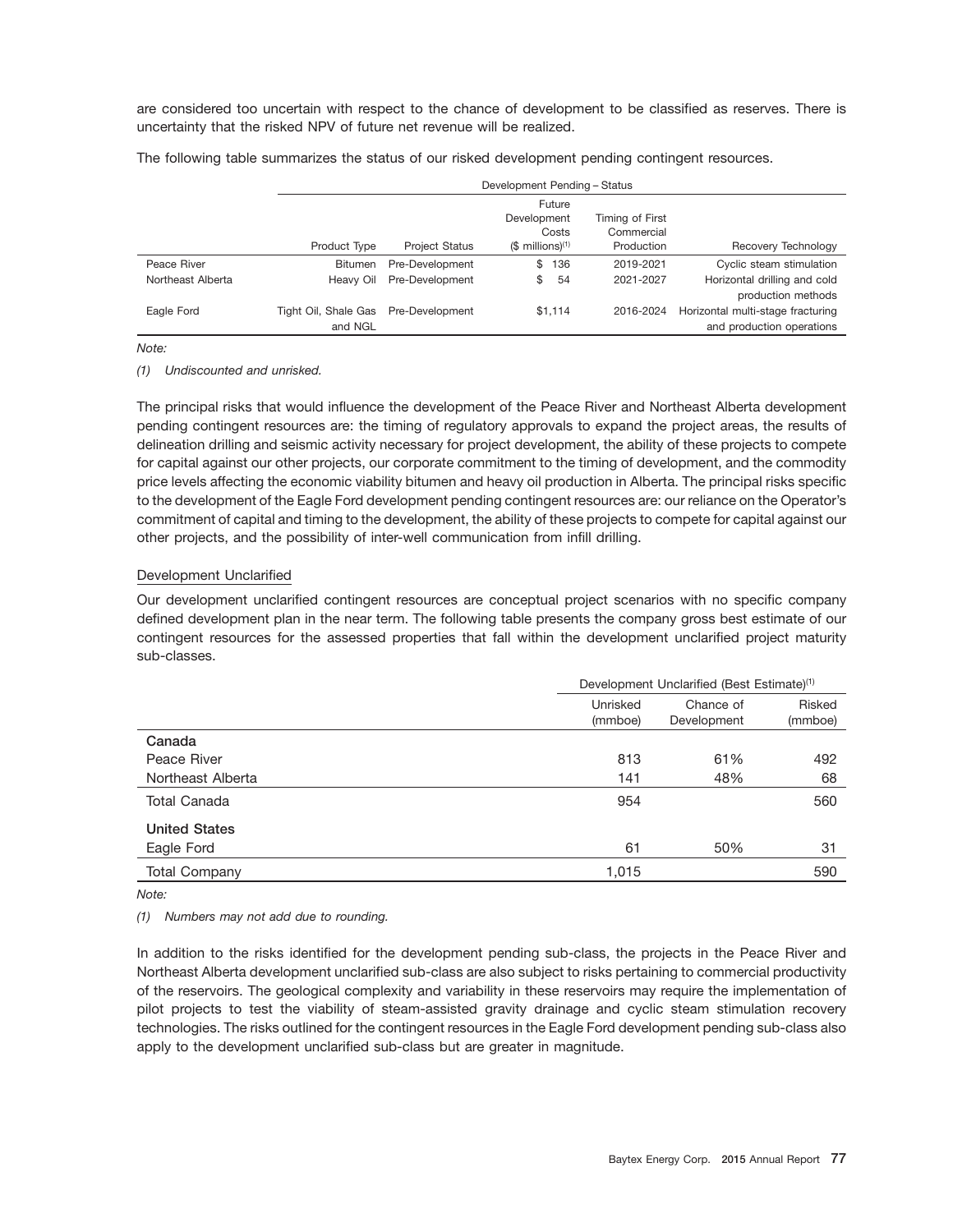are considered too uncertain with respect to the chance of development to be classified as reserves. There is uncertainty that the risked NPV of future net revenue will be realized.

The following table summarizes the status of our risked development pending contingent resources.

| | Development Pending – Status | | | | |
|---|---|---|---|---|---|
| | Product Type | Project Status | Future Development Costs ($ millions)[(1)] | Timing of First Commercial Production | Recovery Technology |
| Peace River | Bitumen | Pre-Development | $ 136 | 2019-2021 | Cyclic steam stimulation |
| Northeast Alberta | Heavy Oil | Pre-Development | $ 54 | 2021-2027 | Horizontal drilling and cold production methods |
| Eagle Ford | Tight Oil, Shale Gas and NGL | Pre-Development | $1,114 | 2016-2024 | Horizontal multi-stage fracturing and production operations |

*Note:*

*(1) Undiscounted and unrisked.*

The principal risks that would influence the development of the Peace River and Northeast Alberta development pending contingent resources are: the timing of regulatory approvals to expand the project areas, the results of delineation drilling and seismic activity necessary for project development, the ability of these projects to compete for capital against our other projects, our corporate commitment to the timing of development, and the commodity price levels affecting the economic viability bitumen and heavy oil production in Alberta. The principal risks specific to the development of the Eagle Ford development pending contingent resources are: our reliance on the Operator's commitment of capital and timing to the development, the ability of these projects to compete for capital against our other projects, and the possibility of inter-well communication from infill drilling.

## Development Unclarified

Our development unclarified contingent resources are conceptual project scenarios with no specific company defined development plan in the near term. The following table presents the company gross best estimate of our contingent resources for the assessed properties that fall within the development unclarified project maturity sub-classes.

| | Development Unclarified (Best Estimate)[(1)] | | |
|---|---|---|---|
| | Unrisked (mmboe) | Chance of Development | Risked (mmboe) |
| **Canada** | | | |
| Peace River | 813 | 61% | 492 |
| Northeast Alberta | 141 | 48% | 68 |
| Total Canada | 954 | | 560 |
| **United States** | | | |
| Eagle Ford | 61 | 50% | 31 |
| Total Company | 1,015 | | 590 |

*Note:*

*(1) Numbers may not add due to rounding.*

In addition to the risks identified for the development pending sub-class, the projects in the Peace River and Northeast Alberta development unclarified sub-class are also subject to risks pertaining to commercial productivity of the reservoirs. The geological complexity and variability in these reservoirs may require the implementation of pilot projects to test the viability of steam-assisted gravity drainage and cyclic steam stimulation recovery technologies. The risks outlined for the contingent resources in the Eagle Ford development pending sub-class also apply to the development unclarified sub-class but are greater in magnitude.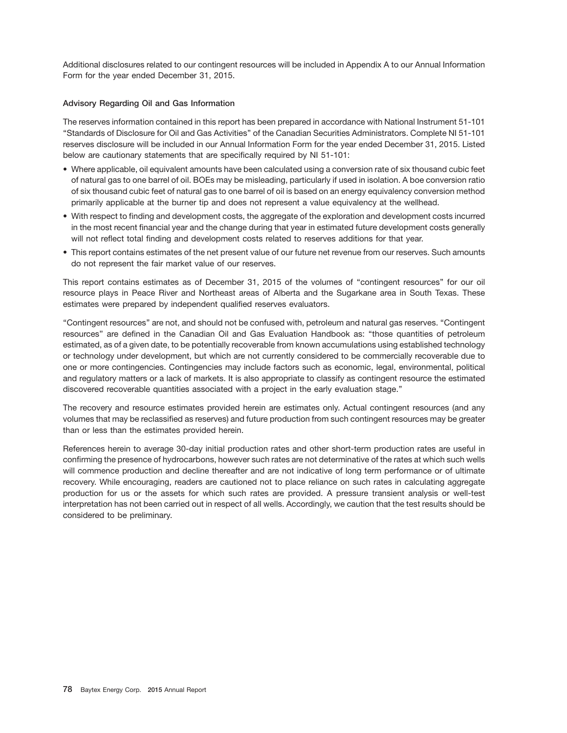Additional disclosures related to our contingent resources will be included in Appendix A to our Annual Information Form for the year ended December 31, 2015.

**Advisory Regarding Oil and Gas Information**

The reserves information contained in this report has been prepared in accordance with National Instrument 51-101 "Standards of Disclosure for Oil and Gas Activities" of the Canadian Securities Administrators. Complete NI 51-101 reserves disclosure will be included in our Annual Information Form for the year ended December 31, 2015. Listed below are cautionary statements that are specifically required by NI 51-101:

- Where applicable, oil equivalent amounts have been calculated using a conversion rate of six thousand cubic feet of natural gas to one barrel of oil. BOEs may be misleading, particularly if used in isolation. A boe conversion ratio of six thousand cubic feet of natural gas to one barrel of oil is based on an energy equivalency conversion method primarily applicable at the burner tip and does not represent a value equivalency at the wellhead.
- With respect to finding and development costs, the aggregate of the exploration and development costs incurred in the most recent financial year and the change during that year in estimated future development costs generally will not reflect total finding and development costs related to reserves additions for that year.
- This report contains estimates of the net present value of our future net revenue from our reserves. Such amounts do not represent the fair market value of our reserves.

This report contains estimates as of December 31, 2015 of the volumes of "contingent resources" for our oil resource plays in Peace River and Northeast areas of Alberta and the Sugarkane area in South Texas. These estimates were prepared by independent qualified reserves evaluators.

"Contingent resources" are not, and should not be confused with, petroleum and natural gas reserves. "Contingent resources" are defined in the Canadian Oil and Gas Evaluation Handbook as: "those quantities of petroleum estimated, as of a given date, to be potentially recoverable from known accumulations using established technology or technology under development, but which are not currently considered to be commercially recoverable due to one or more contingencies. Contingencies may include factors such as economic, legal, environmental, political and regulatory matters or a lack of markets. It is also appropriate to classify as contingent resource the estimated discovered recoverable quantities associated with a project in the early evaluation stage."

The recovery and resource estimates provided herein are estimates only. Actual contingent resources (and any volumes that may be reclassified as reserves) and future production from such contingent resources may be greater than or less than the estimates provided herein.

References herein to average 30-day initial production rates and other short-term production rates are useful in confirming the presence of hydrocarbons, however such rates are not determinative of the rates at which such wells will commence production and decline thereafter and are not indicative of long term performance or of ultimate recovery. While encouraging, readers are cautioned not to place reliance on such rates in calculating aggregate production for us or the assets for which such rates are provided. A pressure transient analysis or well-test interpretation has not been carried out in respect of all wells. Accordingly, we caution that the test results should be considered to be preliminary.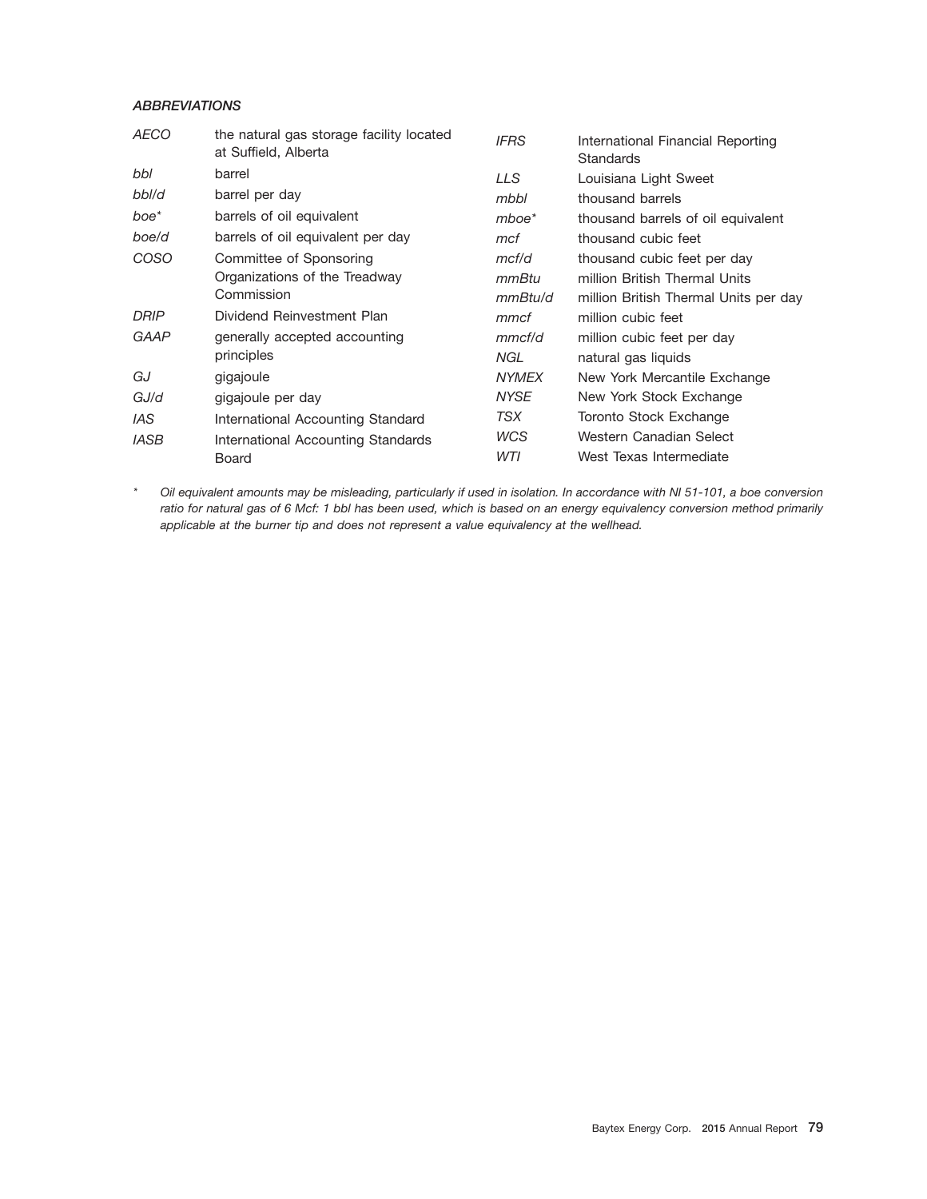***ABBREVIATIONS***

| | |
|---|---|
| *AECO* | the natural gas storage facility located at Suffield, Alberta |
| *bbl* | barrel |
| *bbl/d* | barrel per day |
| *boe** | barrels of oil equivalent |
| *boe/d* | barrels of oil equivalent per day |
| *COSO* | Committee of Sponsoring Organizations of the Treadway Commission |
| *DRIP* | Dividend Reinvestment Plan |
| *GAAP* | generally accepted accounting principles |
| *GJ* | gigajoule |
| *GJ/d* | gigajoule per day |
| *IAS* | International Accounting Standard |
| *IASB* | International Accounting Standards Board |
| *IFRS* | International Financial Reporting Standards |
| *LLS* | Louisiana Light Sweet |
| *mbbl* | thousand barrels |
| *mboe** | thousand barrels of oil equivalent |
| *mcf* | thousand cubic feet |
| *mcf/d* | thousand cubic feet per day |
| *mmBtu* | million British Thermal Units |
| *mmBtu/d* | million British Thermal Units per day |
| *mmcf* | million cubic feet |
| *mmcf/d* | million cubic feet per day |
| *NGL* | natural gas liquids |
| *NYMEX* | New York Mercantile Exchange |
| *NYSE* | New York Stock Exchange |
| *TSX* | Toronto Stock Exchange |
| *WCS* | Western Canadian Select |
| *WTI* | West Texas Intermediate |

\* *Oil equivalent amounts may be misleading, particularly if used in isolation. In accordance with NI 51-101, a boe conversion ratio for natural gas of 6 Mcf: 1 bbl has been used, which is based on an energy equivalency conversion method primarily applicable at the burner tip and does not represent a value equivalency at the wellhead.*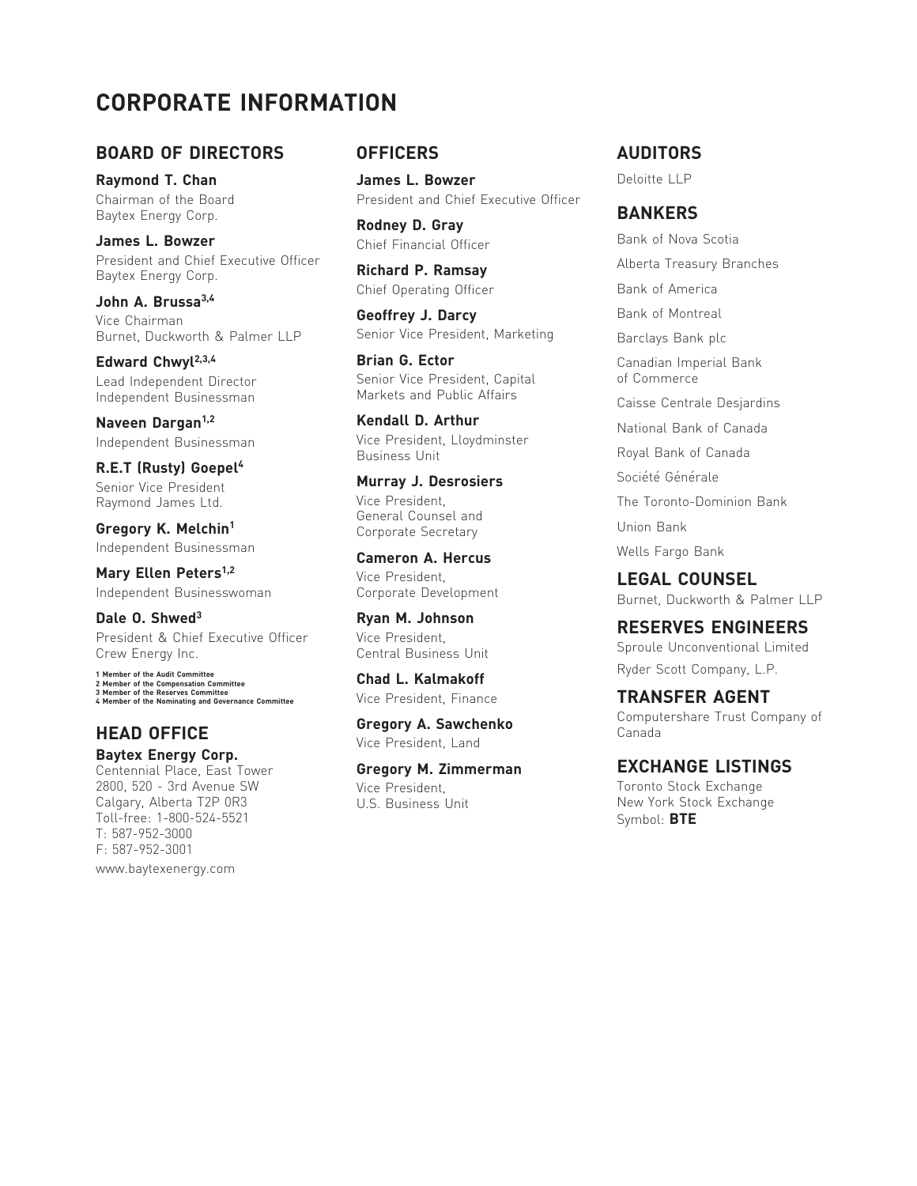# CORPORATE INFORMATION

## BOARD OF DIRECTORS

**Raymond T. Chan**
Chairman of the Board
Baytex Energy Corp.

**James L. Bowzer**
President and Chief Executive Officer
Baytex Energy Corp.

**John A. Brussa**[3,4]
Vice Chairman
Burnet, Duckworth & Palmer LLP

**Edward Chwyl**[2,3,4]
Lead Independent Director
Independent Businessman

**Naveen Dargan**[1,2]
Independent Businessman

**R.E.T (Rusty) Goepel**[4]
Senior Vice President
Raymond James Ltd.

**Gregory K. Melchin**[1]
Independent Businessman

**Mary Ellen Peters**[1,2]
Independent Businesswoman

**Dale O. Shwed**[3]
President & Chief Executive Officer
Crew Energy Inc.

1 Member of the Audit Committee
2 Member of the Compensation Committee
3 Member of the Reserves Committee
4 Member of the Nominating and Governance Committee

## HEAD OFFICE

**Baytex Energy Corp.**
Centennial Place, East Tower
2800, 520 - 3rd Avenue SW
Calgary, Alberta T2P 0R3
Toll-free: 1-800-524-5521
T: 587-952-3000
F: 587-952-3001
www.baytexenergy.com

## OFFICERS

**James L. Bowzer**
President and Chief Executive Officer

**Rodney D. Gray**
Chief Financial Officer

**Richard P. Ramsay**
Chief Operating Officer

**Geoffrey J. Darcy**
Senior Vice President, Marketing

**Brian G. Ector**
Senior Vice President, Capital Markets and Public Affairs

**Kendall D. Arthur**
Vice President, Lloydminster Business Unit

**Murray J. Desrosiers**
Vice President,
General Counsel and
Corporate Secretary

**Cameron A. Hercus**
Vice President,
Corporate Development

**Ryan M. Johnson**
Vice President,
Central Business Unit

**Chad L. Kalmakoff**
Vice President, Finance

**Gregory A. Sawchenko**
Vice President, Land

**Gregory M. Zimmerman**
Vice President,
U.S. Business Unit

## AUDITORS

Deloitte LLP

## BANKERS

Bank of Nova Scotia

Alberta Treasury Branches

Bank of America

Bank of Montreal

Barclays Bank plc

Canadian Imperial Bank of Commerce

Caisse Centrale Desjardins

National Bank of Canada

Royal Bank of Canada

Société Générale

The Toronto-Dominion Bank

Union Bank

Wells Fargo Bank

## LEGAL COUNSEL

Burnet, Duckworth & Palmer LLP

## RESERVES ENGINEERS

Sproule Unconventional Limited

Ryder Scott Company, L.P.

## TRANSFER AGENT

Computershare Trust Company of Canada

## EXCHANGE LISTINGS

Toronto Stock Exchange
New York Stock Exchange
Symbol: **BTE**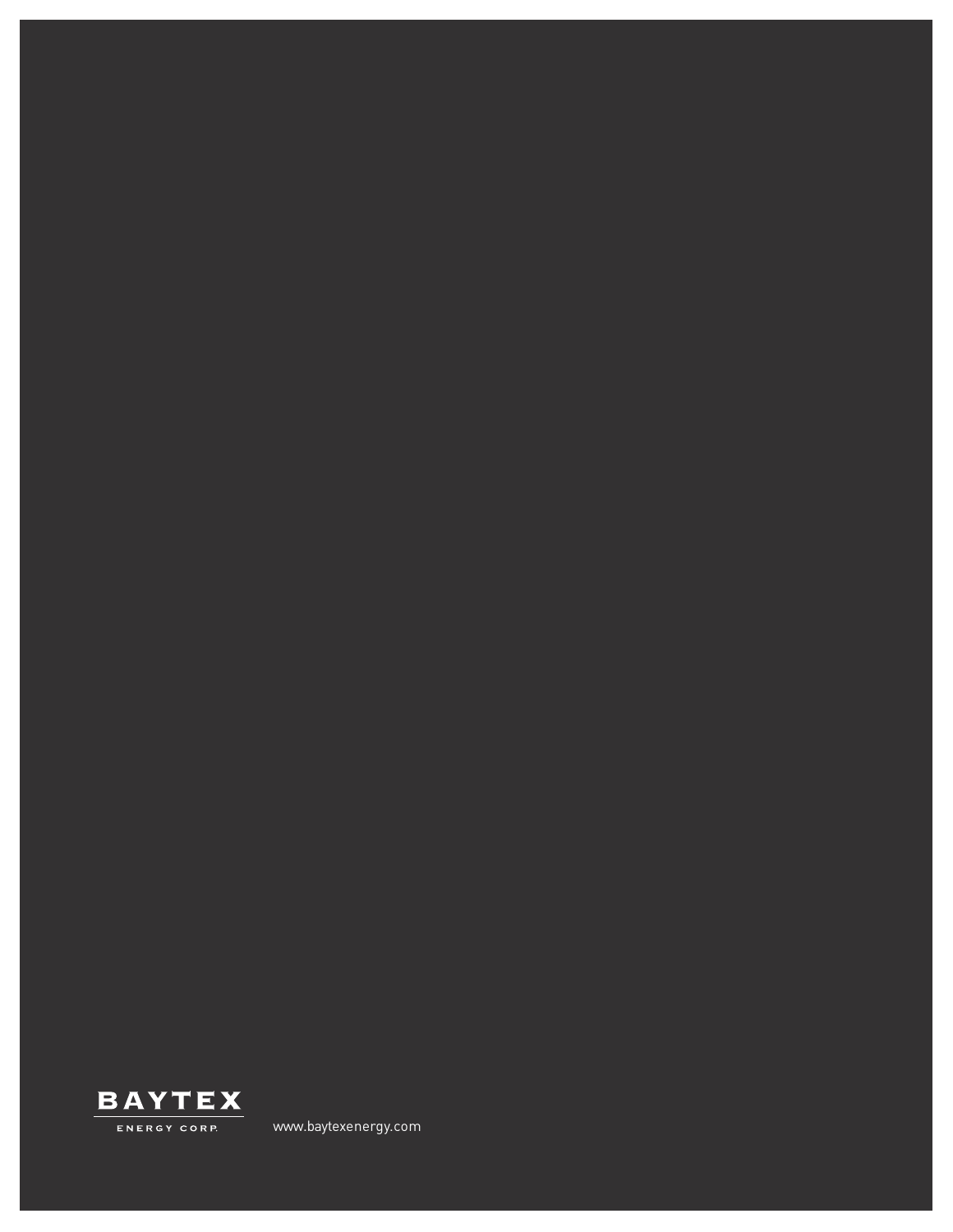BAYTEX

ENERGY CORP.

www.baytexenergy.com